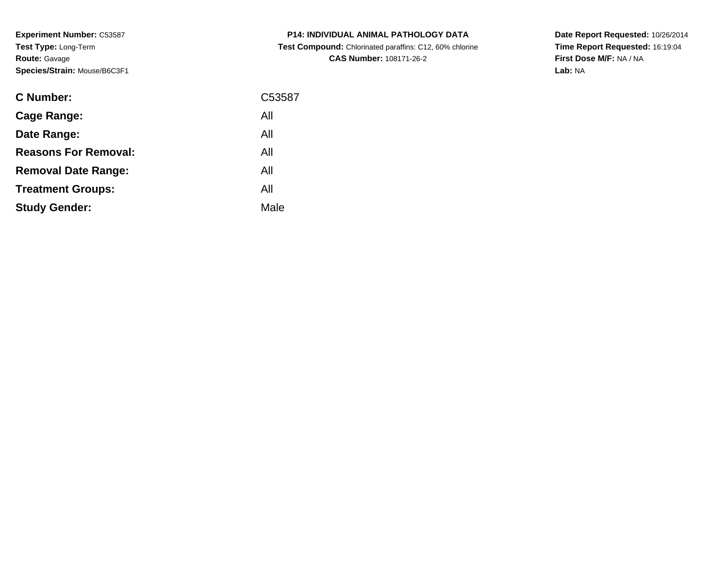**Experiment Number:** C53587
**Test Type:** Long-Term
**Route:** Gavage
**Species/Strain:** Mouse/B6C3F1

**P14: INDIVIDUAL ANIMAL PATHOLOGY DATA**
**Test Compound:** Chlorinated paraffins: C12, 60% chlorine
**CAS Number:** 108171-26-2

**Date Report Requested:** 10/26/2014
**Time Report Requested:** 16:19:04
**First Dose M/F:** NA / NA
**Lab:** NA

| | |
|---|---|
| **C Number:** | C53587 |
| **Cage Range:** | All |
| **Date Range:** | All |
| **Reasons For Removal:** | All |
| **Removal Date Range:** | All |
| **Treatment Groups:** | All |
| **Study Gender:** | Male |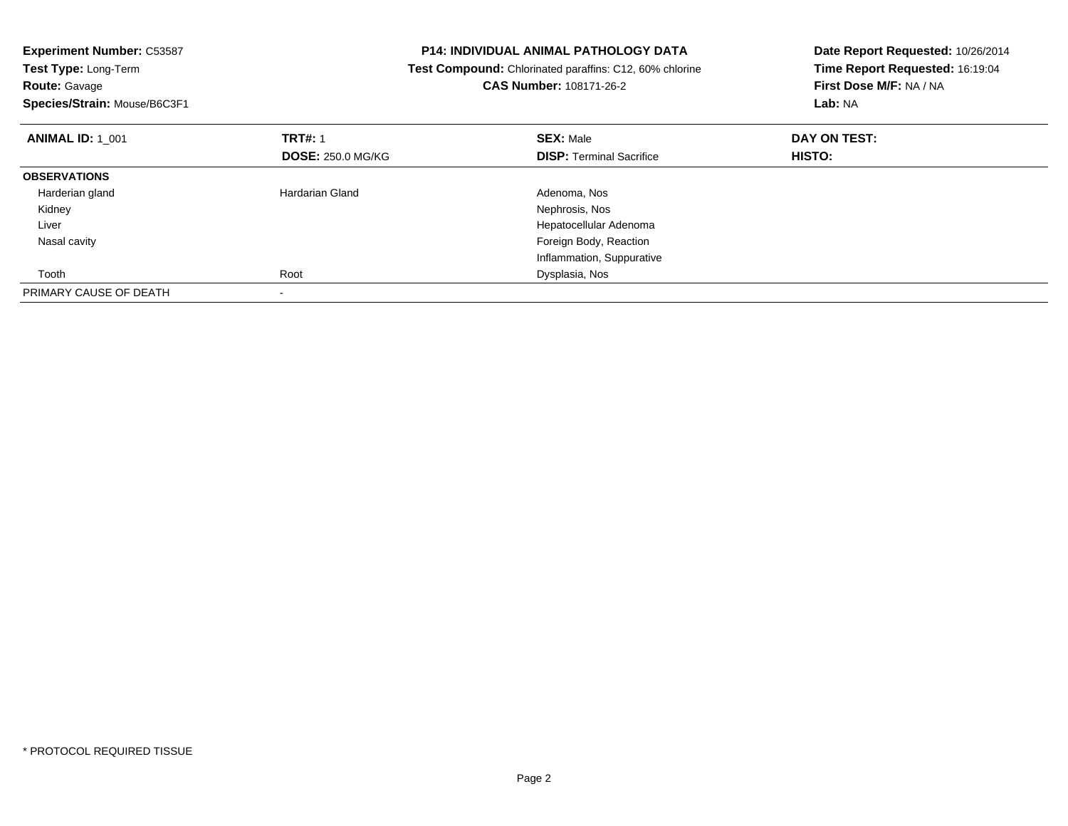**Experiment Number:** C53587
**Test Type:** Long-Term
**Route:** Gavage
**Species/Strain:** Mouse/B6C3F1

**P14: INDIVIDUAL ANIMAL PATHOLOGY DATA**
**Test Compound:** Chlorinated paraffins: C12, 60% chlorine
**CAS Number:** 108171-26-2

**Date Report Requested:** 10/26/2014
**Time Report Requested:** 16:19:04
**First Dose M/F:** NA / NA
**Lab:** NA

| **ANIMAL ID:** 1_001 | **TRT#:** 1 | **SEX:** Male | **DAY ON TEST:** |
|---|---|---|---|
| | **DOSE:** 250.0 MG/KG | **DISP:** Terminal Sacrifice | **HISTO:** |
| **OBSERVATIONS** | | | |
| Harderian gland | Hardarian Gland | Adenoma, Nos | |
| Kidney | | Nephrosis, Nos | |
| Liver | | Hepatocellular Adenoma | |
| Nasal cavity | | Foreign Body, Reaction | |
| | | Inflammation, Suppurative | |
| Tooth | Root | Dysplasia, Nos | |
| PRIMARY CAUSE OF DEATH | - | | |

* PROTOCOL REQUIRED TISSUE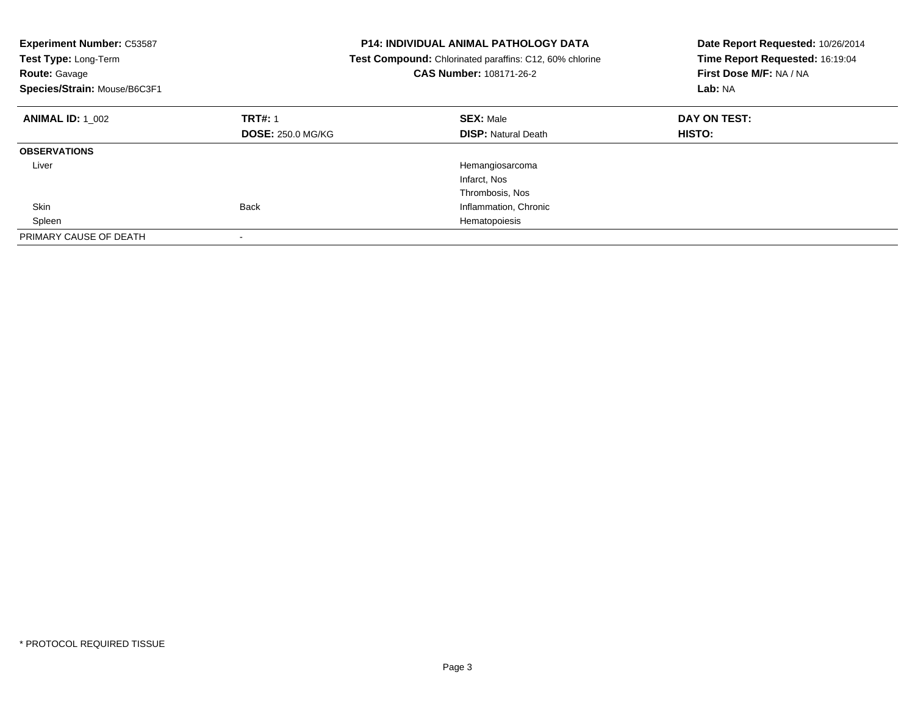**Experiment Number:** C53587
**Test Type:** Long-Term
**Route:** Gavage
**Species/Strain:** Mouse/B6C3F1

**P14: INDIVIDUAL ANIMAL PATHOLOGY DATA**
**Test Compound:** Chlorinated paraffins: C12, 60% chlorine
**CAS Number:** 108171-26-2

**Date Report Requested:** 10/26/2014
**Time Report Requested:** 16:19:04
**First Dose M/F:** NA / NA
**Lab:** NA

| **ANIMAL ID:** 1_002 | **TRT#:** 1 | **SEX:** Male | **DAY ON TEST:** |
|---|---|---|---|
| | **DOSE:** 250.0 MG/KG | **DISP:** Natural Death | **HISTO:** |
| **OBSERVATIONS** | | | |
| Liver | | Hemangiosarcoma | |
| | | Infarct, Nos | |
| | | Thrombosis, Nos | |
| Skin | Back | Inflammation, Chronic | |
| Spleen | | Hematopoiesis | |
| PRIMARY CAUSE OF DEATH | - | | |

* PROTOCOL REQUIRED TISSUE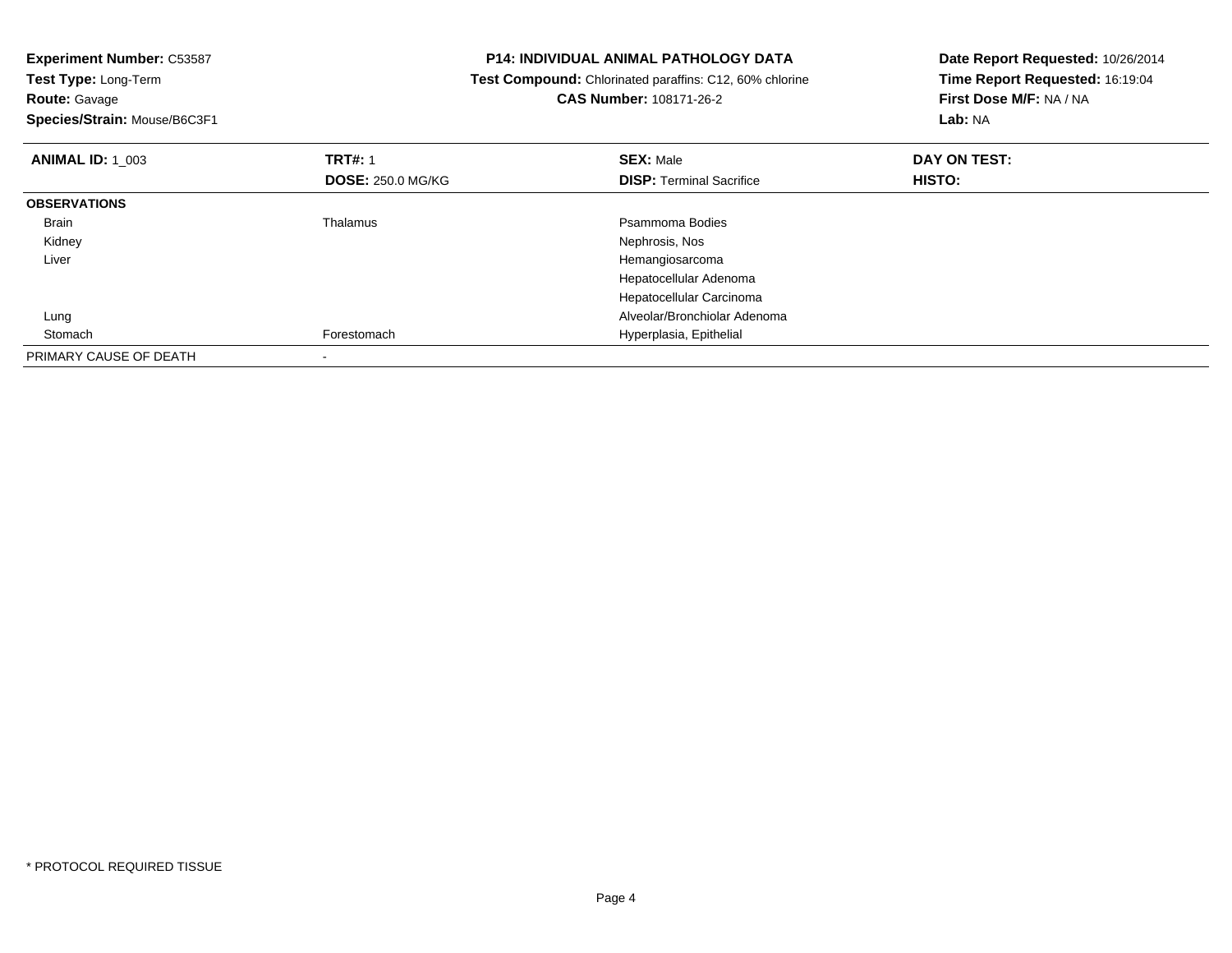**Experiment Number:** C53587
**Test Type:** Long-Term
**Route:** Gavage
**Species/Strain:** Mouse/B6C3F1

**P14: INDIVIDUAL ANIMAL PATHOLOGY DATA**
**Test Compound:** Chlorinated paraffins: C12, 60% chlorine
**CAS Number:** 108171-26-2

**Date Report Requested:** 10/26/2014
**Time Report Requested:** 16:19:04
**First Dose M/F:** NA / NA
**Lab:** NA

| **ANIMAL ID:** 1_003 | **TRT#:** 1 | **SEX:** Male | **DAY ON TEST:** |
|---|---|---|---|
| | **DOSE:** 250.0 MG/KG | **DISP:** Terminal Sacrifice | **HISTO:** |
| **OBSERVATIONS** | | | |
| Brain | Thalamus | Psammoma Bodies | |
| Kidney | | Nephrosis, Nos | |
| Liver | | Hemangiosarcoma | |
| | | Hepatocellular Adenoma | |
| | | Hepatocellular Carcinoma | |
| Lung | | Alveolar/Bronchiolar Adenoma | |
| Stomach | Forestomach | Hyperplasia, Epithelial | |
| PRIMARY CAUSE OF DEATH | - | | |

* PROTOCOL REQUIRED TISSUE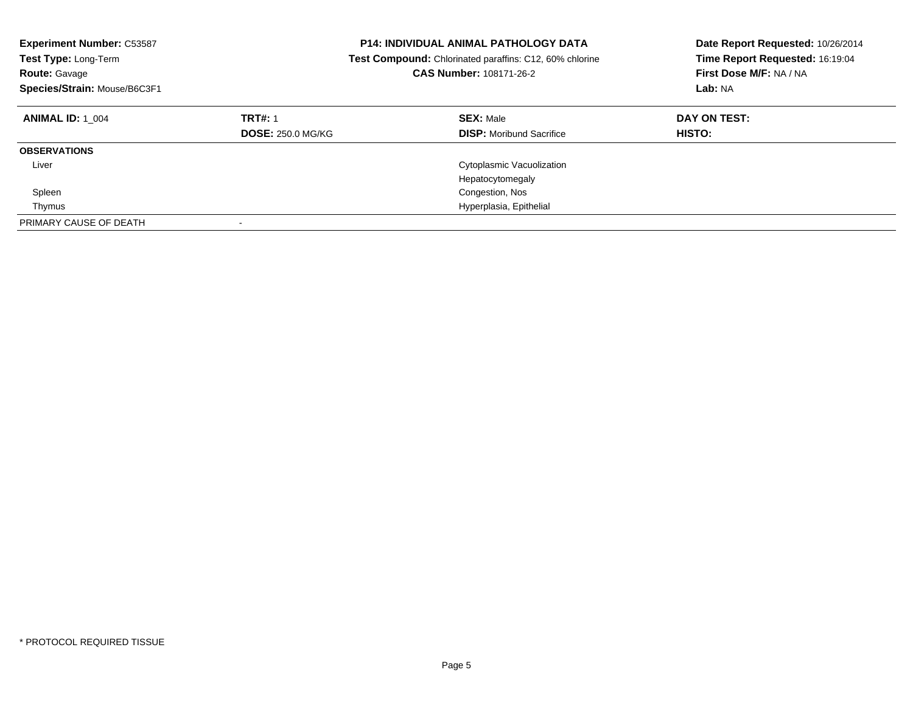**Experiment Number:** C53587
**Test Type:** Long-Term
**Route:** Gavage
**Species/Strain:** Mouse/B6C3F1

**P14: INDIVIDUAL ANIMAL PATHOLOGY DATA**
**Test Compound:** Chlorinated paraffins: C12, 60% chlorine
**CAS Number:** 108171-26-2

**Date Report Requested:** 10/26/2014
**Time Report Requested:** 16:19:04
**First Dose M/F:** NA / NA
**Lab:** NA

| **ANIMAL ID:** 1_004 | **TRT#:** 1 | **SEX:** Male | **DAY ON TEST:** |
|---|---|---|---|
| | **DOSE:** 250.0 MG/KG | **DISP:** Moribund Sacrifice | **HISTO:** |
| **OBSERVATIONS** | | | |
| Liver | | Cytoplasmic Vacuolization | |
| | | Hepatocytomegaly | |
| Spleen | | Congestion, Nos | |
| Thymus | | Hyperplasia, Epithelial | |
| PRIMARY CAUSE OF DEATH | - | | |

* PROTOCOL REQUIRED TISSUE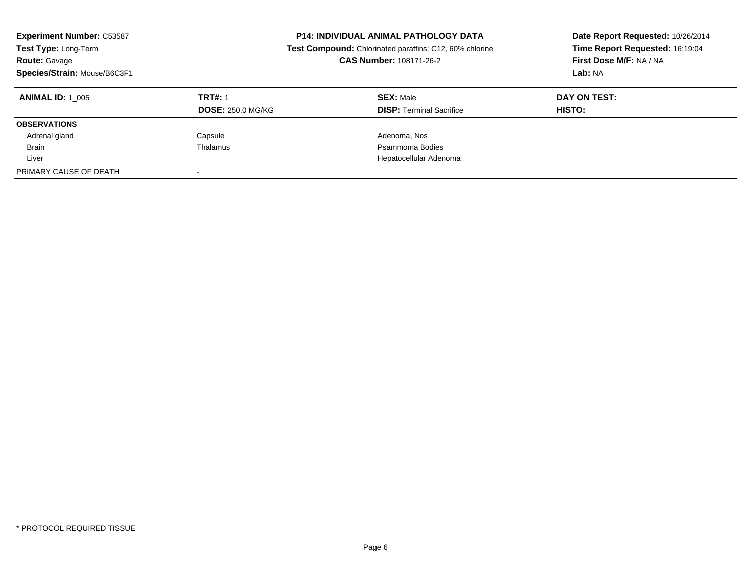**Experiment Number:** C53587
**Test Type:** Long-Term
**Route:** Gavage
**Species/Strain:** Mouse/B6C3F1

**P14: INDIVIDUAL ANIMAL PATHOLOGY DATA**
**Test Compound:** Chlorinated paraffins: C12, 60% chlorine
**CAS Number:** 108171-26-2

**Date Report Requested:** 10/26/2014
**Time Report Requested:** 16:19:04
**First Dose M/F:** NA / NA
**Lab:** NA

| **ANIMAL ID:** 1_005 | **TRT#:** 1 | **SEX:** Male | **DAY ON TEST:** |
|---|---|---|---|
| | **DOSE:** 250.0 MG/KG | **DISP:** Terminal Sacrifice | **HISTO:** |
| **OBSERVATIONS** | | | |
| Adrenal gland | Capsule | Adenoma, Nos | |
| Brain | Thalamus | Psammoma Bodies | |
| Liver | | Hepatocellular Adenoma | |
| PRIMARY CAUSE OF DEATH | - | | |

\* PROTOCOL REQUIRED TISSUE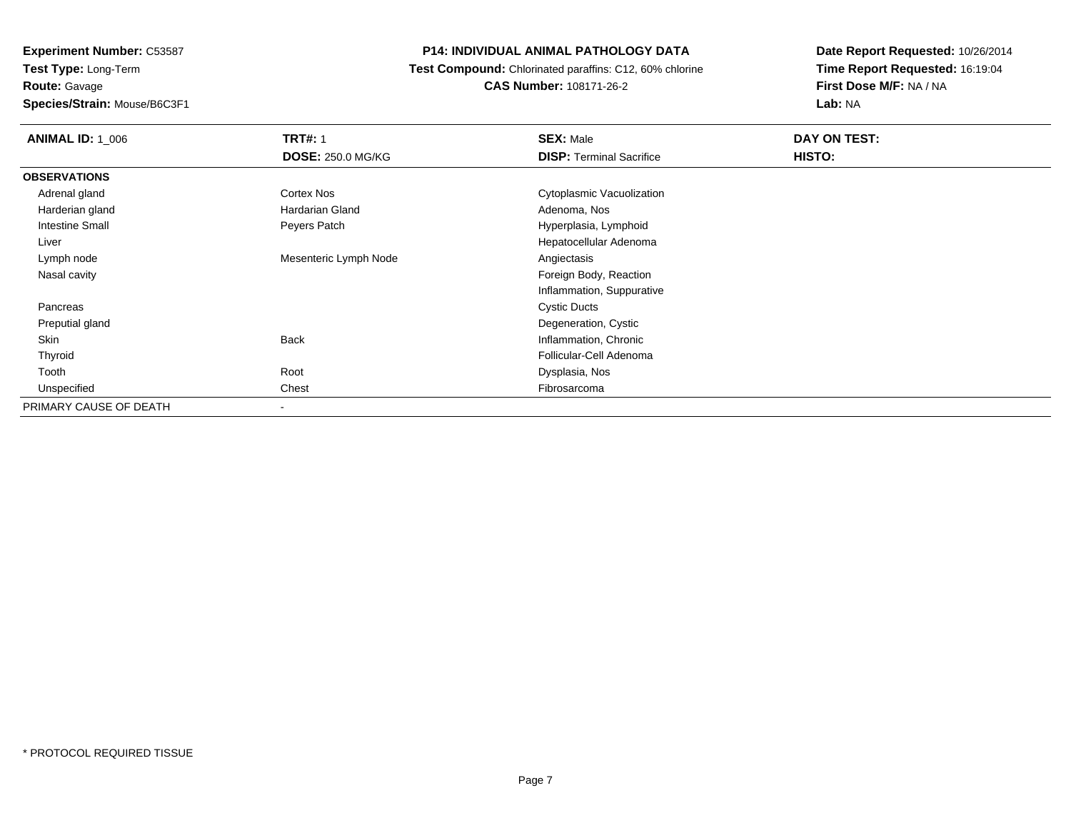**Experiment Number:** C53587
**Test Type:** Long-Term
**Route:** Gavage
**Species/Strain:** Mouse/B6C3F1

**P14: INDIVIDUAL ANIMAL PATHOLOGY DATA**
**Test Compound:** Chlorinated paraffins: C12, 60% chlorine
**CAS Number:** 108171-26-2

**Date Report Requested:** 10/26/2014
**Time Report Requested:** 16:19:04
**First Dose M/F:** NA / NA
**Lab:** NA

| **ANIMAL ID:** 1_006 | **TRT#:** 1 | **SEX:** Male | **DAY ON TEST:** |
|---|---|---|---|
| | **DOSE:** 250.0 MG/KG | **DISP:** Terminal Sacrifice | **HISTO:** |
| **OBSERVATIONS** | | | |
| Adrenal gland | Cortex Nos | Cytoplasmic Vacuolization | |
| Harderian gland | Hardarian Gland | Adenoma, Nos | |
| Intestine Small | Peyers Patch | Hyperplasia, Lymphoid | |
| Liver | | Hepatocellular Adenoma | |
| Lymph node | Mesenteric Lymph Node | Angiectasis | |
| Nasal cavity | | Foreign Body, Reaction | |
| | | Inflammation, Suppurative | |
| Pancreas | | Cystic Ducts | |
| Preputial gland | | Degeneration, Cystic | |
| Skin | Back | Inflammation, Chronic | |
| Thyroid | | Follicular-Cell Adenoma | |
| Tooth | Root | Dysplasia, Nos | |
| Unspecified | Chest | Fibrosarcoma | |
| PRIMARY CAUSE OF DEATH | - | | |

* PROTOCOL REQUIRED TISSUE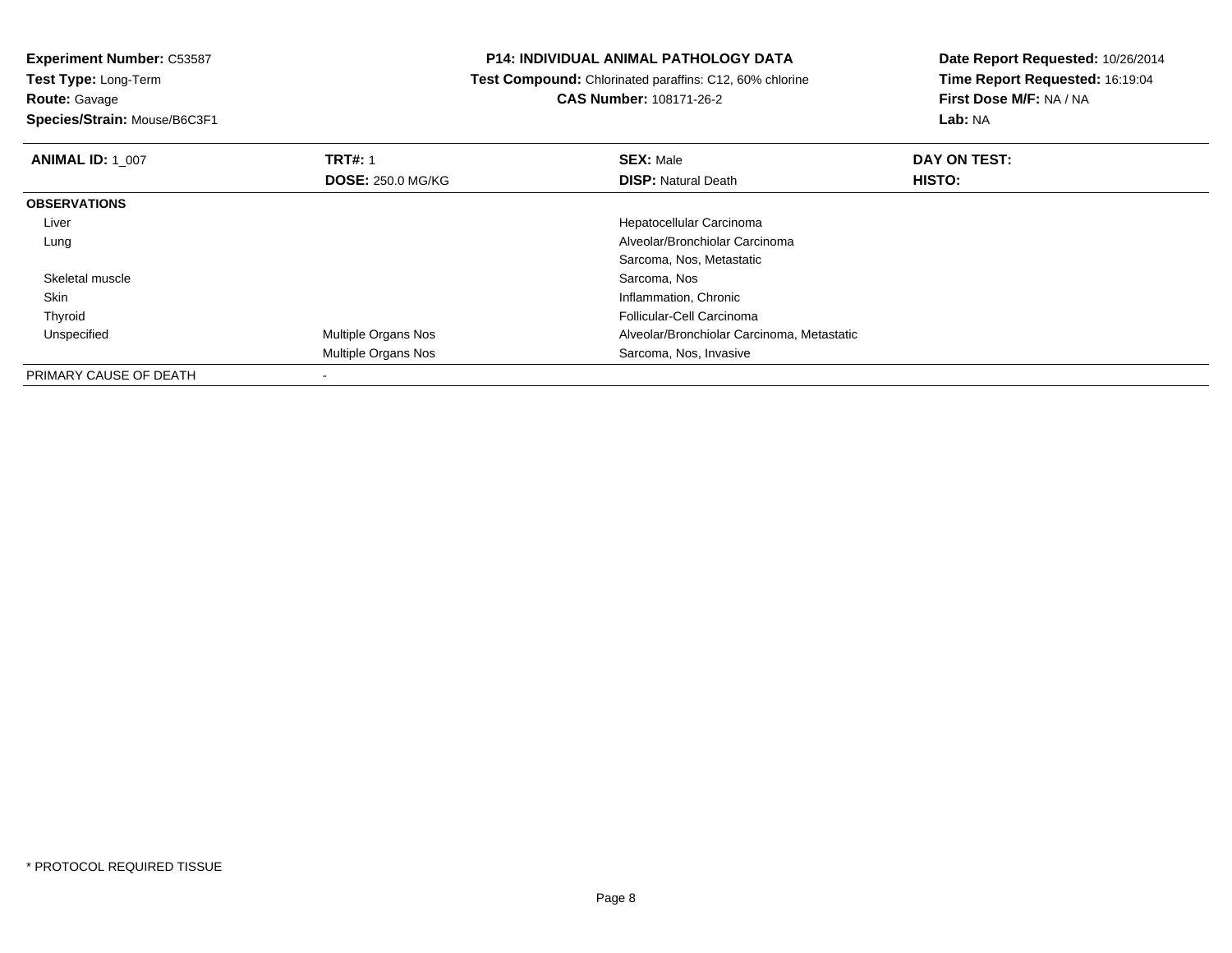**Experiment Number:** C53587
**Test Type:** Long-Term
**Route:** Gavage
**Species/Strain:** Mouse/B6C3F1

**P14: INDIVIDUAL ANIMAL PATHOLOGY DATA**
**Test Compound:** Chlorinated paraffins: C12, 60% chlorine
**CAS Number:** 108171-26-2

**Date Report Requested:** 10/26/2014
**Time Report Requested:** 16:19:04
**First Dose M/F:** NA / NA
**Lab:** NA

| **ANIMAL ID:** 1_007 | **TRT#:** 1 | **SEX:** Male | **DAY ON TEST:** |
|---|---|---|---|
| | **DOSE:** 250.0 MG/KG | **DISP:** Natural Death | **HISTO:** |
| **OBSERVATIONS** | | | |
| Liver | | Hepatocellular Carcinoma | |
| Lung | | Alveolar/Bronchiolar Carcinoma | |
| | | Sarcoma, Nos, Metastatic | |
| Skeletal muscle | | Sarcoma, Nos | |
| Skin | | Inflammation, Chronic | |
| Thyroid | | Follicular-Cell Carcinoma | |
| Unspecified | Multiple Organs Nos | Alveolar/Bronchiolar Carcinoma, Metastatic | |
| | Multiple Organs Nos | Sarcoma, Nos, Invasive | |
| PRIMARY CAUSE OF DEATH | - | | |

* PROTOCOL REQUIRED TISSUE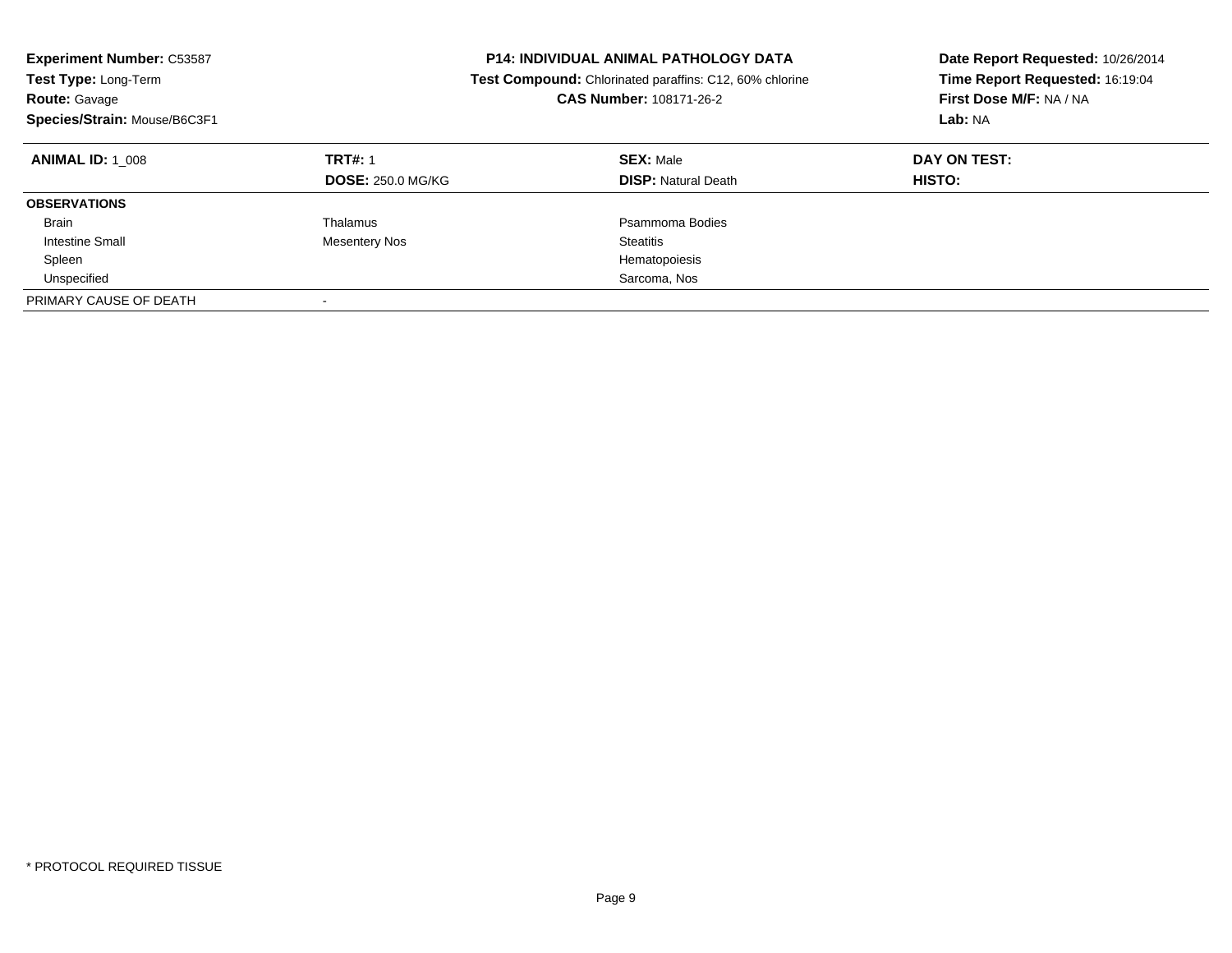**Experiment Number:** C53587
**Test Type:** Long-Term
**Route:** Gavage
**Species/Strain:** Mouse/B6C3F1

**P14: INDIVIDUAL ANIMAL PATHOLOGY DATA**
**Test Compound:** Chlorinated paraffins: C12, 60% chlorine
**CAS Number:** 108171-26-2

**Date Report Requested:** 10/26/2014
**Time Report Requested:** 16:19:04
**First Dose M/F:** NA / NA
**Lab:** NA

| **ANIMAL ID:** 1_008 | **TRT#:** 1 | **SEX:** Male | **DAY ON TEST:** |
|---|---|---|---|
| | **DOSE:** 250.0 MG/KG | **DISP:** Natural Death | **HISTO:** |
| **OBSERVATIONS** | | | |
| Brain | Thalamus | Psammoma Bodies | |
| Intestine Small | Mesentery Nos | Steatitis | |
| Spleen | | Hematopoiesis | |
| Unspecified | | Sarcoma, Nos | |
| PRIMARY CAUSE OF DEATH | - | | |

* PROTOCOL REQUIRED TISSUE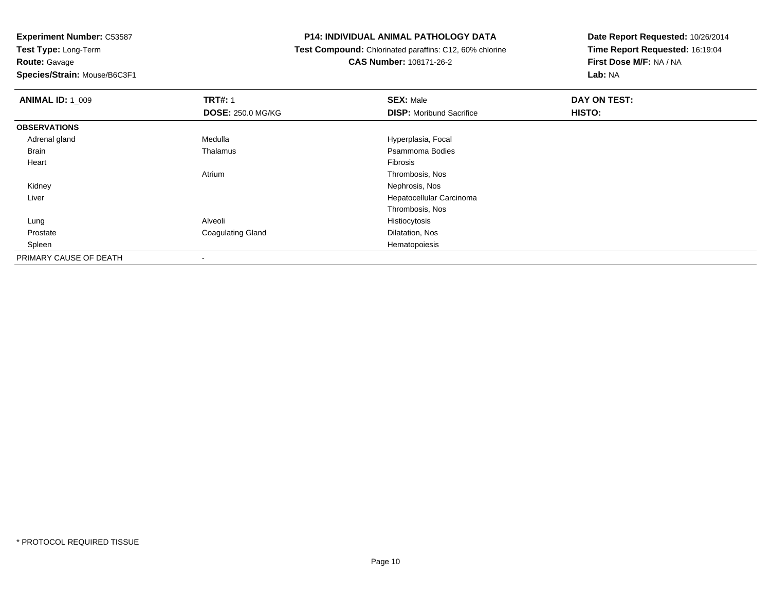**Experiment Number:** C53587
**Test Type:** Long-Term
**Route:** Gavage
**Species/Strain:** Mouse/B6C3F1

# P14: INDIVIDUAL ANIMAL PATHOLOGY DATA

**Test Compound:** Chlorinated paraffins: C12, 60% chlorine
**CAS Number:** 108171-26-2

**Date Report Requested:** 10/26/2014
**Time Report Requested:** 16:19:04
**First Dose M/F:** NA / NA
**Lab:** NA

| **ANIMAL ID:** 1_009 | **TRT#:** 1 | **SEX:** Male | **DAY ON TEST:** |
|---|---|---|---|
| | **DOSE:** 250.0 MG/KG | **DISP:** Moribund Sacrifice | **HISTO:** |
| **OBSERVATIONS** | | | |
| Adrenal gland | Medulla | Hyperplasia, Focal | |
| Brain | Thalamus | Psammoma Bodies | |
| Heart | | Fibrosis | |
| | Atrium | Thrombosis, Nos | |
| Kidney | | Nephrosis, Nos | |
| Liver | | Hepatocellular Carcinoma | |
| | | Thrombosis, Nos | |
| Lung | Alveoli | Histiocytosis | |
| Prostate | Coagulating Gland | Dilatation, Nos | |
| Spleen | | Hematopoiesis | |
| PRIMARY CAUSE OF DEATH | - | | |

* PROTOCOL REQUIRED TISSUE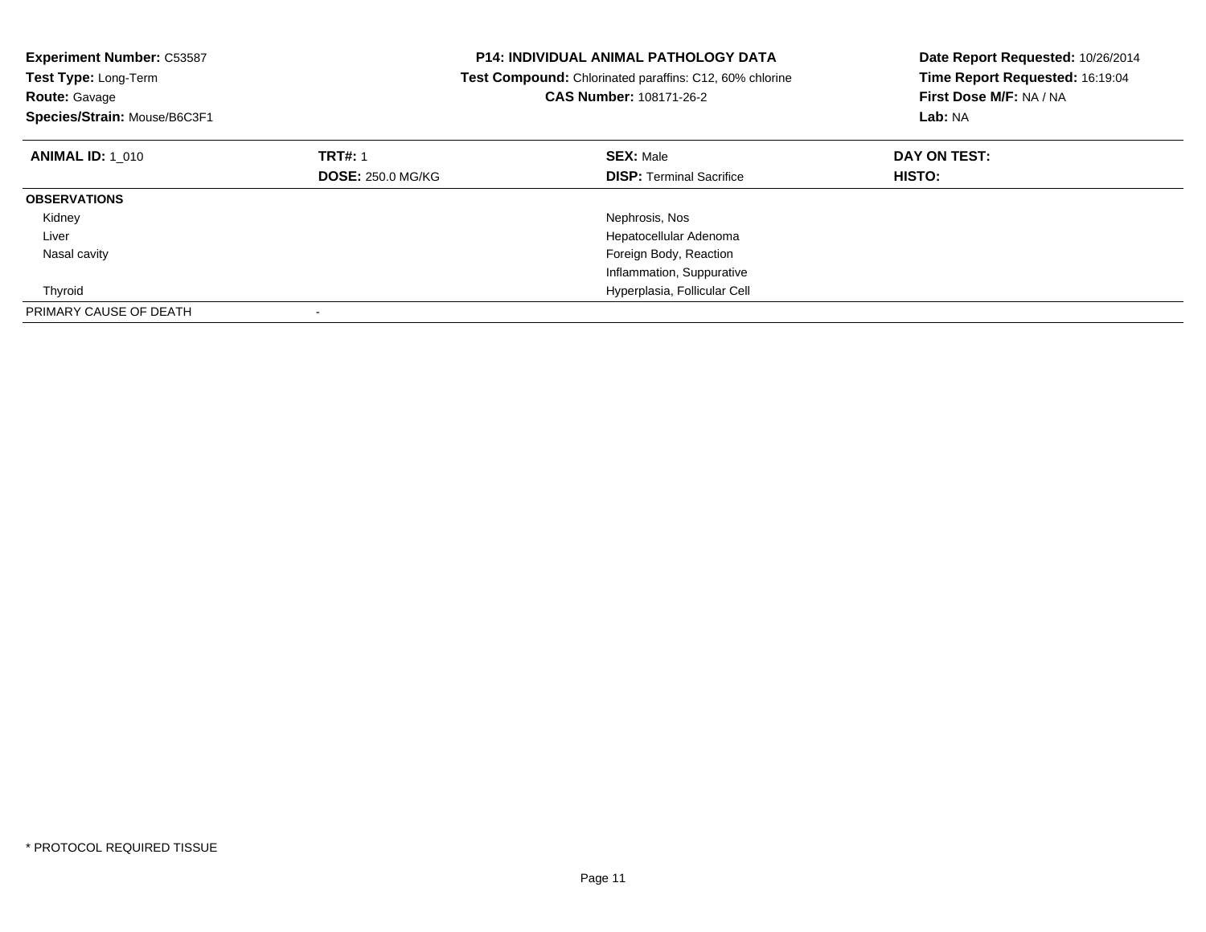**Experiment Number:** C53587
**Test Type:** Long-Term
**Route:** Gavage
**Species/Strain:** Mouse/B6C3F1

**P14: INDIVIDUAL ANIMAL PATHOLOGY DATA**
**Test Compound:** Chlorinated paraffins: C12, 60% chlorine
**CAS Number:** 108171-26-2

**Date Report Requested:** 10/26/2014
**Time Report Requested:** 16:19:04
**First Dose M/F:** NA / NA
**Lab:** NA

| **ANIMAL ID:** 1_010 | **TRT#:** 1 | **SEX:** Male | **DAY ON TEST:** |
|---|---|---|---|
| | **DOSE:** 250.0 MG/KG | **DISP:** Terminal Sacrifice | **HISTO:** |
| **OBSERVATIONS** | | | |
| Kidney | | Nephrosis, Nos | |
| Liver | | Hepatocellular Adenoma | |
| Nasal cavity | | Foreign Body, Reaction | |
| | | Inflammation, Suppurative | |
| Thyroid | | Hyperplasia, Follicular Cell | |
| PRIMARY CAUSE OF DEATH | - | | |

* PROTOCOL REQUIRED TISSUE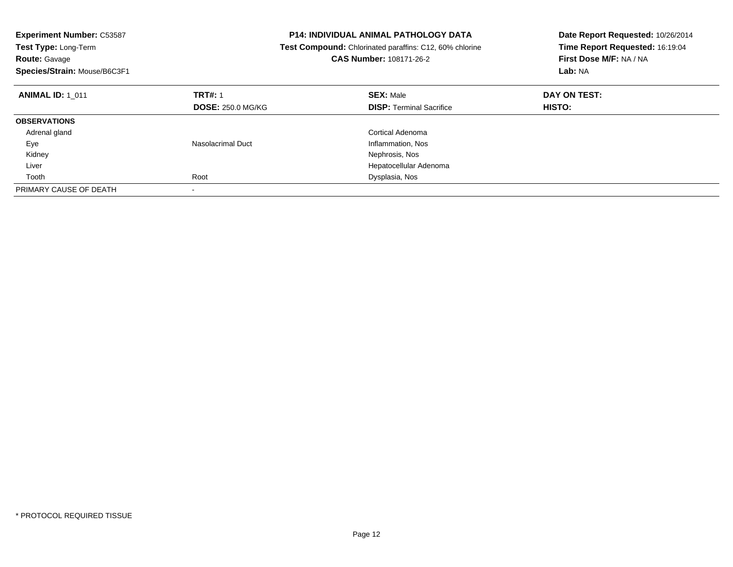**Experiment Number:** C53587
**Test Type:** Long-Term
**Route:** Gavage
**Species/Strain:** Mouse/B6C3F1

**P14: INDIVIDUAL ANIMAL PATHOLOGY DATA**
**Test Compound:** Chlorinated paraffins: C12, 60% chlorine
**CAS Number:** 108171-26-2

**Date Report Requested:** 10/26/2014
**Time Report Requested:** 16:19:04
**First Dose M/F:** NA / NA
**Lab:** NA

| **ANIMAL ID:** 1_011 | **TRT#:** 1 | **SEX:** Male | **DAY ON TEST:** |
|---|---|---|---|
| | **DOSE:** 250.0 MG/KG | **DISP:** Terminal Sacrifice | **HISTO:** |
| **OBSERVATIONS** | | | |
| Adrenal gland | | Cortical Adenoma | |
| Eye | Nasolacrimal Duct | Inflammation, Nos | |
| Kidney | | Nephrosis, Nos | |
| Liver | | Hepatocellular Adenoma | |
| Tooth | Root | Dysplasia, Nos | |
| PRIMARY CAUSE OF DEATH | - | | |

* PROTOCOL REQUIRED TISSUE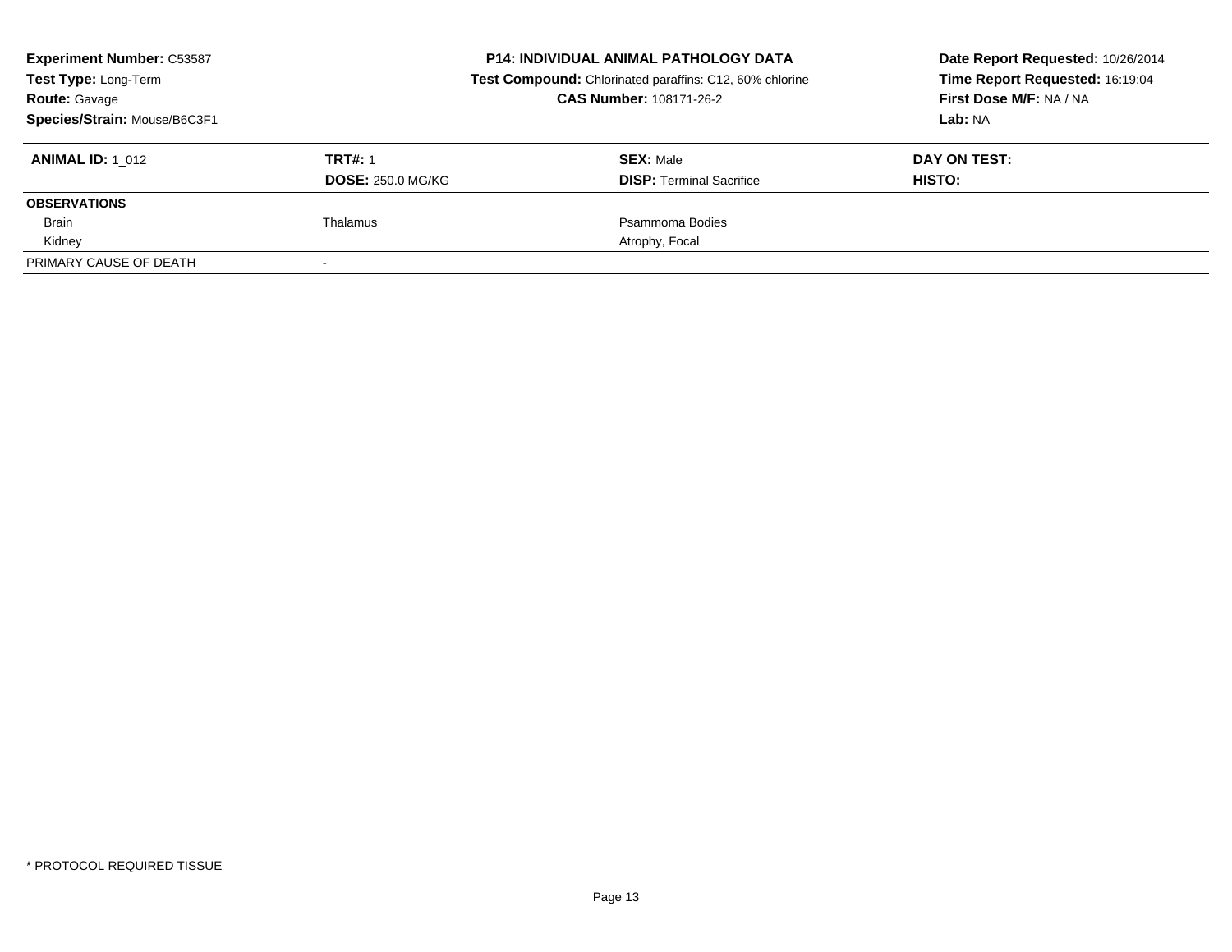**Experiment Number:** C53587
**Test Type:** Long-Term
**Route:** Gavage
**Species/Strain:** Mouse/B6C3F1

**P14: INDIVIDUAL ANIMAL PATHOLOGY DATA**
**Test Compound:** Chlorinated paraffins: C12, 60% chlorine
**CAS Number:** 108171-26-2

**Date Report Requested:** 10/26/2014
**Time Report Requested:** 16:19:04
**First Dose M/F:** NA / NA
**Lab:** NA

| **ANIMAL ID:** 1_012 | **TRT#:** 1 | **SEX:** Male | **DAY ON TEST:** |
|---|---|---|---|
| | **DOSE:** 250.0 MG/KG | **DISP:** Terminal Sacrifice | **HISTO:** |
| **OBSERVATIONS** | | | |
| Brain | Thalamus | Psammoma Bodies | |
| Kidney | | Atrophy, Focal | |
| PRIMARY CAUSE OF DEATH | - | | |

* PROTOCOL REQUIRED TISSUE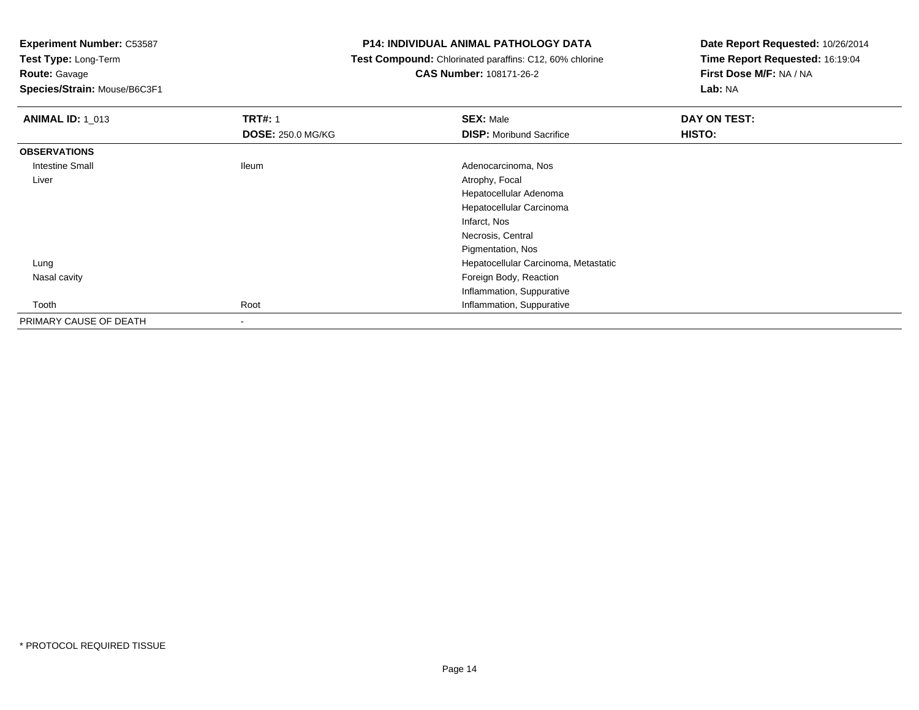**Experiment Number:** C53587
**Test Type:** Long-Term
**Route:** Gavage
**Species/Strain:** Mouse/B6C3F1

**P14: INDIVIDUAL ANIMAL PATHOLOGY DATA**
**Test Compound:** Chlorinated paraffins: C12, 60% chlorine
**CAS Number:** 108171-26-2

**Date Report Requested:** 10/26/2014
**Time Report Requested:** 16:19:04
**First Dose M/F:** NA / NA
**Lab:** NA

| **ANIMAL ID:** 1_013 | **TRT#:** 1 | **SEX:** Male | **DAY ON TEST:** |
|---|---|---|---|
| | **DOSE:** 250.0 MG/KG | **DISP:** Moribund Sacrifice | **HISTO:** |
| **OBSERVATIONS** | | | |
| Intestine Small | Ileum | Adenocarcinoma, Nos | |
| Liver | | Atrophy, Focal | |
| | | Hepatocellular Adenoma | |
| | | Hepatocellular Carcinoma | |
| | | Infarct, Nos | |
| | | Necrosis, Central | |
| | | Pigmentation, Nos | |
| Lung | | Hepatocellular Carcinoma, Metastatic | |
| Nasal cavity | | Foreign Body, Reaction | |
| | | Inflammation, Suppurative | |
| Tooth | Root | Inflammation, Suppurative | |
| PRIMARY CAUSE OF DEATH | - | | |

* PROTOCOL REQUIRED TISSUE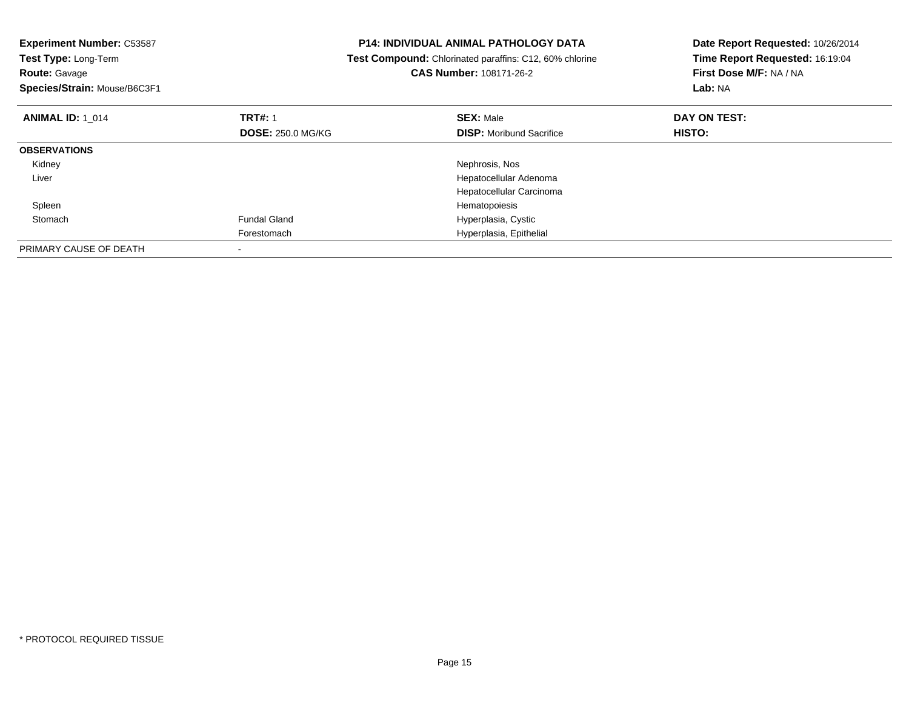**Experiment Number:** C53587
**Test Type:** Long-Term
**Route:** Gavage
**Species/Strain:** Mouse/B6C3F1

**P14: INDIVIDUAL ANIMAL PATHOLOGY DATA**
**Test Compound:** Chlorinated paraffins: C12, 60% chlorine
**CAS Number:** 108171-26-2

**Date Report Requested:** 10/26/2014
**Time Report Requested:** 16:19:04
**First Dose M/F:** NA / NA
**Lab:** NA

| **ANIMAL ID:** 1_014 | **TRT#:** 1 | **SEX:** Male | **DAY ON TEST:** |
|---|---|---|---|
| | **DOSE:** 250.0 MG/KG | **DISP:** Moribund Sacrifice | **HISTO:** |
| **OBSERVATIONS** | | | |
| Kidney | | Nephrosis, Nos | |
| Liver | | Hepatocellular Adenoma | |
| | | Hepatocellular Carcinoma | |
| Spleen | | Hematopoiesis | |
| Stomach | Fundal Gland | Hyperplasia, Cystic | |
| | Forestomach | Hyperplasia, Epithelial | |
| PRIMARY CAUSE OF DEATH | - | | |

* PROTOCOL REQUIRED TISSUE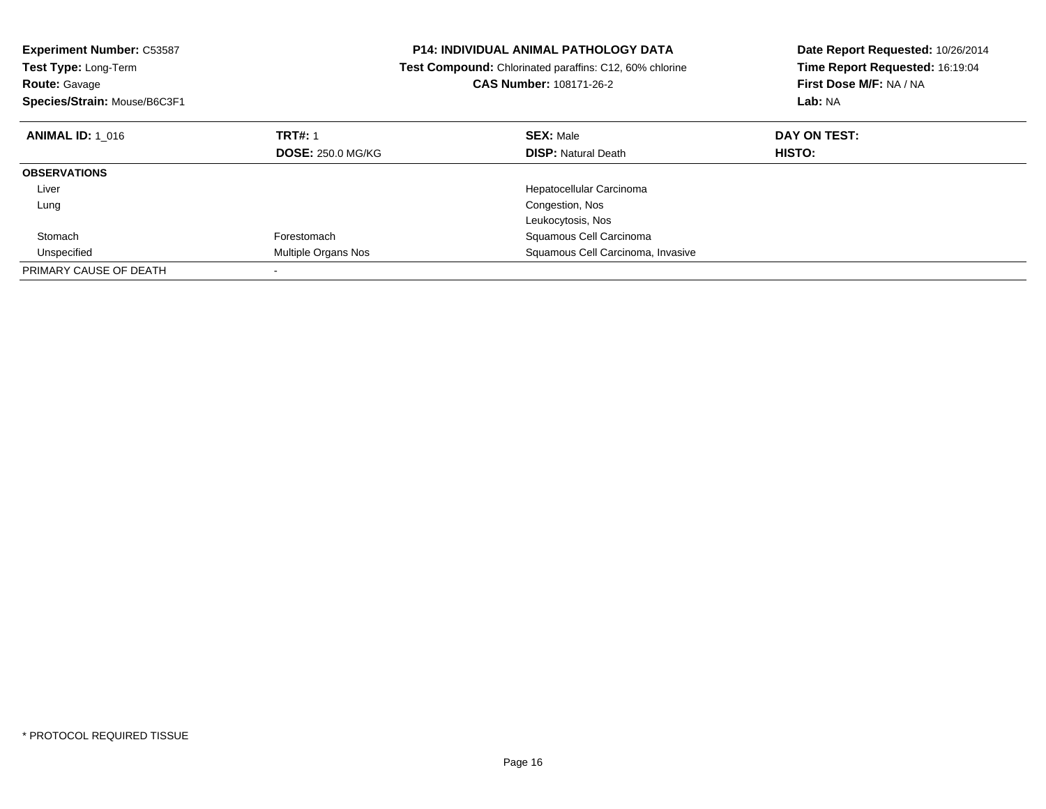**Experiment Number:** C53587
**Test Type:** Long-Term
**Route:** Gavage
**Species/Strain:** Mouse/B6C3F1

**P14: INDIVIDUAL ANIMAL PATHOLOGY DATA**
**Test Compound:** Chlorinated paraffins: C12, 60% chlorine
**CAS Number:** 108171-26-2

**Date Report Requested:** 10/26/2014
**Time Report Requested:** 16:19:04
**First Dose M/F:** NA / NA
**Lab:** NA

| **ANIMAL ID:** 1_016 | **TRT#:** 1 | **SEX:** Male | **DAY ON TEST:** |
|---|---|---|---|
| | **DOSE:** 250.0 MG/KG | **DISP:** Natural Death | **HISTO:** |
| **OBSERVATIONS** | | | |
| Liver | | Hepatocellular Carcinoma | |
| Lung | | Congestion, Nos | |
| | | Leukocytosis, Nos | |
| Stomach | Forestomach | Squamous Cell Carcinoma | |
| Unspecified | Multiple Organs Nos | Squamous Cell Carcinoma, Invasive | |
| PRIMARY CAUSE OF DEATH | - | | |

* PROTOCOL REQUIRED TISSUE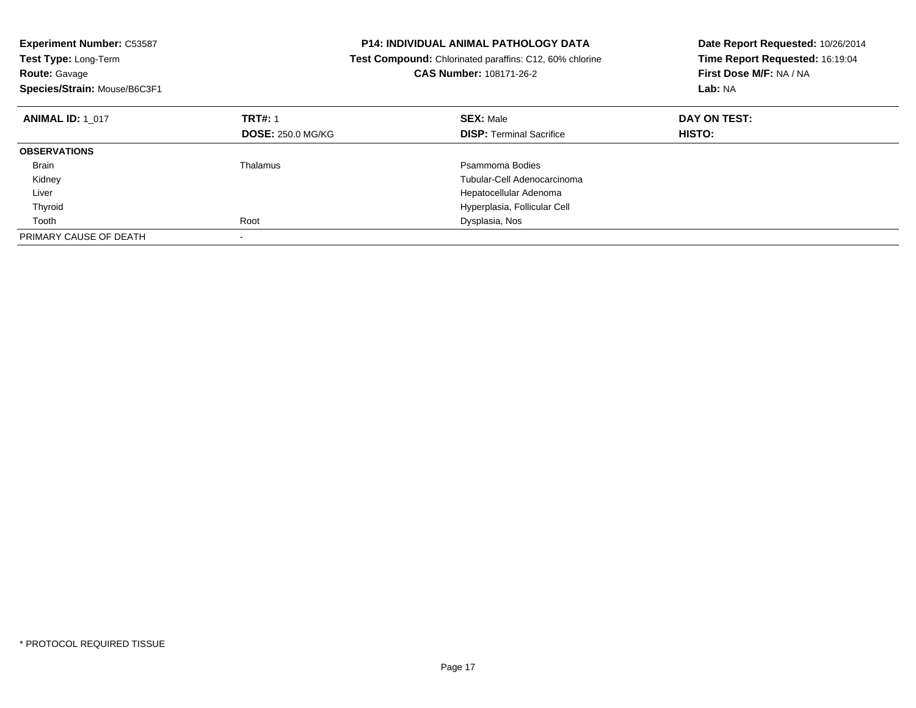**Experiment Number:** C53587
**Test Type:** Long-Term
**Route:** Gavage
**Species/Strain:** Mouse/B6C3F1

**P14: INDIVIDUAL ANIMAL PATHOLOGY DATA**
**Test Compound:** Chlorinated paraffins: C12, 60% chlorine
**CAS Number:** 108171-26-2

**Date Report Requested:** 10/26/2014
**Time Report Requested:** 16:19:04
**First Dose M/F:** NA / NA
**Lab:** NA

| **ANIMAL ID:** 1_017 | **TRT#:** 1<br>**DOSE:** 250.0 MG/KG | **SEX:** Male<br>**DISP:** Terminal Sacrifice | **DAY ON TEST:**<br>**HISTO:** |
|---|---|---|---|
| **OBSERVATIONS** | | | |
| Brain | Thalamus | Psammoma Bodies | |
| Kidney | | Tubular-Cell Adenocarcinoma | |
| Liver | | Hepatocellular Adenoma | |
| Thyroid | | Hyperplasia, Follicular Cell | |
| Tooth | Root | Dysplasia, Nos | |
| PRIMARY CAUSE OF DEATH | - | | |

\* PROTOCOL REQUIRED TISSUE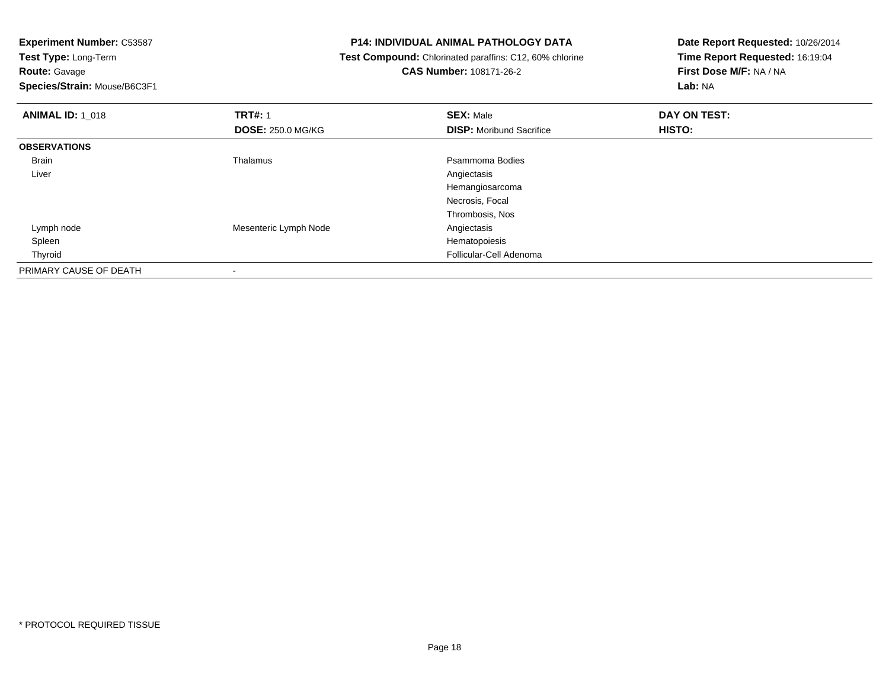**Experiment Number:** C53587
**Test Type:** Long-Term
**Route:** Gavage
**Species/Strain:** Mouse/B6C3F1

**P14: INDIVIDUAL ANIMAL PATHOLOGY DATA**
**Test Compound:** Chlorinated paraffins: C12, 60% chlorine
**CAS Number:** 108171-26-2

**Date Report Requested:** 10/26/2014
**Time Report Requested:** 16:19:04
**First Dose M/F:** NA / NA
**Lab:** NA

| **ANIMAL ID:** 1_018 | **TRT#:** 1 | **SEX:** Male | **DAY ON TEST:** |
|---|---|---|---|
| | **DOSE:** 250.0 MG/KG | **DISP:** Moribund Sacrifice | **HISTO:** |
| **OBSERVATIONS** | | | |
| Brain | Thalamus | Psammoma Bodies | |
| Liver | | Angiectasis | |
| | | Hemangiosarcoma | |
| | | Necrosis, Focal | |
| | | Thrombosis, Nos | |
| Lymph node | Mesenteric Lymph Node | Angiectasis | |
| Spleen | | Hematopoiesis | |
| Thyroid | | Follicular-Cell Adenoma | |
| PRIMARY CAUSE OF DEATH | - | | |

* PROTOCOL REQUIRED TISSUE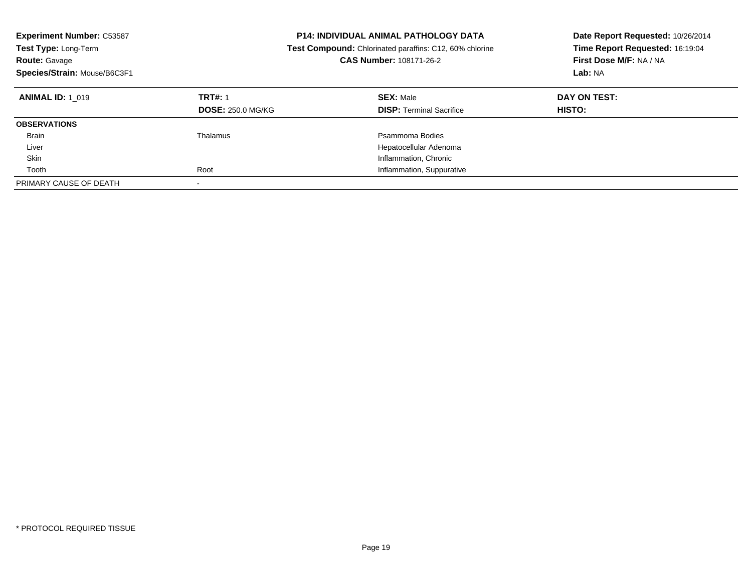**Experiment Number:** C53587
**Test Type:** Long-Term
**Route:** Gavage
**Species/Strain:** Mouse/B6C3F1

**P14: INDIVIDUAL ANIMAL PATHOLOGY DATA**
**Test Compound:** Chlorinated paraffins: C12, 60% chlorine
**CAS Number:** 108171-26-2

**Date Report Requested:** 10/26/2014
**Time Report Requested:** 16:19:04
**First Dose M/F:** NA / NA
**Lab:** NA

| **ANIMAL ID:** 1_019 | **TRT#:** 1 | **SEX:** Male | **DAY ON TEST:** |
|---|---|---|---|
| | **DOSE:** 250.0 MG/KG | **DISP:** Terminal Sacrifice | **HISTO:** |
| **OBSERVATIONS** | | | |
| Brain | Thalamus | Psammoma Bodies | |
| Liver | | Hepatocellular Adenoma | |
| Skin | | Inflammation, Chronic | |
| Tooth | Root | Inflammation, Suppurative | |
| PRIMARY CAUSE OF DEATH | - | | |

* PROTOCOL REQUIRED TISSUE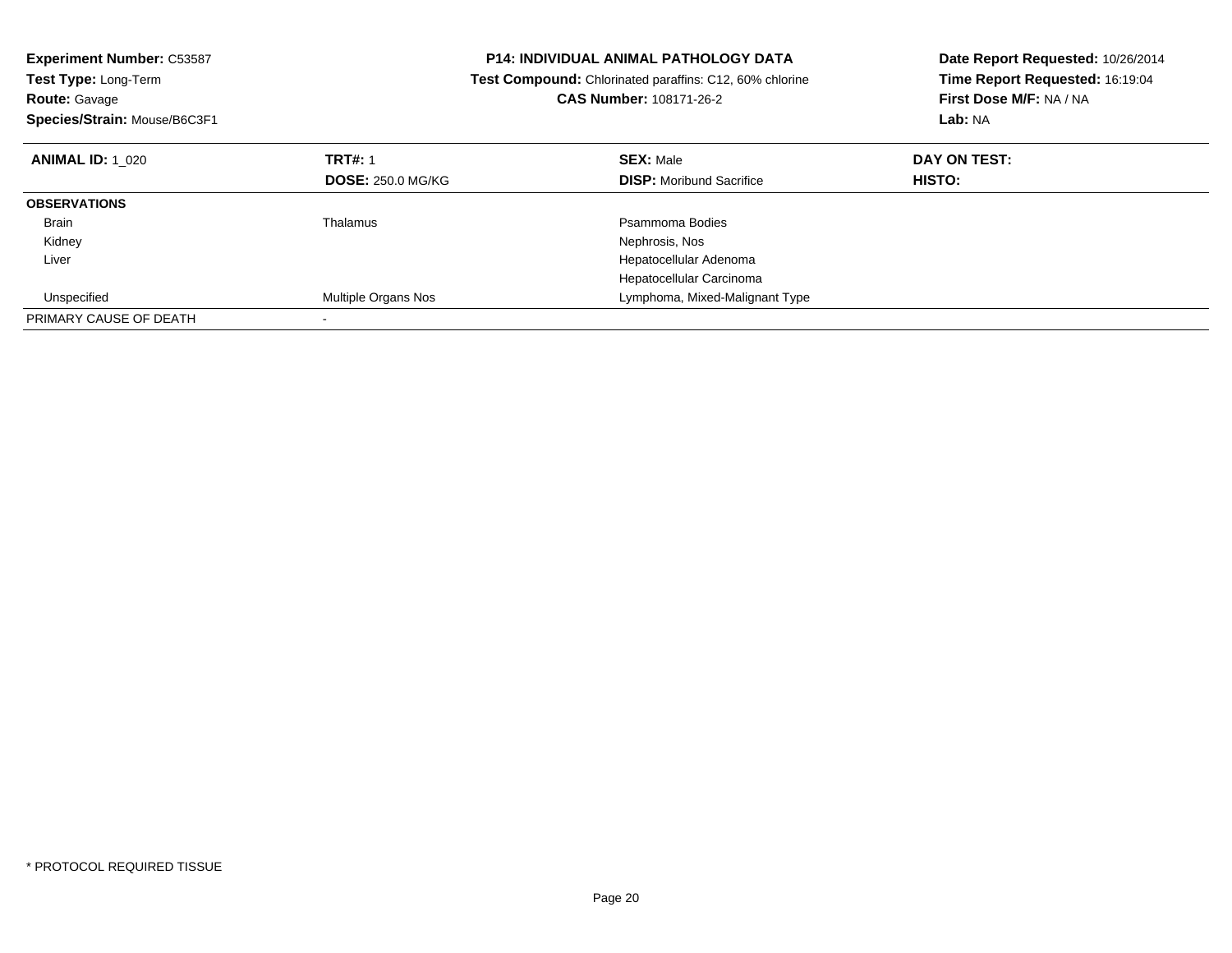**Experiment Number:** C53587
**Test Type:** Long-Term
**Route:** Gavage
**Species/Strain:** Mouse/B6C3F1

**P14: INDIVIDUAL ANIMAL PATHOLOGY DATA**
**Test Compound:** Chlorinated paraffins: C12, 60% chlorine
**CAS Number:** 108171-26-2

**Date Report Requested:** 10/26/2014
**Time Report Requested:** 16:19:04
**First Dose M/F:** NA / NA
**Lab:** NA

| **ANIMAL ID:** 1_020 | **TRT#:** 1 | **SEX:** Male | **DAY ON TEST:** |
|---|---|---|---|
| | **DOSE:** 250.0 MG/KG | **DISP:** Moribund Sacrifice | **HISTO:** |
| **OBSERVATIONS** | | | |
| Brain | Thalamus | Psammoma Bodies | |
| Kidney | | Nephrosis, Nos | |
| Liver | | Hepatocellular Adenoma | |
| | | Hepatocellular Carcinoma | |
| Unspecified | Multiple Organs Nos | Lymphoma, Mixed-Malignant Type | |
| PRIMARY CAUSE OF DEATH | - | | |

* PROTOCOL REQUIRED TISSUE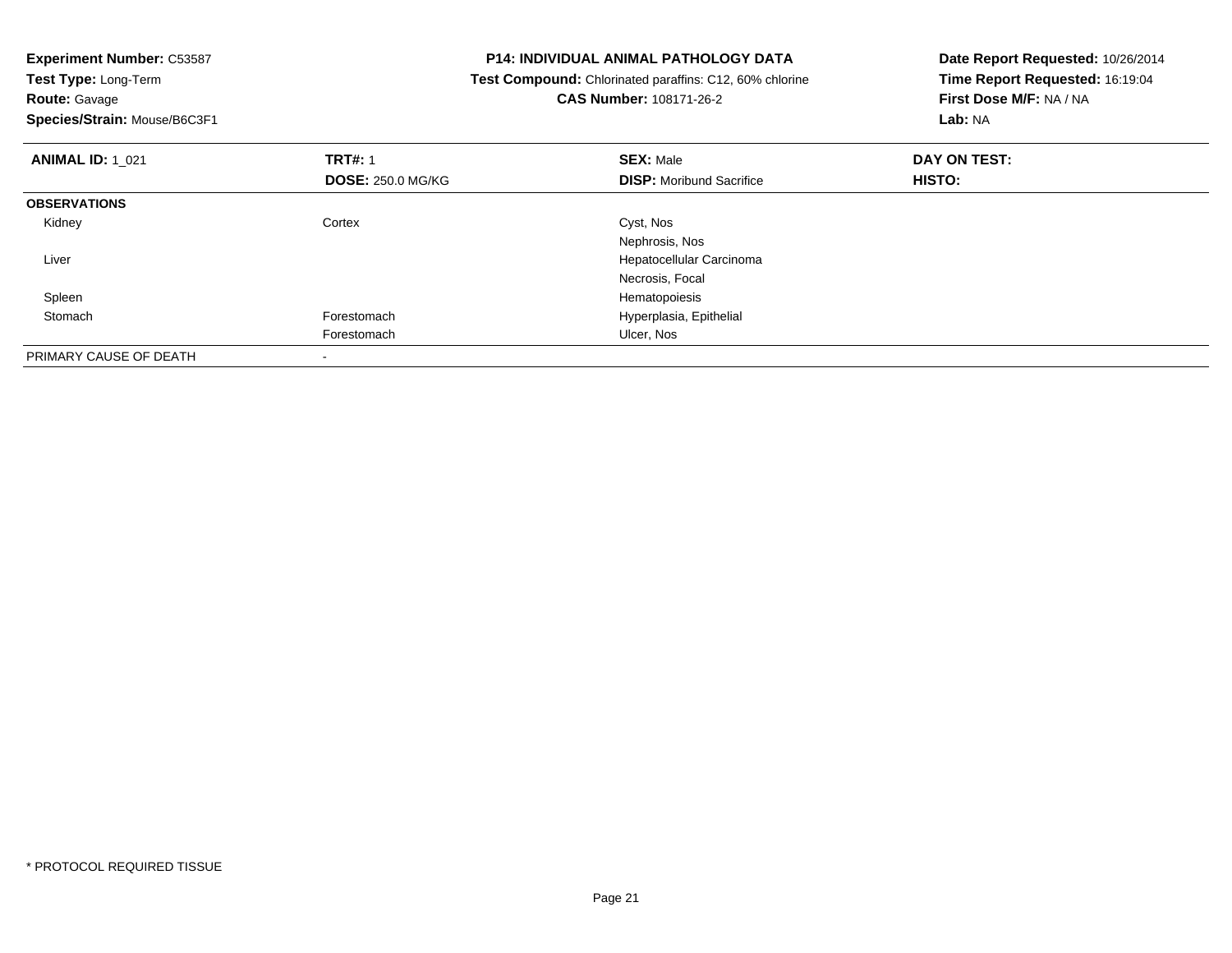**Experiment Number:** C53587
**Test Type:** Long-Term
**Route:** Gavage
**Species/Strain:** Mouse/B6C3F1

**P14: INDIVIDUAL ANIMAL PATHOLOGY DATA**
**Test Compound:** Chlorinated paraffins: C12, 60% chlorine
**CAS Number:** 108171-26-2

**Date Report Requested:** 10/26/2014
**Time Report Requested:** 16:19:04
**First Dose M/F:** NA / NA
**Lab:** NA

| **ANIMAL ID:** 1_021 | **TRT#:** 1 | **SEX:** Male | **DAY ON TEST:** |
|---|---|---|---|
| | **DOSE:** 250.0 MG/KG | **DISP:** Moribund Sacrifice | **HISTO:** |
| **OBSERVATIONS** | | | |
| Kidney | Cortex | Cyst, Nos | |
| | | Nephrosis, Nos | |
| Liver | | Hepatocellular Carcinoma | |
| | | Necrosis, Focal | |
| Spleen | | Hematopoiesis | |
| Stomach | Forestomach | Hyperplasia, Epithelial | |
| | Forestomach | Ulcer, Nos | |
| PRIMARY CAUSE OF DEATH | - | | |

* PROTOCOL REQUIRED TISSUE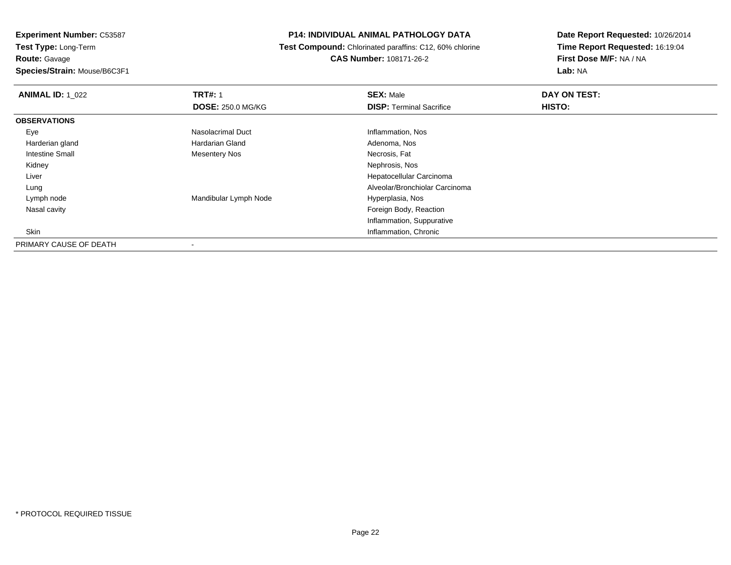**Experiment Number:** C53587
**Test Type:** Long-Term
**Route:** Gavage
**Species/Strain:** Mouse/B6C3F1

**P14: INDIVIDUAL ANIMAL PATHOLOGY DATA**
**Test Compound:** Chlorinated paraffins: C12, 60% chlorine
**CAS Number:** 108171-26-2

**Date Report Requested:** 10/26/2014
**Time Report Requested:** 16:19:04
**First Dose M/F:** NA / NA
**Lab:** NA

| **ANIMAL ID:** 1_022 | **TRT#:** 1 | **SEX:** Male | **DAY ON TEST:** |
|---|---|---|---|
| | **DOSE:** 250.0 MG/KG | **DISP:** Terminal Sacrifice | **HISTO:** |
| **OBSERVATIONS** | | | |
| Eye | Nasolacrimal Duct | Inflammation, Nos | |
| Harderian gland | Hardarian Gland | Adenoma, Nos | |
| Intestine Small | Mesentery Nos | Necrosis, Fat | |
| Kidney | | Nephrosis, Nos | |
| Liver | | Hepatocellular Carcinoma | |
| Lung | | Alveolar/Bronchiolar Carcinoma | |
| Lymph node | Mandibular Lymph Node | Hyperplasia, Nos | |
| Nasal cavity | | Foreign Body, Reaction | |
| | | Inflammation, Suppurative | |
| Skin | | Inflammation, Chronic | |
| PRIMARY CAUSE OF DEATH | - | | |

* PROTOCOL REQUIRED TISSUE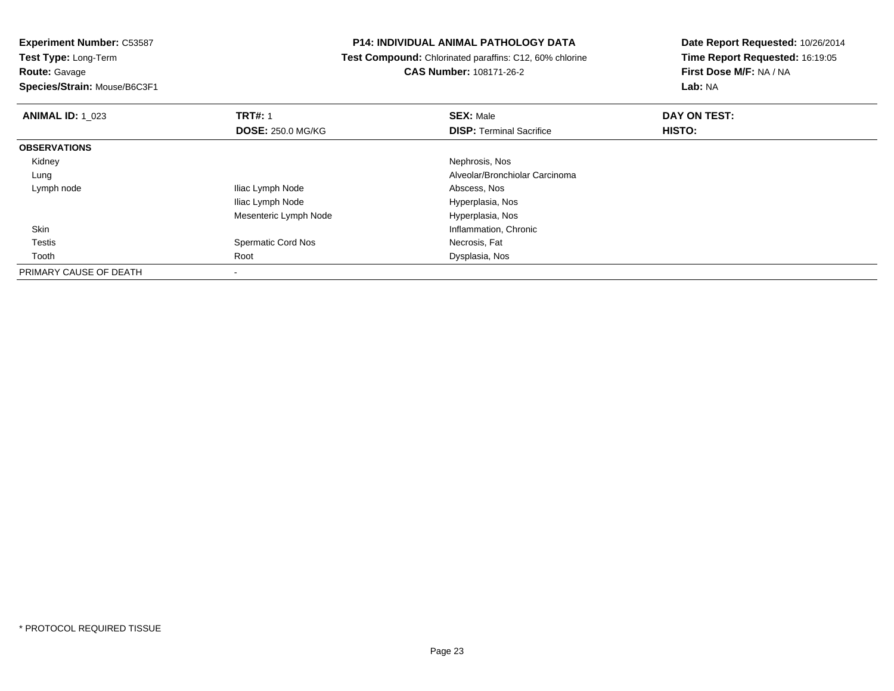**Experiment Number:** C53587
**Test Type:** Long-Term
**Route:** Gavage
**Species/Strain:** Mouse/B6C3F1

**P14: INDIVIDUAL ANIMAL PATHOLOGY DATA**
**Test Compound:** Chlorinated paraffins: C12, 60% chlorine
**CAS Number:** 108171-26-2

**Date Report Requested:** 10/26/2014
**Time Report Requested:** 16:19:05
**First Dose M/F:** NA / NA
**Lab:** NA

| **ANIMAL ID:** 1_023 | **TRT#:** 1 | **SEX:** Male | **DAY ON TEST:** |
|---|---|---|---|
| | **DOSE:** 250.0 MG/KG | **DISP:** Terminal Sacrifice | **HISTO:** |
| **OBSERVATIONS** | | | |
| Kidney | | Nephrosis, Nos | |
| Lung | | Alveolar/Bronchiolar Carcinoma | |
| Lymph node | Iliac Lymph Node | Abscess, Nos | |
| | Iliac Lymph Node | Hyperplasia, Nos | |
| | Mesenteric Lymph Node | Hyperplasia, Nos | |
| Skin | | Inflammation, Chronic | |
| Testis | Spermatic Cord Nos | Necrosis, Fat | |
| Tooth | Root | Dysplasia, Nos | |
| PRIMARY CAUSE OF DEATH | - | | |

* PROTOCOL REQUIRED TISSUE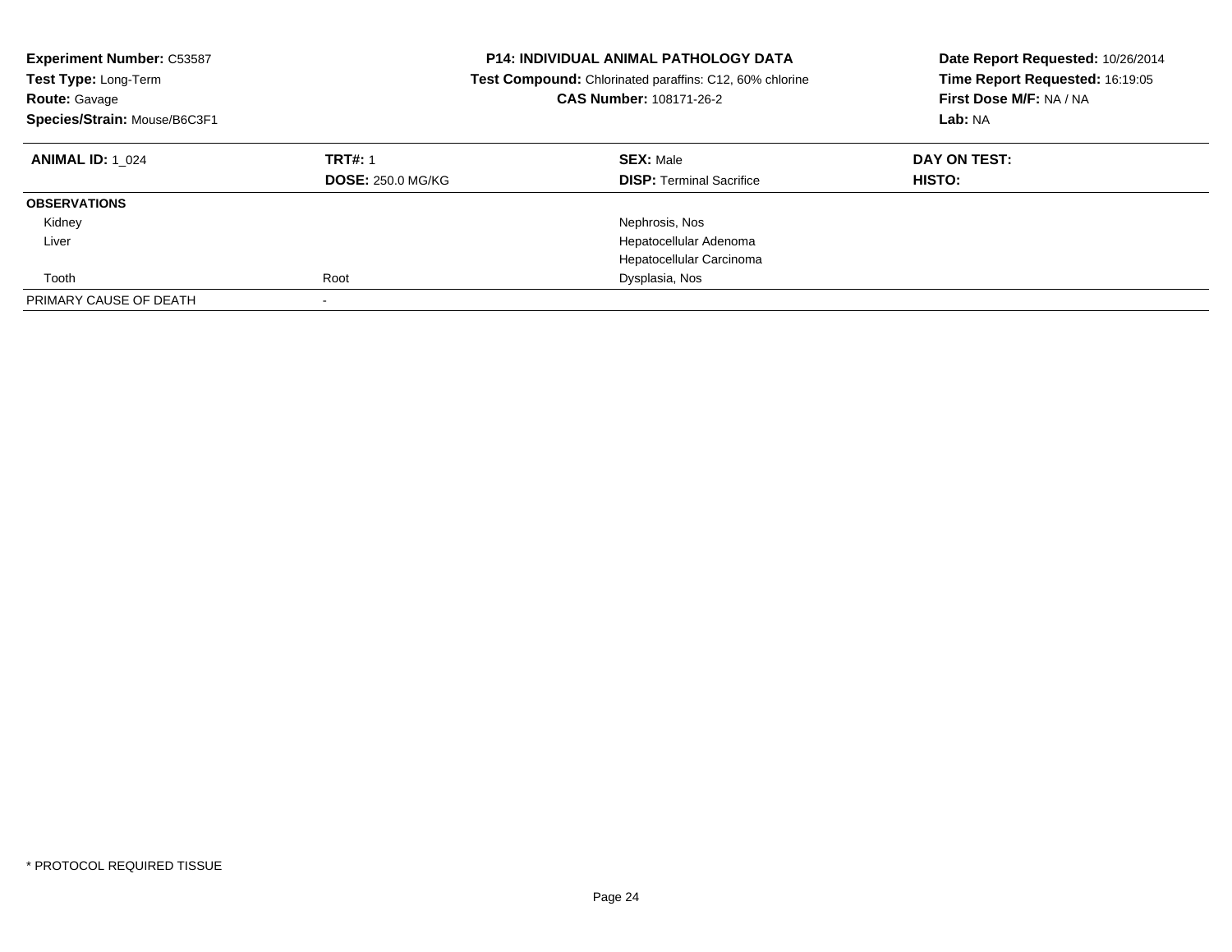**Experiment Number:** C53587
**Test Type:** Long-Term
**Route:** Gavage
**Species/Strain:** Mouse/B6C3F1

**P14: INDIVIDUAL ANIMAL PATHOLOGY DATA**
**Test Compound:** Chlorinated paraffins: C12, 60% chlorine
**CAS Number:** 108171-26-2

**Date Report Requested:** 10/26/2014
**Time Report Requested:** 16:19:05
**First Dose M/F:** NA / NA
**Lab:** NA

| **ANIMAL ID:** 1_024 | **TRT#:** 1 | **SEX:** Male | **DAY ON TEST:** |
|---|---|---|---|
| | **DOSE:** 250.0 MG/KG | **DISP:** Terminal Sacrifice | **HISTO:** |
| **OBSERVATIONS** | | | |
| Kidney | | Nephrosis, Nos | |
| Liver | | Hepatocellular Adenoma | |
| | | Hepatocellular Carcinoma | |
| Tooth | Root | Dysplasia, Nos | |
| PRIMARY CAUSE OF DEATH | - | | |

\* PROTOCOL REQUIRED TISSUE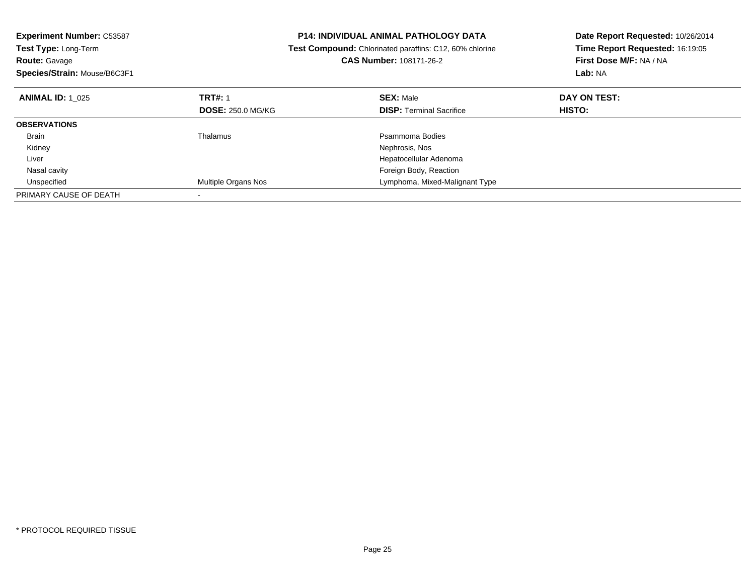**Experiment Number:** C53587
**Test Type:** Long-Term
**Route:** Gavage
**Species/Strain:** Mouse/B6C3F1

**P14: INDIVIDUAL ANIMAL PATHOLOGY DATA**
**Test Compound:** Chlorinated paraffins: C12, 60% chlorine
**CAS Number:** 108171-26-2

**Date Report Requested:** 10/26/2014
**Time Report Requested:** 16:19:05
**First Dose M/F:** NA / NA
**Lab:** NA

| **ANIMAL ID:** 1_025 | **TRT#:** 1 | **SEX:** Male | **DAY ON TEST:** |
|---|---|---|---|
| | **DOSE:** 250.0 MG/KG | **DISP:** Terminal Sacrifice | **HISTO:** |
| **OBSERVATIONS** | | | |
| Brain | Thalamus | Psammoma Bodies | |
| Kidney | | Nephrosis, Nos | |
| Liver | | Hepatocellular Adenoma | |
| Nasal cavity | | Foreign Body, Reaction | |
| Unspecified | Multiple Organs Nos | Lymphoma, Mixed-Malignant Type | |
| PRIMARY CAUSE OF DEATH | - | | |

\* PROTOCOL REQUIRED TISSUE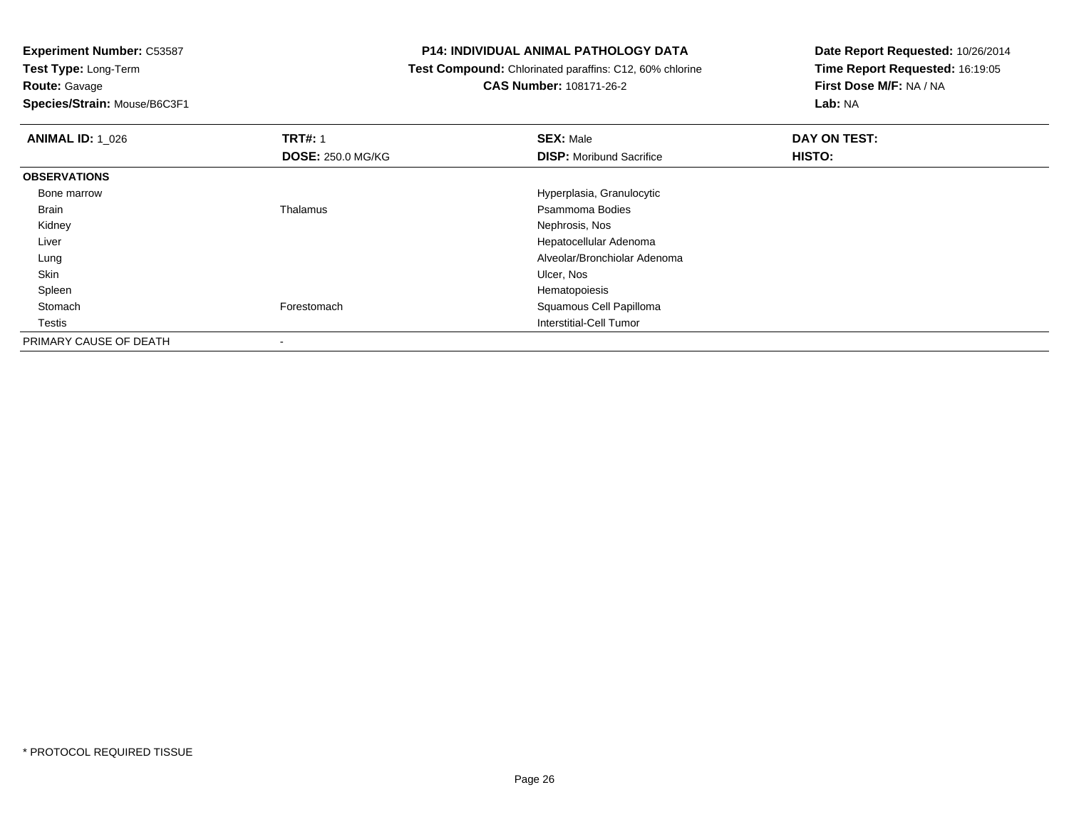**Experiment Number:** C53587
**Test Type:** Long-Term
**Route:** Gavage
**Species/Strain:** Mouse/B6C3F1

**P14: INDIVIDUAL ANIMAL PATHOLOGY DATA**
**Test Compound:** Chlorinated paraffins: C12, 60% chlorine
**CAS Number:** 108171-26-2

**Date Report Requested:** 10/26/2014
**Time Report Requested:** 16:19:05
**First Dose M/F:** NA / NA
**Lab:** NA

| **ANIMAL ID:** 1_026 | **TRT#:** 1 | **SEX:** Male | **DAY ON TEST:** |
|---|---|---|---|
| | **DOSE:** 250.0 MG/KG | **DISP:** Moribund Sacrifice | **HISTO:** |
| **OBSERVATIONS** | | | |
| Bone marrow | | Hyperplasia, Granulocytic | |
| Brain | Thalamus | Psammoma Bodies | |
| Kidney | | Nephrosis, Nos | |
| Liver | | Hepatocellular Adenoma | |
| Lung | | Alveolar/Bronchiolar Adenoma | |
| Skin | | Ulcer, Nos | |
| Spleen | | Hematopoiesis | |
| Stomach | Forestomach | Squamous Cell Papilloma | |
| Testis | | Interstitial-Cell Tumor | |
| PRIMARY CAUSE OF DEATH | - | | |

* PROTOCOL REQUIRED TISSUE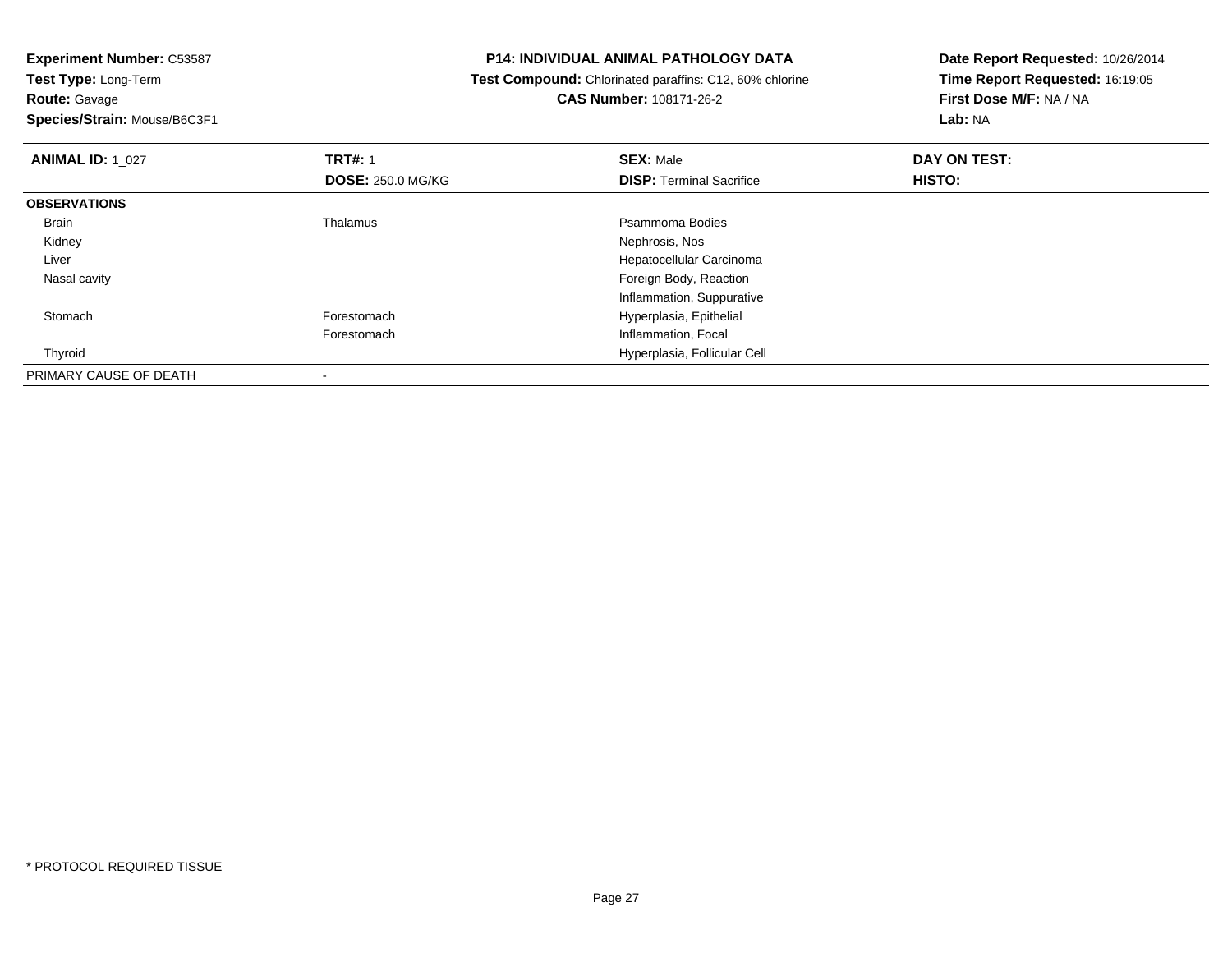**Experiment Number:** C53587
**Test Type:** Long-Term
**Route:** Gavage
**Species/Strain:** Mouse/B6C3F1

**P14: INDIVIDUAL ANIMAL PATHOLOGY DATA**
**Test Compound:** Chlorinated paraffins: C12, 60% chlorine
**CAS Number:** 108171-26-2

**Date Report Requested:** 10/26/2014
**Time Report Requested:** 16:19:05
**First Dose M/F:** NA / NA
**Lab:** NA

| **ANIMAL ID:** 1_027 | **TRT#:** 1 | **SEX:** Male | **DAY ON TEST:** |
|---|---|---|---|
| | **DOSE:** 250.0 MG/KG | **DISP:** Terminal Sacrifice | **HISTO:** |
| **OBSERVATIONS** | | | |
| Brain | Thalamus | Psammoma Bodies | |
| Kidney | | Nephrosis, Nos | |
| Liver | | Hepatocellular Carcinoma | |
| Nasal cavity | | Foreign Body, Reaction | |
| | | Inflammation, Suppurative | |
| Stomach | Forestomach | Hyperplasia, Epithelial | |
| | Forestomach | Inflammation, Focal | |
| Thyroid | | Hyperplasia, Follicular Cell | |
| PRIMARY CAUSE OF DEATH | - | | |

* PROTOCOL REQUIRED TISSUE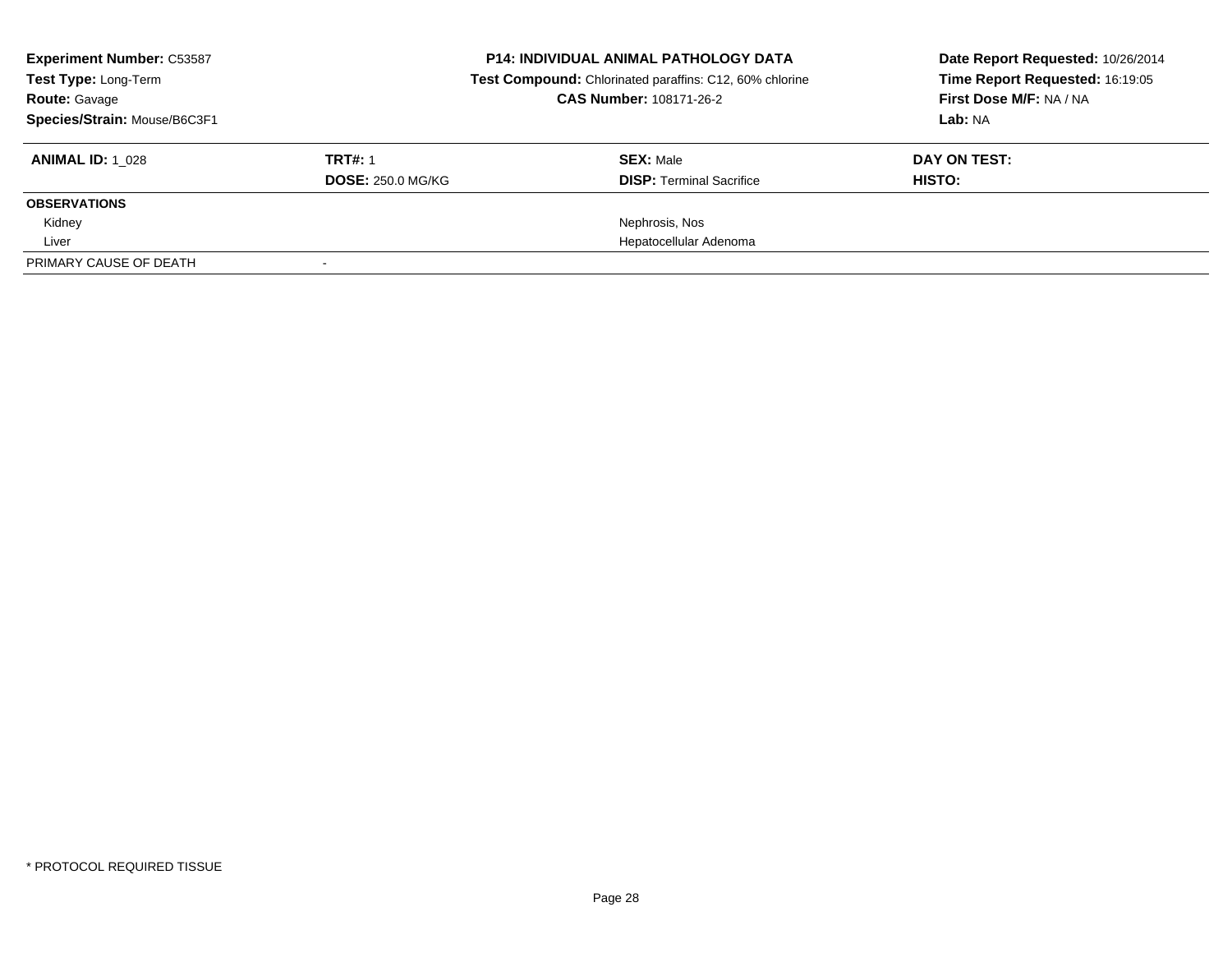**Experiment Number:** C53587
**Test Type:** Long-Term
**Route:** Gavage
**Species/Strain:** Mouse/B6C3F1

**P14: INDIVIDUAL ANIMAL PATHOLOGY DATA**
**Test Compound:** Chlorinated paraffins: C12, 60% chlorine
**CAS Number:** 108171-26-2

**Date Report Requested:** 10/26/2014
**Time Report Requested:** 16:19:05
**First Dose M/F:** NA / NA
**Lab:** NA

| **ANIMAL ID:** 1_028 | **TRT#:** 1 | **SEX:** Male | **DAY ON TEST:** |
|---|---|---|---|
| | **DOSE:** 250.0 MG/KG | **DISP:** Terminal Sacrifice | **HISTO:** |
| **OBSERVATIONS** | | | |
| Kidney | | Nephrosis, Nos | |
| Liver | | Hepatocellular Adenoma | |
| PRIMARY CAUSE OF DEATH | - | | |

\* PROTOCOL REQUIRED TISSUE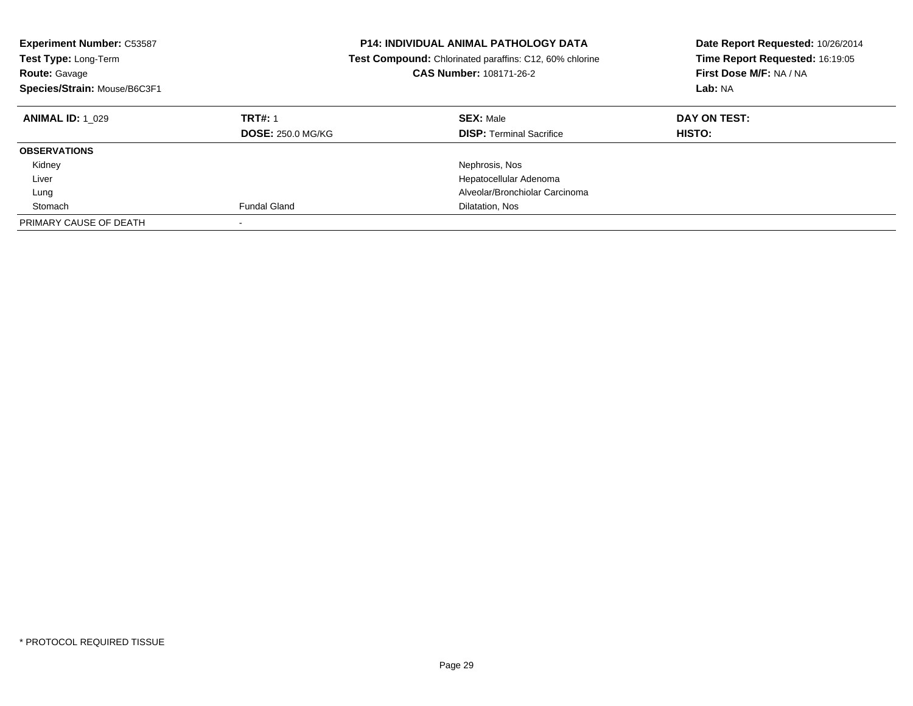**Experiment Number:** C53587
**Test Type:** Long-Term
**Route:** Gavage
**Species/Strain:** Mouse/B6C3F1

**P14: INDIVIDUAL ANIMAL PATHOLOGY DATA**
**Test Compound:** Chlorinated paraffins: C12, 60% chlorine
**CAS Number:** 108171-26-2

**Date Report Requested:** 10/26/2014
**Time Report Requested:** 16:19:05
**First Dose M/F:** NA / NA
**Lab:** NA

| **ANIMAL ID:** 1_029 | **TRT#:** 1 | **SEX:** Male | **DAY ON TEST:** |
|---|---|---|---|
| | **DOSE:** 250.0 MG/KG | **DISP:** Terminal Sacrifice | **HISTO:** |
| **OBSERVATIONS** | | | |
| Kidney | | Nephrosis, Nos | |
| Liver | | Hepatocellular Adenoma | |
| Lung | | Alveolar/Bronchiolar Carcinoma | |
| Stomach | Fundal Gland | Dilatation, Nos | |
| PRIMARY CAUSE OF DEATH | - | | |

* PROTOCOL REQUIRED TISSUE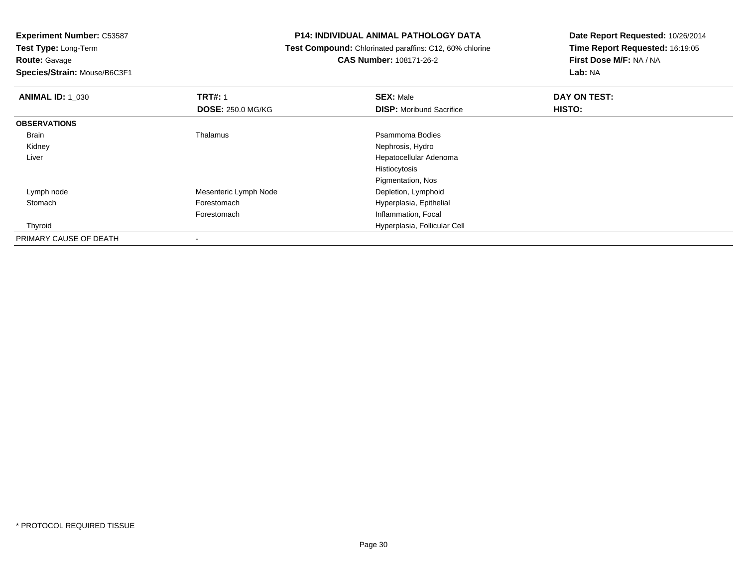**Experiment Number:** C53587
**Test Type:** Long-Term
**Route:** Gavage
**Species/Strain:** Mouse/B6C3F1

**P14: INDIVIDUAL ANIMAL PATHOLOGY DATA**
**Test Compound:** Chlorinated paraffins: C12, 60% chlorine
**CAS Number:** 108171-26-2

**Date Report Requested:** 10/26/2014
**Time Report Requested:** 16:19:05
**First Dose M/F:** NA / NA
**Lab:** NA

| **ANIMAL ID:** 1_030 | **TRT#:** 1 | **SEX:** Male | **DAY ON TEST:** |
|---|---|---|---|
| | **DOSE:** 250.0 MG/KG | **DISP:** Moribund Sacrifice | **HISTO:** |
| **OBSERVATIONS** | | | |
| Brain | Thalamus | Psammoma Bodies | |
| Kidney | | Nephrosis, Hydro | |
| Liver | | Hepatocellular Adenoma | |
| | | Histiocytosis | |
| | | Pigmentation, Nos | |
| Lymph node | Mesenteric Lymph Node | Depletion, Lymphoid | |
| Stomach | Forestomach | Hyperplasia, Epithelial | |
| | Forestomach | Inflammation, Focal | |
| Thyroid | | Hyperplasia, Follicular Cell | |
| PRIMARY CAUSE OF DEATH | - | | |

* PROTOCOL REQUIRED TISSUE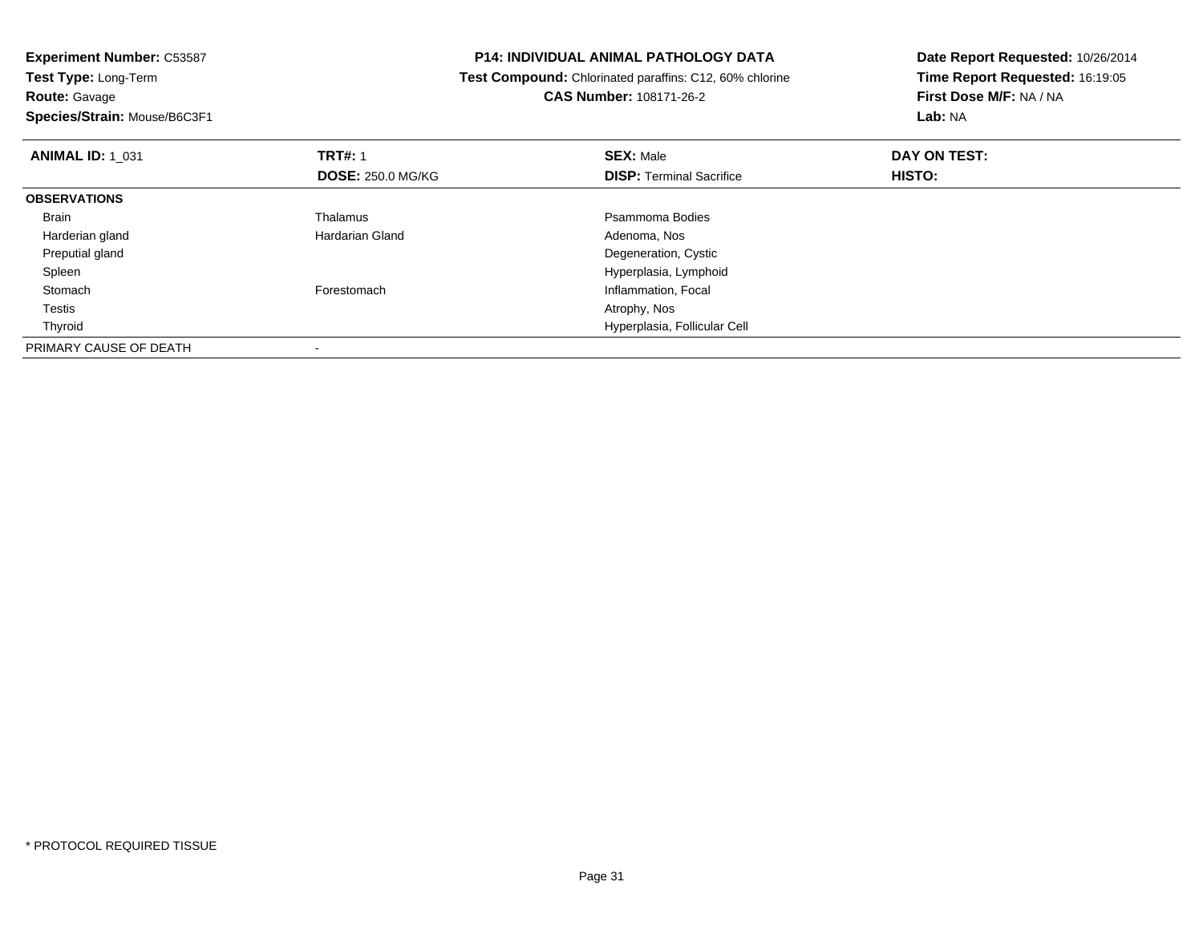**Experiment Number:** C53587
**Test Type:** Long-Term
**Route:** Gavage
**Species/Strain:** Mouse/B6C3F1

**P14: INDIVIDUAL ANIMAL PATHOLOGY DATA**
**Test Compound:** Chlorinated paraffins: C12, 60% chlorine
**CAS Number:** 108171-26-2

**Date Report Requested:** 10/26/2014
**Time Report Requested:** 16:19:05
**First Dose M/F:** NA / NA
**Lab:** NA

| **ANIMAL ID:** 1_031 | **TRT#:** 1 | **SEX:** Male | **DAY ON TEST:** |
|---|---|---|---|
| | **DOSE:** 250.0 MG/KG | **DISP:** Terminal Sacrifice | **HISTO:** |
| **OBSERVATIONS** | | | |
| Brain | Thalamus | Psammoma Bodies | |
| Harderian gland | Hardarian Gland | Adenoma, Nos | |
| Preputial gland | | Degeneration, Cystic | |
| Spleen | | Hyperplasia, Lymphoid | |
| Stomach | Forestomach | Inflammation, Focal | |
| Testis | | Atrophy, Nos | |
| Thyroid | | Hyperplasia, Follicular Cell | |
| PRIMARY CAUSE OF DEATH | - | | |

* PROTOCOL REQUIRED TISSUE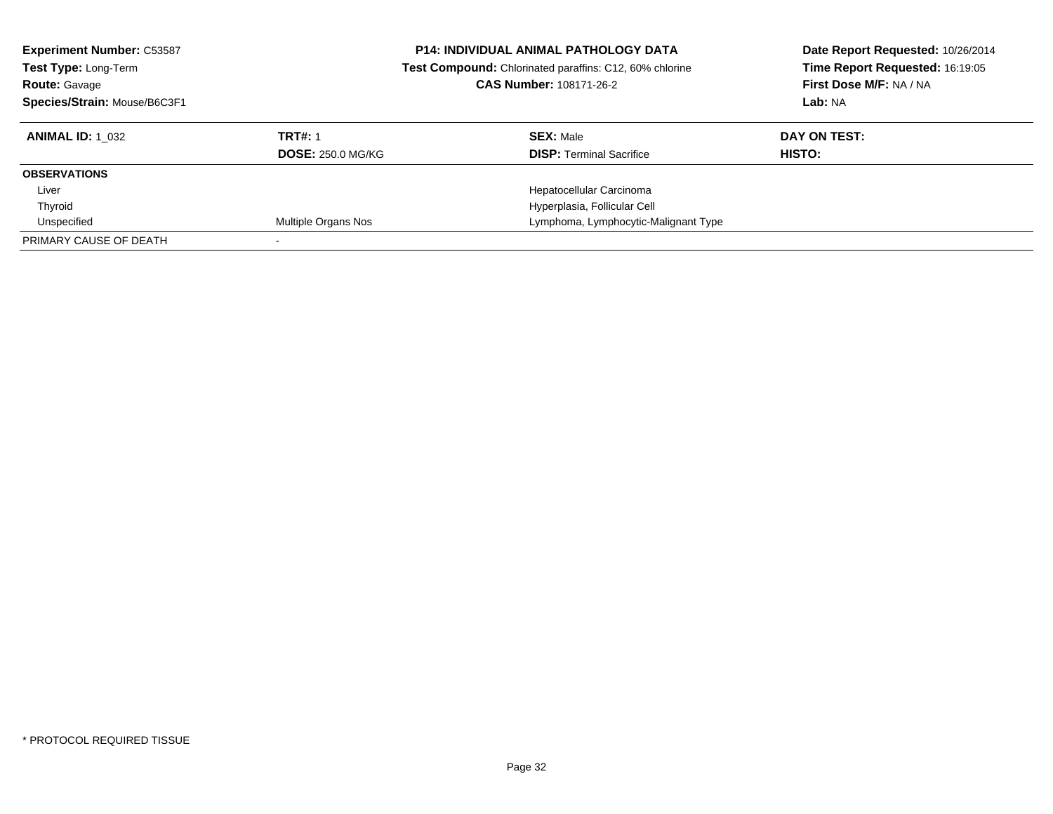**Experiment Number:** C53587
**Test Type:** Long-Term
**Route:** Gavage
**Species/Strain:** Mouse/B6C3F1

**P14: INDIVIDUAL ANIMAL PATHOLOGY DATA**
**Test Compound:** Chlorinated paraffins: C12, 60% chlorine
**CAS Number:** 108171-26-2

**Date Report Requested:** 10/26/2014
**Time Report Requested:** 16:19:05
**First Dose M/F:** NA / NA
**Lab:** NA

| **ANIMAL ID:** 1_032 | **TRT#:** 1 | **SEX:** Male | **DAY ON TEST:** |
|---|---|---|---|
| | **DOSE:** 250.0 MG/KG | **DISP:** Terminal Sacrifice | **HISTO:** |
| **OBSERVATIONS** | | | |
| Liver | | Hepatocellular Carcinoma | |
| Thyroid | | Hyperplasia, Follicular Cell | |
| Unspecified | Multiple Organs Nos | Lymphoma, Lymphocytic-Malignant Type | |
| PRIMARY CAUSE OF DEATH | - | | |

\* PROTOCOL REQUIRED TISSUE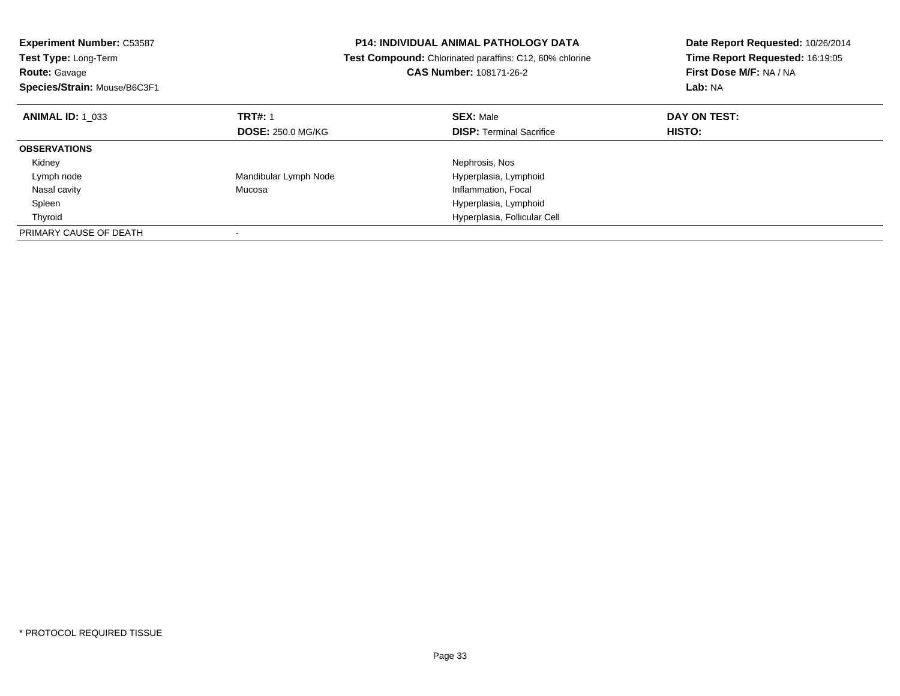**Experiment Number:** C53587
**Test Type:** Long-Term
**Route:** Gavage
**Species/Strain:** Mouse/B6C3F1

**P14: INDIVIDUAL ANIMAL PATHOLOGY DATA**
**Test Compound:** Chlorinated paraffins: C12, 60% chlorine
**CAS Number:** 108171-26-2

**Date Report Requested:** 10/26/2014
**Time Report Requested:** 16:19:05
**First Dose M/F:** NA / NA
**Lab:** NA

| **ANIMAL ID:** 1_033 | **TRT#:** 1 | **SEX:** Male | **DAY ON TEST:** |
|---|---|---|---|
| | **DOSE:** 250.0 MG/KG | **DISP:** Terminal Sacrifice | **HISTO:** |
| **OBSERVATIONS** | | | |
| Kidney | | Nephrosis, Nos | |
| Lymph node | Mandibular Lymph Node | Hyperplasia, Lymphoid | |
| Nasal cavity | Mucosa | Inflammation, Focal | |
| Spleen | | Hyperplasia, Lymphoid | |
| Thyroid | | Hyperplasia, Follicular Cell | |
| PRIMARY CAUSE OF DEATH | - | | |

* PROTOCOL REQUIRED TISSUE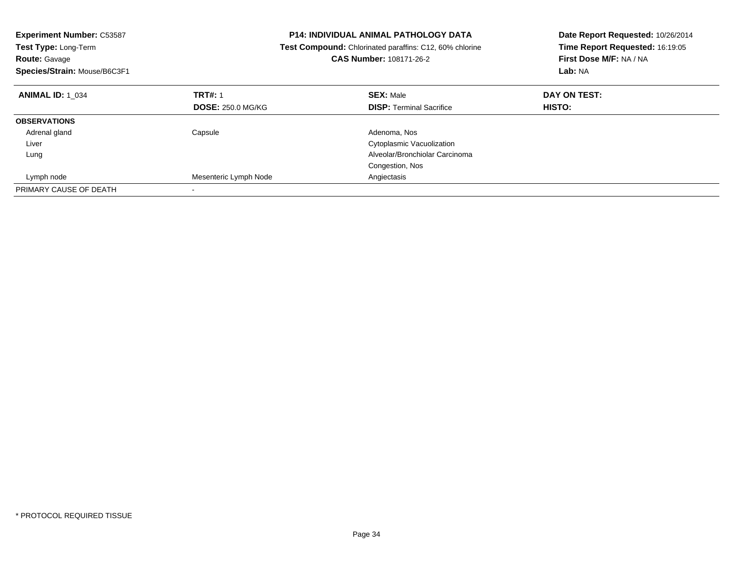**Experiment Number:** C53587
**Test Type:** Long-Term
**Route:** Gavage
**Species/Strain:** Mouse/B6C3F1

**P14: INDIVIDUAL ANIMAL PATHOLOGY DATA**
**Test Compound:** Chlorinated paraffins: C12, 60% chlorine
**CAS Number:** 108171-26-2

**Date Report Requested:** 10/26/2014
**Time Report Requested:** 16:19:05
**First Dose M/F:** NA / NA
**Lab:** NA

| **ANIMAL ID:** 1_034 | **TRT#:** 1 | **SEX:** Male | **DAY ON TEST:** |
|---|---|---|---|
| | **DOSE:** 250.0 MG/KG | **DISP:** Terminal Sacrifice | **HISTO:** |
| **OBSERVATIONS** | | | |
| Adrenal gland | Capsule | Adenoma, Nos | |
| Liver | | Cytoplasmic Vacuolization | |
| Lung | | Alveolar/Bronchiolar Carcinoma | |
| | | Congestion, Nos | |
| Lymph node | Mesenteric Lymph Node | Angiectasis | |
| PRIMARY CAUSE OF DEATH | - | | |

* PROTOCOL REQUIRED TISSUE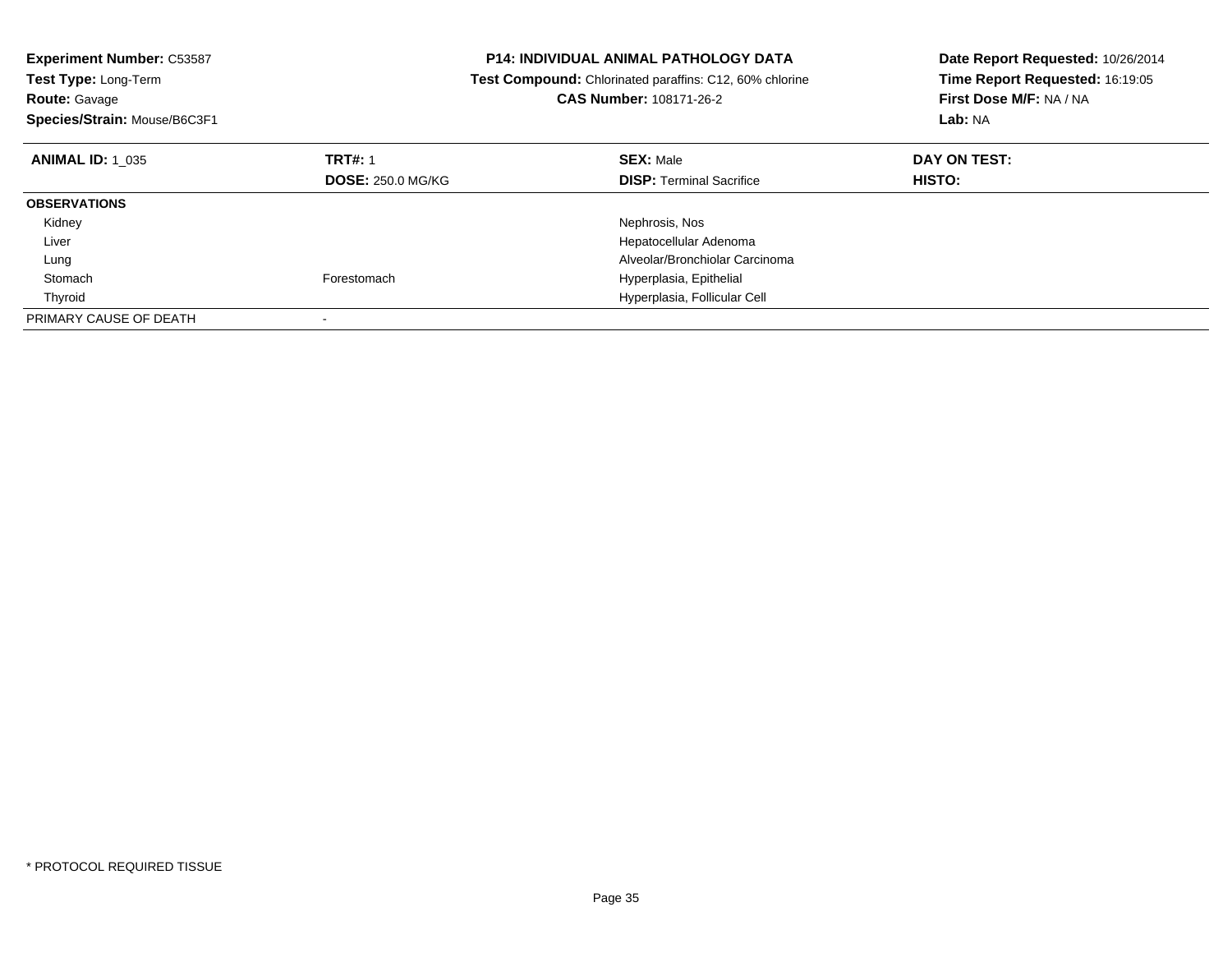**Experiment Number:** C53587
**Test Type:** Long-Term
**Route:** Gavage
**Species/Strain:** Mouse/B6C3F1

**P14: INDIVIDUAL ANIMAL PATHOLOGY DATA**
**Test Compound:** Chlorinated paraffins: C12, 60% chlorine
**CAS Number:** 108171-26-2

**Date Report Requested:** 10/26/2014
**Time Report Requested:** 16:19:05
**First Dose M/F:** NA / NA
**Lab:** NA

| **ANIMAL ID:** 1_035 | **TRT#:** 1 | **SEX:** Male | **DAY ON TEST:** |
|---|---|---|---|
| | **DOSE:** 250.0 MG/KG | **DISP:** Terminal Sacrifice | **HISTO:** |
| **OBSERVATIONS** | | | |
| Kidney | | Nephrosis, Nos | |
| Liver | | Hepatocellular Adenoma | |
| Lung | | Alveolar/Bronchiolar Carcinoma | |
| Stomach | Forestomach | Hyperplasia, Epithelial | |
| Thyroid | | Hyperplasia, Follicular Cell | |
| PRIMARY CAUSE OF DEATH | - | | |

* PROTOCOL REQUIRED TISSUE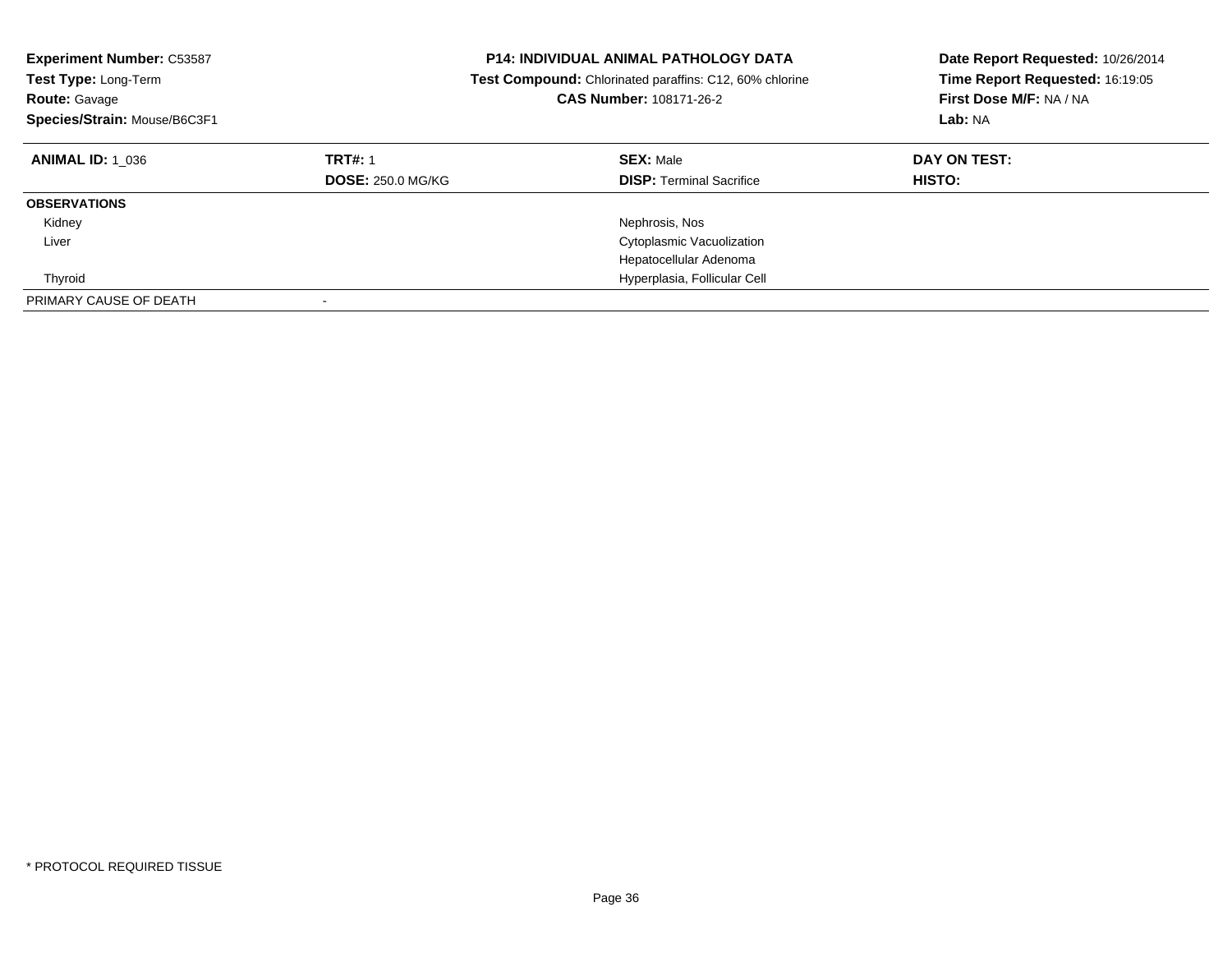**Experiment Number:** C53587
**Test Type:** Long-Term
**Route:** Gavage
**Species/Strain:** Mouse/B6C3F1

**P14: INDIVIDUAL ANIMAL PATHOLOGY DATA**
**Test Compound:** Chlorinated paraffins: C12, 60% chlorine
**CAS Number:** 108171-26-2

**Date Report Requested:** 10/26/2014
**Time Report Requested:** 16:19:05
**First Dose M/F:** NA / NA
**Lab:** NA

| **ANIMAL ID:** 1_036 | **TRT#:** 1 | **SEX:** Male | **DAY ON TEST:** |
|---|---|---|---|
| | **DOSE:** 250.0 MG/KG | **DISP:** Terminal Sacrifice | **HISTO:** |
| **OBSERVATIONS** | | | |
| Kidney | | Nephrosis, Nos | |
| Liver | | Cytoplasmic Vacuolization | |
| | | Hepatocellular Adenoma | |
| Thyroid | | Hyperplasia, Follicular Cell | |
| PRIMARY CAUSE OF DEATH | - | | |

* PROTOCOL REQUIRED TISSUE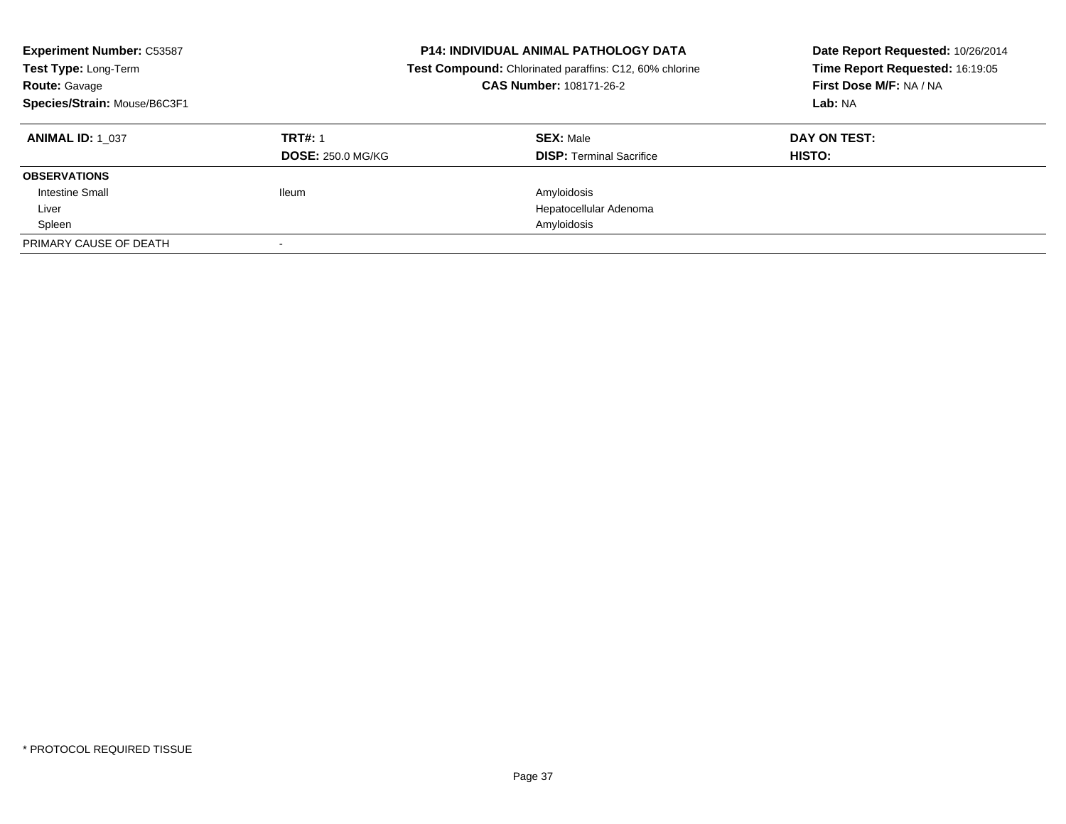**Experiment Number:** C53587
**Test Type:** Long-Term
**Route:** Gavage
**Species/Strain:** Mouse/B6C3F1

**P14: INDIVIDUAL ANIMAL PATHOLOGY DATA**
**Test Compound:** Chlorinated paraffins: C12, 60% chlorine
**CAS Number:** 108171-26-2

**Date Report Requested:** 10/26/2014
**Time Report Requested:** 16:19:05
**First Dose M/F:** NA / NA
**Lab:** NA

| **ANIMAL ID:** 1_037 | **TRT#:** 1 | **SEX:** Male | **DAY ON TEST:** |
|---|---|---|---|
| | **DOSE:** 250.0 MG/KG | **DISP:** Terminal Sacrifice | **HISTO:** |
| **OBSERVATIONS** | | | |
| Intestine Small | Ileum | Amyloidosis | |
| Liver | | Hepatocellular Adenoma | |
| Spleen | | Amyloidosis | |
| PRIMARY CAUSE OF DEATH | - | | |

\* PROTOCOL REQUIRED TISSUE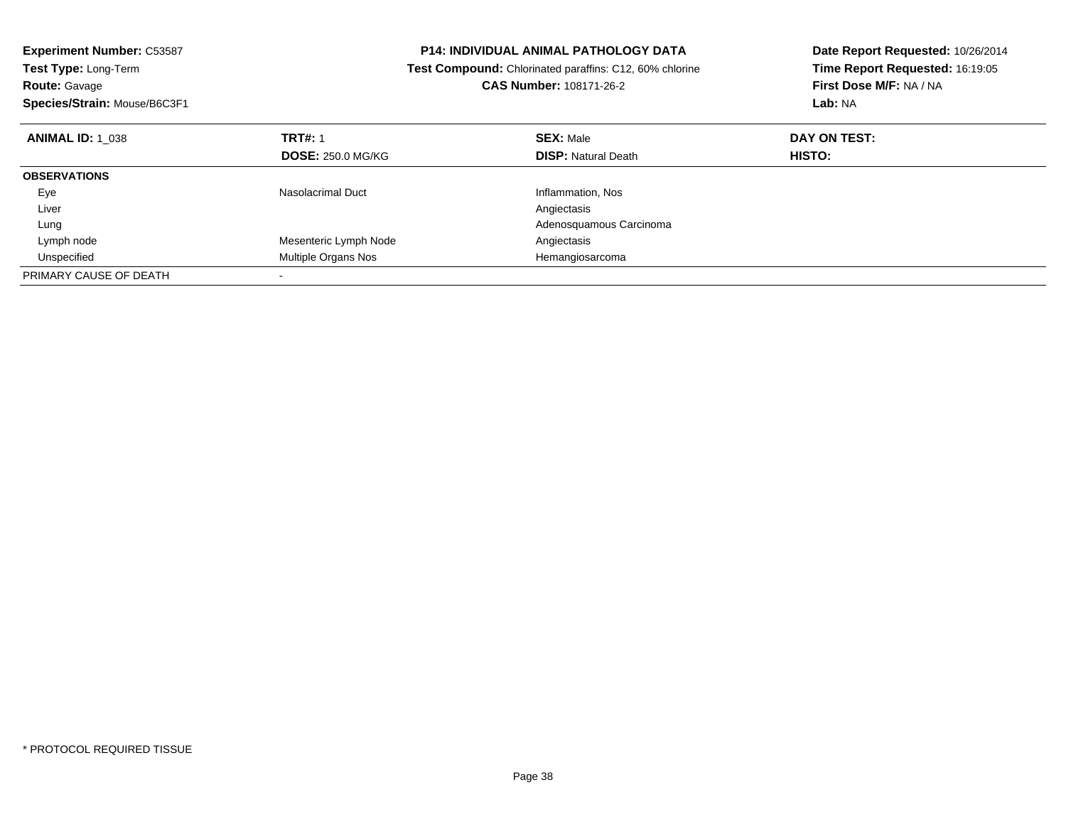**Experiment Number:** C53587
**Test Type:** Long-Term
**Route:** Gavage
**Species/Strain:** Mouse/B6C3F1

**P14: INDIVIDUAL ANIMAL PATHOLOGY DATA**
**Test Compound:** Chlorinated paraffins: C12, 60% chlorine
**CAS Number:** 108171-26-2

**Date Report Requested:** 10/26/2014
**Time Report Requested:** 16:19:05
**First Dose M/F:** NA / NA
**Lab:** NA

| **ANIMAL ID:** 1_038 | **TRT#:** 1 | **SEX:** Male | **DAY ON TEST:** |
|---|---|---|---|
| | **DOSE:** 250.0 MG/KG | **DISP:** Natural Death | **HISTO:** |
| **OBSERVATIONS** | | | |
| Eye | Nasolacrimal Duct | Inflammation, Nos | |
| Liver | | Angiectasis | |
| Lung | | Adenosquamous Carcinoma | |
| Lymph node | Mesenteric Lymph Node | Angiectasis | |
| Unspecified | Multiple Organs Nos | Hemangiosarcoma | |
| PRIMARY CAUSE OF DEATH | - | | |

* PROTOCOL REQUIRED TISSUE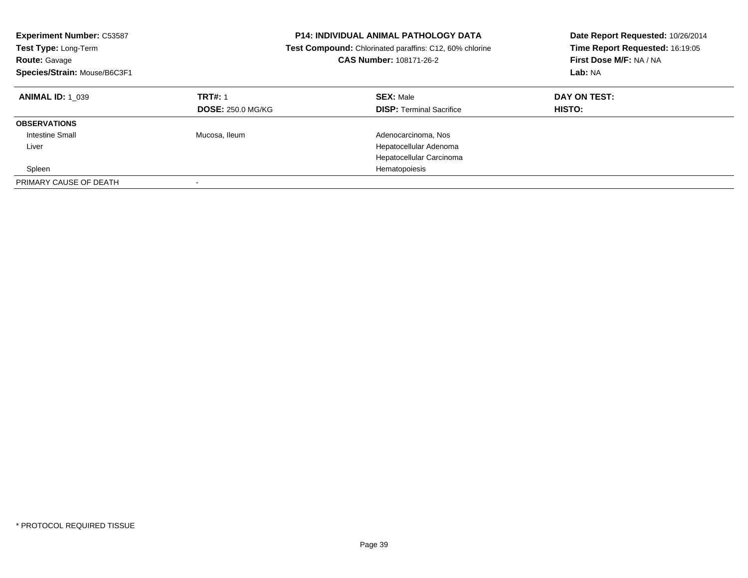**Experiment Number:** C53587
**Test Type:** Long-Term
**Route:** Gavage
**Species/Strain:** Mouse/B6C3F1

**P14: INDIVIDUAL ANIMAL PATHOLOGY DATA**
**Test Compound:** Chlorinated paraffins: C12, 60% chlorine
**CAS Number:** 108171-26-2

**Date Report Requested:** 10/26/2014
**Time Report Requested:** 16:19:05
**First Dose M/F:** NA / NA
**Lab:** NA

| **ANIMAL ID:** 1_039 | **TRT#:** 1 | **SEX:** Male | **DAY ON TEST:** |
|---|---|---|---|
| | **DOSE:** 250.0 MG/KG | **DISP:** Terminal Sacrifice | **HISTO:** |
| **OBSERVATIONS** | | | |
| Intestine Small | Mucosa, Ileum | Adenocarcinoma, Nos | |
| Liver | | Hepatocellular Adenoma | |
| | | Hepatocellular Carcinoma | |
| Spleen | | Hematopoiesis | |
| PRIMARY CAUSE OF DEATH | - | | |

\* PROTOCOL REQUIRED TISSUE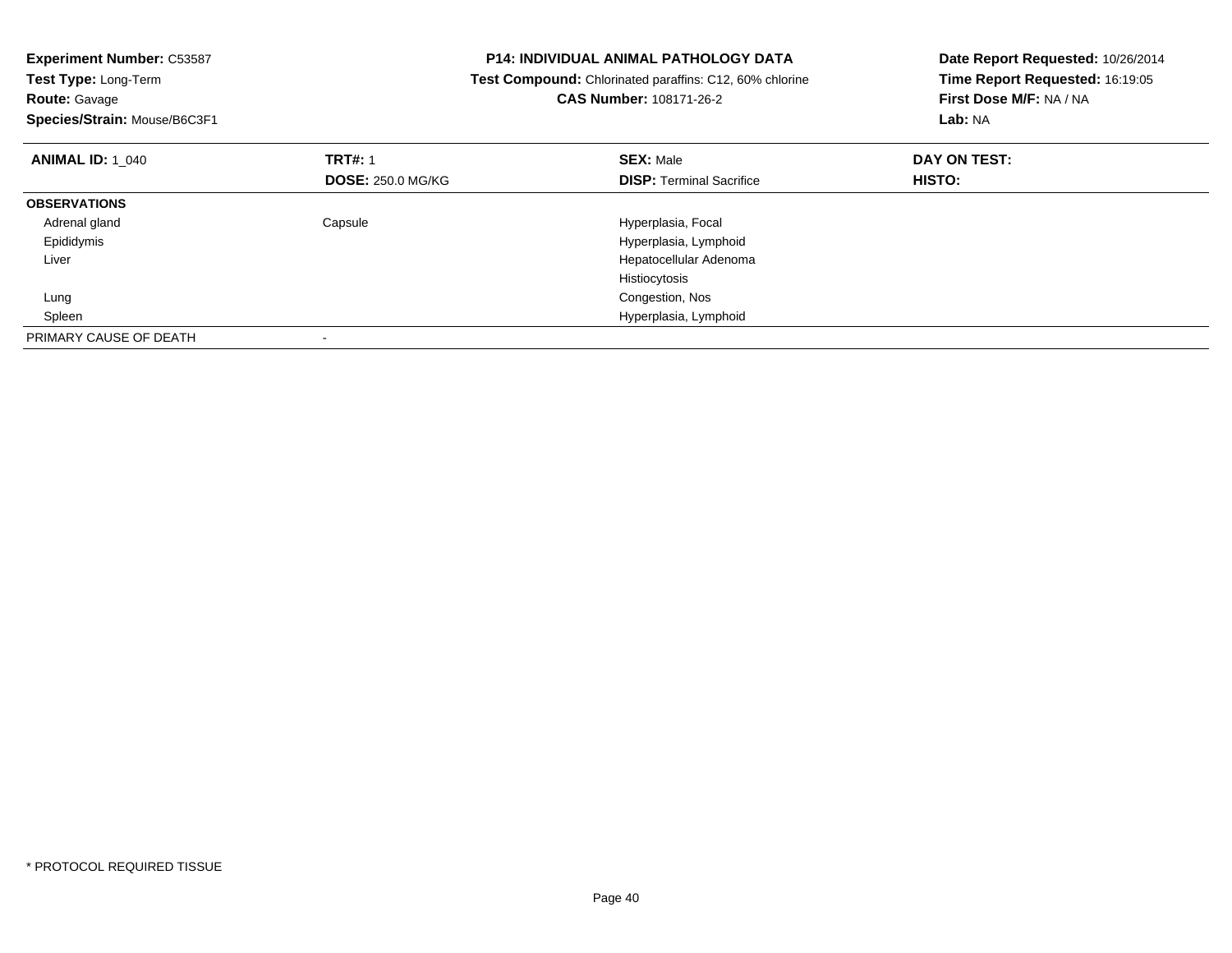**Experiment Number:** C53587
**Test Type:** Long-Term
**Route:** Gavage
**Species/Strain:** Mouse/B6C3F1

**P14: INDIVIDUAL ANIMAL PATHOLOGY DATA**
**Test Compound:** Chlorinated paraffins: C12, 60% chlorine
**CAS Number:** 108171-26-2

**Date Report Requested:** 10/26/2014
**Time Report Requested:** 16:19:05
**First Dose M/F:** NA / NA
**Lab:** NA

| **ANIMAL ID:** 1_040 | **TRT#:** 1 | **SEX:** Male | **DAY ON TEST:** |
|---|---|---|---|
| | **DOSE:** 250.0 MG/KG | **DISP:** Terminal Sacrifice | **HISTO:** |
| **OBSERVATIONS** | | | |
| Adrenal gland | Capsule | Hyperplasia, Focal | |
| Epididymis | | Hyperplasia, Lymphoid | |
| Liver | | Hepatocellular Adenoma | |
| | | Histiocytosis | |
| Lung | | Congestion, Nos | |
| Spleen | | Hyperplasia, Lymphoid | |
| PRIMARY CAUSE OF DEATH | - | | |

* PROTOCOL REQUIRED TISSUE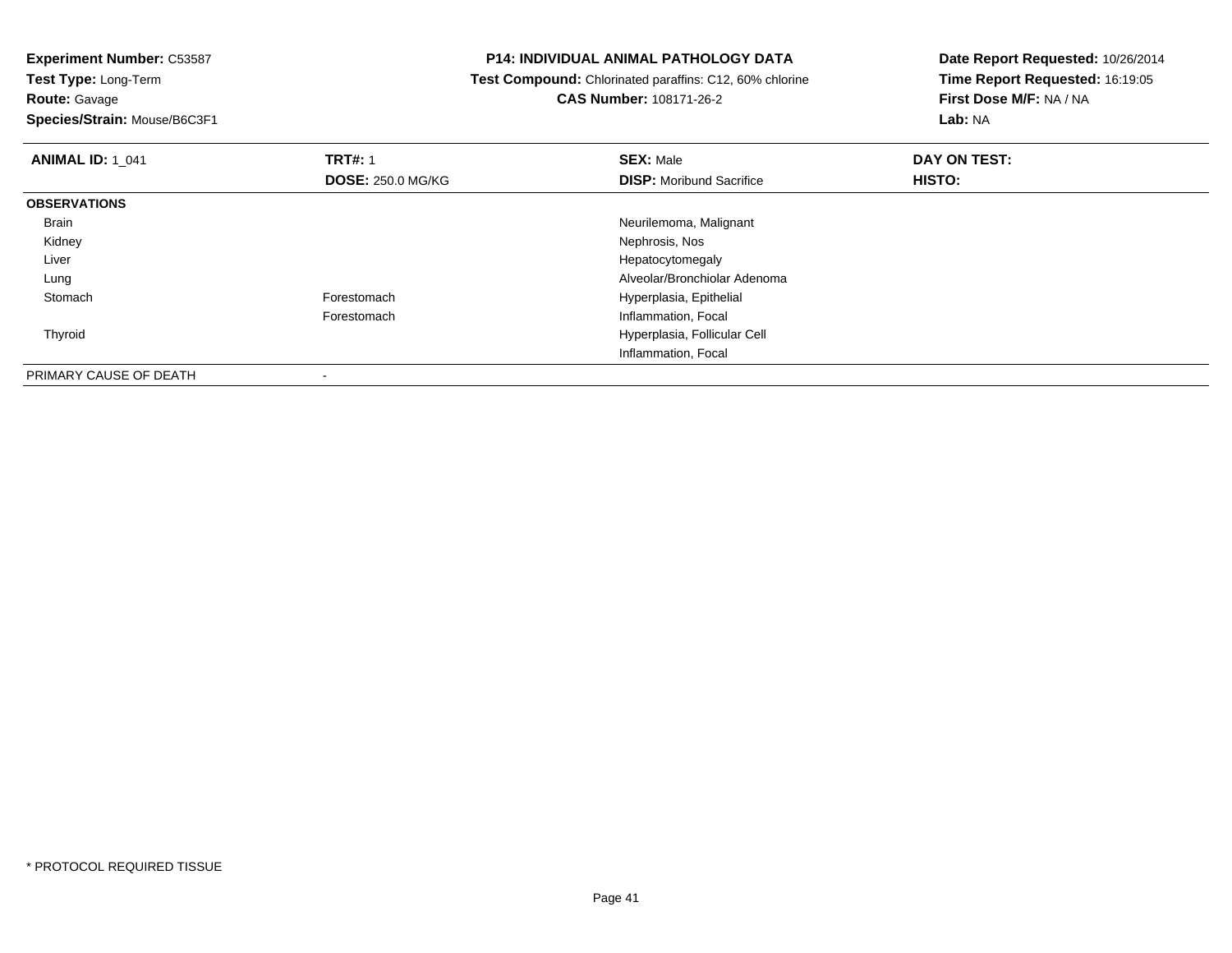**Experiment Number:** C53587
**Test Type:** Long-Term
**Route:** Gavage
**Species/Strain:** Mouse/B6C3F1

**P14: INDIVIDUAL ANIMAL PATHOLOGY DATA**
**Test Compound:** Chlorinated paraffins: C12, 60% chlorine
**CAS Number:** 108171-26-2

**Date Report Requested:** 10/26/2014
**Time Report Requested:** 16:19:05
**First Dose M/F:** NA / NA
**Lab:** NA

| **ANIMAL ID:** 1_041 | **TRT#:** 1 | **SEX:** Male | **DAY ON TEST:** |
|---|---|---|---|
| | **DOSE:** 250.0 MG/KG | **DISP:** Moribund Sacrifice | **HISTO:** |
| **OBSERVATIONS** | | | |
| Brain | | Neurilemoma, Malignant | |
| Kidney | | Nephrosis, Nos | |
| Liver | | Hepatocytomegaly | |
| Lung | | Alveolar/Bronchiolar Adenoma | |
| Stomach | Forestomach | Hyperplasia, Epithelial | |
| | Forestomach | Inflammation, Focal | |
| Thyroid | | Hyperplasia, Follicular Cell | |
| | | Inflammation, Focal | |
| PRIMARY CAUSE OF DEATH | - | | |

* PROTOCOL REQUIRED TISSUE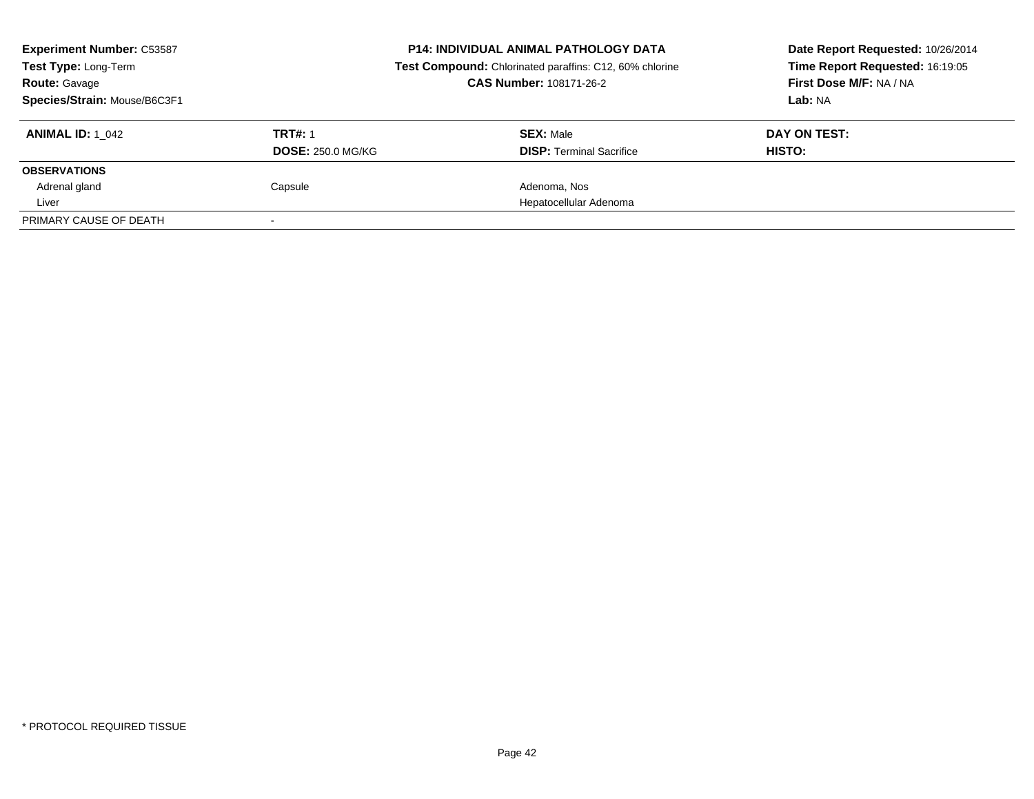**Experiment Number:** C53587
**Test Type:** Long-Term
**Route:** Gavage
**Species/Strain:** Mouse/B6C3F1

**P14: INDIVIDUAL ANIMAL PATHOLOGY DATA**
**Test Compound:** Chlorinated paraffins: C12, 60% chlorine
**CAS Number:** 108171-26-2

**Date Report Requested:** 10/26/2014
**Time Report Requested:** 16:19:05
**First Dose M/F:** NA / NA
**Lab:** NA

| **ANIMAL ID:** 1_042 | **TRT#:** 1 | **SEX:** Male | **DAY ON TEST:** |
|---|---|---|---|
| | **DOSE:** 250.0 MG/KG | **DISP:** Terminal Sacrifice | **HISTO:** |
| **OBSERVATIONS** | | | |
| Adrenal gland | Capsule | Adenoma, Nos | |
| Liver | | Hepatocellular Adenoma | |
| PRIMARY CAUSE OF DEATH | - | | |

* PROTOCOL REQUIRED TISSUE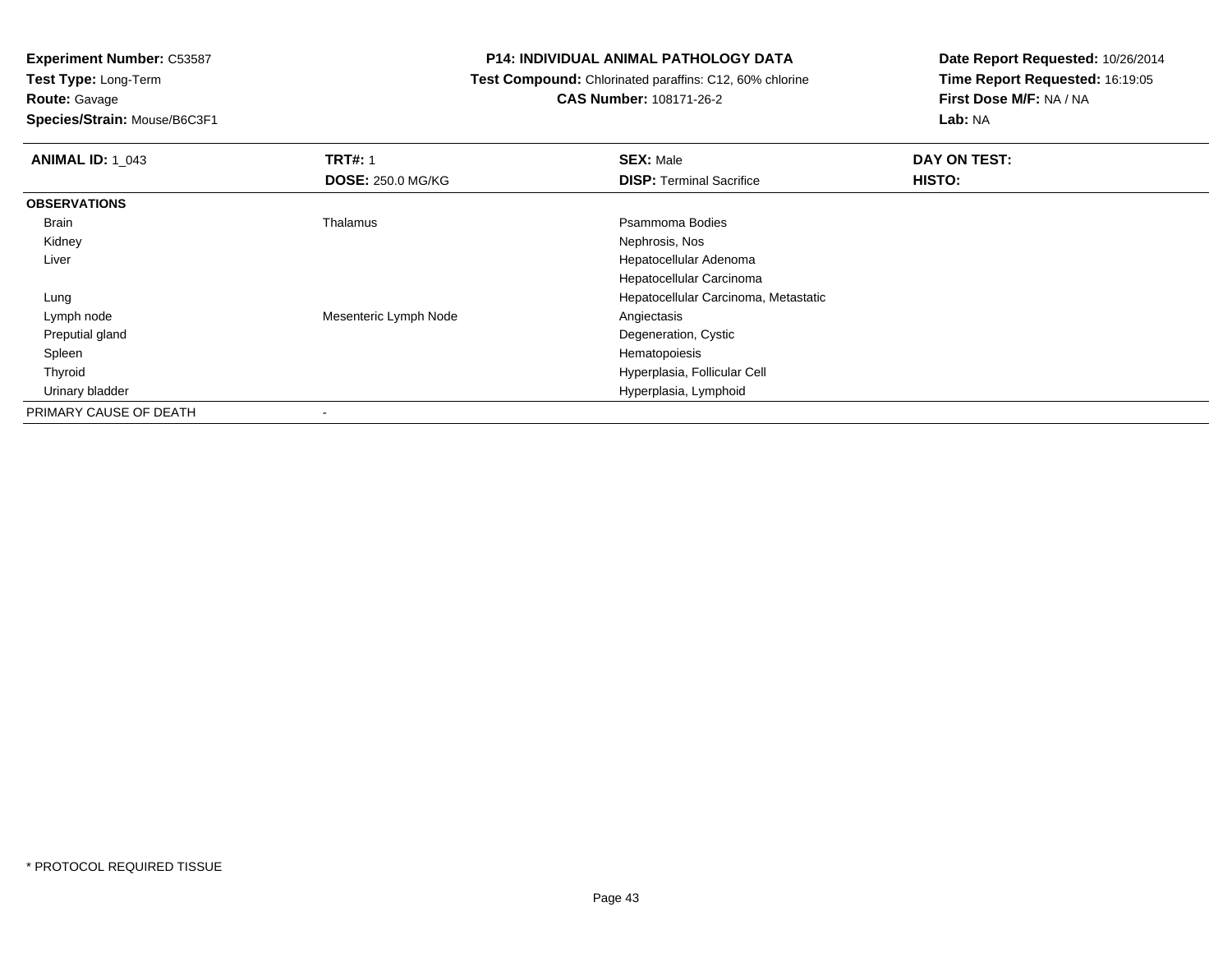**Experiment Number:** C53587
**Test Type:** Long-Term
**Route:** Gavage
**Species/Strain:** Mouse/B6C3F1

**P14: INDIVIDUAL ANIMAL PATHOLOGY DATA**
**Test Compound:** Chlorinated paraffins: C12, 60% chlorine
**CAS Number:** 108171-26-2

**Date Report Requested:** 10/26/2014
**Time Report Requested:** 16:19:05
**First Dose M/F:** NA / NA
**Lab:** NA

| **ANIMAL ID:** 1_043 | **TRT#:** 1 | **SEX:** Male | **DAY ON TEST:** |
|---|---|---|---|
| | **DOSE:** 250.0 MG/KG | **DISP:** Terminal Sacrifice | **HISTO:** |
| **OBSERVATIONS** | | | |
| Brain | Thalamus | Psammoma Bodies | |
| Kidney | | Nephrosis, Nos | |
| Liver | | Hepatocellular Adenoma | |
| | | Hepatocellular Carcinoma | |
| Lung | | Hepatocellular Carcinoma, Metastatic | |
| Lymph node | Mesenteric Lymph Node | Angiectasis | |
| Preputial gland | | Degeneration, Cystic | |
| Spleen | | Hematopoiesis | |
| Thyroid | | Hyperplasia, Follicular Cell | |
| Urinary bladder | | Hyperplasia, Lymphoid | |
| PRIMARY CAUSE OF DEATH | - | | |

* PROTOCOL REQUIRED TISSUE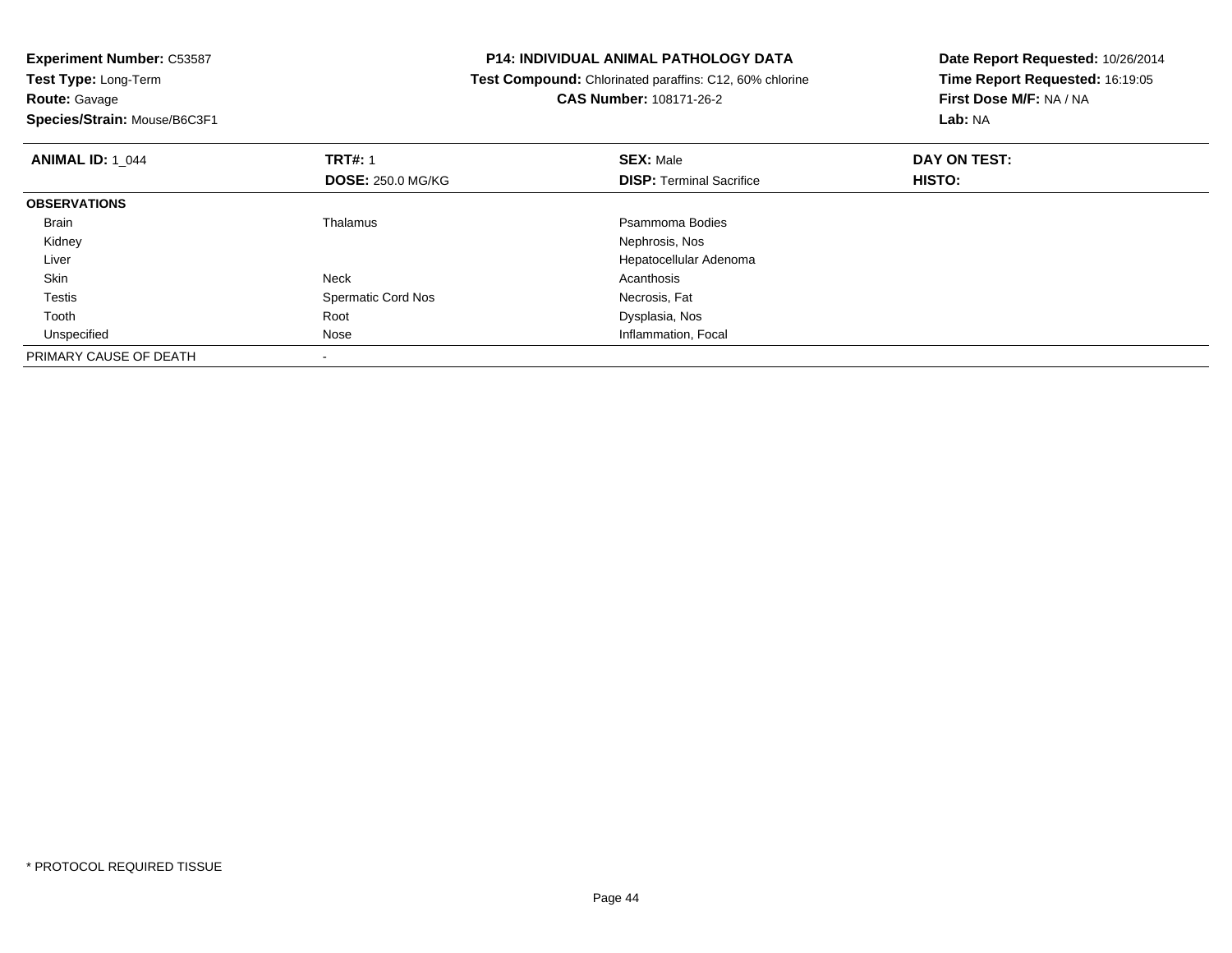**Experiment Number:** C53587
**Test Type:** Long-Term
**Route:** Gavage
**Species/Strain:** Mouse/B6C3F1

**P14: INDIVIDUAL ANIMAL PATHOLOGY DATA**
**Test Compound:** Chlorinated paraffins: C12, 60% chlorine
**CAS Number:** 108171-26-2

**Date Report Requested:** 10/26/2014
**Time Report Requested:** 16:19:05
**First Dose M/F:** NA / NA
**Lab:** NA

| **ANIMAL ID:** 1_044 | **TRT#:** 1 | **SEX:** Male | **DAY ON TEST:** |
|---|---|---|---|
| | **DOSE:** 250.0 MG/KG | **DISP:** Terminal Sacrifice | **HISTO:** |
| **OBSERVATIONS** | | | |
| Brain | Thalamus | Psammoma Bodies | |
| Kidney | | Nephrosis, Nos | |
| Liver | | Hepatocellular Adenoma | |
| Skin | Neck | Acanthosis | |
| Testis | Spermatic Cord Nos | Necrosis, Fat | |
| Tooth | Root | Dysplasia, Nos | |
| Unspecified | Nose | Inflammation, Focal | |
| PRIMARY CAUSE OF DEATH | - | | |

* PROTOCOL REQUIRED TISSUE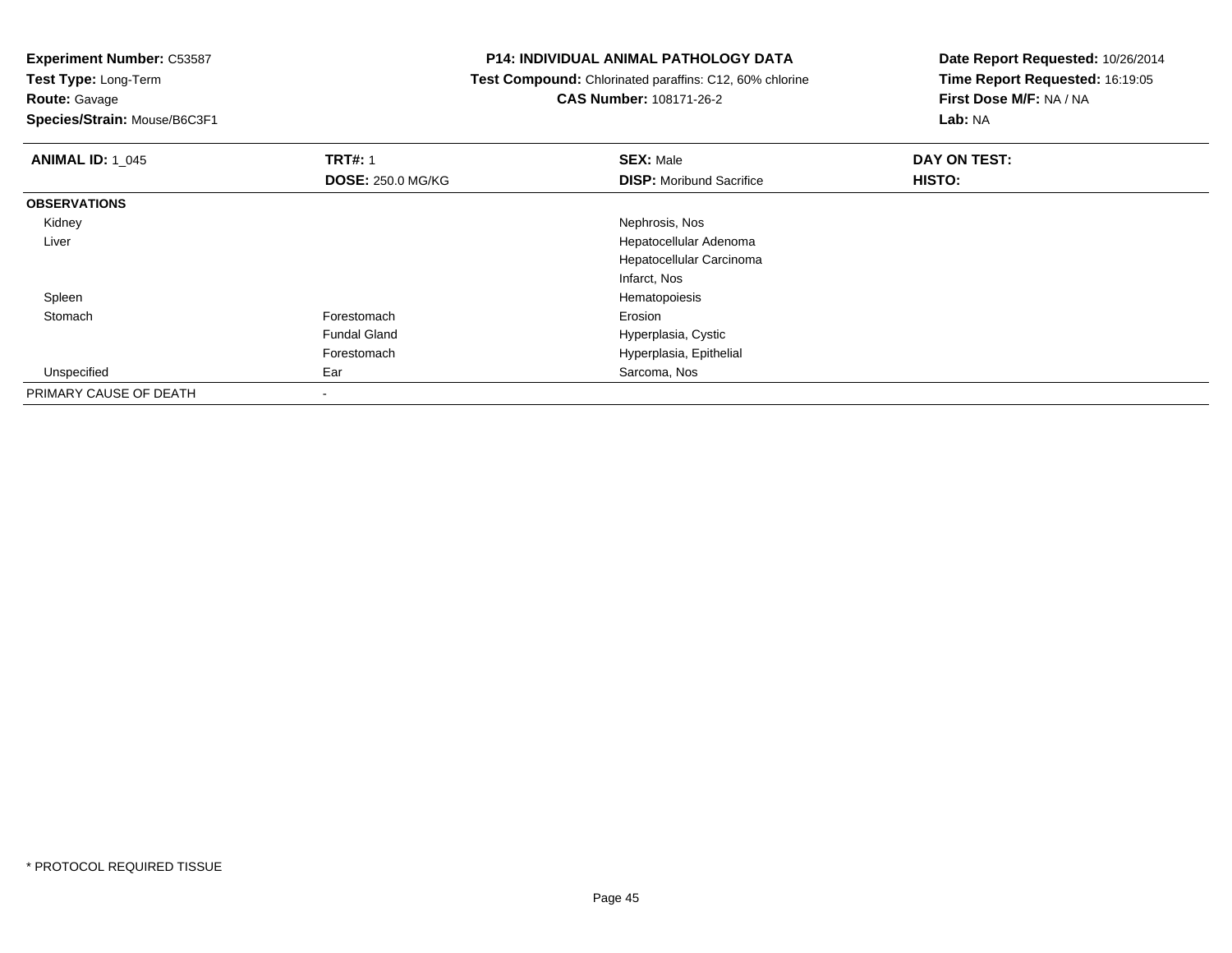**Experiment Number:** C53587
**Test Type:** Long-Term
**Route:** Gavage
**Species/Strain:** Mouse/B6C3F1

**P14: INDIVIDUAL ANIMAL PATHOLOGY DATA**
**Test Compound:** Chlorinated paraffins: C12, 60% chlorine
**CAS Number:** 108171-26-2

**Date Report Requested:** 10/26/2014
**Time Report Requested:** 16:19:05
**First Dose M/F:** NA / NA
**Lab:** NA

| **ANIMAL ID:** 1_045 | **TRT#:** 1 | **SEX:** Male | **DAY ON TEST:** |
|---|---|---|---|
| | **DOSE:** 250.0 MG/KG | **DISP:** Moribund Sacrifice | **HISTO:** |
| **OBSERVATIONS** | | | |
| Kidney | | Nephrosis, Nos | |
| Liver | | Hepatocellular Adenoma | |
| | | Hepatocellular Carcinoma | |
| | | Infarct, Nos | |
| Spleen | | Hematopoiesis | |
| Stomach | Forestomach | Erosion | |
| | Fundal Gland | Hyperplasia, Cystic | |
| | Forestomach | Hyperplasia, Epithelial | |
| Unspecified | Ear | Sarcoma, Nos | |
| PRIMARY CAUSE OF DEATH | - | | |

* PROTOCOL REQUIRED TISSUE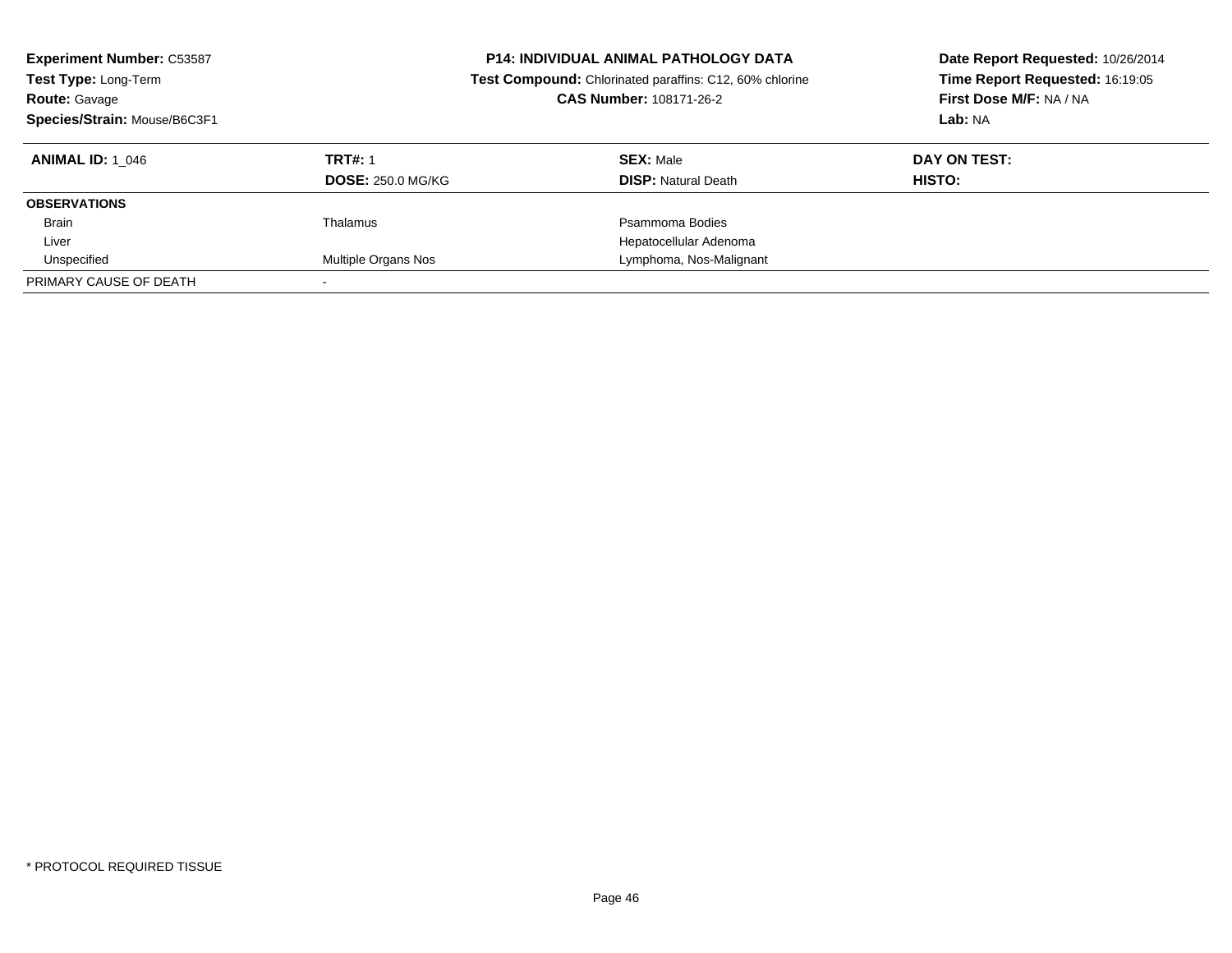**Experiment Number:** C53587
**Test Type:** Long-Term
**Route:** Gavage
**Species/Strain:** Mouse/B6C3F1

**P14: INDIVIDUAL ANIMAL PATHOLOGY DATA**
**Test Compound:** Chlorinated paraffins: C12, 60% chlorine
**CAS Number:** 108171-26-2

**Date Report Requested:** 10/26/2014
**Time Report Requested:** 16:19:05
**First Dose M/F:** NA / NA
**Lab:** NA

| **ANIMAL ID:** 1_046 | **TRT#:** 1 | **SEX:** Male | **DAY ON TEST:** |
|---|---|---|---|
| | **DOSE:** 250.0 MG/KG | **DISP:** Natural Death | **HISTO:** |
| **OBSERVATIONS** | | | |
| Brain | Thalamus | Psammoma Bodies | |
| Liver | | Hepatocellular Adenoma | |
| Unspecified | Multiple Organs Nos | Lymphoma, Nos-Malignant | |
| PRIMARY CAUSE OF DEATH | - | | |

\* PROTOCOL REQUIRED TISSUE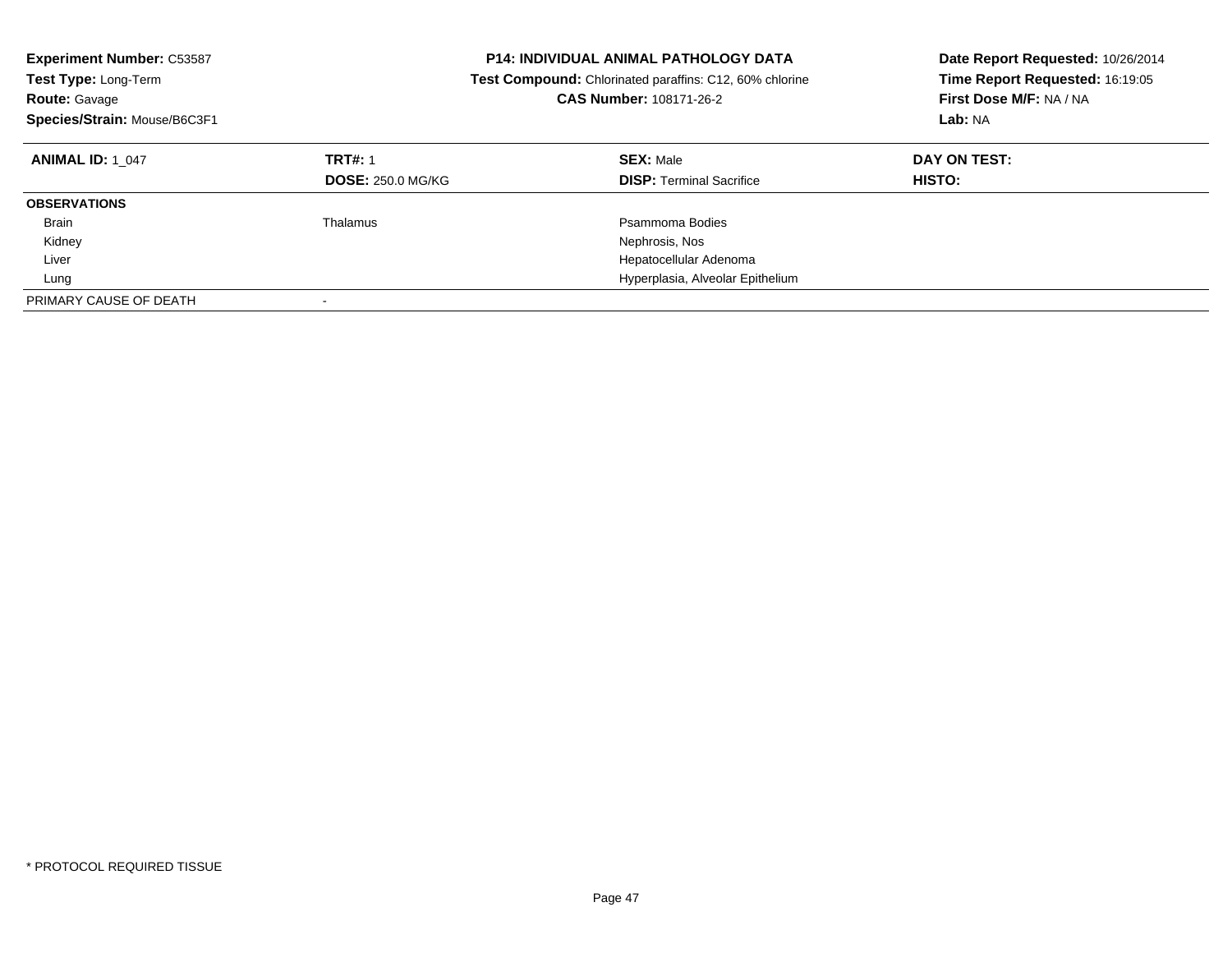**Experiment Number:** C53587
**Test Type:** Long-Term
**Route:** Gavage
**Species/Strain:** Mouse/B6C3F1

**P14: INDIVIDUAL ANIMAL PATHOLOGY DATA**
**Test Compound:** Chlorinated paraffins: C12, 60% chlorine
**CAS Number:** 108171-26-2

**Date Report Requested:** 10/26/2014
**Time Report Requested:** 16:19:05
**First Dose M/F:** NA / NA
**Lab:** NA

| **ANIMAL ID:** 1_047 | **TRT#:** 1 | **SEX:** Male | **DAY ON TEST:** |
|---|---|---|---|
| | **DOSE:** 250.0 MG/KG | **DISP:** Terminal Sacrifice | **HISTO:** |
| **OBSERVATIONS** | | | |
| Brain | Thalamus | Psammoma Bodies | |
| Kidney | | Nephrosis, Nos | |
| Liver | | Hepatocellular Adenoma | |
| Lung | | Hyperplasia, Alveolar Epithelium | |
| PRIMARY CAUSE OF DEATH | - | | |

* PROTOCOL REQUIRED TISSUE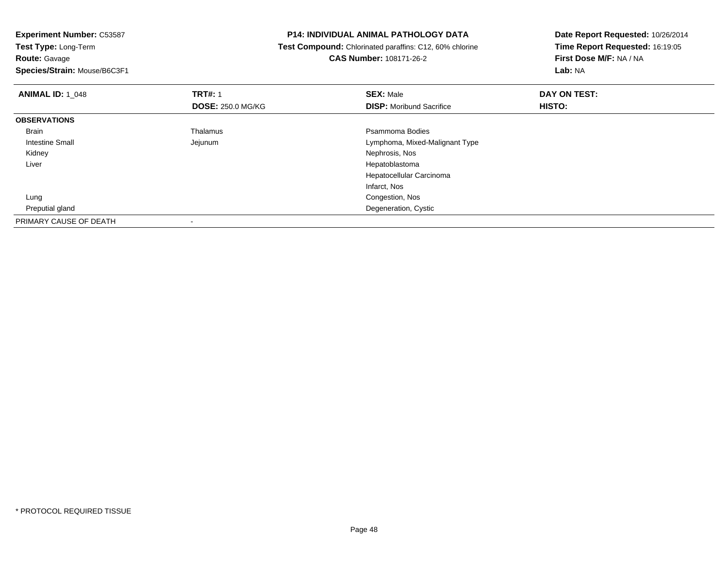**Experiment Number:** C53587
**Test Type:** Long-Term
**Route:** Gavage
**Species/Strain:** Mouse/B6C3F1

**P14: INDIVIDUAL ANIMAL PATHOLOGY DATA**
**Test Compound:** Chlorinated paraffins: C12, 60% chlorine
**CAS Number:** 108171-26-2

**Date Report Requested:** 10/26/2014
**Time Report Requested:** 16:19:05
**First Dose M/F:** NA / NA
**Lab:** NA

| **ANIMAL ID:** 1_048 | **TRT#:** 1 | **SEX:** Male | **DAY ON TEST:** |
|---|---|---|---|
| | **DOSE:** 250.0 MG/KG | **DISP:** Moribund Sacrifice | **HISTO:** |
| **OBSERVATIONS** | | | |
| Brain | Thalamus | Psammoma Bodies | |
| Intestine Small | Jejunum | Lymphoma, Mixed-Malignant Type | |
| Kidney | | Nephrosis, Nos | |
| Liver | | Hepatoblastoma | |
| | | Hepatocellular Carcinoma | |
| | | Infarct, Nos | |
| Lung | | Congestion, Nos | |
| Preputial gland | | Degeneration, Cystic | |
| PRIMARY CAUSE OF DEATH | - | | |

* PROTOCOL REQUIRED TISSUE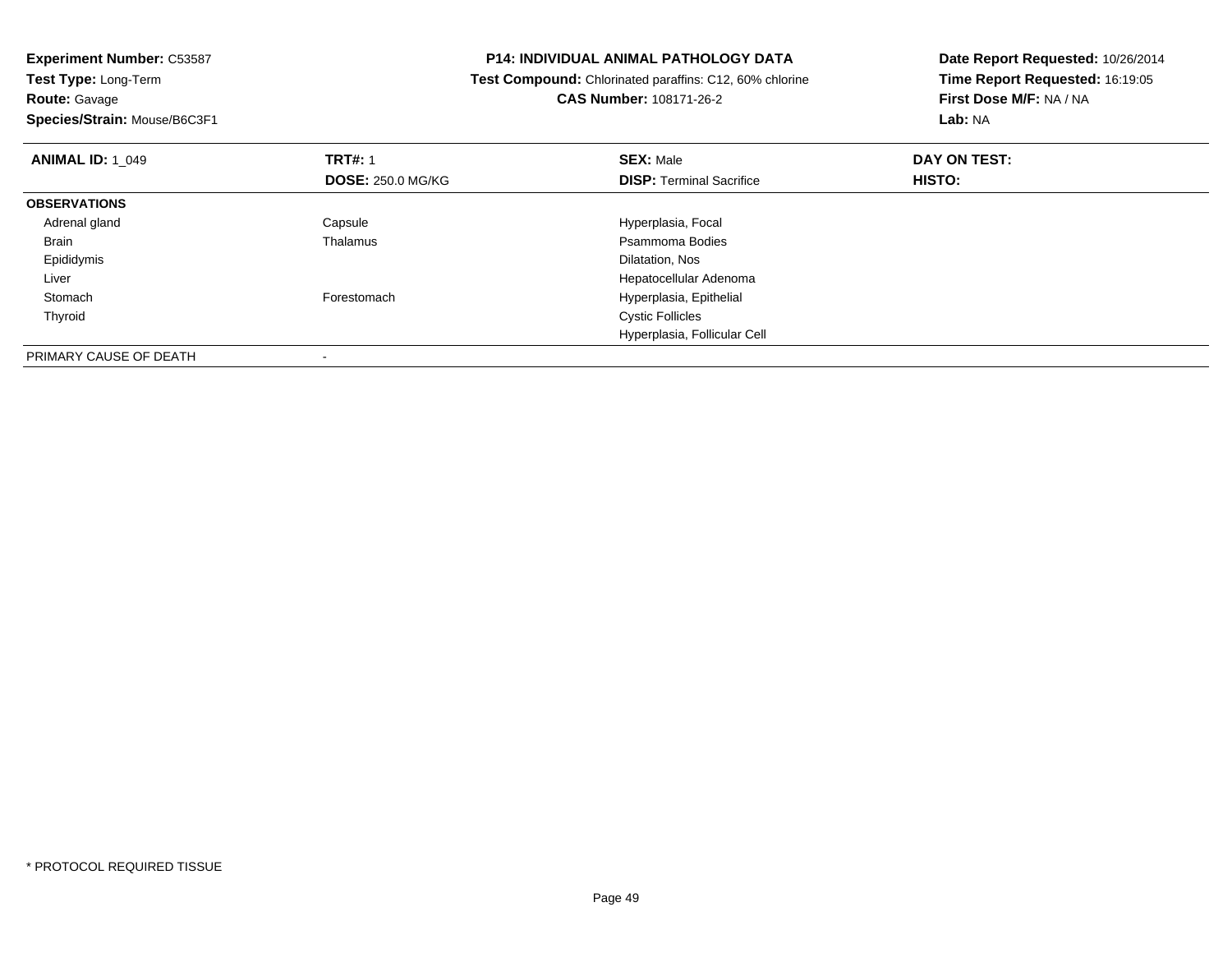**Experiment Number:** C53587
**Test Type:** Long-Term
**Route:** Gavage
**Species/Strain:** Mouse/B6C3F1

**P14: INDIVIDUAL ANIMAL PATHOLOGY DATA**
**Test Compound:** Chlorinated paraffins: C12, 60% chlorine
**CAS Number:** 108171-26-2

**Date Report Requested:** 10/26/2014
**Time Report Requested:** 16:19:05
**First Dose M/F:** NA / NA
**Lab:** NA

| **ANIMAL ID:** 1_049 | **TRT#:** 1 | **SEX:** Male | **DAY ON TEST:** |
|---|---|---|---|
| | **DOSE:** 250.0 MG/KG | **DISP:** Terminal Sacrifice | **HISTO:** |
| **OBSERVATIONS** | | | |
| Adrenal gland | Capsule | Hyperplasia, Focal | |
| Brain | Thalamus | Psammoma Bodies | |
| Epididymis | | Dilatation, Nos | |
| Liver | | Hepatocellular Adenoma | |
| Stomach | Forestomach | Hyperplasia, Epithelial | |
| Thyroid | | Cystic Follicles | |
| | | Hyperplasia, Follicular Cell | |
| PRIMARY CAUSE OF DEATH | - | | |

* PROTOCOL REQUIRED TISSUE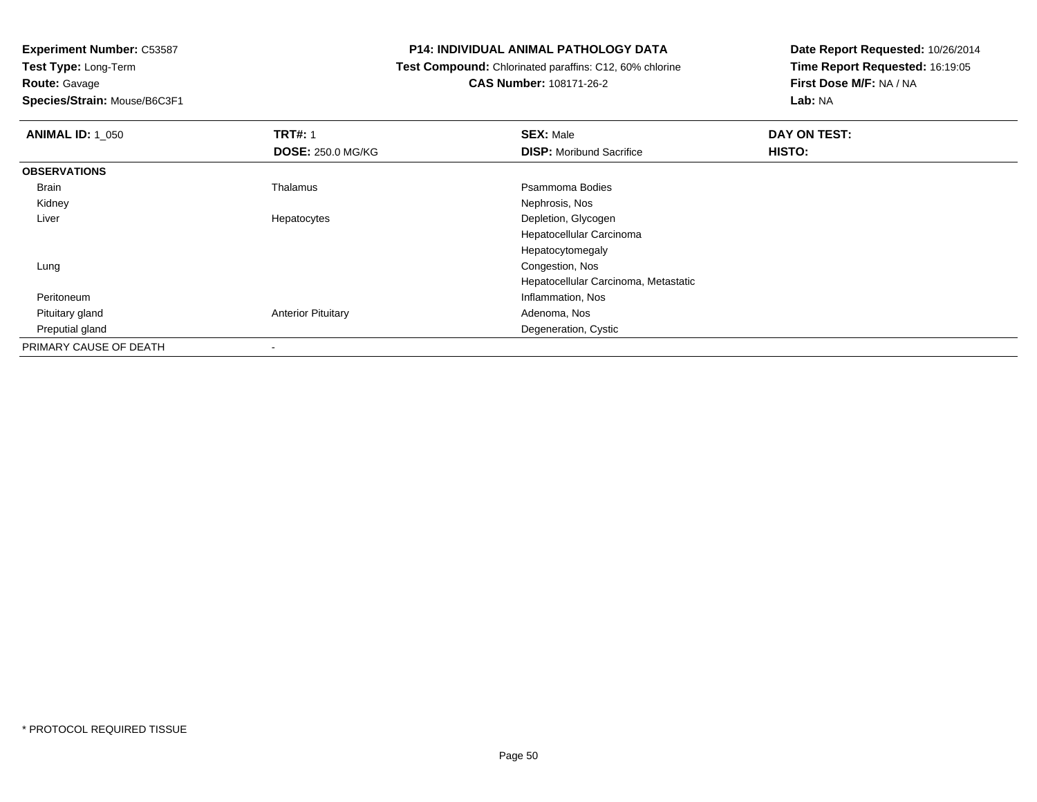**Experiment Number:** C53587
**Test Type:** Long-Term
**Route:** Gavage
**Species/Strain:** Mouse/B6C3F1

**P14: INDIVIDUAL ANIMAL PATHOLOGY DATA**
**Test Compound:** Chlorinated paraffins: C12, 60% chlorine
**CAS Number:** 108171-26-2

**Date Report Requested:** 10/26/2014
**Time Report Requested:** 16:19:05
**First Dose M/F:** NA / NA
**Lab:** NA

| **ANIMAL ID:** 1_050 | **TRT#:** 1 | **SEX:** Male | **DAY ON TEST:** |
|---|---|---|---|
| | **DOSE:** 250.0 MG/KG | **DISP:** Moribund Sacrifice | **HISTO:** |
| **OBSERVATIONS** | | | |
| Brain | Thalamus | Psammoma Bodies | |
| Kidney | | Nephrosis, Nos | |
| Liver | Hepatocytes | Depletion, Glycogen | |
| | | Hepatocellular Carcinoma | |
| | | Hepatocytomegaly | |
| Lung | | Congestion, Nos | |
| | | Hepatocellular Carcinoma, Metastatic | |
| Peritoneum | | Inflammation, Nos | |
| Pituitary gland | Anterior Pituitary | Adenoma, Nos | |
| Preputial gland | | Degeneration, Cystic | |
| PRIMARY CAUSE OF DEATH | - | | |

* PROTOCOL REQUIRED TISSUE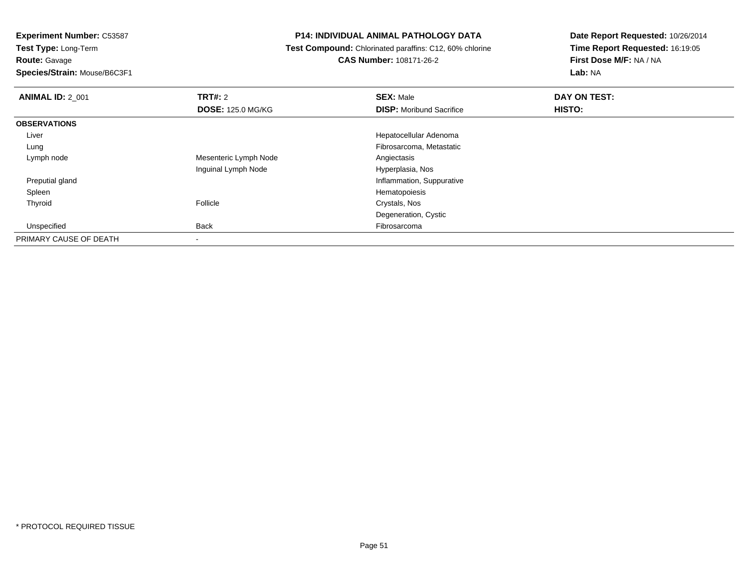**Experiment Number:** C53587
**Test Type:** Long-Term
**Route:** Gavage
**Species/Strain:** Mouse/B6C3F1

**P14: INDIVIDUAL ANIMAL PATHOLOGY DATA**
**Test Compound:** Chlorinated paraffins: C12, 60% chlorine
**CAS Number:** 108171-26-2

**Date Report Requested:** 10/26/2014
**Time Report Requested:** 16:19:05
**First Dose M/F:** NA / NA
**Lab:** NA

| **ANIMAL ID:** 2_001 | **TRT#:** 2 | **SEX:** Male | **DAY ON TEST:** |
|---|---|---|---|
| | **DOSE:** 125.0 MG/KG | **DISP:** Moribund Sacrifice | **HISTO:** |
| **OBSERVATIONS** | | | |
| Liver | | Hepatocellular Adenoma | |
| Lung | | Fibrosarcoma, Metastatic | |
| Lymph node | Mesenteric Lymph Node | Angiectasis | |
| | Inguinal Lymph Node | Hyperplasia, Nos | |
| Preputial gland | | Inflammation, Suppurative | |
| Spleen | | Hematopoiesis | |
| Thyroid | Follicle | Crystals, Nos | |
| | | Degeneration, Cystic | |
| Unspecified | Back | Fibrosarcoma | |
| PRIMARY CAUSE OF DEATH | - | | |

* PROTOCOL REQUIRED TISSUE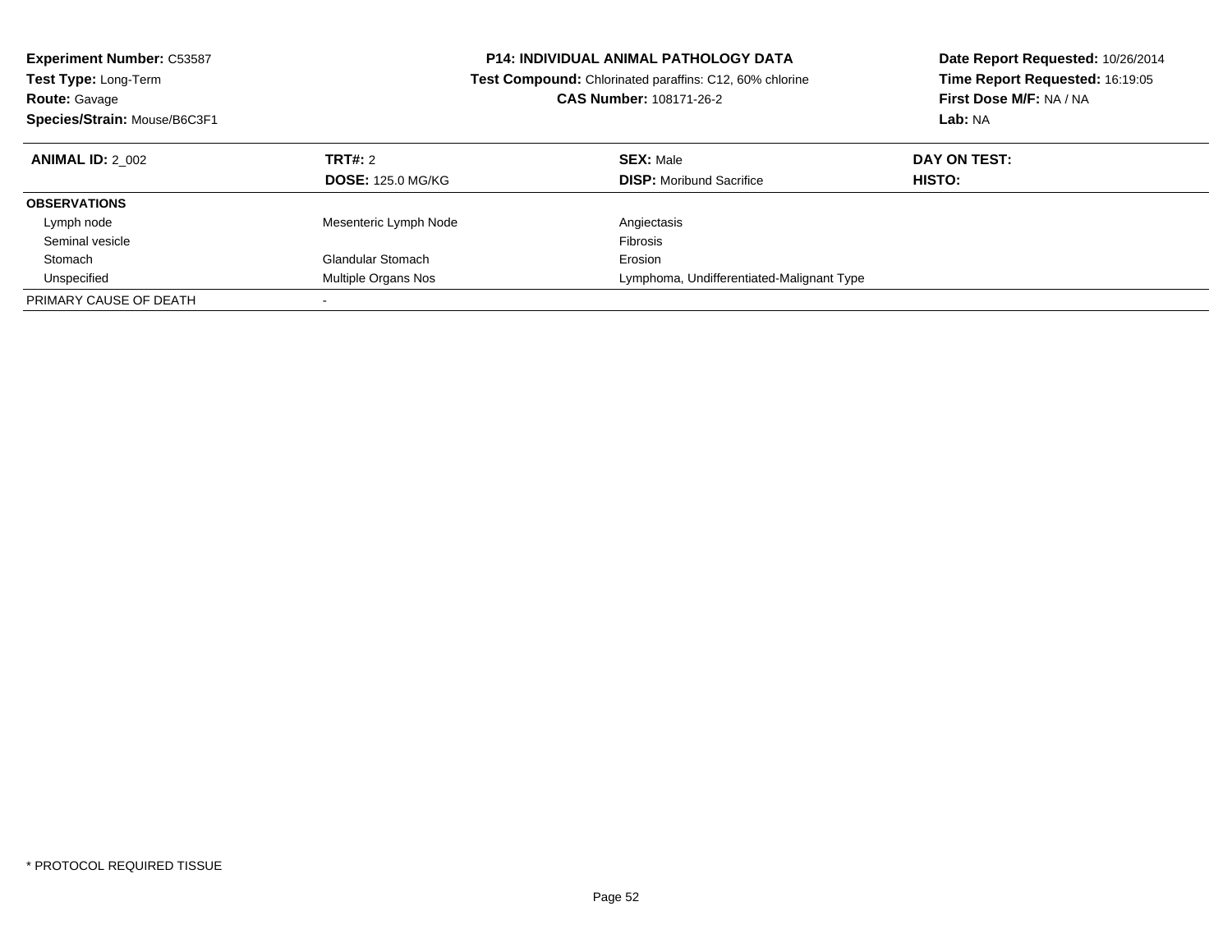**Experiment Number:** C53587
**Test Type:** Long-Term
**Route:** Gavage
**Species/Strain:** Mouse/B6C3F1

**P14: INDIVIDUAL ANIMAL PATHOLOGY DATA**
**Test Compound:** Chlorinated paraffins: C12, 60% chlorine
**CAS Number:** 108171-26-2

**Date Report Requested:** 10/26/2014
**Time Report Requested:** 16:19:05
**First Dose M/F:** NA / NA
**Lab:** NA

| **ANIMAL ID:** 2_002 | **TRT#:** 2 | **SEX:** Male | **DAY ON TEST:** |
|---|---|---|---|
| | **DOSE:** 125.0 MG/KG | **DISP:** Moribund Sacrifice | **HISTO:** |
| **OBSERVATIONS** | | | |
| Lymph node | Mesenteric Lymph Node | Angiectasis | |
| Seminal vesicle | | Fibrosis | |
| Stomach | Glandular Stomach | Erosion | |
| Unspecified | Multiple Organs Nos | Lymphoma, Undifferentiated-Malignant Type | |
| PRIMARY CAUSE OF DEATH | - | | |

\* PROTOCOL REQUIRED TISSUE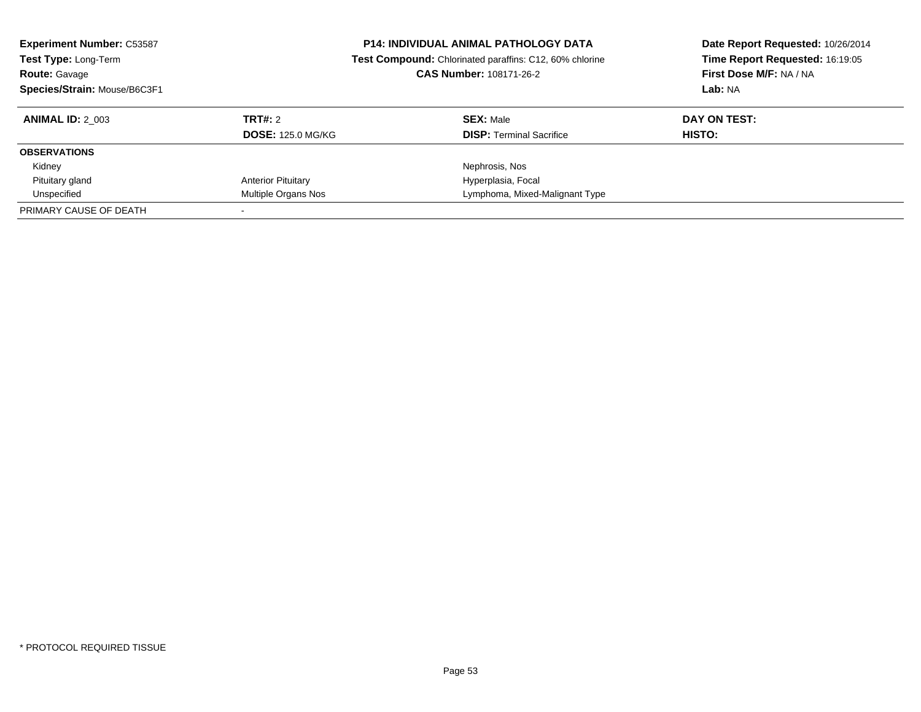**Experiment Number:** C53587
**Test Type:** Long-Term
**Route:** Gavage
**Species/Strain:** Mouse/B6C3F1

**P14: INDIVIDUAL ANIMAL PATHOLOGY DATA**
**Test Compound:** Chlorinated paraffins: C12, 60% chlorine
**CAS Number:** 108171-26-2

**Date Report Requested:** 10/26/2014
**Time Report Requested:** 16:19:05
**First Dose M/F:** NA / NA
**Lab:** NA

| **ANIMAL ID:** 2_003 | **TRT#:** 2 | **SEX:** Male | **DAY ON TEST:** |
|---|---|---|---|
| | **DOSE:** 125.0 MG/KG | **DISP:** Terminal Sacrifice | **HISTO:** |
| **OBSERVATIONS** | | | |
| Kidney | | Nephrosis, Nos | |
| Pituitary gland | Anterior Pituitary | Hyperplasia, Focal | |
| Unspecified | Multiple Organs Nos | Lymphoma, Mixed-Malignant Type | |
| PRIMARY CAUSE OF DEATH | - | | |

* PROTOCOL REQUIRED TISSUE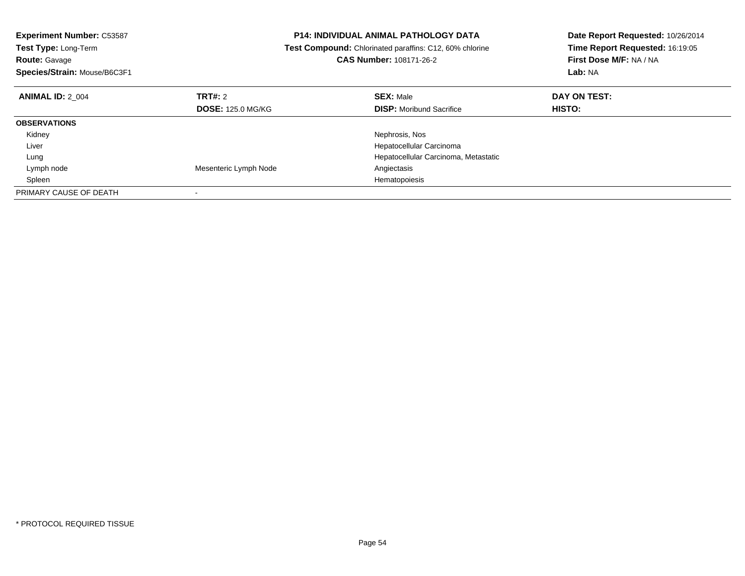**Experiment Number:** C53587
**Test Type:** Long-Term
**Route:** Gavage
**Species/Strain:** Mouse/B6C3F1

**P14: INDIVIDUAL ANIMAL PATHOLOGY DATA**
**Test Compound:** Chlorinated paraffins: C12, 60% chlorine
**CAS Number:** 108171-26-2

**Date Report Requested:** 10/26/2014
**Time Report Requested:** 16:19:05
**First Dose M/F:** NA / NA
**Lab:** NA

| **ANIMAL ID:** 2_004 | **TRT#:** 2 | **SEX:** Male | **DAY ON TEST:** |
|---|---|---|---|
| | **DOSE:** 125.0 MG/KG | **DISP:** Moribund Sacrifice | **HISTO:** |
| **OBSERVATIONS** | | | |
| Kidney | | Nephrosis, Nos | |
| Liver | | Hepatocellular Carcinoma | |
| Lung | | Hepatocellular Carcinoma, Metastatic | |
| Lymph node | Mesenteric Lymph Node | Angiectasis | |
| Spleen | | Hematopoiesis | |
| PRIMARY CAUSE OF DEATH | - | | |

* PROTOCOL REQUIRED TISSUE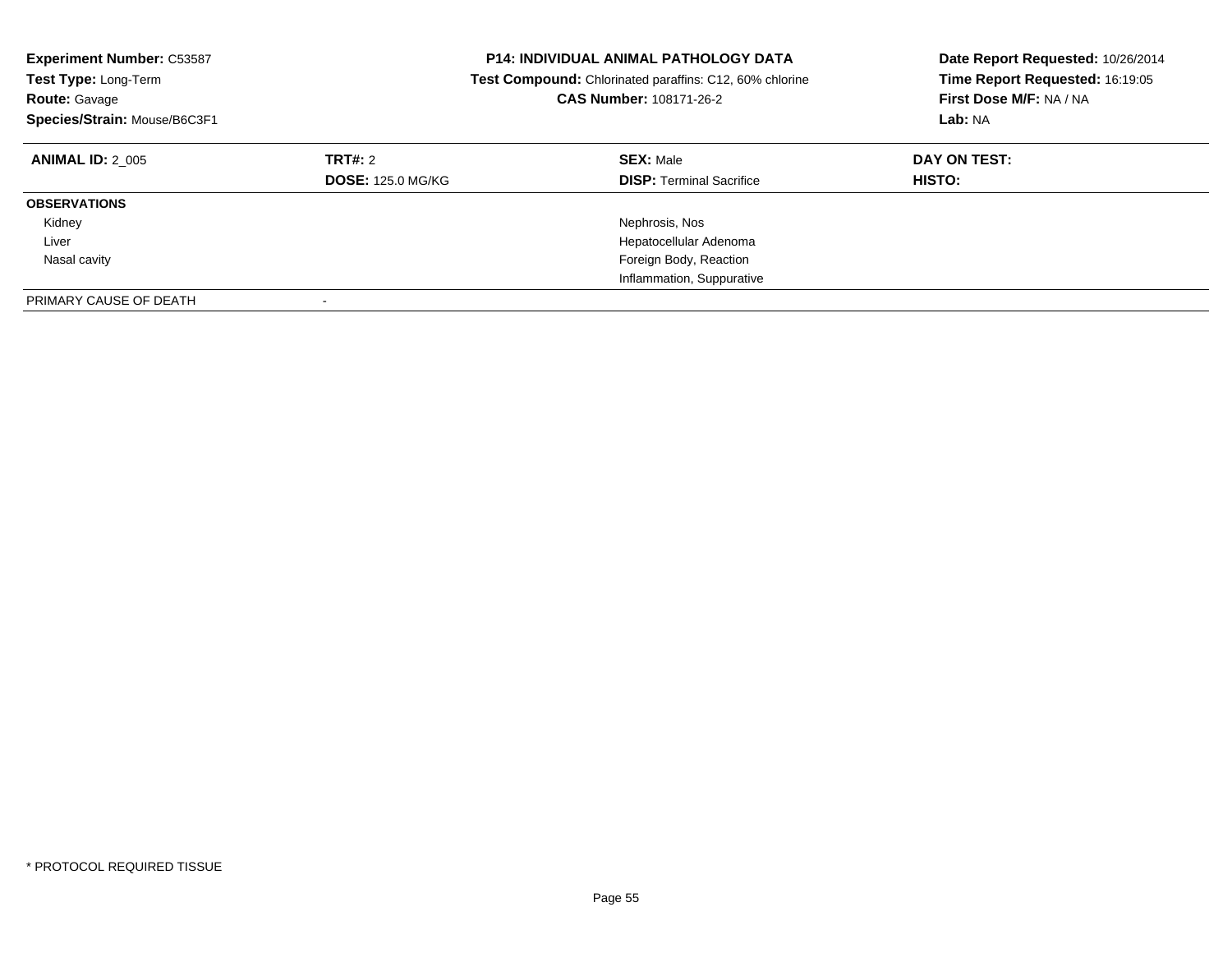**Experiment Number:** C53587
**Test Type:** Long-Term
**Route:** Gavage
**Species/Strain:** Mouse/B6C3F1

**P14: INDIVIDUAL ANIMAL PATHOLOGY DATA**
**Test Compound:** Chlorinated paraffins: C12, 60% chlorine
**CAS Number:** 108171-26-2

**Date Report Requested:** 10/26/2014
**Time Report Requested:** 16:19:05
**First Dose M/F:** NA / NA
**Lab:** NA

| **ANIMAL ID:** 2_005 | **TRT#:** 2 | **SEX:** Male | **DAY ON TEST:** |
|---|---|---|---|
| | **DOSE:** 125.0 MG/KG | **DISP:** Terminal Sacrifice | **HISTO:** |
| **OBSERVATIONS** | | | |
| Kidney | | Nephrosis, Nos | |
| Liver | | Hepatocellular Adenoma | |
| Nasal cavity | | Foreign Body, Reaction | |
| | | Inflammation, Suppurative | |
| PRIMARY CAUSE OF DEATH | - | | |

* PROTOCOL REQUIRED TISSUE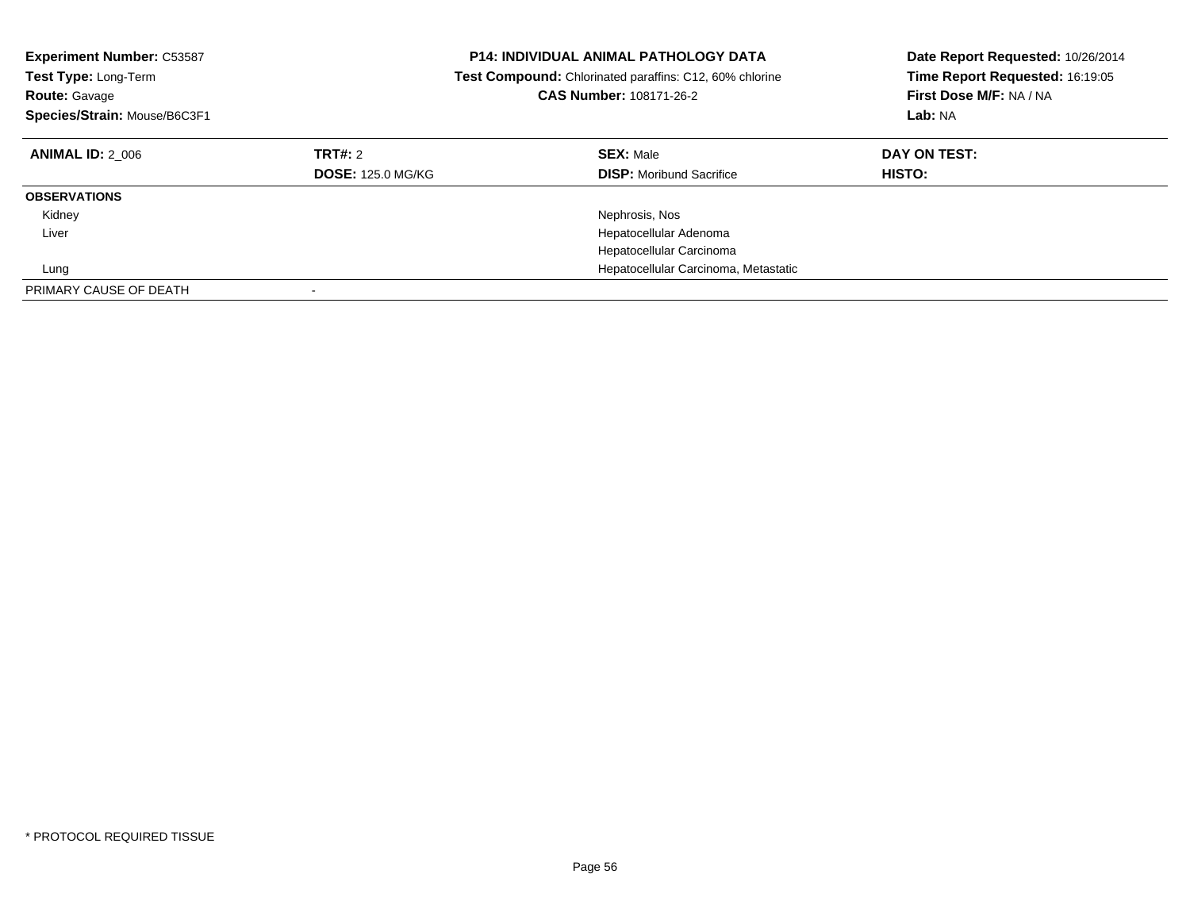**Experiment Number:** C53587
**Test Type:** Long-Term
**Route:** Gavage
**Species/Strain:** Mouse/B6C3F1

**P14: INDIVIDUAL ANIMAL PATHOLOGY DATA**
**Test Compound:** Chlorinated paraffins: C12, 60% chlorine
**CAS Number:** 108171-26-2

**Date Report Requested:** 10/26/2014
**Time Report Requested:** 16:19:05
**First Dose M/F:** NA / NA
**Lab:** NA

| **ANIMAL ID:** 2_006 | **TRT#:** 2 | **SEX:** Male | **DAY ON TEST:** |
|---|---|---|---|
| | **DOSE:** 125.0 MG/KG | **DISP:** Moribund Sacrifice | **HISTO:** |
| **OBSERVATIONS** | | | |
| Kidney | | Nephrosis, Nos | |
| Liver | | Hepatocellular Adenoma | |
| | | Hepatocellular Carcinoma | |
| Lung | | Hepatocellular Carcinoma, Metastatic | |
| PRIMARY CAUSE OF DEATH | - | | |

* PROTOCOL REQUIRED TISSUE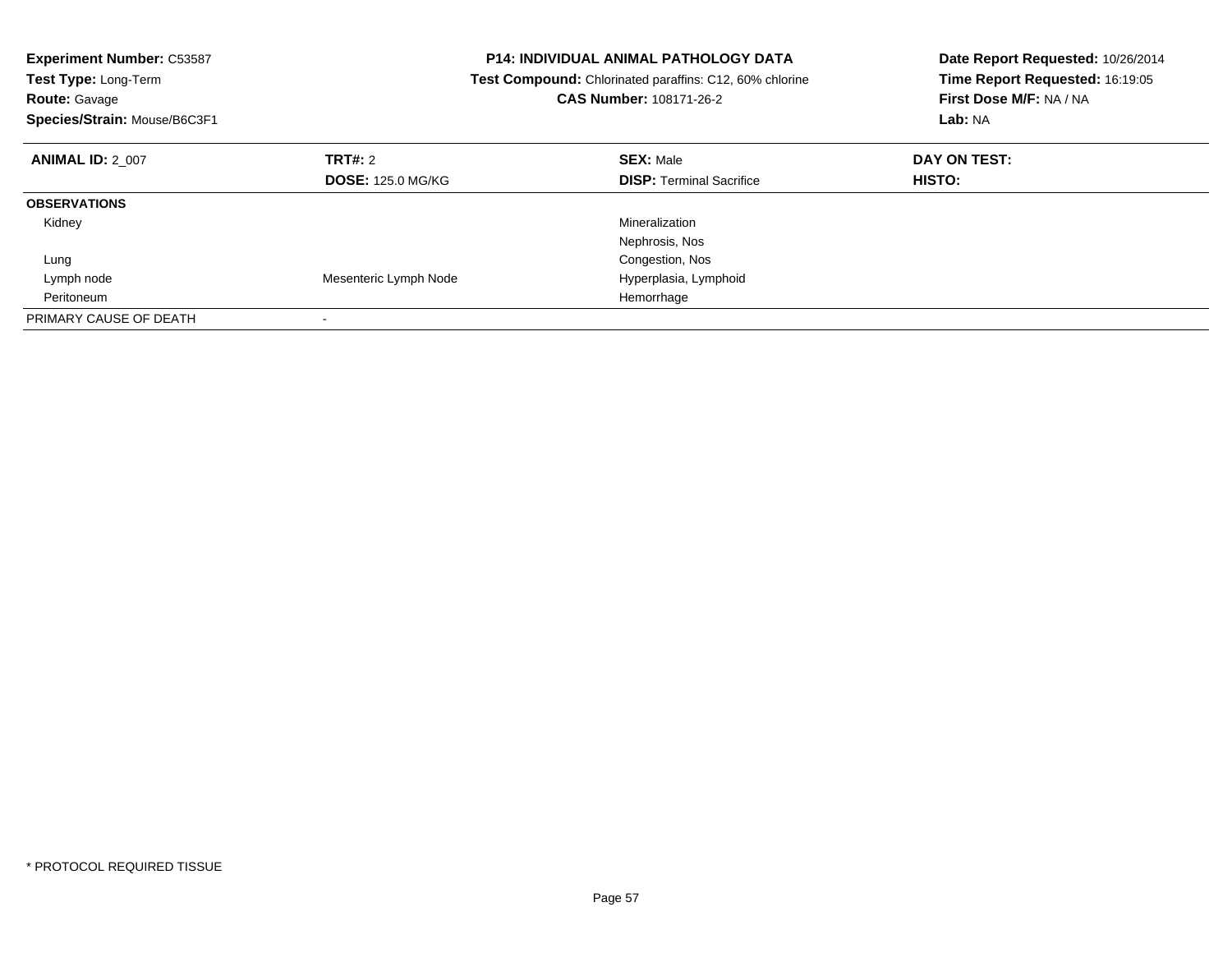**Experiment Number:** C53587
**Test Type:** Long-Term
**Route:** Gavage
**Species/Strain:** Mouse/B6C3F1

**P14: INDIVIDUAL ANIMAL PATHOLOGY DATA**
**Test Compound:** Chlorinated paraffins: C12, 60% chlorine
**CAS Number:** 108171-26-2

**Date Report Requested:** 10/26/2014
**Time Report Requested:** 16:19:05
**First Dose M/F:** NA / NA
**Lab:** NA

| **ANIMAL ID:** 2_007 | **TRT#:** 2 | **SEX:** Male | **DAY ON TEST:** |
|---|---|---|---|
| | **DOSE:** 125.0 MG/KG | **DISP:** Terminal Sacrifice | **HISTO:** |
| **OBSERVATIONS** | | | |
| Kidney | | Mineralization | |
| | | Nephrosis, Nos | |
| Lung | | Congestion, Nos | |
| Lymph node | Mesenteric Lymph Node | Hyperplasia, Lymphoid | |
| Peritoneum | | Hemorrhage | |
| PRIMARY CAUSE OF DEATH | - | | |

* PROTOCOL REQUIRED TISSUE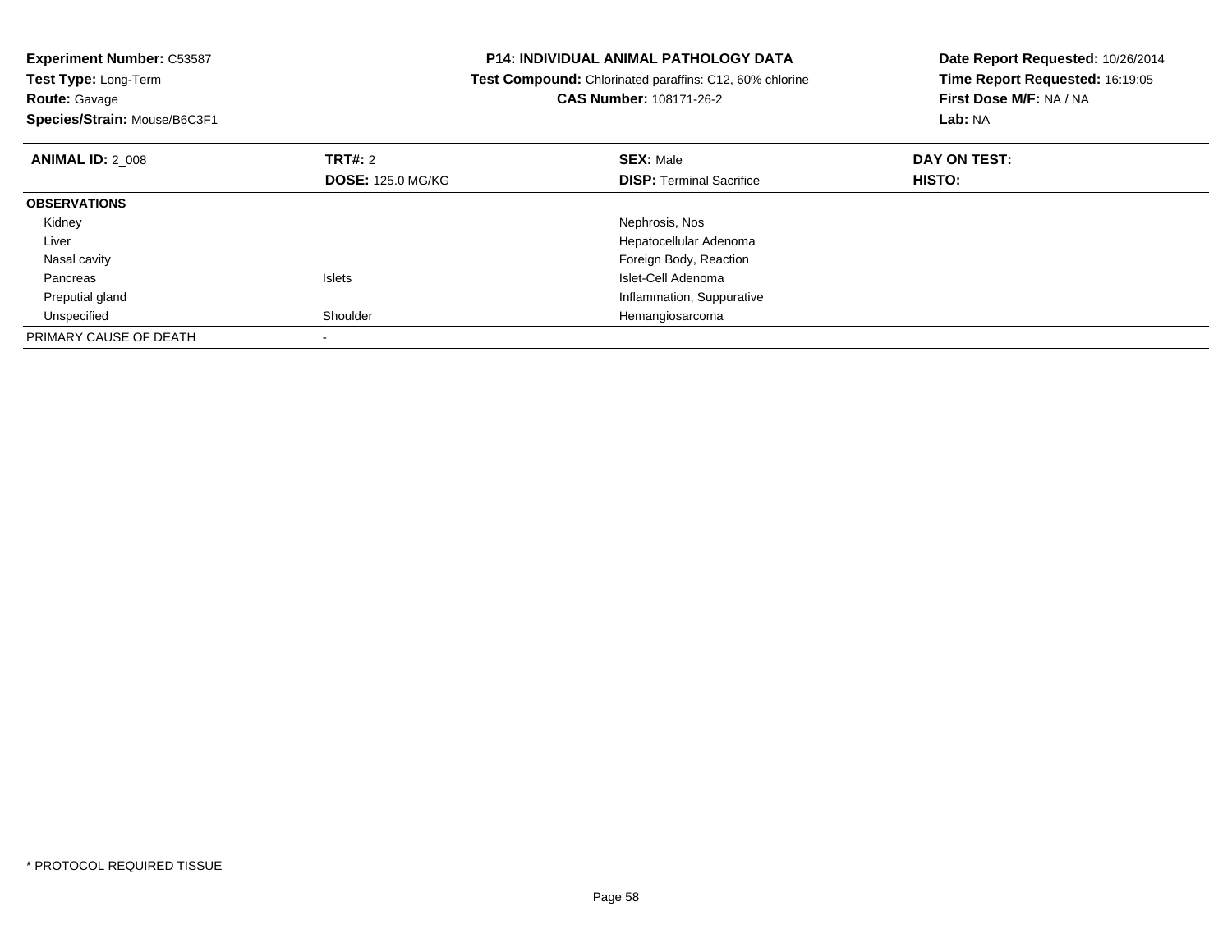**Experiment Number:** C53587
**Test Type:** Long-Term
**Route:** Gavage
**Species/Strain:** Mouse/B6C3F1

**P14: INDIVIDUAL ANIMAL PATHOLOGY DATA**
**Test Compound:** Chlorinated paraffins: C12, 60% chlorine
**CAS Number:** 108171-26-2

**Date Report Requested:** 10/26/2014
**Time Report Requested:** 16:19:05
**First Dose M/F:** NA / NA
**Lab:** NA

| **ANIMAL ID:** 2_008 | **TRT#:** 2 | **SEX:** Male | **DAY ON TEST:** |
|---|---|---|---|
| | **DOSE:** 125.0 MG/KG | **DISP:** Terminal Sacrifice | **HISTO:** |
| **OBSERVATIONS** | | | |
| Kidney | | Nephrosis, Nos | |
| Liver | | Hepatocellular Adenoma | |
| Nasal cavity | | Foreign Body, Reaction | |
| Pancreas | Islets | Islet-Cell Adenoma | |
| Preputial gland | | Inflammation, Suppurative | |
| Unspecified | Shoulder | Hemangiosarcoma | |
| PRIMARY CAUSE OF DEATH | - | | |

* PROTOCOL REQUIRED TISSUE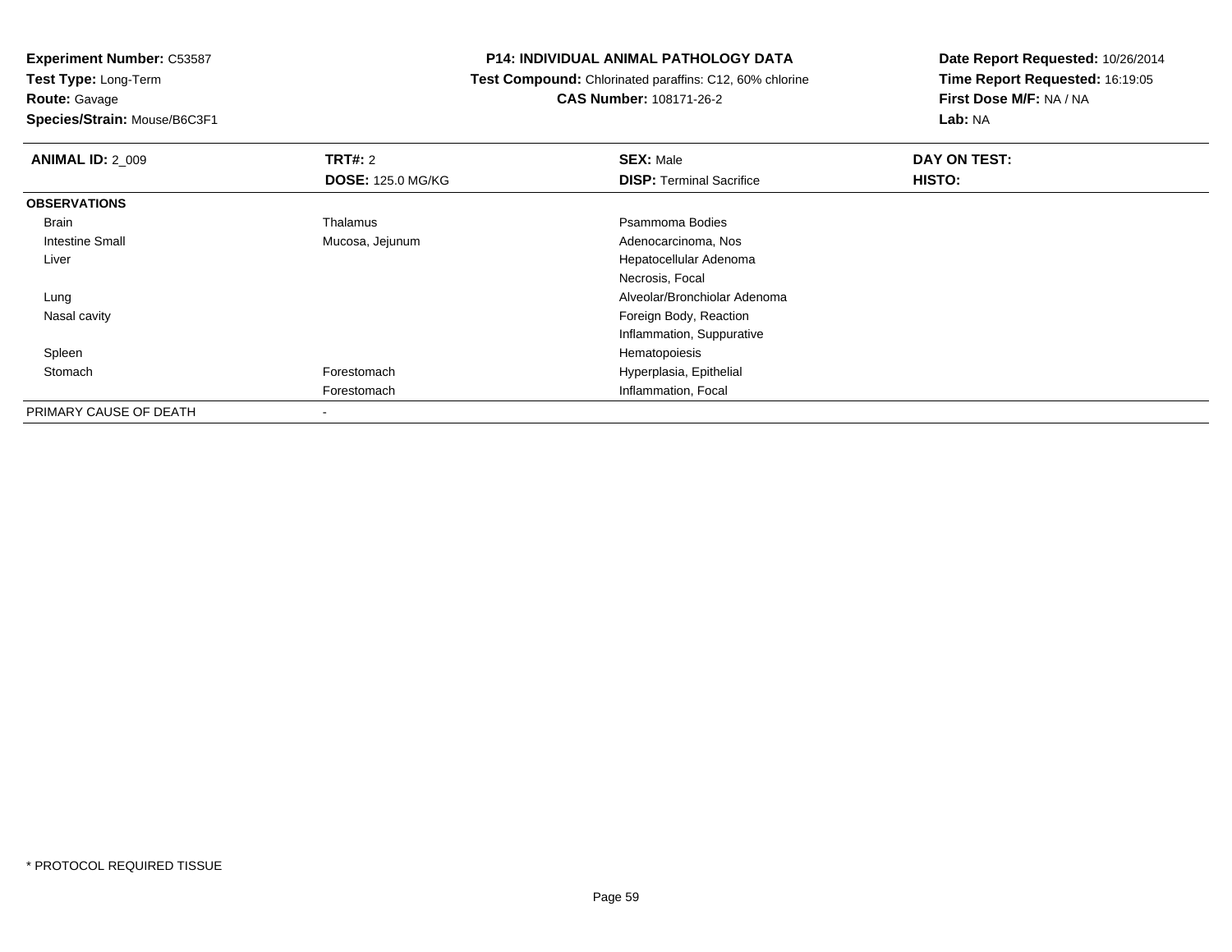**Experiment Number:** C53587
**Test Type:** Long-Term
**Route:** Gavage
**Species/Strain:** Mouse/B6C3F1

**P14: INDIVIDUAL ANIMAL PATHOLOGY DATA**
**Test Compound:** Chlorinated paraffins: C12, 60% chlorine
**CAS Number:** 108171-26-2

**Date Report Requested:** 10/26/2014
**Time Report Requested:** 16:19:05
**First Dose M/F:** NA / NA
**Lab:** NA

| **ANIMAL ID:** 2_009 | **TRT#:** 2 | **SEX:** Male | **DAY ON TEST:** |
|---|---|---|---|
| | **DOSE:** 125.0 MG/KG | **DISP:** Terminal Sacrifice | **HISTO:** |
| **OBSERVATIONS** | | | |
| Brain | Thalamus | Psammoma Bodies | |
| Intestine Small | Mucosa, Jejunum | Adenocarcinoma, Nos | |
| Liver | | Hepatocellular Adenoma | |
| | | Necrosis, Focal | |
| Lung | | Alveolar/Bronchiolar Adenoma | |
| Nasal cavity | | Foreign Body, Reaction | |
| | | Inflammation, Suppurative | |
| Spleen | | Hematopoiesis | |
| Stomach | Forestomach | Hyperplasia, Epithelial | |
| | Forestomach | Inflammation, Focal | |
| PRIMARY CAUSE OF DEATH | - | | |

\* PROTOCOL REQUIRED TISSUE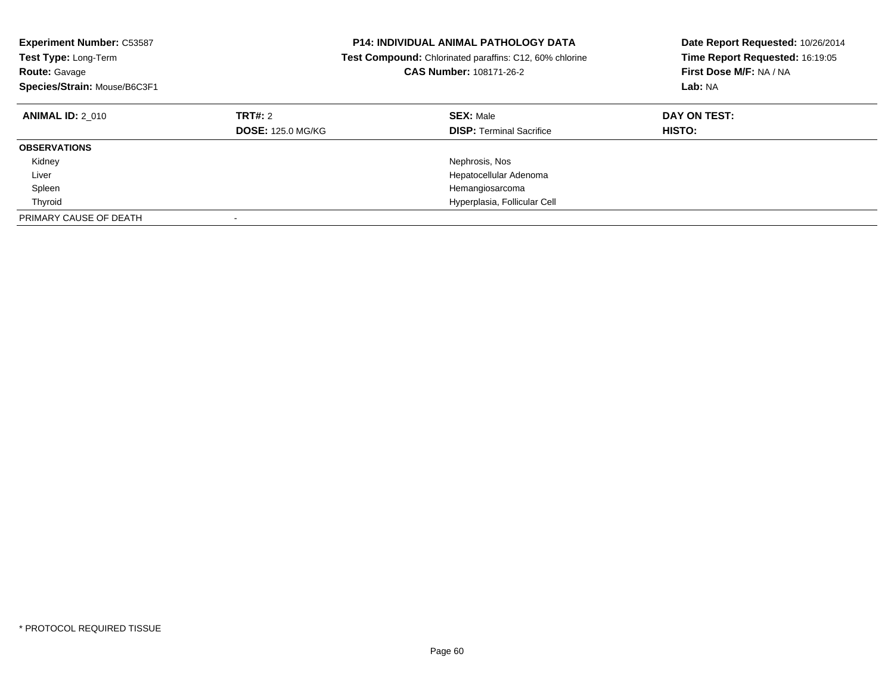**Experiment Number:** C53587
**Test Type:** Long-Term
**Route:** Gavage
**Species/Strain:** Mouse/B6C3F1

**P14: INDIVIDUAL ANIMAL PATHOLOGY DATA**
**Test Compound:** Chlorinated paraffins: C12, 60% chlorine
**CAS Number:** 108171-26-2

**Date Report Requested:** 10/26/2014
**Time Report Requested:** 16:19:05
**First Dose M/F:** NA / NA
**Lab:** NA

| **ANIMAL ID:** 2_010 | **TRT#:** 2 | **SEX:** Male | **DAY ON TEST:** |
|---|---|---|---|
| | **DOSE:** 125.0 MG/KG | **DISP:** Terminal Sacrifice | **HISTO:** |
| **OBSERVATIONS** | | | |
| Kidney | | Nephrosis, Nos | |
| Liver | | Hepatocellular Adenoma | |
| Spleen | | Hemangiosarcoma | |
| Thyroid | | Hyperplasia, Follicular Cell | |
| PRIMARY CAUSE OF DEATH | - | | |

* PROTOCOL REQUIRED TISSUE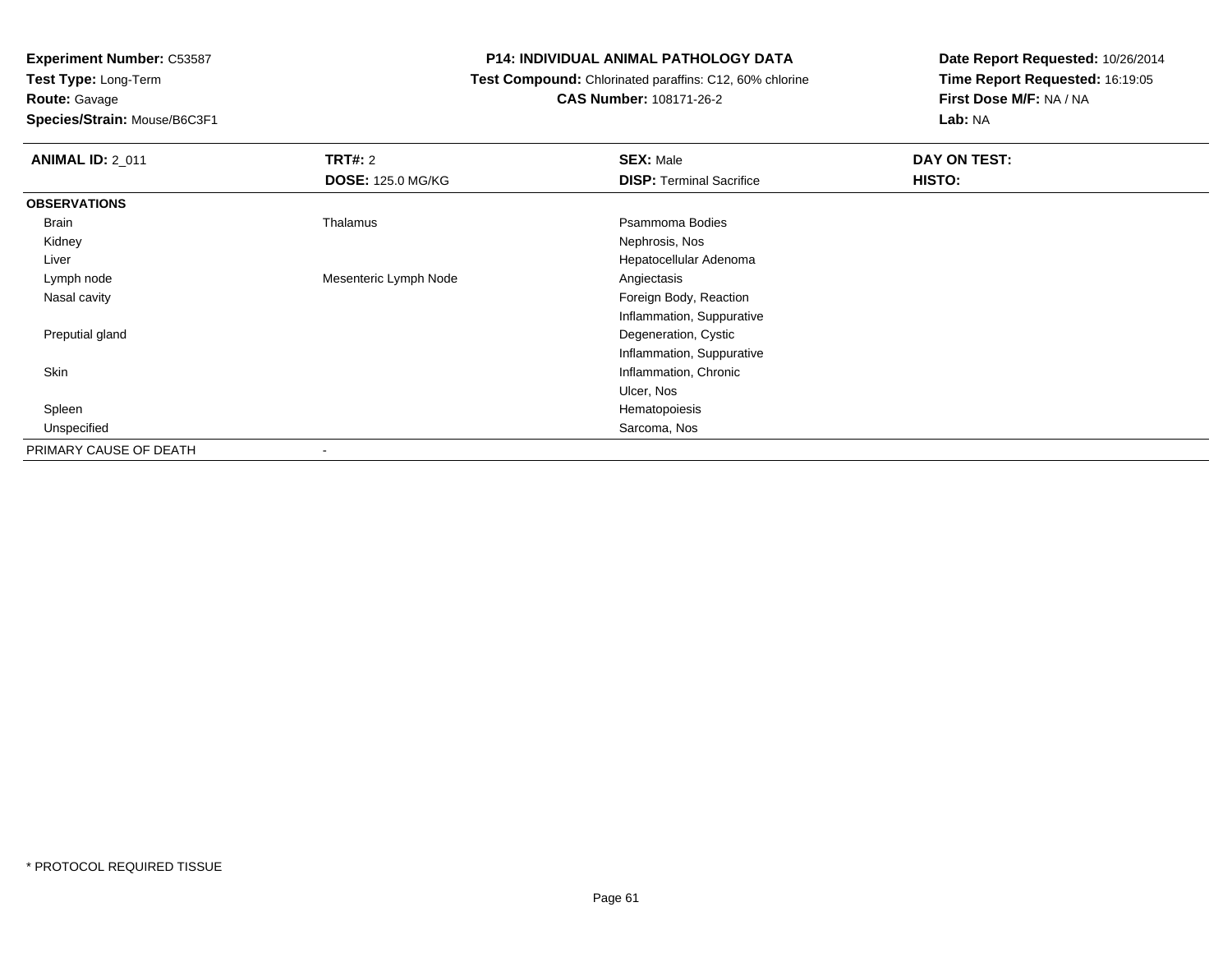**Experiment Number:** C53587
**Test Type:** Long-Term
**Route:** Gavage
**Species/Strain:** Mouse/B6C3F1

**P14: INDIVIDUAL ANIMAL PATHOLOGY DATA**
**Test Compound:** Chlorinated paraffins: C12, 60% chlorine
**CAS Number:** 108171-26-2

**Date Report Requested:** 10/26/2014
**Time Report Requested:** 16:19:05
**First Dose M/F:** NA / NA
**Lab:** NA

| **ANIMAL ID:** 2_011 | **TRT#:** 2 | **SEX:** Male | **DAY ON TEST:** |
|---|---|---|---|
| | **DOSE:** 125.0 MG/KG | **DISP:** Terminal Sacrifice | **HISTO:** |
| **OBSERVATIONS** | | | |
| Brain | Thalamus | Psammoma Bodies | |
| Kidney | | Nephrosis, Nos | |
| Liver | | Hepatocellular Adenoma | |
| Lymph node | Mesenteric Lymph Node | Angiectasis | |
| Nasal cavity | | Foreign Body, Reaction | |
| | | Inflammation, Suppurative | |
| Preputial gland | | Degeneration, Cystic | |
| | | Inflammation, Suppurative | |
| Skin | | Inflammation, Chronic | |
| | | Ulcer, Nos | |
| Spleen | | Hematopoiesis | |
| Unspecified | | Sarcoma, Nos | |
| PRIMARY CAUSE OF DEATH | - | | |

* PROTOCOL REQUIRED TISSUE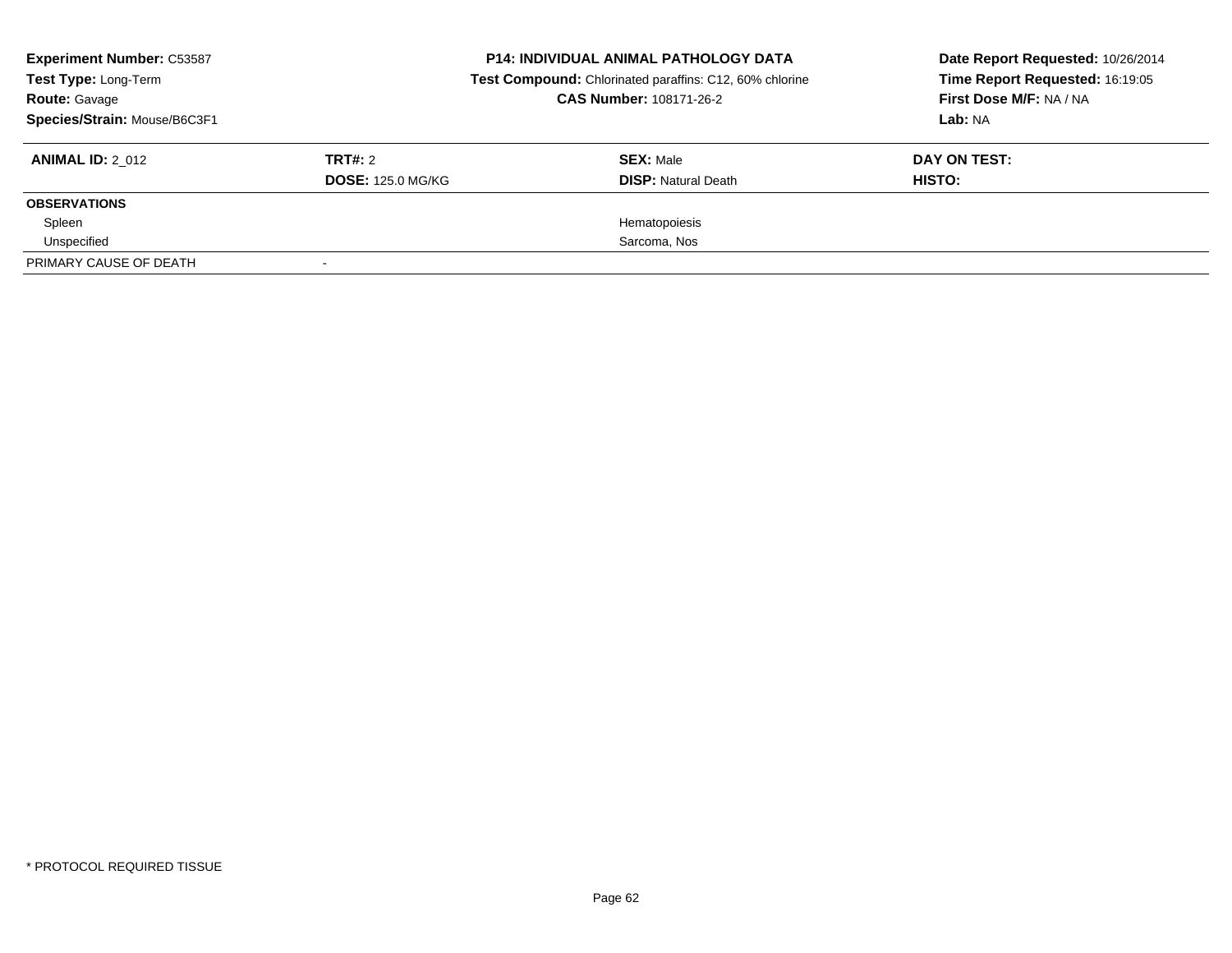**Experiment Number:** C53587
**Test Type:** Long-Term
**Route:** Gavage
**Species/Strain:** Mouse/B6C3F1

**P14: INDIVIDUAL ANIMAL PATHOLOGY DATA**
**Test Compound:** Chlorinated paraffins: C12, 60% chlorine
**CAS Number:** 108171-26-2

**Date Report Requested:** 10/26/2014
**Time Report Requested:** 16:19:05
**First Dose M/F:** NA / NA
**Lab:** NA

| **ANIMAL ID:** 2_012 | **TRT#:** 2 | **SEX:** Male | **DAY ON TEST:** |
|---|---|---|---|
| | **DOSE:** 125.0 MG/KG | **DISP:** Natural Death | **HISTO:** |
| **OBSERVATIONS** | | | |
| Spleen | | Hematopoiesis | |
| Unspecified | | Sarcoma, Nos | |
| PRIMARY CAUSE OF DEATH | - | | |

* PROTOCOL REQUIRED TISSUE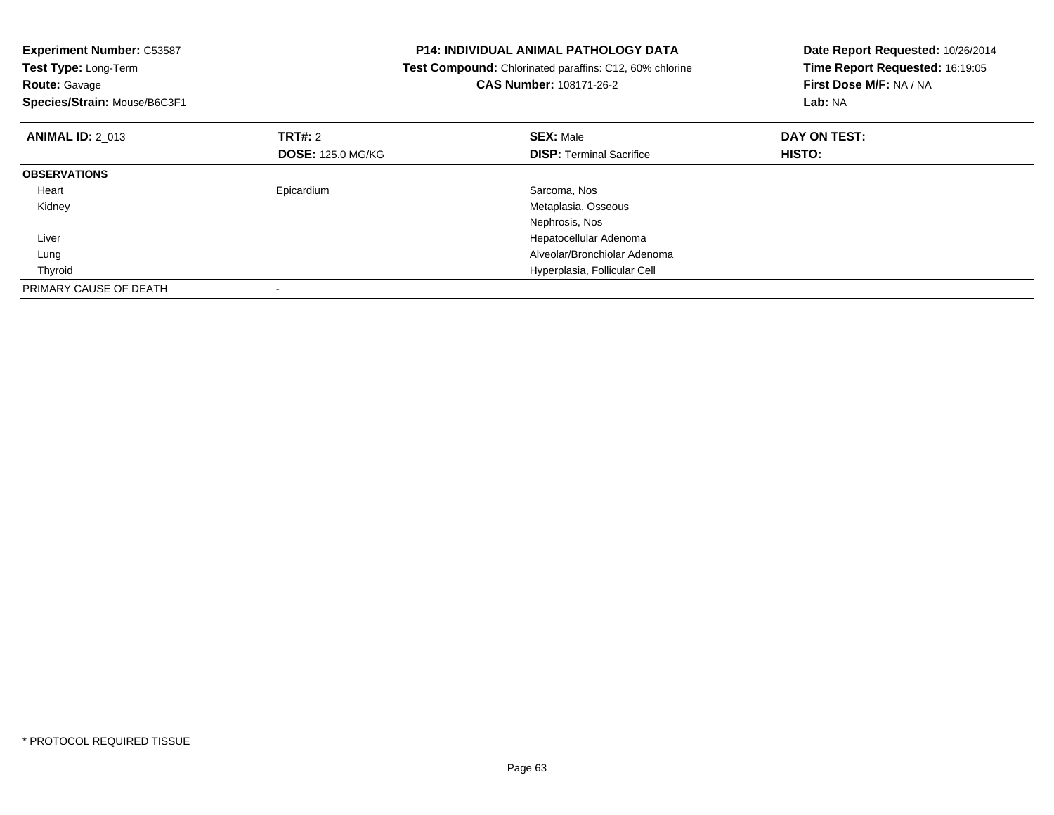**Experiment Number:** C53587
**Test Type:** Long-Term
**Route:** Gavage
**Species/Strain:** Mouse/B6C3F1

**P14: INDIVIDUAL ANIMAL PATHOLOGY DATA**
**Test Compound:** Chlorinated paraffins: C12, 60% chlorine
**CAS Number:** 108171-26-2

**Date Report Requested:** 10/26/2014
**Time Report Requested:** 16:19:05
**First Dose M/F:** NA / NA
**Lab:** NA

| **ANIMAL ID:** 2_013 | **TRT#:** 2 | **SEX:** Male | **DAY ON TEST:** |
|---|---|---|---|
| | **DOSE:** 125.0 MG/KG | **DISP:** Terminal Sacrifice | **HISTO:** |
| **OBSERVATIONS** | | | |
| Heart | Epicardium | Sarcoma, Nos | |
| Kidney | | Metaplasia, Osseous | |
| | | Nephrosis, Nos | |
| Liver | | Hepatocellular Adenoma | |
| Lung | | Alveolar/Bronchiolar Adenoma | |
| Thyroid | | Hyperplasia, Follicular Cell | |
| PRIMARY CAUSE OF DEATH | - | | |

* PROTOCOL REQUIRED TISSUE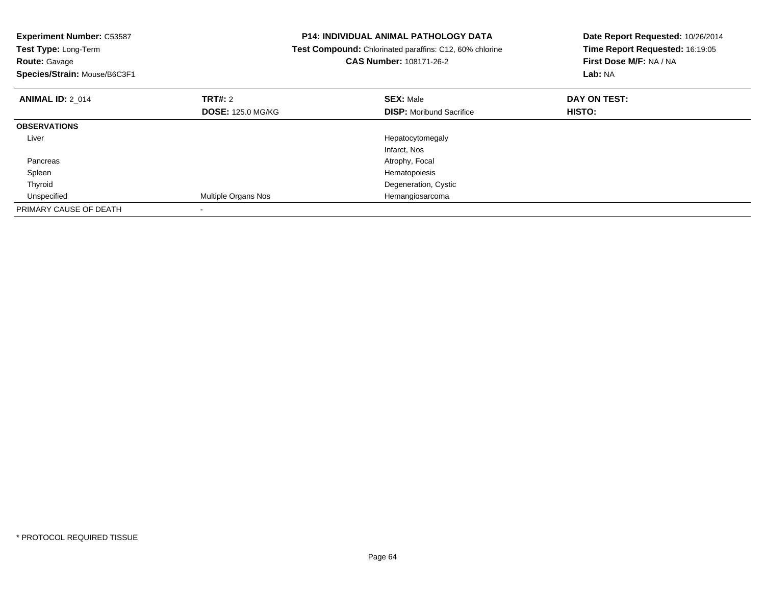**Experiment Number:** C53587
**Test Type:** Long-Term
**Route:** Gavage
**Species/Strain:** Mouse/B6C3F1

**P14: INDIVIDUAL ANIMAL PATHOLOGY DATA**
**Test Compound:** Chlorinated paraffins: C12, 60% chlorine
**CAS Number:** 108171-26-2

**Date Report Requested:** 10/26/2014
**Time Report Requested:** 16:19:05
**First Dose M/F:** NA / NA
**Lab:** NA

| **ANIMAL ID:** 2_014 | **TRT#:** 2 | **SEX:** Male | **DAY ON TEST:** |
|---|---|---|---|
| | **DOSE:** 125.0 MG/KG | **DISP:** Moribund Sacrifice | **HISTO:** |
| **OBSERVATIONS** | | | |
| Liver | | Hepatocytomegaly | |
| | | Infarct, Nos | |
| Pancreas | | Atrophy, Focal | |
| Spleen | | Hematopoiesis | |
| Thyroid | | Degeneration, Cystic | |
| Unspecified | Multiple Organs Nos | Hemangiosarcoma | |
| PRIMARY CAUSE OF DEATH | - | | |

* PROTOCOL REQUIRED TISSUE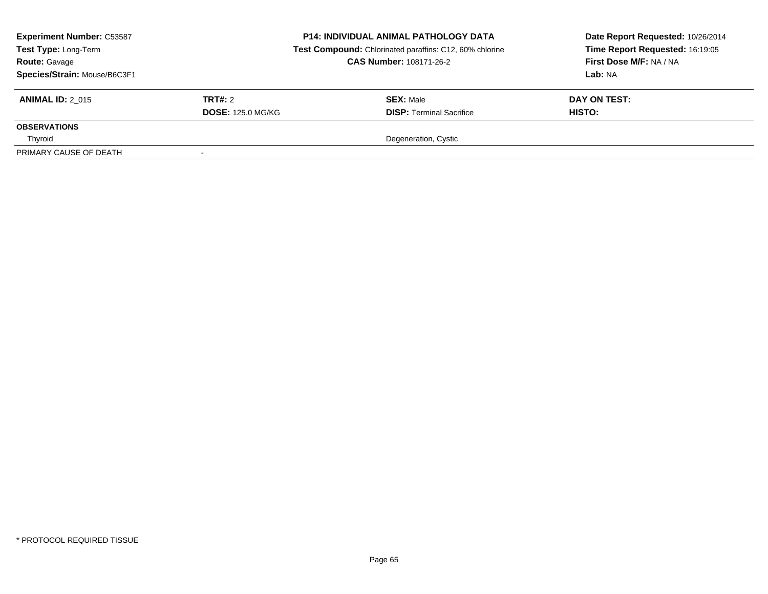| **Experiment Number:** C53587 | **P14: INDIVIDUAL ANIMAL PATHOLOGY DATA** | **Date Report Requested:** 10/26/2014 |
|---|---|---|
| **Test Type:** Long-Term | **Test Compound:** Chlorinated paraffins: C12, 60% chlorine | **Time Report Requested:** 16:19:05 |
| **Route:** Gavage | **CAS Number:** 108171-26-2 | **First Dose M/F:** NA / NA |
| **Species/Strain:** Mouse/B6C3F1 | | **Lab:** NA |

| **ANIMAL ID:** 2_015 | **TRT#:** 2 | **SEX:** Male | **DAY ON TEST:** |
|---|---|---|---|
| | **DOSE:** 125.0 MG/KG | **DISP:** Terminal Sacrifice | **HISTO:** |
| **OBSERVATIONS** | | | |
| Thyroid | | Degeneration, Cystic | |
| PRIMARY CAUSE OF DEATH | - | | |

\* PROTOCOL REQUIRED TISSUE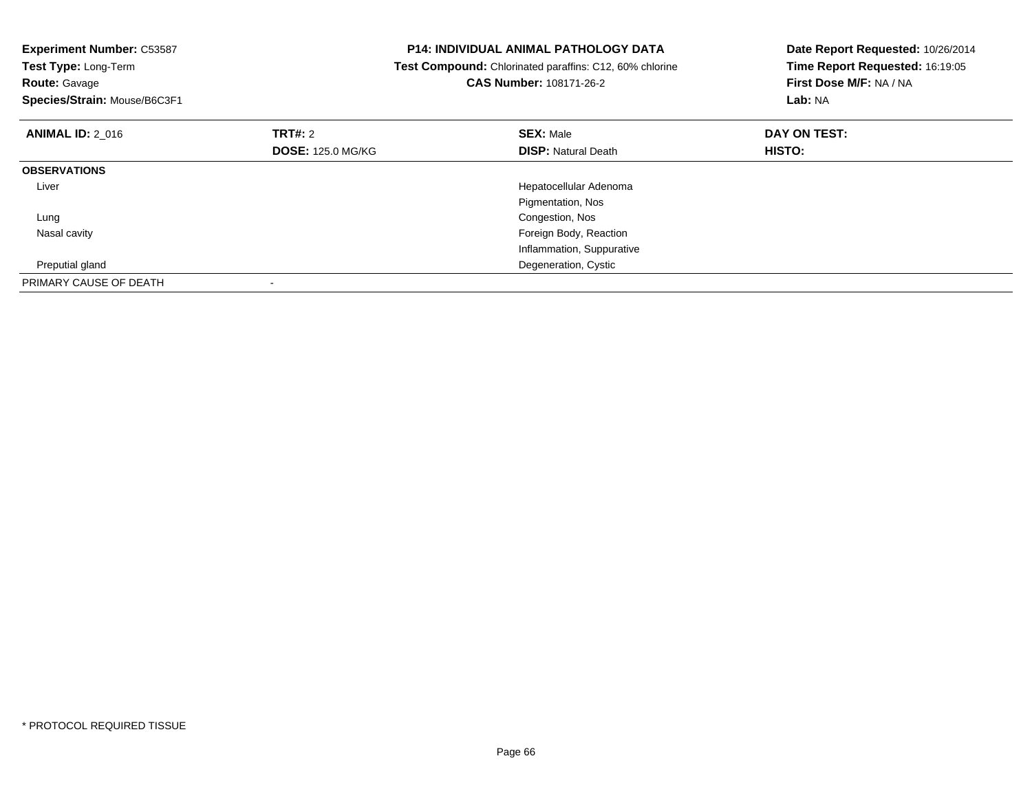**Experiment Number:** C53587
**Test Type:** Long-Term
**Route:** Gavage
**Species/Strain:** Mouse/B6C3F1

**P14: INDIVIDUAL ANIMAL PATHOLOGY DATA**
**Test Compound:** Chlorinated paraffins: C12, 60% chlorine
**CAS Number:** 108171-26-2

**Date Report Requested:** 10/26/2014
**Time Report Requested:** 16:19:05
**First Dose M/F:** NA / NA
**Lab:** NA

| **ANIMAL ID:** 2_016 | **TRT#:** 2 | **SEX:** Male | **DAY ON TEST:** |
|---|---|---|---|
| | **DOSE:** 125.0 MG/KG | **DISP:** Natural Death | **HISTO:** |
| **OBSERVATIONS** | | | |
| Liver | | Hepatocellular Adenoma | |
| | | Pigmentation, Nos | |
| Lung | | Congestion, Nos | |
| Nasal cavity | | Foreign Body, Reaction | |
| | | Inflammation, Suppurative | |
| Preputial gland | | Degeneration, Cystic | |
| PRIMARY CAUSE OF DEATH | - | | |

* PROTOCOL REQUIRED TISSUE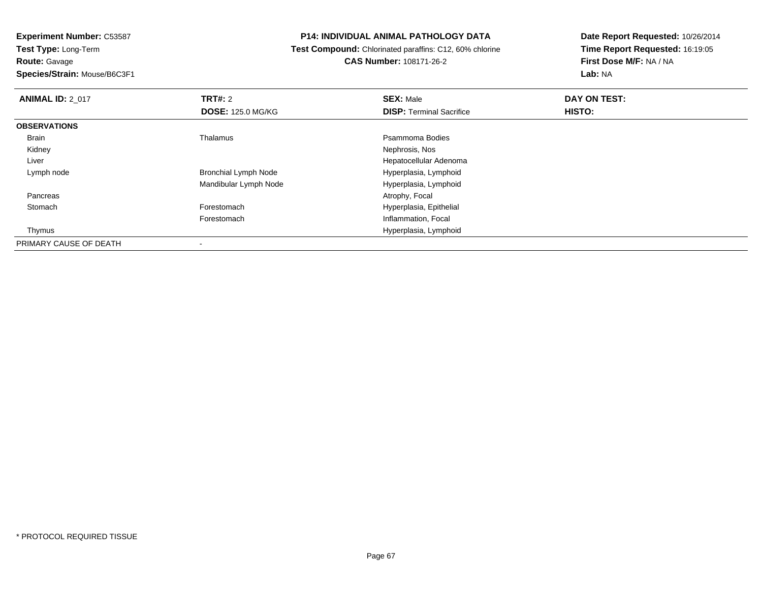**Experiment Number:** C53587
**Test Type:** Long-Term
**Route:** Gavage
**Species/Strain:** Mouse/B6C3F1

**P14: INDIVIDUAL ANIMAL PATHOLOGY DATA**
**Test Compound:** Chlorinated paraffins: C12, 60% chlorine
**CAS Number:** 108171-26-2

**Date Report Requested:** 10/26/2014
**Time Report Requested:** 16:19:05
**First Dose M/F:** NA / NA
**Lab:** NA

| **ANIMAL ID:** 2_017 | **TRT#:** 2 | **SEX:** Male | **DAY ON TEST:** |
|---|---|---|---|
| | **DOSE:** 125.0 MG/KG | **DISP:** Terminal Sacrifice | **HISTO:** |
| **OBSERVATIONS** | | | |
| Brain | Thalamus | Psammoma Bodies | |
| Kidney | | Nephrosis, Nos | |
| Liver | | Hepatocellular Adenoma | |
| Lymph node | Bronchial Lymph Node | Hyperplasia, Lymphoid | |
| | Mandibular Lymph Node | Hyperplasia, Lymphoid | |
| Pancreas | | Atrophy, Focal | |
| Stomach | Forestomach | Hyperplasia, Epithelial | |
| | Forestomach | Inflammation, Focal | |
| Thymus | | Hyperplasia, Lymphoid | |
| PRIMARY CAUSE OF DEATH | - | | |

* PROTOCOL REQUIRED TISSUE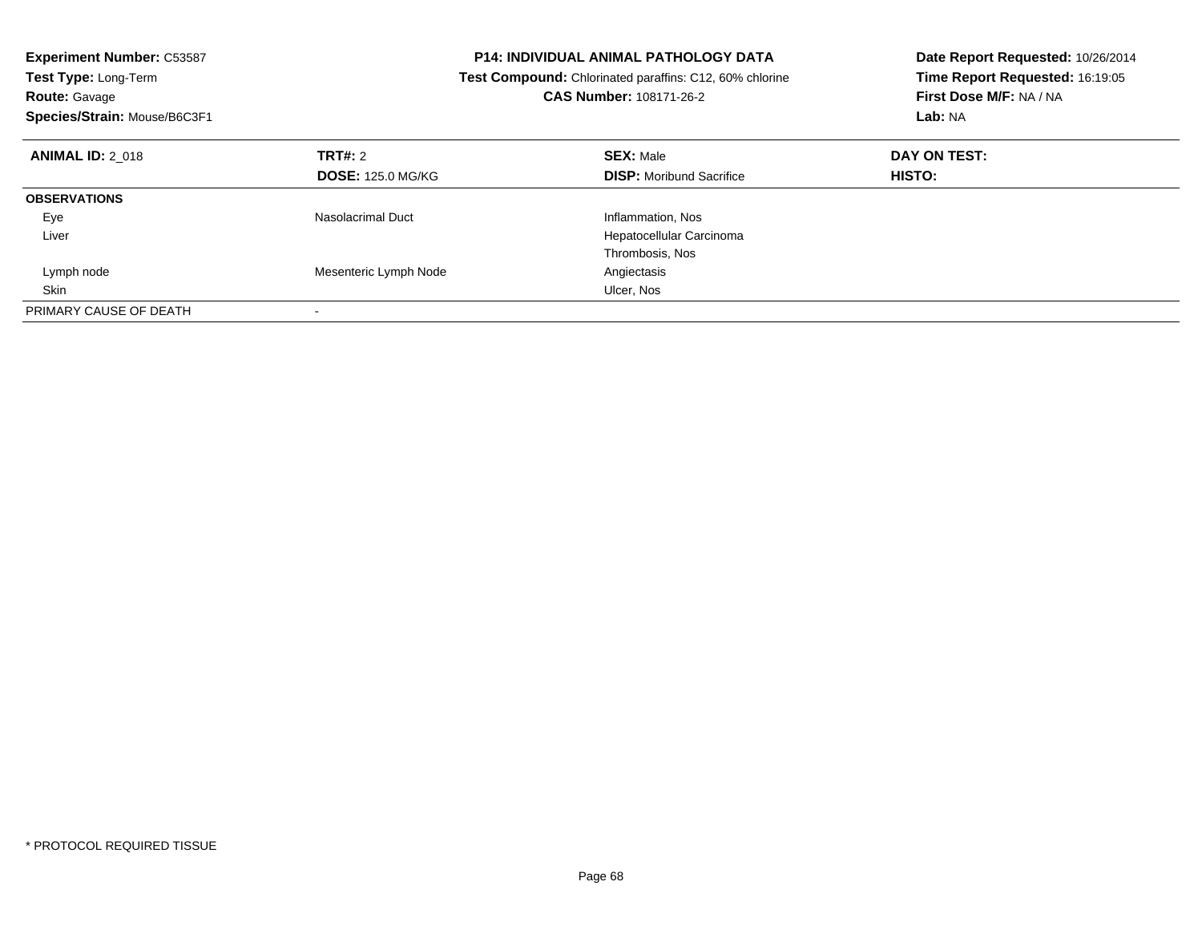**Experiment Number:** C53587
**Test Type:** Long-Term
**Route:** Gavage
**Species/Strain:** Mouse/B6C3F1

**P14: INDIVIDUAL ANIMAL PATHOLOGY DATA**
**Test Compound:** Chlorinated paraffins: C12, 60% chlorine
**CAS Number:** 108171-26-2

**Date Report Requested:** 10/26/2014
**Time Report Requested:** 16:19:05
**First Dose M/F:** NA / NA
**Lab:** NA

| **ANIMAL ID:** 2_018 | **TRT#:** 2 | **SEX:** Male | **DAY ON TEST:** |
|---|---|---|---|
| | **DOSE:** 125.0 MG/KG | **DISP:** Moribund Sacrifice | **HISTO:** |
| **OBSERVATIONS** | | | |
| Eye | Nasolacrimal Duct | Inflammation, Nos | |
| Liver | | Hepatocellular Carcinoma | |
| | | Thrombosis, Nos | |
| Lymph node | Mesenteric Lymph Node | Angiectasis | |
| Skin | | Ulcer, Nos | |
| PRIMARY CAUSE OF DEATH | - | | |

* PROTOCOL REQUIRED TISSUE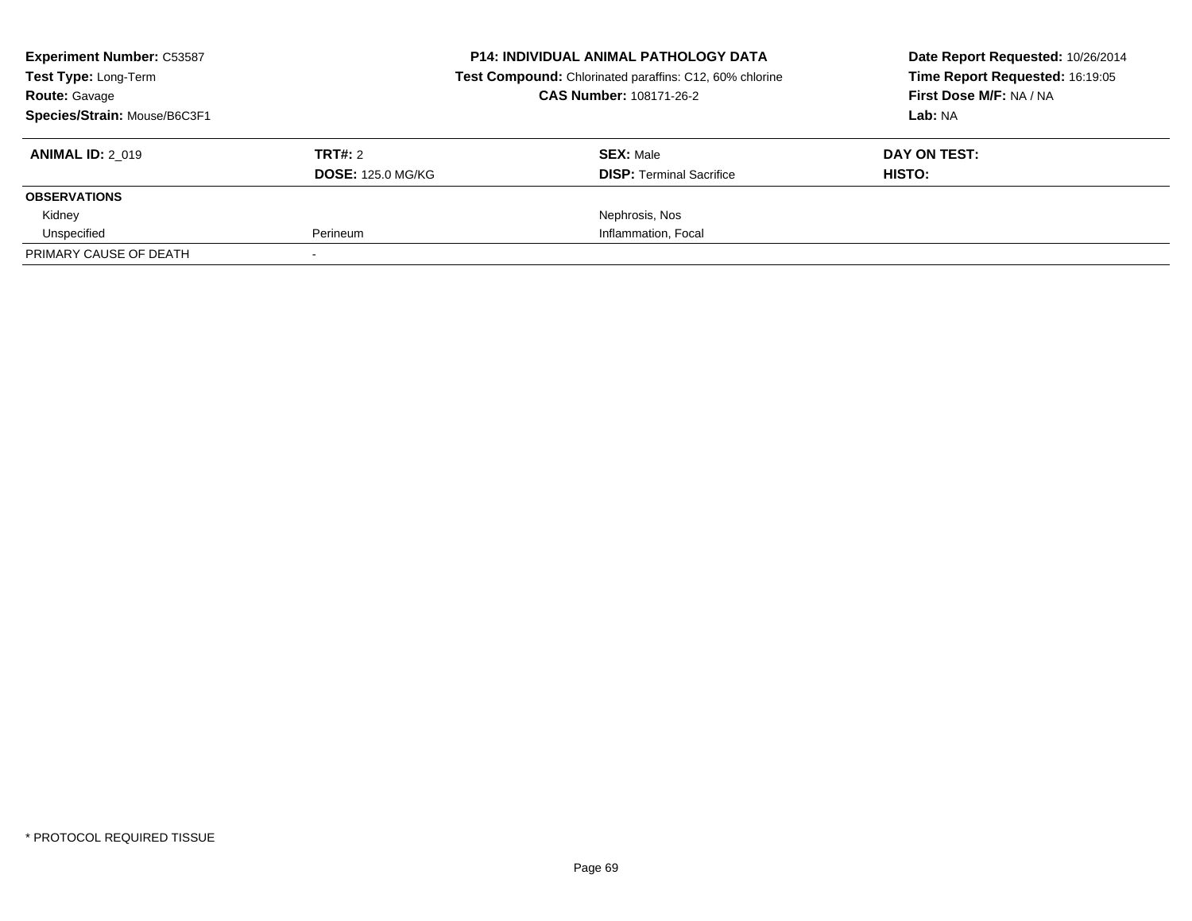**Experiment Number:** C53587
**Test Type:** Long-Term
**Route:** Gavage
**Species/Strain:** Mouse/B6C3F1

**P14: INDIVIDUAL ANIMAL PATHOLOGY DATA**
**Test Compound:** Chlorinated paraffins: C12, 60% chlorine
**CAS Number:** 108171-26-2

**Date Report Requested:** 10/26/2014
**Time Report Requested:** 16:19:05
**First Dose M/F:** NA / NA
**Lab:** NA

| **ANIMAL ID:** 2_019 | **TRT#:** 2 | **SEX:** Male | **DAY ON TEST:** |
|---|---|---|---|
| | **DOSE:** 125.0 MG/KG | **DISP:** Terminal Sacrifice | **HISTO:** |
| **OBSERVATIONS** | | | |
| Kidney | | Nephrosis, Nos | |
| Unspecified | Perineum | Inflammation, Focal | |
| PRIMARY CAUSE OF DEATH | - | | |

\* PROTOCOL REQUIRED TISSUE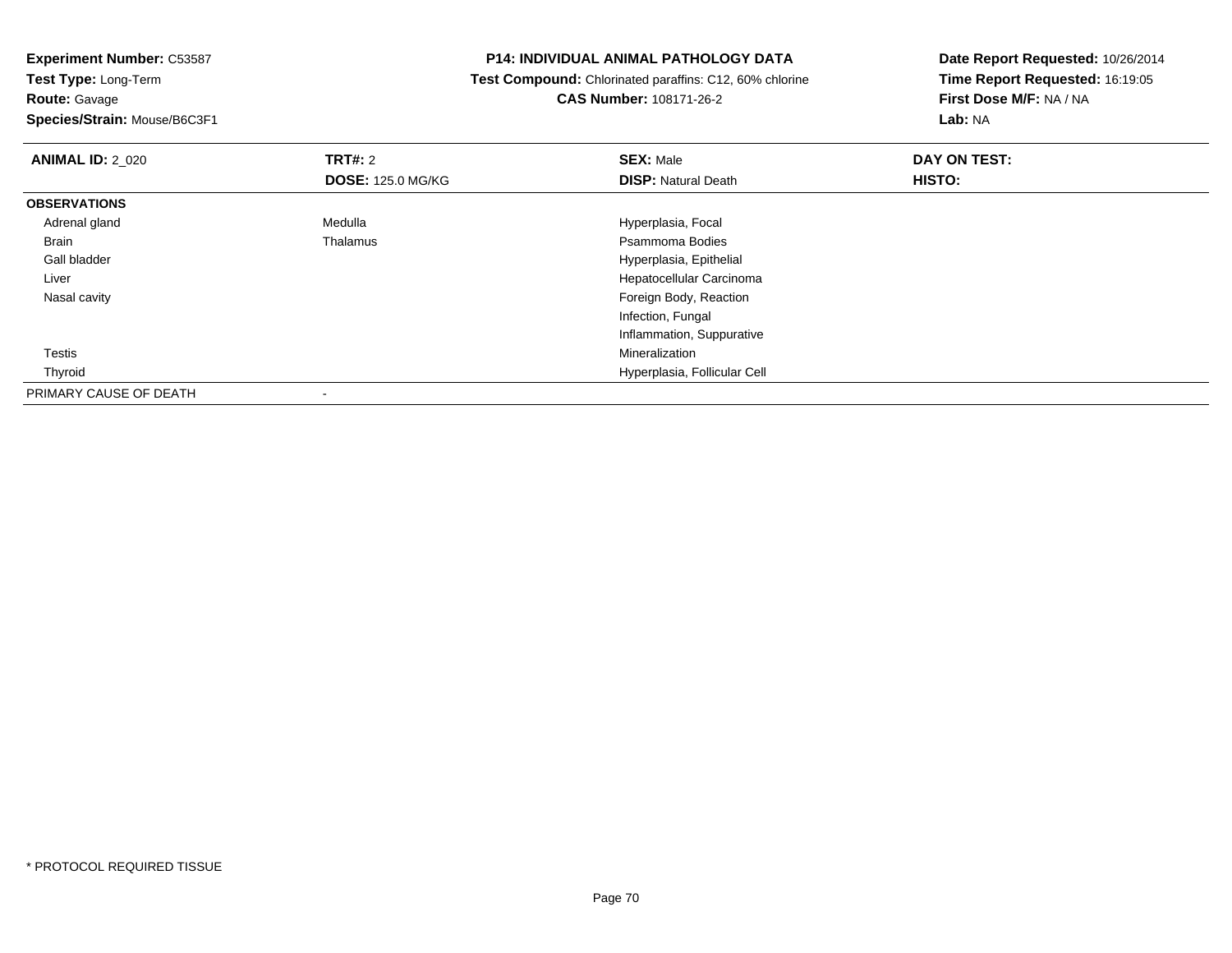**Experiment Number:** C53587
**Test Type:** Long-Term
**Route:** Gavage
**Species/Strain:** Mouse/B6C3F1

**P14: INDIVIDUAL ANIMAL PATHOLOGY DATA**
**Test Compound:** Chlorinated paraffins: C12, 60% chlorine
**CAS Number:** 108171-26-2

**Date Report Requested:** 10/26/2014
**Time Report Requested:** 16:19:05
**First Dose M/F:** NA / NA
**Lab:** NA

| **ANIMAL ID:** 2_020 | **TRT#:** 2 | **SEX:** Male | **DAY ON TEST:** |
|---|---|---|---|
| | **DOSE:** 125.0 MG/KG | **DISP:** Natural Death | **HISTO:** |
| **OBSERVATIONS** | | | |
| Adrenal gland | Medulla | Hyperplasia, Focal | |
| Brain | Thalamus | Psammoma Bodies | |
| Gall bladder | | Hyperplasia, Epithelial | |
| Liver | | Hepatocellular Carcinoma | |
| Nasal cavity | | Foreign Body, Reaction | |
| | | Infection, Fungal | |
| | | Inflammation, Suppurative | |
| Testis | | Mineralization | |
| Thyroid | | Hyperplasia, Follicular Cell | |
| PRIMARY CAUSE OF DEATH | - | | |

* PROTOCOL REQUIRED TISSUE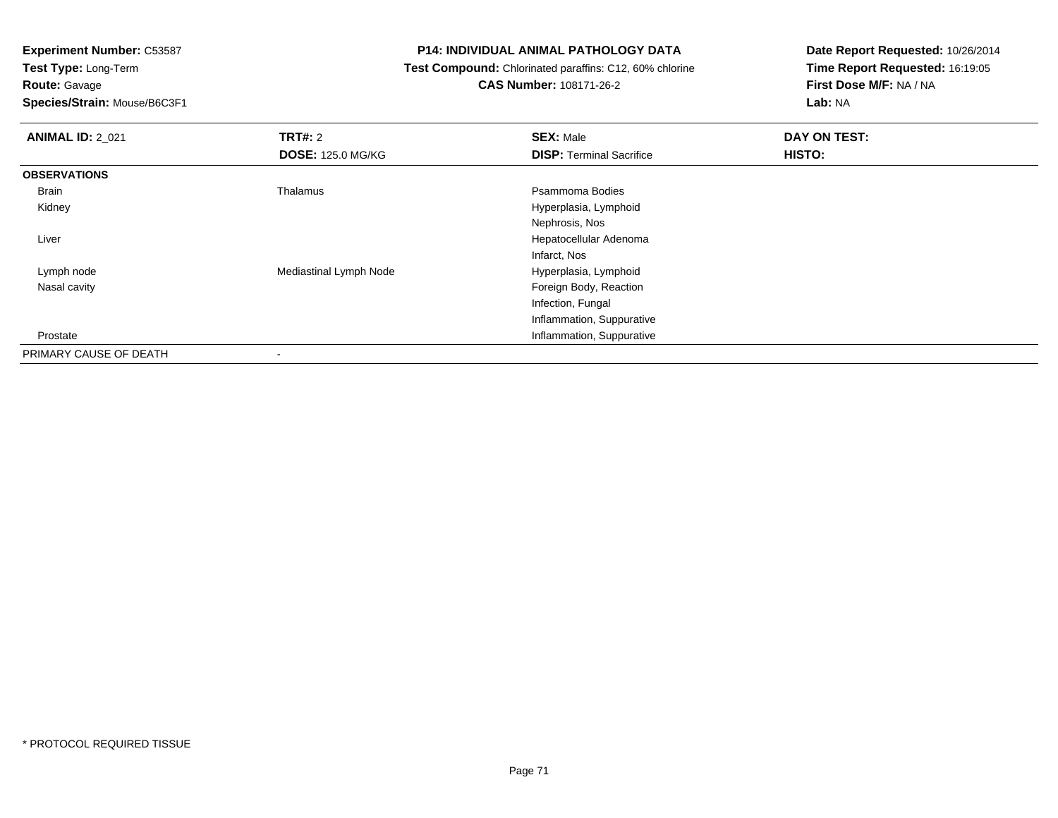**Experiment Number:** C53587
**Test Type:** Long-Term
**Route:** Gavage
**Species/Strain:** Mouse/B6C3F1

# P14: INDIVIDUAL ANIMAL PATHOLOGY DATA

**Test Compound:** Chlorinated paraffins: C12, 60% chlorine
**CAS Number:** 108171-26-2

**Date Report Requested:** 10/26/2014
**Time Report Requested:** 16:19:05
**First Dose M/F:** NA / NA
**Lab:** NA

| **ANIMAL ID:** 2_021 | **TRT#:** 2<br>**DOSE:** 125.0 MG/KG | **SEX:** Male<br>**DISP:** Terminal Sacrifice | **DAY ON TEST:**<br>**HISTO:** |
|---|---|---|---|
| **OBSERVATIONS** | | | |
| Brain | Thalamus | Psammoma Bodies | |
| Kidney | | Hyperplasia, Lymphoid | |
| | | Nephrosis, Nos | |
| Liver | | Hepatocellular Adenoma | |
| | | Infarct, Nos | |
| Lymph node | Mediastinal Lymph Node | Hyperplasia, Lymphoid | |
| Nasal cavity | | Foreign Body, Reaction | |
| | | Infection, Fungal | |
| | | Inflammation, Suppurative | |
| Prostate | | Inflammation, Suppurative | |
| PRIMARY CAUSE OF DEATH | - | | |

* PROTOCOL REQUIRED TISSUE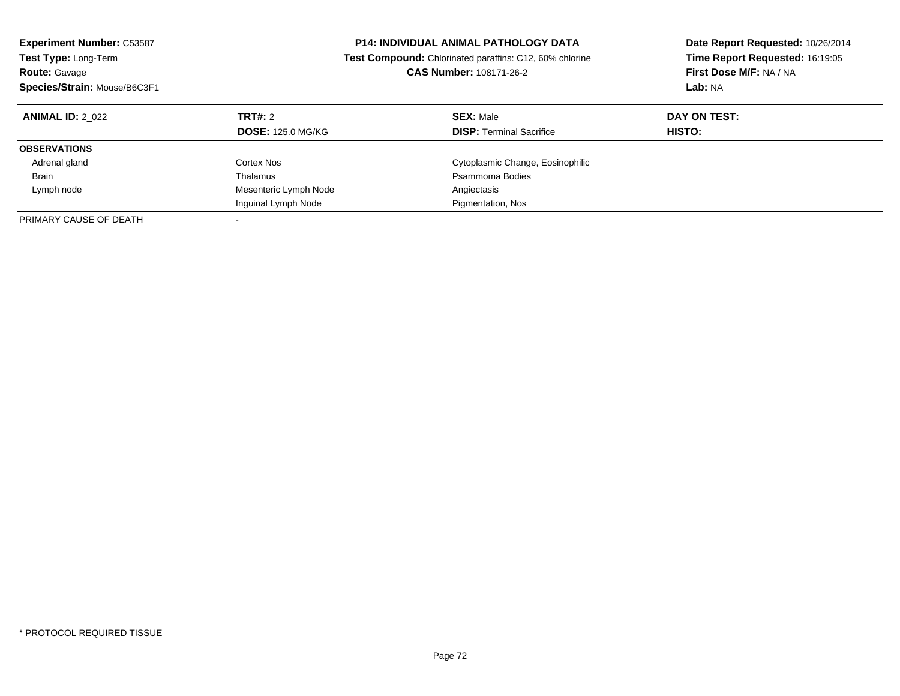**Experiment Number:** C53587
**Test Type:** Long-Term
**Route:** Gavage
**Species/Strain:** Mouse/B6C3F1

**P14: INDIVIDUAL ANIMAL PATHOLOGY DATA**
**Test Compound:** Chlorinated paraffins: C12, 60% chlorine
**CAS Number:** 108171-26-2

**Date Report Requested:** 10/26/2014
**Time Report Requested:** 16:19:05
**First Dose M/F:** NA / NA
**Lab:** NA

| **ANIMAL ID:** 2_022 | **TRT#:** 2 | **SEX:** Male | **DAY ON TEST:** |
|---|---|---|---|
| | **DOSE:** 125.0 MG/KG | **DISP:** Terminal Sacrifice | **HISTO:** |
| **OBSERVATIONS** | | | |
| Adrenal gland | Cortex Nos | Cytoplasmic Change, Eosinophilic | |
| Brain | Thalamus | Psammoma Bodies | |
| Lymph node | Mesenteric Lymph Node | Angiectasis | |
| | Inguinal Lymph Node | Pigmentation, Nos | |
| PRIMARY CAUSE OF DEATH | - | | |

\* PROTOCOL REQUIRED TISSUE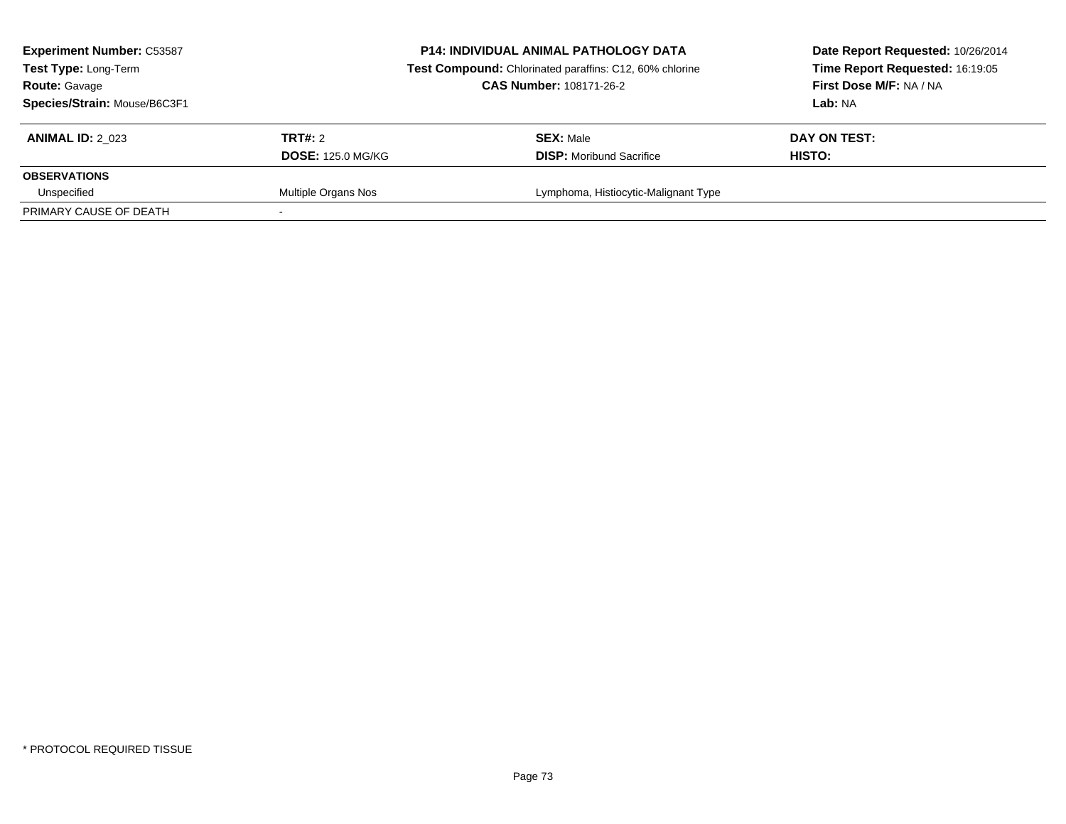**Experiment Number:** C53587
**Test Type:** Long-Term
**Route:** Gavage
**Species/Strain:** Mouse/B6C3F1

**P14: INDIVIDUAL ANIMAL PATHOLOGY DATA**
**Test Compound:** Chlorinated paraffins: C12, 60% chlorine
**CAS Number:** 108171-26-2

**Date Report Requested:** 10/26/2014
**Time Report Requested:** 16:19:05
**First Dose M/F:** NA / NA
**Lab:** NA

| **ANIMAL ID:** 2_023 | **TRT#:** 2 | **SEX:** Male | **DAY ON TEST:** |
|---|---|---|---|
| | **DOSE:** 125.0 MG/KG | **DISP:** Moribund Sacrifice | **HISTO:** |
| **OBSERVATIONS** | | | |
| Unspecified | Multiple Organs Nos | Lymphoma, Histiocytic-Malignant Type | |
| PRIMARY CAUSE OF DEATH | - | | |

* PROTOCOL REQUIRED TISSUE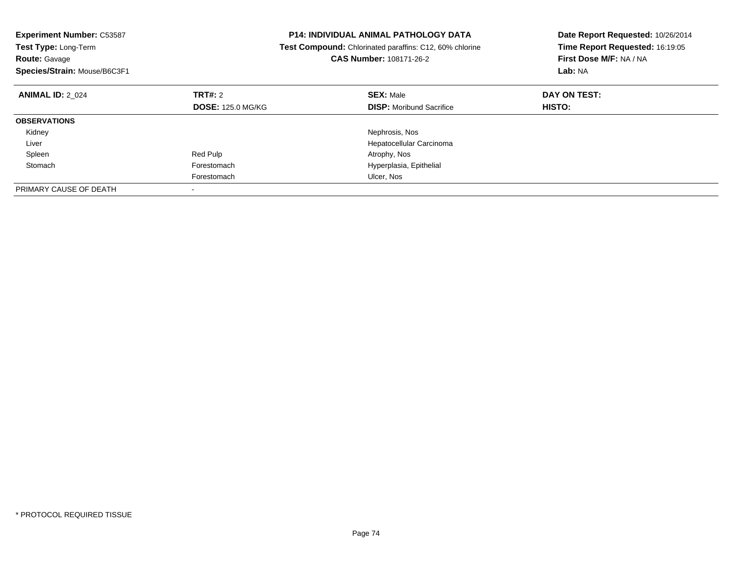**Experiment Number:** C53587
**Test Type:** Long-Term
**Route:** Gavage
**Species/Strain:** Mouse/B6C3F1

**P14: INDIVIDUAL ANIMAL PATHOLOGY DATA**
**Test Compound:** Chlorinated paraffins: C12, 60% chlorine
**CAS Number:** 108171-26-2

**Date Report Requested:** 10/26/2014
**Time Report Requested:** 16:19:05
**First Dose M/F:** NA / NA
**Lab:** NA

| **ANIMAL ID:** 2_024 | **TRT#:** 2 | **SEX:** Male | **DAY ON TEST:** |
|---|---|---|---|
| | **DOSE:** 125.0 MG/KG | **DISP:** Moribund Sacrifice | **HISTO:** |
| **OBSERVATIONS** | | | |
| Kidney | | Nephrosis, Nos | |
| Liver | | Hepatocellular Carcinoma | |
| Spleen | Red Pulp | Atrophy, Nos | |
| Stomach | Forestomach | Hyperplasia, Epithelial | |
| | Forestomach | Ulcer, Nos | |
| PRIMARY CAUSE OF DEATH | - | | |

* PROTOCOL REQUIRED TISSUE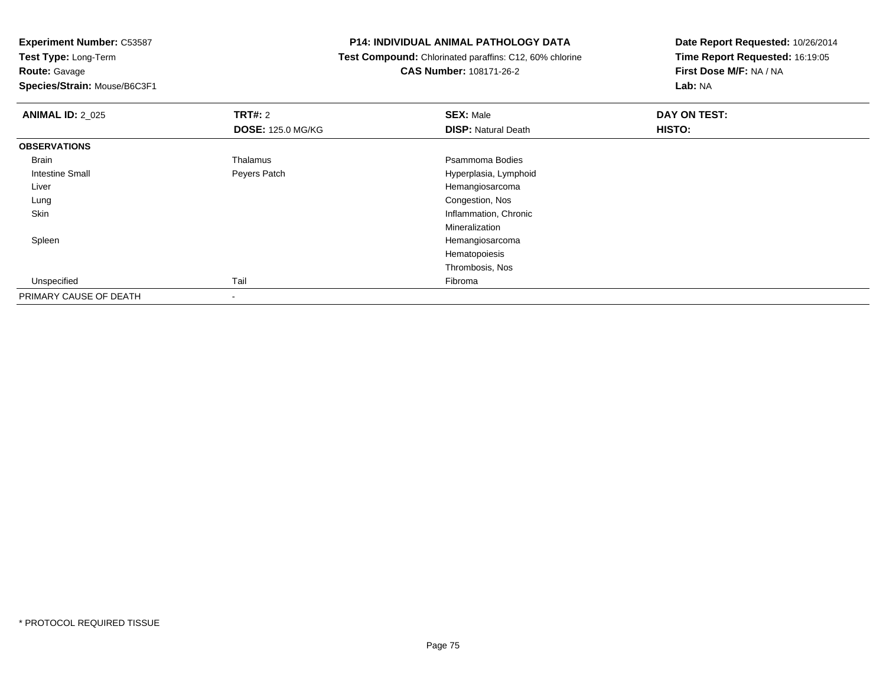**Experiment Number:** C53587
**Test Type:** Long-Term
**Route:** Gavage
**Species/Strain:** Mouse/B6C3F1

**P14: INDIVIDUAL ANIMAL PATHOLOGY DATA**
**Test Compound:** Chlorinated paraffins: C12, 60% chlorine
**CAS Number:** 108171-26-2

**Date Report Requested:** 10/26/2014
**Time Report Requested:** 16:19:05
**First Dose M/F:** NA / NA
**Lab:** NA

| **ANIMAL ID:** 2_025 | **TRT#:** 2 | **SEX:** Male | **DAY ON TEST:** |
|---|---|---|---|
| | **DOSE:** 125.0 MG/KG | **DISP:** Natural Death | **HISTO:** |
| **OBSERVATIONS** | | | |
| Brain | Thalamus | Psammoma Bodies | |
| Intestine Small | Peyers Patch | Hyperplasia, Lymphoid | |
| Liver | | Hemangiosarcoma | |
| Lung | | Congestion, Nos | |
| Skin | | Inflammation, Chronic | |
| | | Mineralization | |
| Spleen | | Hemangiosarcoma | |
| | | Hematopoiesis | |
| | | Thrombosis, Nos | |
| Unspecified | Tail | Fibroma | |
| PRIMARY CAUSE OF DEATH | - | | |

\* PROTOCOL REQUIRED TISSUE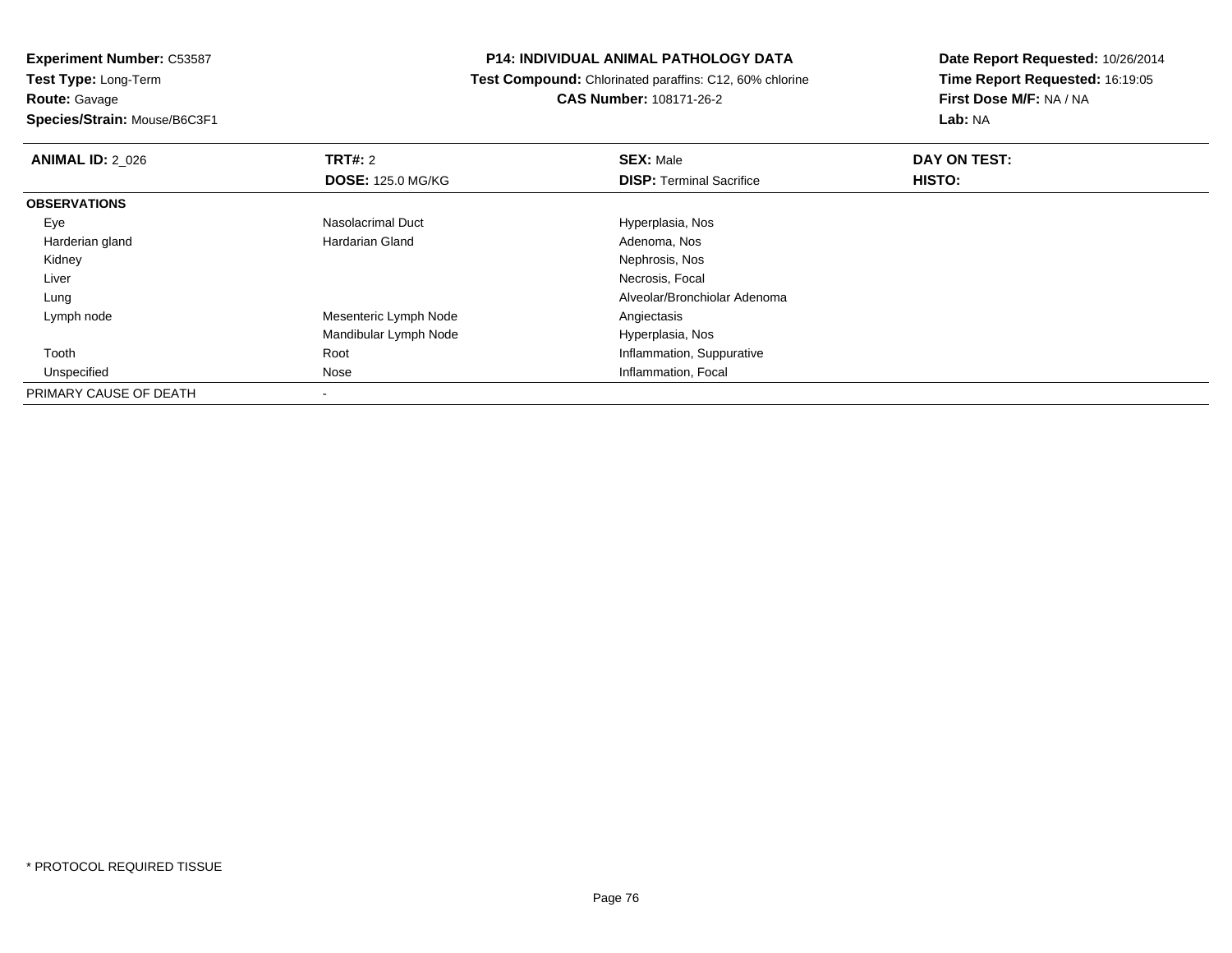**Experiment Number:** C53587
**Test Type:** Long-Term
**Route:** Gavage
**Species/Strain:** Mouse/B6C3F1

**P14: INDIVIDUAL ANIMAL PATHOLOGY DATA**
**Test Compound:** Chlorinated paraffins: C12, 60% chlorine
**CAS Number:** 108171-26-2

**Date Report Requested:** 10/26/2014
**Time Report Requested:** 16:19:05
**First Dose M/F:** NA / NA
**Lab:** NA

| **ANIMAL ID:** 2_026 | **TRT#:** 2 | **SEX:** Male | **DAY ON TEST:** |
|---|---|---|---|
| | **DOSE:** 125.0 MG/KG | **DISP:** Terminal Sacrifice | **HISTO:** |
| **OBSERVATIONS** | | | |
| Eye | Nasolacrimal Duct | Hyperplasia, Nos | |
| Harderian gland | Hardarian Gland | Adenoma, Nos | |
| Kidney | | Nephrosis, Nos | |
| Liver | | Necrosis, Focal | |
| Lung | | Alveolar/Bronchiolar Adenoma | |
| Lymph node | Mesenteric Lymph Node | Angiectasis | |
| | Mandibular Lymph Node | Hyperplasia, Nos | |
| Tooth | Root | Inflammation, Suppurative | |
| Unspecified | Nose | Inflammation, Focal | |
| PRIMARY CAUSE OF DEATH | - | | |

* PROTOCOL REQUIRED TISSUE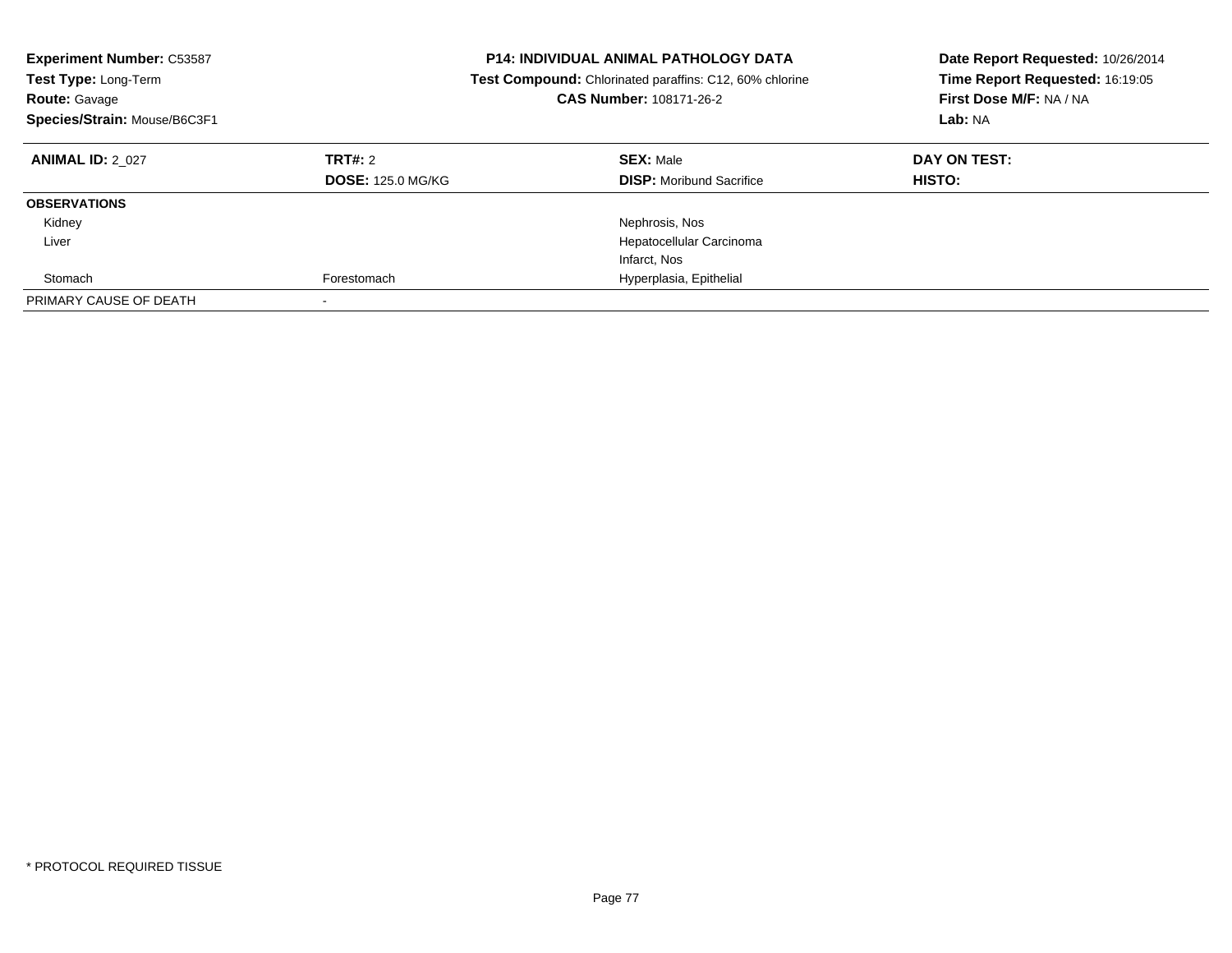**Experiment Number:** C53587
**Test Type:** Long-Term
**Route:** Gavage
**Species/Strain:** Mouse/B6C3F1

**P14: INDIVIDUAL ANIMAL PATHOLOGY DATA**
**Test Compound:** Chlorinated paraffins: C12, 60% chlorine
**CAS Number:** 108171-26-2

**Date Report Requested:** 10/26/2014
**Time Report Requested:** 16:19:05
**First Dose M/F:** NA / NA
**Lab:** NA

| **ANIMAL ID:** 2_027 | **TRT#:** 2 | **SEX:** Male | **DAY ON TEST:** |
|---|---|---|---|
| | **DOSE:** 125.0 MG/KG | **DISP:** Moribund Sacrifice | **HISTO:** |
| **OBSERVATIONS** | | | |
| Kidney | | Nephrosis, Nos | |
| Liver | | Hepatocellular Carcinoma | |
| | | Infarct, Nos | |
| Stomach | Forestomach | Hyperplasia, Epithelial | |
| PRIMARY CAUSE OF DEATH | - | | |

* PROTOCOL REQUIRED TISSUE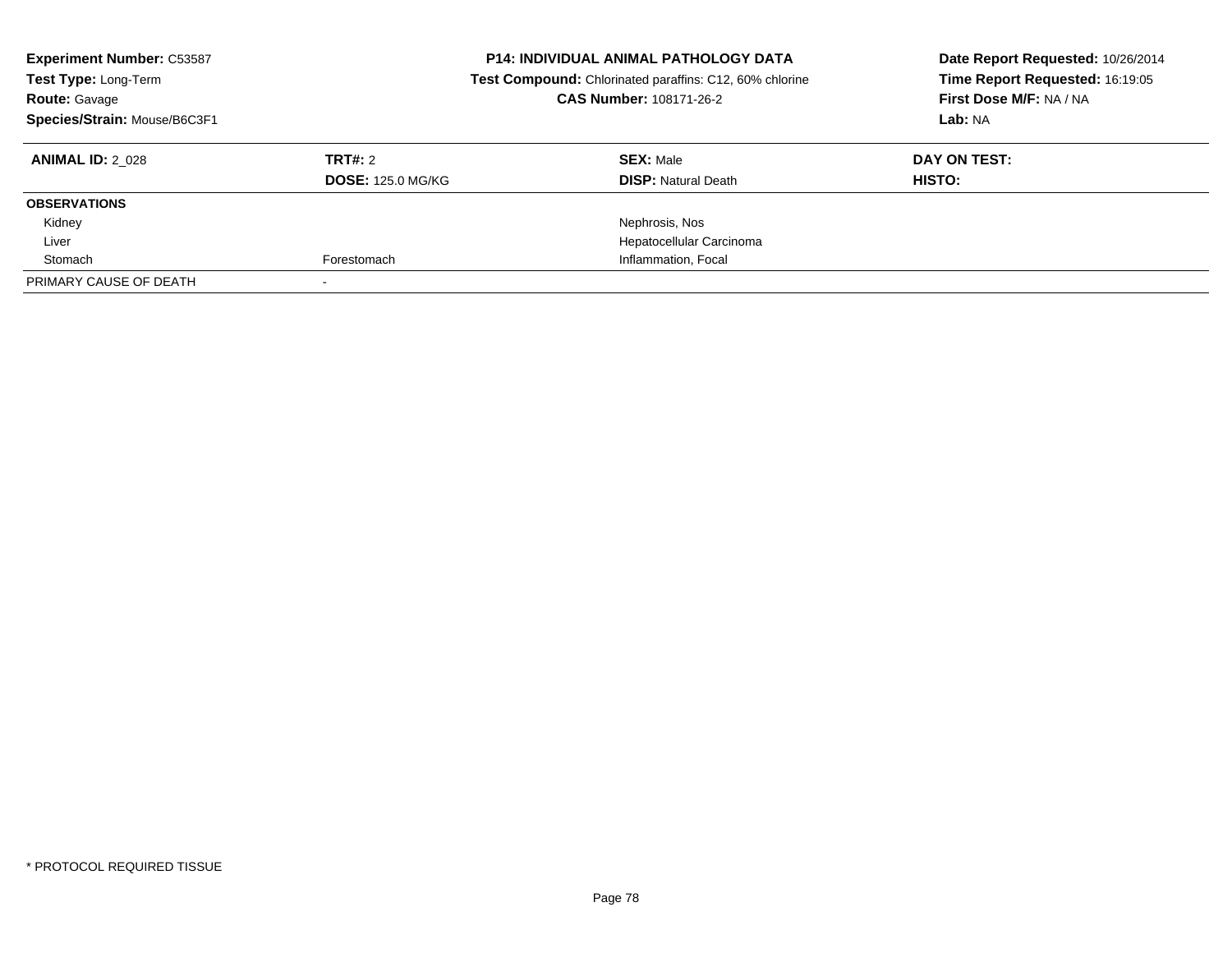**Experiment Number:** C53587
**Test Type:** Long-Term
**Route:** Gavage
**Species/Strain:** Mouse/B6C3F1

**P14: INDIVIDUAL ANIMAL PATHOLOGY DATA**
**Test Compound:** Chlorinated paraffins: C12, 60% chlorine
**CAS Number:** 108171-26-2

**Date Report Requested:** 10/26/2014
**Time Report Requested:** 16:19:05
**First Dose M/F:** NA / NA
**Lab:** NA

| **ANIMAL ID:** 2_028 | **TRT#:** 2 | **SEX:** Male | **DAY ON TEST:** |
|---|---|---|---|
| | **DOSE:** 125.0 MG/KG | **DISP:** Natural Death | **HISTO:** |
| **OBSERVATIONS** | | | |
| Kidney | | Nephrosis, Nos | |
| Liver | | Hepatocellular Carcinoma | |
| Stomach | Forestomach | Inflammation, Focal | |
| PRIMARY CAUSE OF DEATH | - | | |

* PROTOCOL REQUIRED TISSUE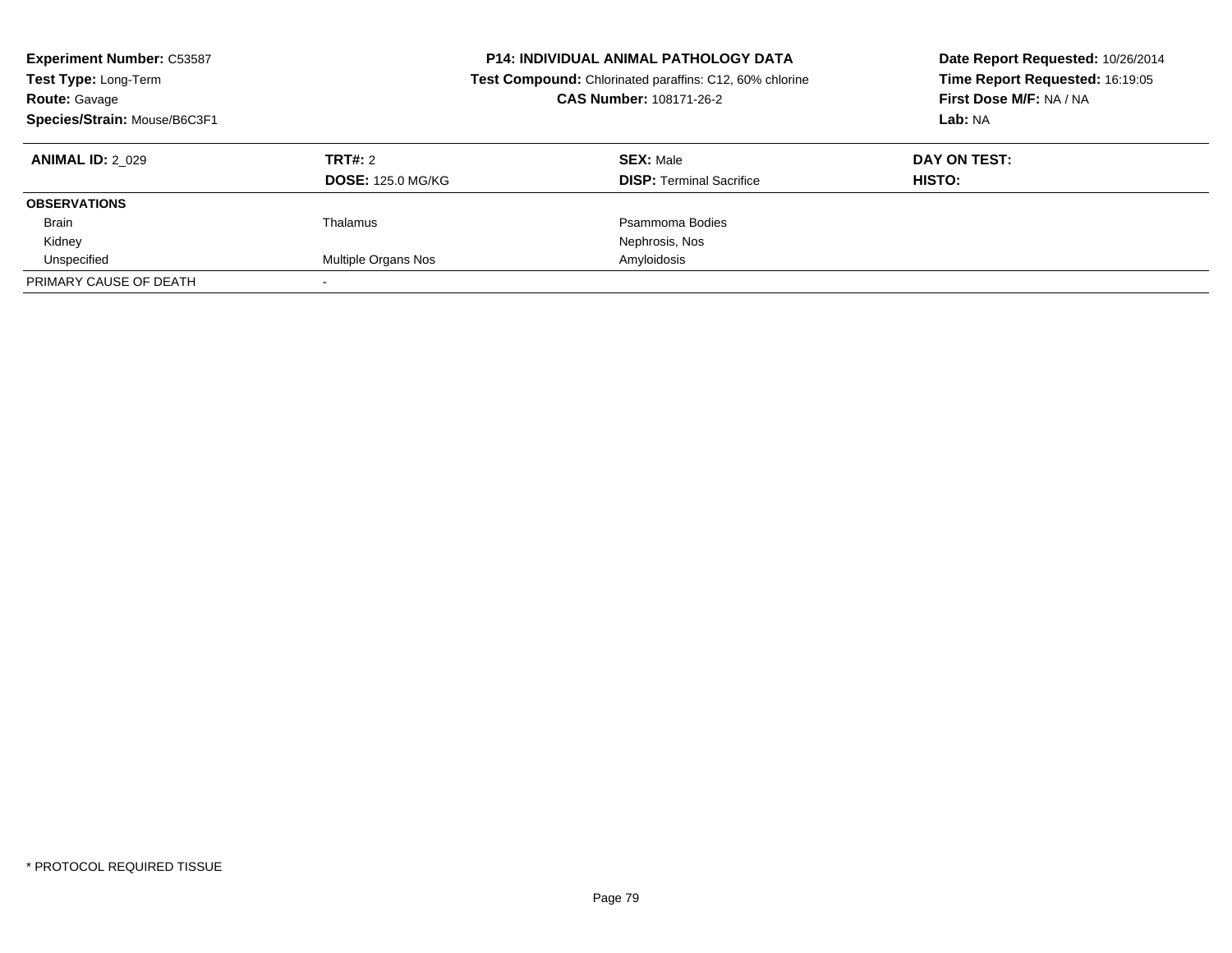**Experiment Number:** C53587
**Test Type:** Long-Term
**Route:** Gavage
**Species/Strain:** Mouse/B6C3F1

**P14: INDIVIDUAL ANIMAL PATHOLOGY DATA**
**Test Compound:** Chlorinated paraffins: C12, 60% chlorine
**CAS Number:** 108171-26-2

**Date Report Requested:** 10/26/2014
**Time Report Requested:** 16:19:05
**First Dose M/F:** NA / NA
**Lab:** NA

| **ANIMAL ID:** 2_029 | **TRT#:** 2 | **SEX:** Male | **DAY ON TEST:** |
|---|---|---|---|
| | **DOSE:** 125.0 MG/KG | **DISP:** Terminal Sacrifice | **HISTO:** |
| **OBSERVATIONS** | | | |
| Brain | Thalamus | Psammoma Bodies | |
| Kidney | | Nephrosis, Nos | |
| Unspecified | Multiple Organs Nos | Amyloidosis | |
| PRIMARY CAUSE OF DEATH | - | | |

* PROTOCOL REQUIRED TISSUE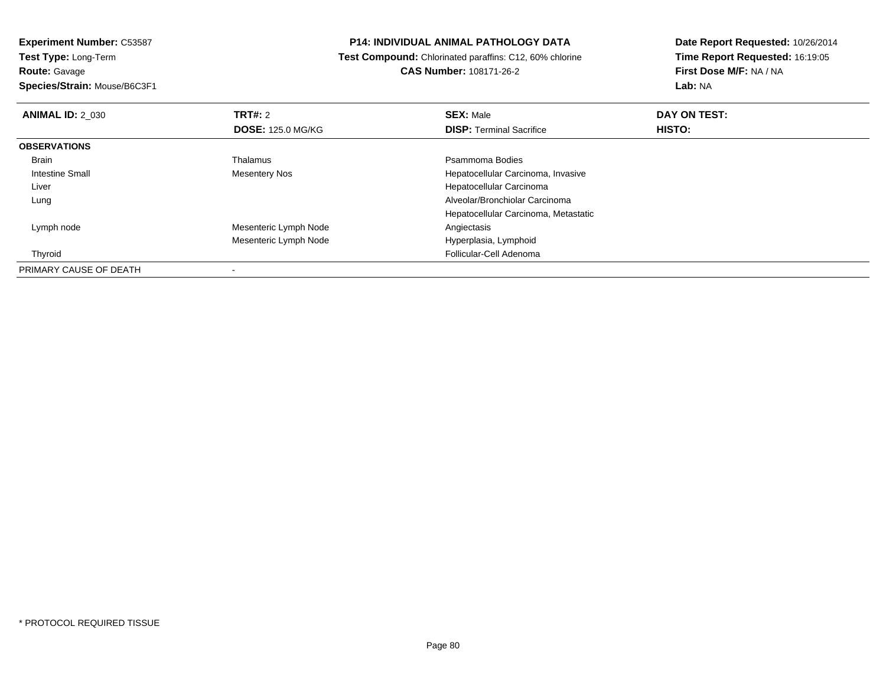**Experiment Number:** C53587
**Test Type:** Long-Term
**Route:** Gavage
**Species/Strain:** Mouse/B6C3F1

**P14: INDIVIDUAL ANIMAL PATHOLOGY DATA**
**Test Compound:** Chlorinated paraffins: C12, 60% chlorine
**CAS Number:** 108171-26-2

**Date Report Requested:** 10/26/2014
**Time Report Requested:** 16:19:05
**First Dose M/F:** NA / NA
**Lab:** NA

| **ANIMAL ID:** 2_030 | **TRT#:** 2 | **SEX:** Male | **DAY ON TEST:** |
|---|---|---|---|
| | **DOSE:** 125.0 MG/KG | **DISP:** Terminal Sacrifice | **HISTO:** |
| **OBSERVATIONS** | | | |
| Brain | Thalamus | Psammoma Bodies | |
| Intestine Small | Mesentery Nos | Hepatocellular Carcinoma, Invasive | |
| Liver | | Hepatocellular Carcinoma | |
| Lung | | Alveolar/Bronchiolar Carcinoma | |
| | | Hepatocellular Carcinoma, Metastatic | |
| Lymph node | Mesenteric Lymph Node | Angiectasis | |
| | Mesenteric Lymph Node | Hyperplasia, Lymphoid | |
| Thyroid | | Follicular-Cell Adenoma | |
| PRIMARY CAUSE OF DEATH | - | | |

* PROTOCOL REQUIRED TISSUE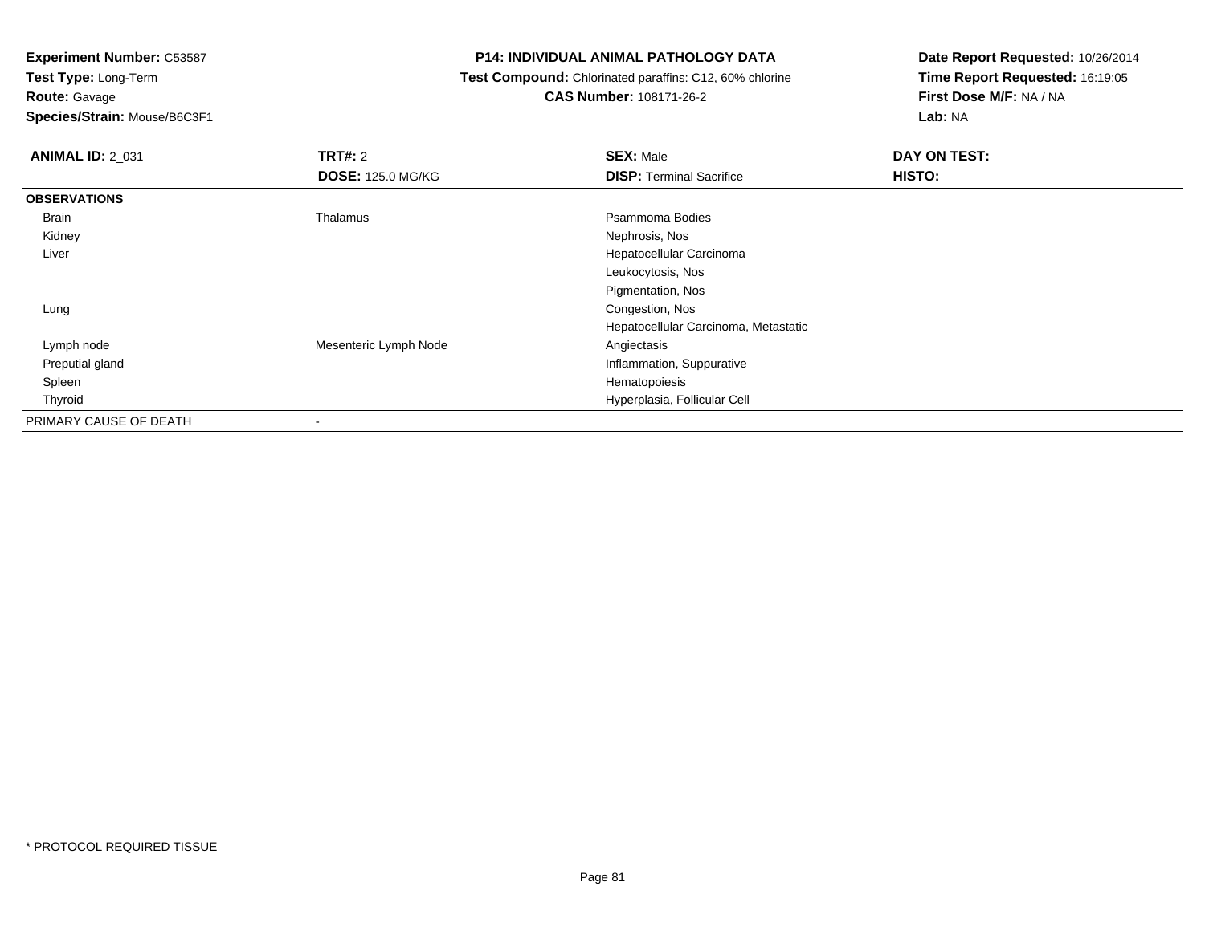**Experiment Number:** C53587
**Test Type:** Long-Term
**Route:** Gavage
**Species/Strain:** Mouse/B6C3F1

**P14: INDIVIDUAL ANIMAL PATHOLOGY DATA**
**Test Compound:** Chlorinated paraffins: C12, 60% chlorine
**CAS Number:** 108171-26-2

**Date Report Requested:** 10/26/2014
**Time Report Requested:** 16:19:05
**First Dose M/F:** NA / NA
**Lab:** NA

| **ANIMAL ID:** 2_031 | **TRT#:** 2 | **SEX:** Male | **DAY ON TEST:** |
|---|---|---|---|
| | **DOSE:** 125.0 MG/KG | **DISP:** Terminal Sacrifice | **HISTO:** |
| **OBSERVATIONS** | | | |
| Brain | Thalamus | Psammoma Bodies | |
| Kidney | | Nephrosis, Nos | |
| Liver | | Hepatocellular Carcinoma | |
| | | Leukocytosis, Nos | |
| | | Pigmentation, Nos | |
| Lung | | Congestion, Nos | |
| | | Hepatocellular Carcinoma, Metastatic | |
| Lymph node | Mesenteric Lymph Node | Angiectasis | |
| Preputial gland | | Inflammation, Suppurative | |
| Spleen | | Hematopoiesis | |
| Thyroid | | Hyperplasia, Follicular Cell | |
| PRIMARY CAUSE OF DEATH | - | | |

* PROTOCOL REQUIRED TISSUE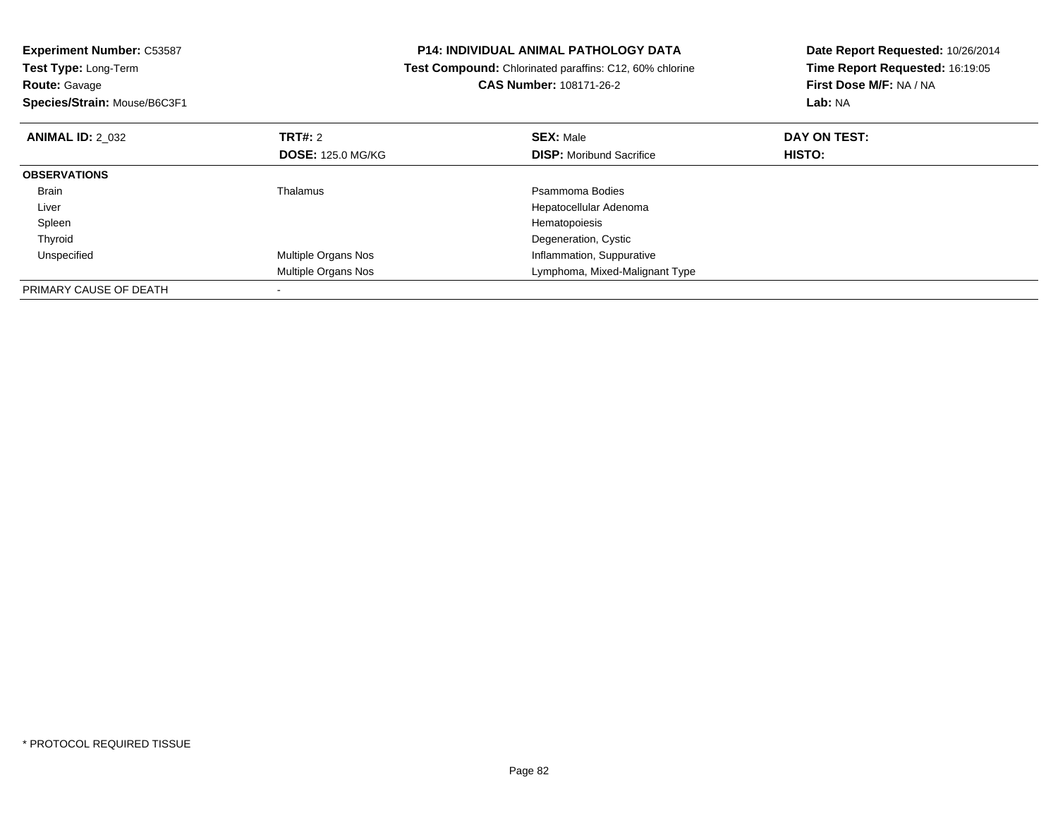**Experiment Number:** C53587
**Test Type:** Long-Term
**Route:** Gavage
**Species/Strain:** Mouse/B6C3F1

**P14: INDIVIDUAL ANIMAL PATHOLOGY DATA**
**Test Compound:** Chlorinated paraffins: C12, 60% chlorine
**CAS Number:** 108171-26-2

**Date Report Requested:** 10/26/2014
**Time Report Requested:** 16:19:05
**First Dose M/F:** NA / NA
**Lab:** NA

| **ANIMAL ID:** 2_032 | **TRT#:** 2 | **SEX:** Male | **DAY ON TEST:** |
|---|---|---|---|
| | **DOSE:** 125.0 MG/KG | **DISP:** Moribund Sacrifice | **HISTO:** |
| **OBSERVATIONS** | | | |
| Brain | Thalamus | Psammoma Bodies | |
| Liver | | Hepatocellular Adenoma | |
| Spleen | | Hematopoiesis | |
| Thyroid | | Degeneration, Cystic | |
| Unspecified | Multiple Organs Nos | Inflammation, Suppurative | |
| | Multiple Organs Nos | Lymphoma, Mixed-Malignant Type | |
| PRIMARY CAUSE OF DEATH | - | | |

* PROTOCOL REQUIRED TISSUE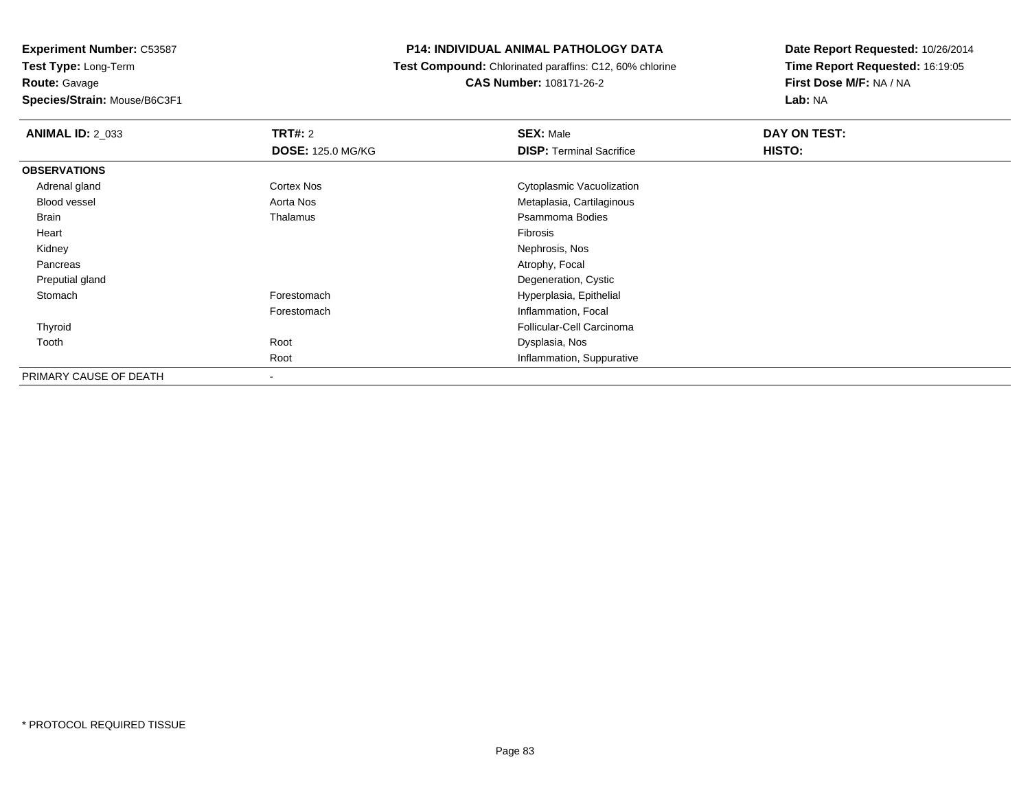**Experiment Number:** C53587
**Test Type:** Long-Term
**Route:** Gavage
**Species/Strain:** Mouse/B6C3F1

**P14: INDIVIDUAL ANIMAL PATHOLOGY DATA**
**Test Compound:** Chlorinated paraffins: C12, 60% chlorine
**CAS Number:** 108171-26-2

**Date Report Requested:** 10/26/2014
**Time Report Requested:** 16:19:05
**First Dose M/F:** NA / NA
**Lab:** NA

| **ANIMAL ID:** 2_033 | **TRT#:** 2 | **SEX:** Male | **DAY ON TEST:** |
|---|---|---|---|
| | **DOSE:** 125.0 MG/KG | **DISP:** Terminal Sacrifice | **HISTO:** |
| **OBSERVATIONS** | | | |
| Adrenal gland | Cortex Nos | Cytoplasmic Vacuolization | |
| Blood vessel | Aorta Nos | Metaplasia, Cartilaginous | |
| Brain | Thalamus | Psammoma Bodies | |
| Heart | | Fibrosis | |
| Kidney | | Nephrosis, Nos | |
| Pancreas | | Atrophy, Focal | |
| Preputial gland | | Degeneration, Cystic | |
| Stomach | Forestomach | Hyperplasia, Epithelial | |
| | Forestomach | Inflammation, Focal | |
| Thyroid | | Follicular-Cell Carcinoma | |
| Tooth | Root | Dysplasia, Nos | |
| | Root | Inflammation, Suppurative | |
| PRIMARY CAUSE OF DEATH | - | | |

* PROTOCOL REQUIRED TISSUE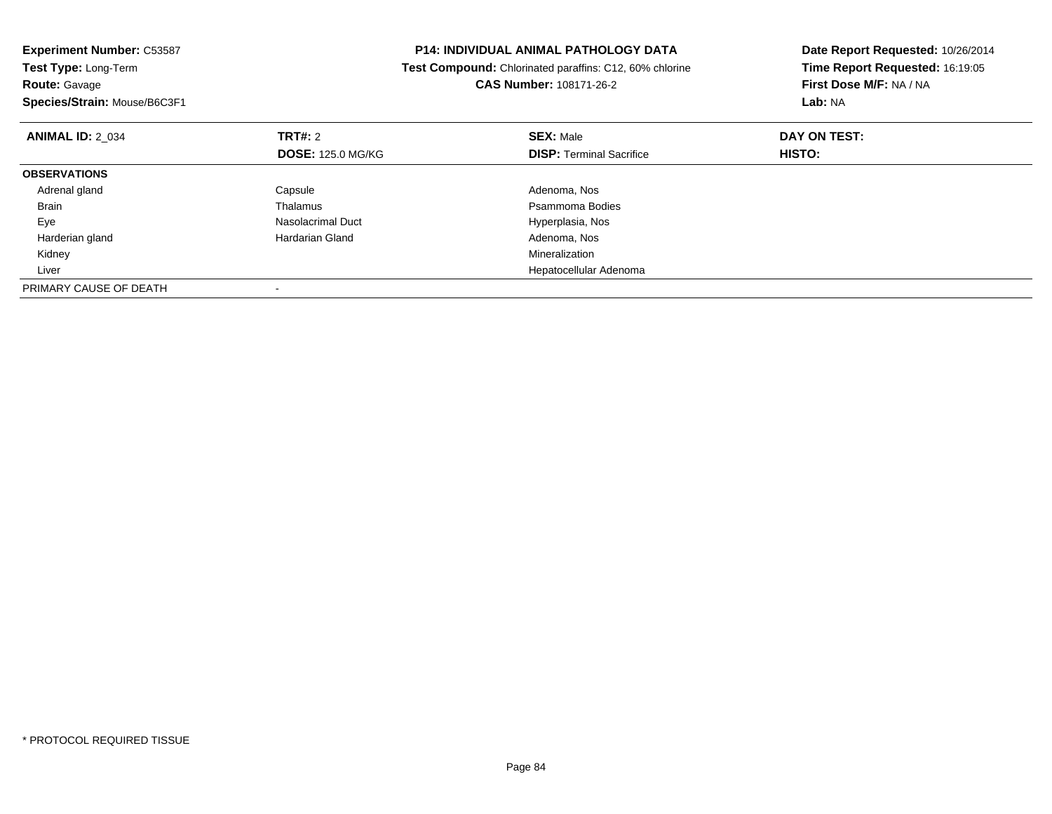**Experiment Number:** C53587
**Test Type:** Long-Term
**Route:** Gavage
**Species/Strain:** Mouse/B6C3F1

**P14: INDIVIDUAL ANIMAL PATHOLOGY DATA**
**Test Compound:** Chlorinated paraffins: C12, 60% chlorine
**CAS Number:** 108171-26-2

**Date Report Requested:** 10/26/2014
**Time Report Requested:** 16:19:05
**First Dose M/F:** NA / NA
**Lab:** NA

| **ANIMAL ID:** 2_034 | **TRT#:** 2 | **SEX:** Male | **DAY ON TEST:** |
|---|---|---|---|
| | **DOSE:** 125.0 MG/KG | **DISP:** Terminal Sacrifice | **HISTO:** |
| **OBSERVATIONS** | | | |
| Adrenal gland | Capsule | Adenoma, Nos | |
| Brain | Thalamus | Psammoma Bodies | |
| Eye | Nasolacrimal Duct | Hyperplasia, Nos | |
| Harderian gland | Hardarian Gland | Adenoma, Nos | |
| Kidney | | Mineralization | |
| Liver | | Hepatocellular Adenoma | |
| PRIMARY CAUSE OF DEATH | - | | |

* PROTOCOL REQUIRED TISSUE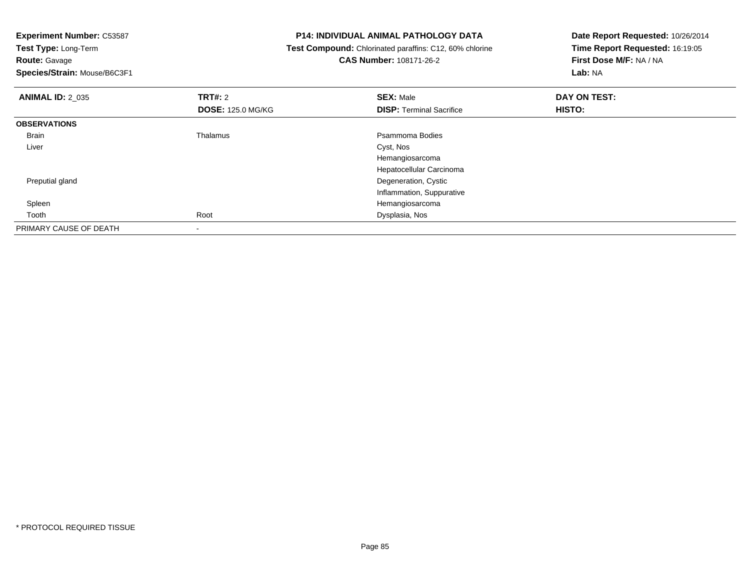**Experiment Number:** C53587
**Test Type:** Long-Term
**Route:** Gavage
**Species/Strain:** Mouse/B6C3F1

**P14: INDIVIDUAL ANIMAL PATHOLOGY DATA**
**Test Compound:** Chlorinated paraffins: C12, 60% chlorine
**CAS Number:** 108171-26-2

**Date Report Requested:** 10/26/2014
**Time Report Requested:** 16:19:05
**First Dose M/F:** NA / NA
**Lab:** NA

| **ANIMAL ID:** 2_035 | **TRT#:** 2 | **SEX:** Male | **DAY ON TEST:** |
|---|---|---|---|
| | **DOSE:** 125.0 MG/KG | **DISP:** Terminal Sacrifice | **HISTO:** |
| **OBSERVATIONS** | | | |
| Brain | Thalamus | Psammoma Bodies | |
| Liver | | Cyst, Nos | |
| | | Hemangiosarcoma | |
| | | Hepatocellular Carcinoma | |
| Preputial gland | | Degeneration, Cystic | |
| | | Inflammation, Suppurative | |
| Spleen | | Hemangiosarcoma | |
| Tooth | Root | Dysplasia, Nos | |
| PRIMARY CAUSE OF DEATH | - | | |

* PROTOCOL REQUIRED TISSUE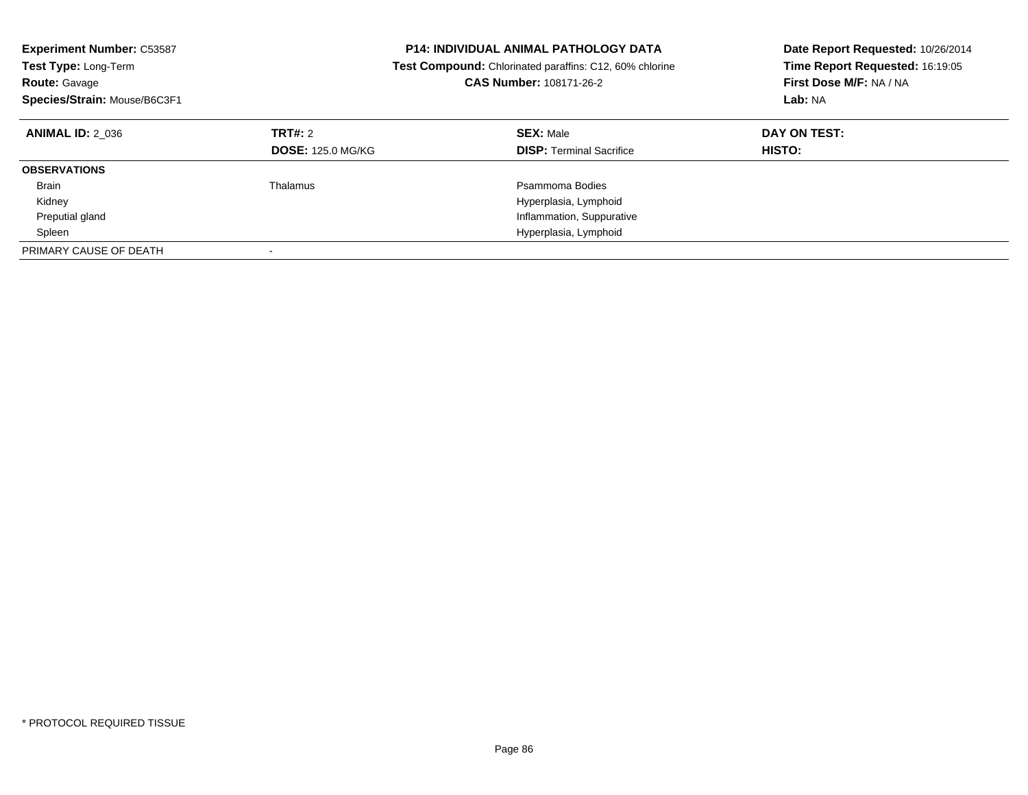**Experiment Number:** C53587
**Test Type:** Long-Term
**Route:** Gavage
**Species/Strain:** Mouse/B6C3F1

**P14: INDIVIDUAL ANIMAL PATHOLOGY DATA**
**Test Compound:** Chlorinated paraffins: C12, 60% chlorine
**CAS Number:** 108171-26-2

**Date Report Requested:** 10/26/2014
**Time Report Requested:** 16:19:05
**First Dose M/F:** NA / NA
**Lab:** NA

| **ANIMAL ID:** 2_036 | **TRT#:** 2 | **SEX:** Male | **DAY ON TEST:** |
|---|---|---|---|
| | **DOSE:** 125.0 MG/KG | **DISP:** Terminal Sacrifice | **HISTO:** |
| **OBSERVATIONS** | | | |
| Brain | Thalamus | Psammoma Bodies | |
| Kidney | | Hyperplasia, Lymphoid | |
| Preputial gland | | Inflammation, Suppurative | |
| Spleen | | Hyperplasia, Lymphoid | |
| PRIMARY CAUSE OF DEATH | - | | |

* PROTOCOL REQUIRED TISSUE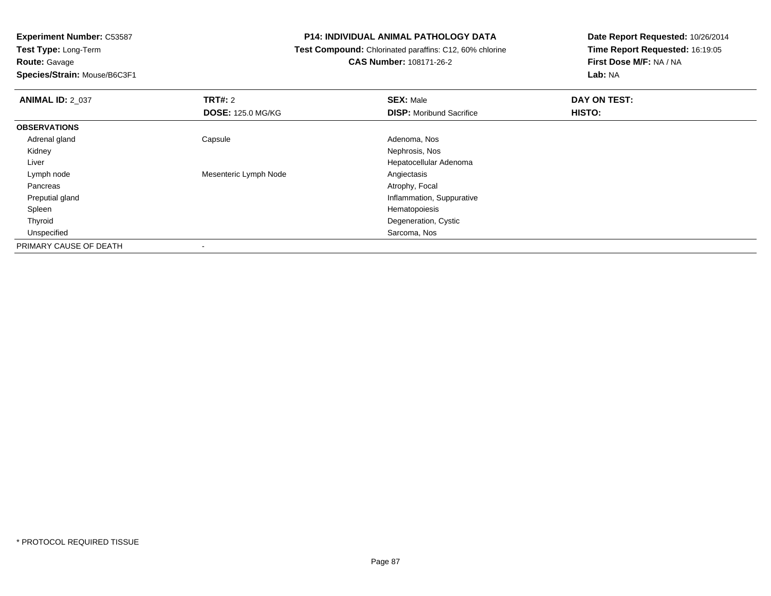**Experiment Number:** C53587
**Test Type:** Long-Term
**Route:** Gavage
**Species/Strain:** Mouse/B6C3F1

**P14: INDIVIDUAL ANIMAL PATHOLOGY DATA**
**Test Compound:** Chlorinated paraffins: C12, 60% chlorine
**CAS Number:** 108171-26-2

**Date Report Requested:** 10/26/2014
**Time Report Requested:** 16:19:05
**First Dose M/F:** NA / NA
**Lab:** NA

| **ANIMAL ID:** 2_037 | **TRT#:** 2 | **SEX:** Male | **DAY ON TEST:** |
|---|---|---|---|
| | **DOSE:** 125.0 MG/KG | **DISP:** Moribund Sacrifice | **HISTO:** |
| **OBSERVATIONS** | | | |
| Adrenal gland | Capsule | Adenoma, Nos | |
| Kidney | | Nephrosis, Nos | |
| Liver | | Hepatocellular Adenoma | |
| Lymph node | Mesenteric Lymph Node | Angiectasis | |
| Pancreas | | Atrophy, Focal | |
| Preputial gland | | Inflammation, Suppurative | |
| Spleen | | Hematopoiesis | |
| Thyroid | | Degeneration, Cystic | |
| Unspecified | | Sarcoma, Nos | |
| PRIMARY CAUSE OF DEATH | - | | |

* PROTOCOL REQUIRED TISSUE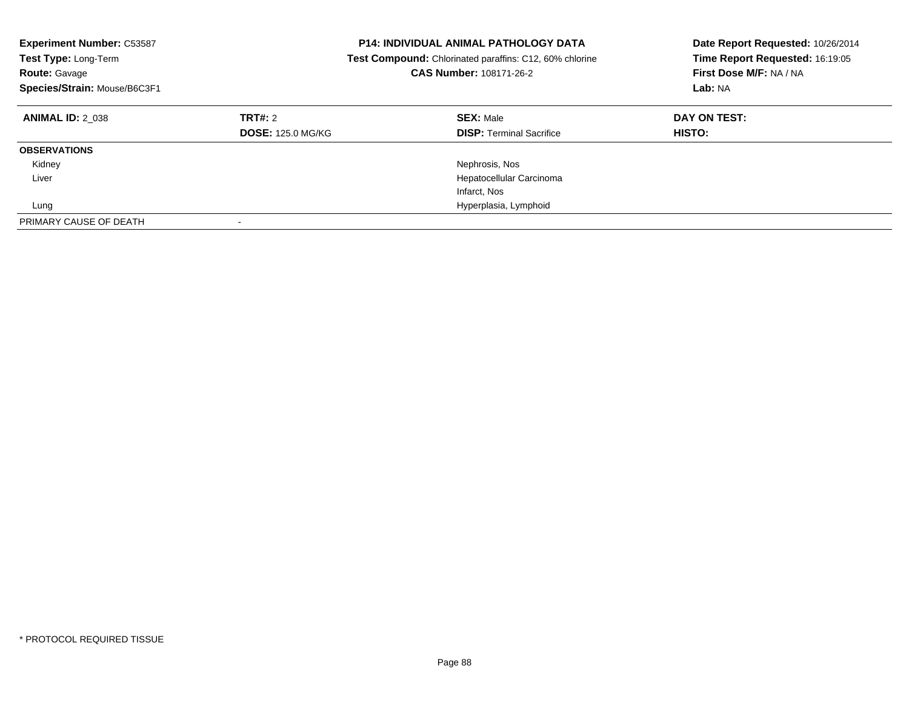**Experiment Number:** C53587
**Test Type:** Long-Term
**Route:** Gavage
**Species/Strain:** Mouse/B6C3F1

**P14: INDIVIDUAL ANIMAL PATHOLOGY DATA**
**Test Compound:** Chlorinated paraffins: C12, 60% chlorine
**CAS Number:** 108171-26-2

**Date Report Requested:** 10/26/2014
**Time Report Requested:** 16:19:05
**First Dose M/F:** NA / NA
**Lab:** NA

| **ANIMAL ID:** 2_038 | **TRT#:** 2 | **SEX:** Male | **DAY ON TEST:** |
|---|---|---|---|
| | **DOSE:** 125.0 MG/KG | **DISP:** Terminal Sacrifice | **HISTO:** |
| **OBSERVATIONS** | | | |
| Kidney | | Nephrosis, Nos | |
| Liver | | Hepatocellular Carcinoma | |
| | | Infarct, Nos | |
| Lung | | Hyperplasia, Lymphoid | |
| PRIMARY CAUSE OF DEATH | - | | |

* PROTOCOL REQUIRED TISSUE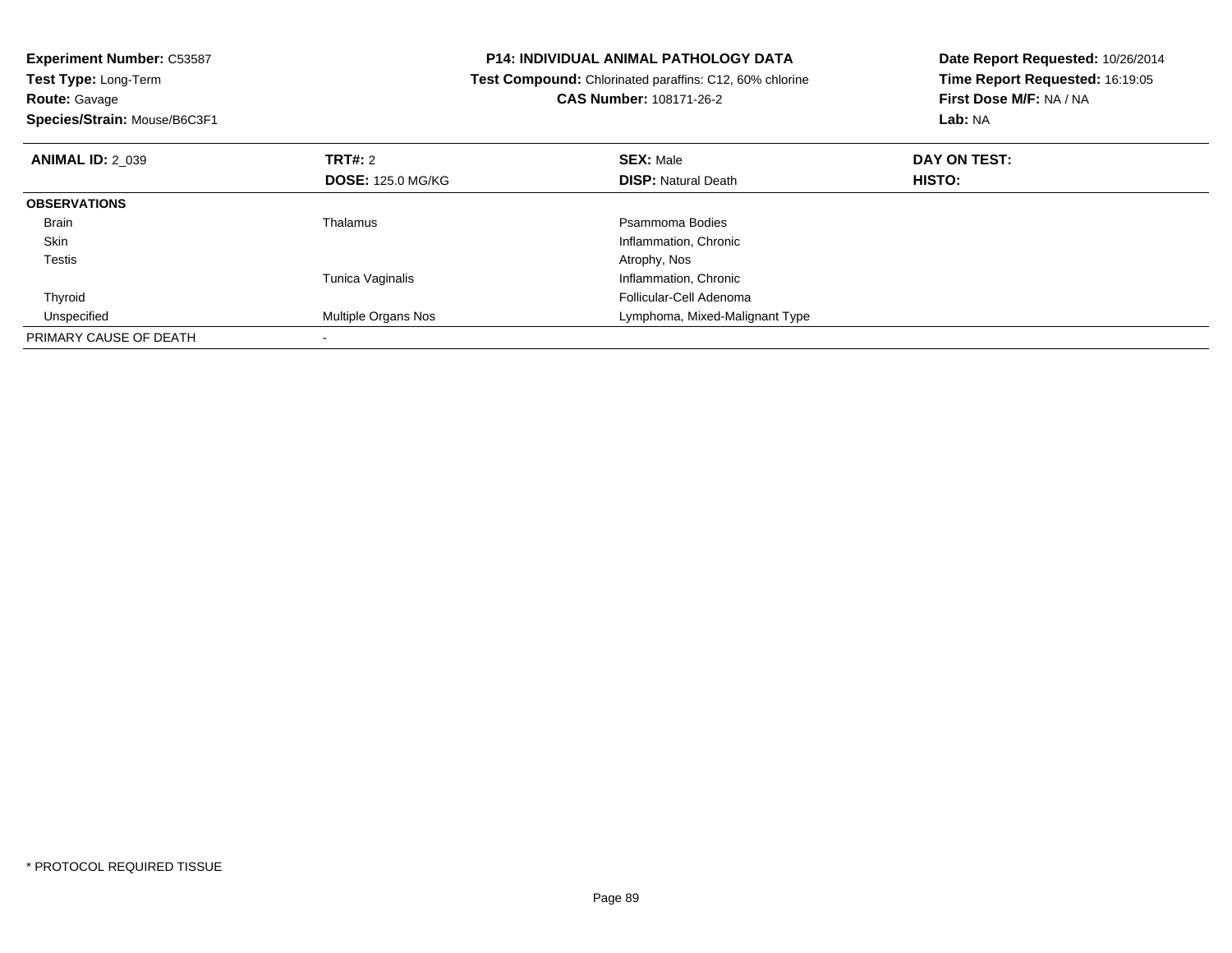**Experiment Number:** C53587
**Test Type:** Long-Term
**Route:** Gavage
**Species/Strain:** Mouse/B6C3F1

**P14: INDIVIDUAL ANIMAL PATHOLOGY DATA**
**Test Compound:** Chlorinated paraffins: C12, 60% chlorine
**CAS Number:** 108171-26-2

**Date Report Requested:** 10/26/2014
**Time Report Requested:** 16:19:05
**First Dose M/F:** NA / NA
**Lab:** NA

| **ANIMAL ID:** 2_039 | **TRT#:** 2 | **SEX:** Male | **DAY ON TEST:** |
|---|---|---|---|
| | **DOSE:** 125.0 MG/KG | **DISP:** Natural Death | **HISTO:** |
| **OBSERVATIONS** | | | |
| Brain | Thalamus | Psammoma Bodies | |
| Skin | | Inflammation, Chronic | |
| Testis | | Atrophy, Nos | |
| | Tunica Vaginalis | Inflammation, Chronic | |
| Thyroid | | Follicular-Cell Adenoma | |
| Unspecified | Multiple Organs Nos | Lymphoma, Mixed-Malignant Type | |
| PRIMARY CAUSE OF DEATH | - | | |

* PROTOCOL REQUIRED TISSUE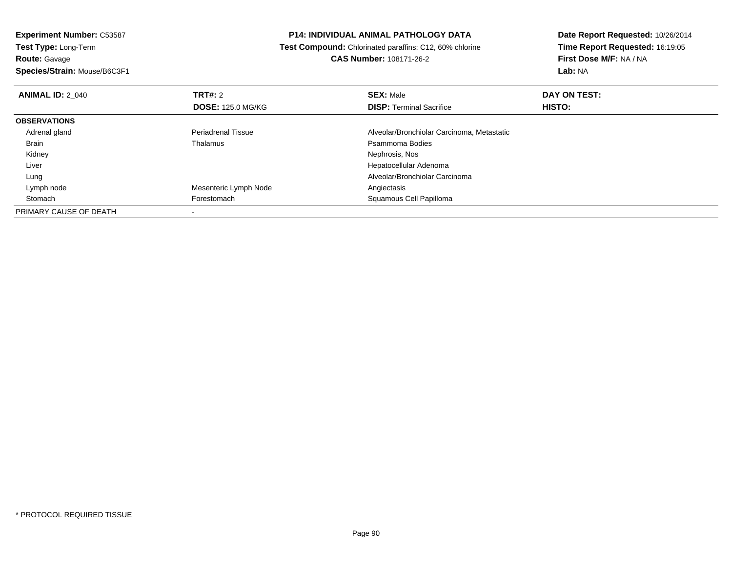**Experiment Number:** C53587
**Test Type:** Long-Term
**Route:** Gavage
**Species/Strain:** Mouse/B6C3F1

**P14: INDIVIDUAL ANIMAL PATHOLOGY DATA**
**Test Compound:** Chlorinated paraffins: C12, 60% chlorine
**CAS Number:** 108171-26-2

**Date Report Requested:** 10/26/2014
**Time Report Requested:** 16:19:05
**First Dose M/F:** NA / NA
**Lab:** NA

| **ANIMAL ID:** 2_040 | **TRT#:** 2<br>**DOSE:** 125.0 MG/KG | **SEX:** Male<br>**DISP:** Terminal Sacrifice | **DAY ON TEST:**<br>**HISTO:** |
|---|---|---|---|
| **OBSERVATIONS** | | | |
| Adrenal gland | Periadrenal Tissue | Alveolar/Bronchiolar Carcinoma, Metastatic | |
| Brain | Thalamus | Psammoma Bodies | |
| Kidney | | Nephrosis, Nos | |
| Liver | | Hepatocellular Adenoma | |
| Lung | | Alveolar/Bronchiolar Carcinoma | |
| Lymph node | Mesenteric Lymph Node | Angiectasis | |
| Stomach | Forestomach | Squamous Cell Papilloma | |
| PRIMARY CAUSE OF DEATH | - | | |

* PROTOCOL REQUIRED TISSUE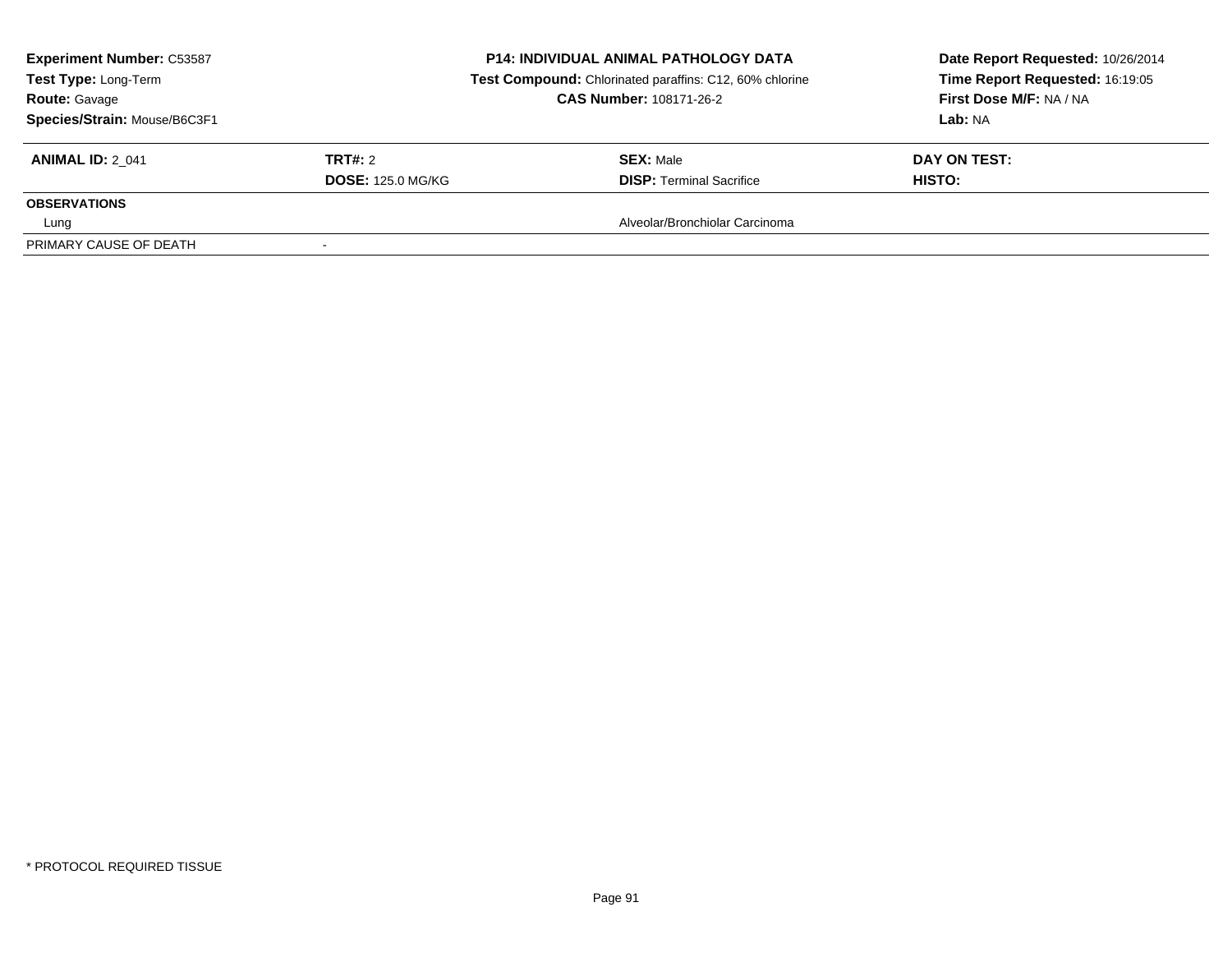**Experiment Number:** C53587
**Test Type:** Long-Term
**Route:** Gavage
**Species/Strain:** Mouse/B6C3F1

**P14: INDIVIDUAL ANIMAL PATHOLOGY DATA**
**Test Compound:** Chlorinated paraffins: C12, 60% chlorine
**CAS Number:** 108171-26-2

**Date Report Requested:** 10/26/2014
**Time Report Requested:** 16:19:05
**First Dose M/F:** NA / NA
**Lab:** NA

| **ANIMAL ID:** 2_041 | **TRT#:** 2 | **SEX:** Male | **DAY ON TEST:** |
|---|---|---|---|
| | **DOSE:** 125.0 MG/KG | **DISP:** Terminal Sacrifice | **HISTO:** |
| **OBSERVATIONS** | | | |
| Lung | | Alveolar/Bronchiolar Carcinoma | |
| PRIMARY CAUSE OF DEATH | - | | |

* PROTOCOL REQUIRED TISSUE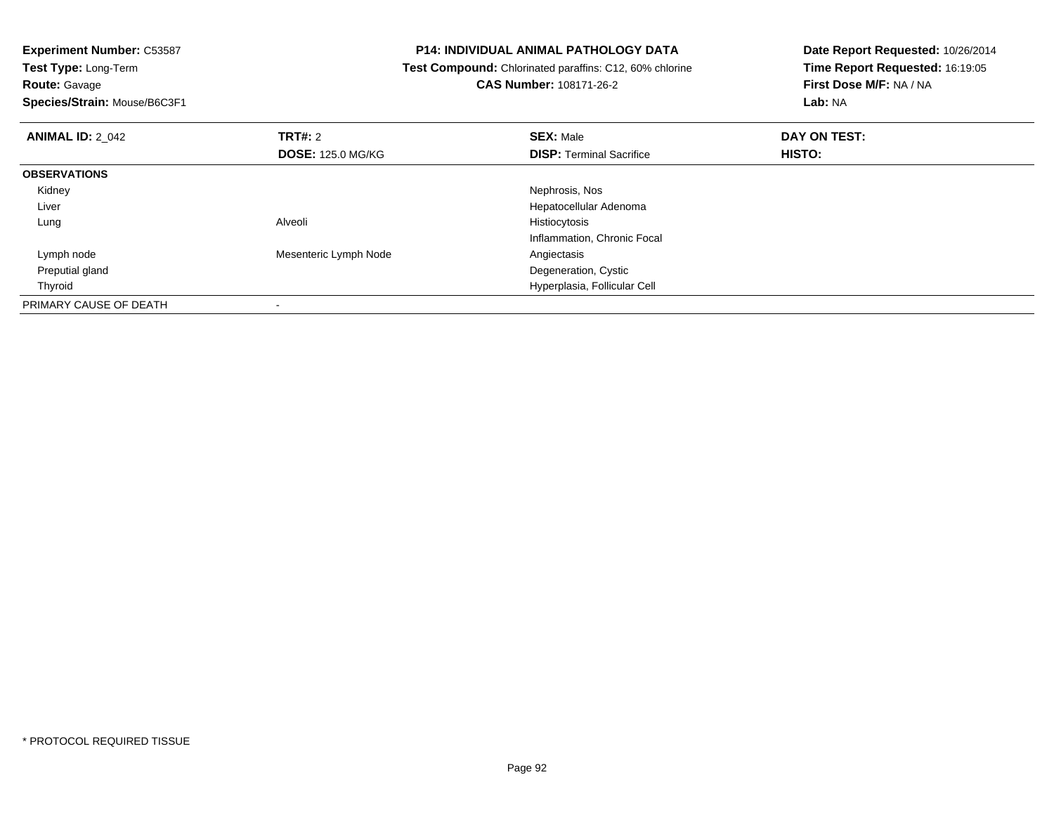**Experiment Number:** C53587
**Test Type:** Long-Term
**Route:** Gavage
**Species/Strain:** Mouse/B6C3F1

**P14: INDIVIDUAL ANIMAL PATHOLOGY DATA**
**Test Compound:** Chlorinated paraffins: C12, 60% chlorine
**CAS Number:** 108171-26-2

**Date Report Requested:** 10/26/2014
**Time Report Requested:** 16:19:05
**First Dose M/F:** NA / NA
**Lab:** NA

| **ANIMAL ID:** 2_042 | **TRT#:** 2 | **SEX:** Male | **DAY ON TEST:** |
|---|---|---|---|
| | **DOSE:** 125.0 MG/KG | **DISP:** Terminal Sacrifice | **HISTO:** |
| **OBSERVATIONS** | | | |
| Kidney | | Nephrosis, Nos | |
| Liver | | Hepatocellular Adenoma | |
| Lung | Alveoli | Histiocytosis | |
| | | Inflammation, Chronic Focal | |
| Lymph node | Mesenteric Lymph Node | Angiectasis | |
| Preputial gland | | Degeneration, Cystic | |
| Thyroid | | Hyperplasia, Follicular Cell | |
| PRIMARY CAUSE OF DEATH | - | | |

\* PROTOCOL REQUIRED TISSUE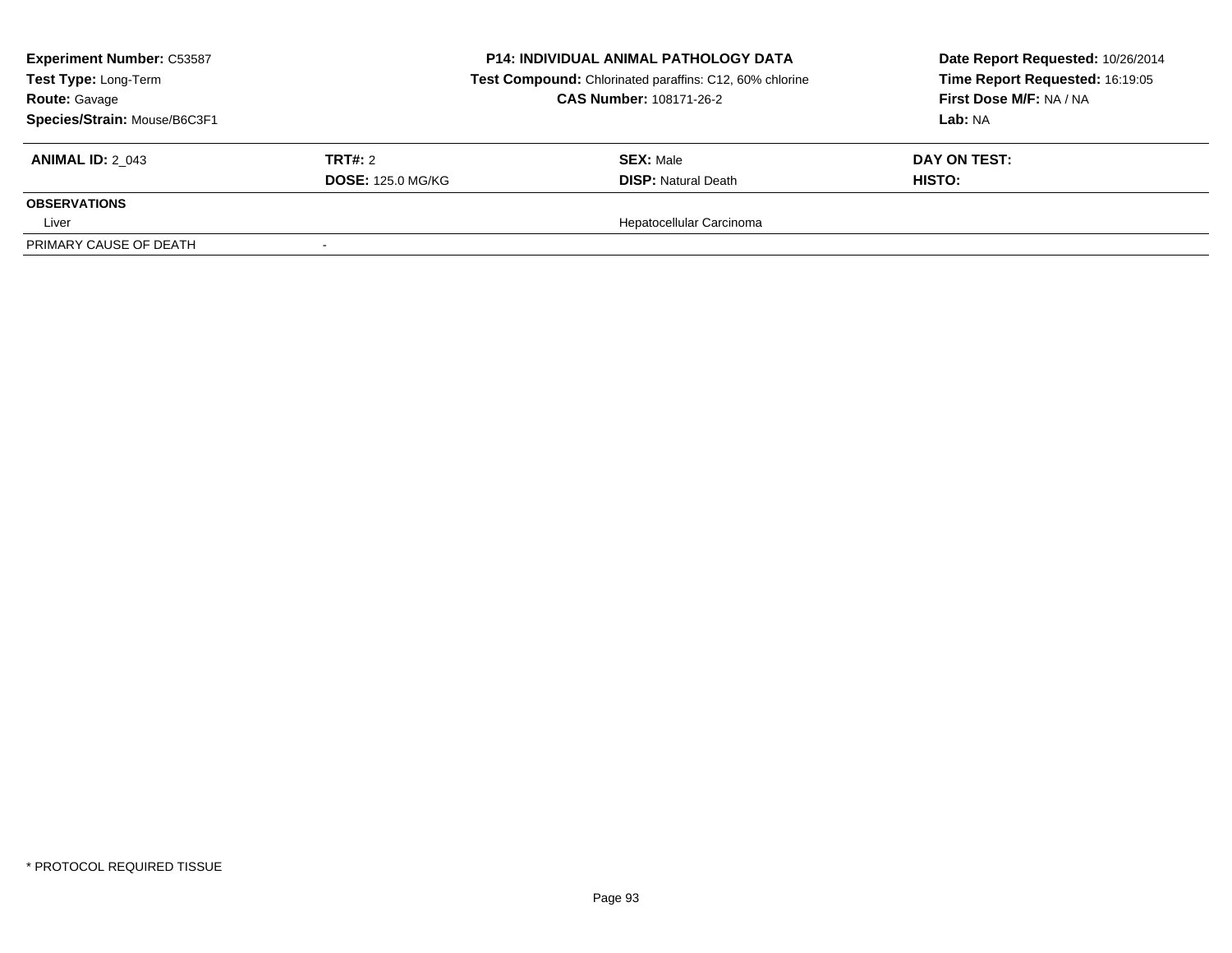**Experiment Number:** C53587
**Test Type:** Long-Term
**Route:** Gavage
**Species/Strain:** Mouse/B6C3F1

**P14: INDIVIDUAL ANIMAL PATHOLOGY DATA**
**Test Compound:** Chlorinated paraffins: C12, 60% chlorine
**CAS Number:** 108171-26-2

**Date Report Requested:** 10/26/2014
**Time Report Requested:** 16:19:05
**First Dose M/F:** NA / NA
**Lab:** NA

| **ANIMAL ID:** 2_043 | **TRT#:** 2 | **SEX:** Male | **DAY ON TEST:** |
|---|---|---|---|
| | **DOSE:** 125.0 MG/KG | **DISP:** Natural Death | **HISTO:** |
| **OBSERVATIONS** | | | |
| Liver | | Hepatocellular Carcinoma | |
| PRIMARY CAUSE OF DEATH | - | | |

* PROTOCOL REQUIRED TISSUE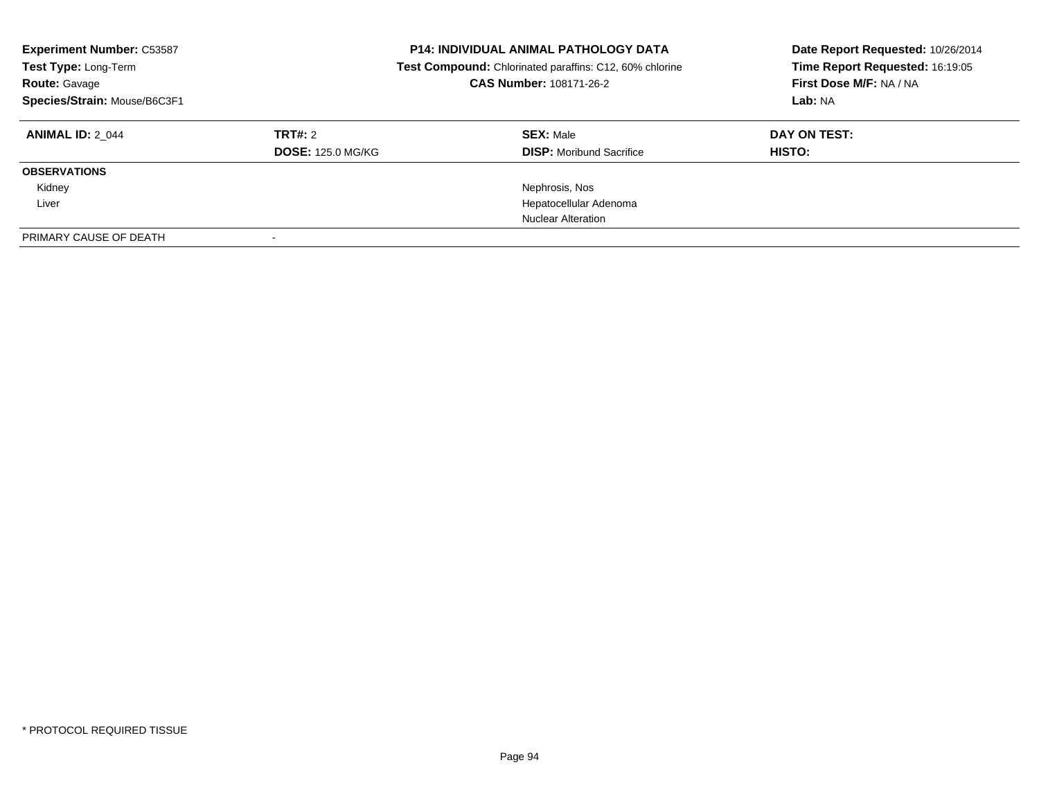**Experiment Number:** C53587
**Test Type:** Long-Term
**Route:** Gavage
**Species/Strain:** Mouse/B6C3F1

**P14: INDIVIDUAL ANIMAL PATHOLOGY DATA**
**Test Compound:** Chlorinated paraffins: C12, 60% chlorine
**CAS Number:** 108171-26-2

**Date Report Requested:** 10/26/2014
**Time Report Requested:** 16:19:05
**First Dose M/F:** NA / NA
**Lab:** NA

| **ANIMAL ID:** 2_044 | **TRT#:** 2 | **SEX:** Male | **DAY ON TEST:** |
|---|---|---|---|
| | **DOSE:** 125.0 MG/KG | **DISP:** Moribund Sacrifice | **HISTO:** |
| **OBSERVATIONS** | | | |
| Kidney | | Nephrosis, Nos | |
| Liver | | Hepatocellular Adenoma | |
| | | Nuclear Alteration | |
| PRIMARY CAUSE OF DEATH | - | | |

* PROTOCOL REQUIRED TISSUE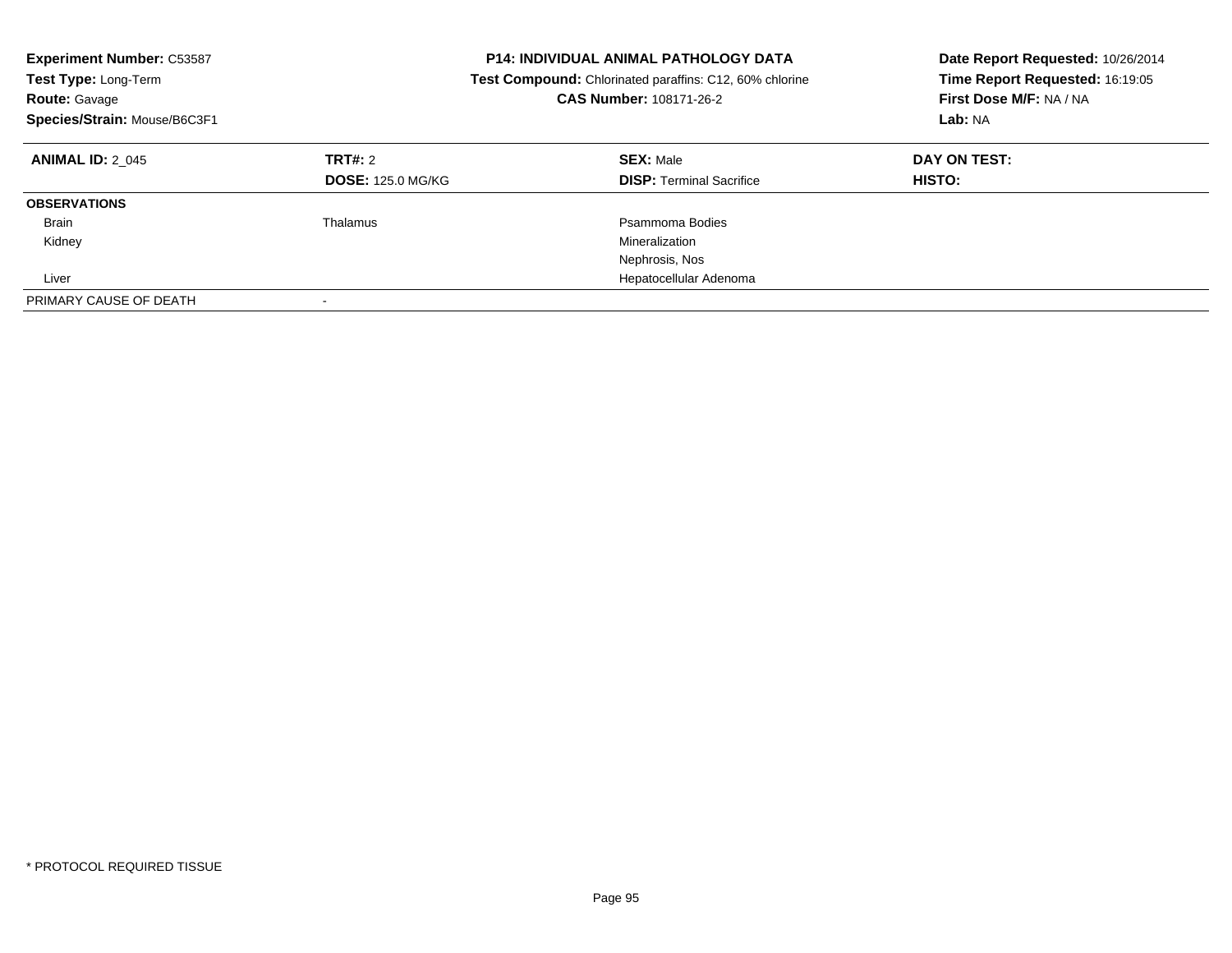**Experiment Number:** C53587
**Test Type:** Long-Term
**Route:** Gavage
**Species/Strain:** Mouse/B6C3F1

**P14: INDIVIDUAL ANIMAL PATHOLOGY DATA**
**Test Compound:** Chlorinated paraffins: C12, 60% chlorine
**CAS Number:** 108171-26-2

**Date Report Requested:** 10/26/2014
**Time Report Requested:** 16:19:05
**First Dose M/F:** NA / NA
**Lab:** NA

| **ANIMAL ID:** 2_045 | **TRT#:** 2 | **SEX:** Male | **DAY ON TEST:** |
|---|---|---|---|
| | **DOSE:** 125.0 MG/KG | **DISP:** Terminal Sacrifice | **HISTO:** |
| **OBSERVATIONS** | | | |
| Brain | Thalamus | Psammoma Bodies | |
| Kidney | | Mineralization | |
| | | Nephrosis, Nos | |
| Liver | | Hepatocellular Adenoma | |
| PRIMARY CAUSE OF DEATH | - | | |

\* PROTOCOL REQUIRED TISSUE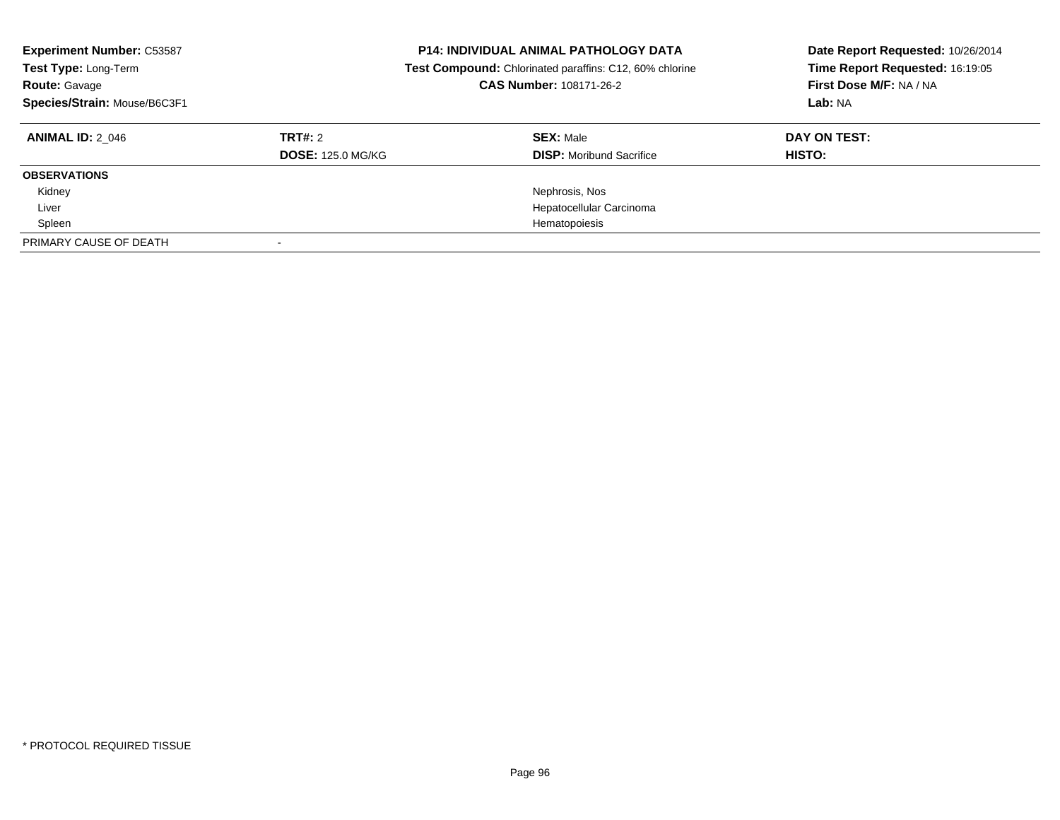**Experiment Number:** C53587
**Test Type:** Long-Term
**Route:** Gavage
**Species/Strain:** Mouse/B6C3F1

**P14: INDIVIDUAL ANIMAL PATHOLOGY DATA**
**Test Compound:** Chlorinated paraffins: C12, 60% chlorine
**CAS Number:** 108171-26-2

**Date Report Requested:** 10/26/2014
**Time Report Requested:** 16:19:05
**First Dose M/F:** NA / NA
**Lab:** NA

| **ANIMAL ID:** 2_046 | **TRT#:** 2 | **SEX:** Male | **DAY ON TEST:** |
|---|---|---|---|
| | **DOSE:** 125.0 MG/KG | **DISP:** Moribund Sacrifice | **HISTO:** |
| **OBSERVATIONS** | | | |
| Kidney | | Nephrosis, Nos | |
| Liver | | Hepatocellular Carcinoma | |
| Spleen | | Hematopoiesis | |
| PRIMARY CAUSE OF DEATH | - | | |

* PROTOCOL REQUIRED TISSUE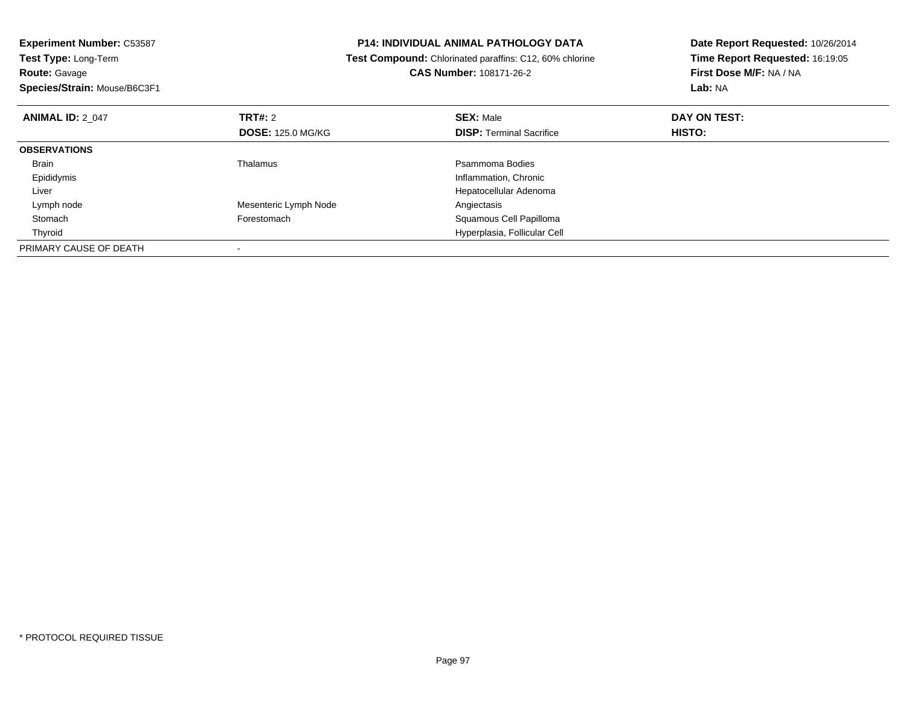**Experiment Number:** C53587
**Test Type:** Long-Term
**Route:** Gavage
**Species/Strain:** Mouse/B6C3F1

**P14: INDIVIDUAL ANIMAL PATHOLOGY DATA**
**Test Compound:** Chlorinated paraffins: C12, 60% chlorine
**CAS Number:** 108171-26-2

**Date Report Requested:** 10/26/2014
**Time Report Requested:** 16:19:05
**First Dose M/F:** NA / NA
**Lab:** NA

| **ANIMAL ID:** 2_047 | **TRT#:** 2 | **SEX:** Male | **DAY ON TEST:** |
|---|---|---|---|
| | **DOSE:** 125.0 MG/KG | **DISP:** Terminal Sacrifice | **HISTO:** |
| **OBSERVATIONS** | | | |
| Brain | Thalamus | Psammoma Bodies | |
| Epididymis | | Inflammation, Chronic | |
| Liver | | Hepatocellular Adenoma | |
| Lymph node | Mesenteric Lymph Node | Angiectasis | |
| Stomach | Forestomach | Squamous Cell Papilloma | |
| Thyroid | | Hyperplasia, Follicular Cell | |
| PRIMARY CAUSE OF DEATH | - | | |

* PROTOCOL REQUIRED TISSUE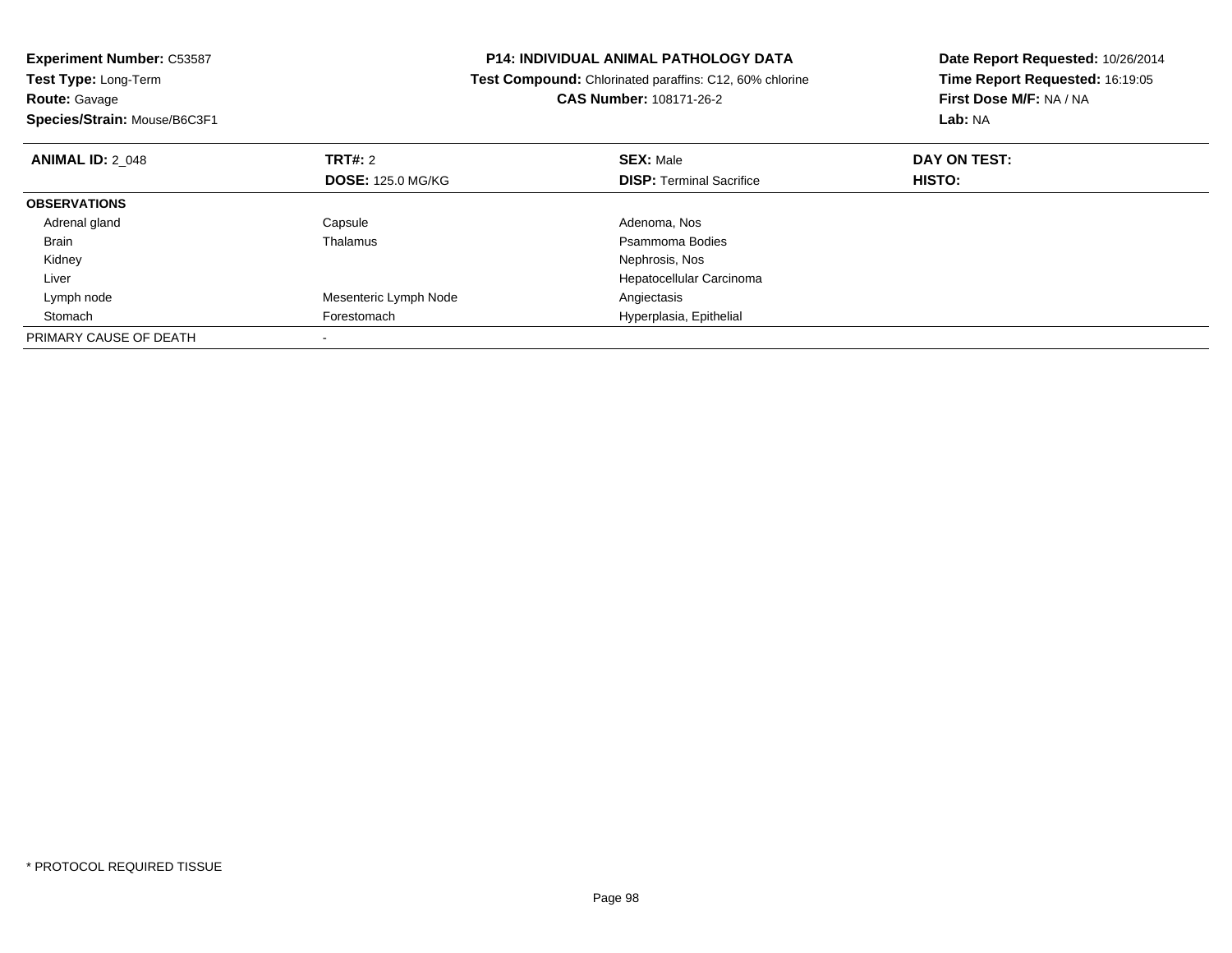**Experiment Number:** C53587
**Test Type:** Long-Term
**Route:** Gavage
**Species/Strain:** Mouse/B6C3F1

**P14: INDIVIDUAL ANIMAL PATHOLOGY DATA**
**Test Compound:** Chlorinated paraffins: C12, 60% chlorine
**CAS Number:** 108171-26-2

**Date Report Requested:** 10/26/2014
**Time Report Requested:** 16:19:05
**First Dose M/F:** NA / NA
**Lab:** NA

| **ANIMAL ID:** 2_048 | **TRT#:** 2 | **SEX:** Male | **DAY ON TEST:** |
|---|---|---|---|
| | **DOSE:** 125.0 MG/KG | **DISP:** Terminal Sacrifice | **HISTO:** |
| **OBSERVATIONS** | | | |
| Adrenal gland | Capsule | Adenoma, Nos | |
| Brain | Thalamus | Psammoma Bodies | |
| Kidney | | Nephrosis, Nos | |
| Liver | | Hepatocellular Carcinoma | |
| Lymph node | Mesenteric Lymph Node | Angiectasis | |
| Stomach | Forestomach | Hyperplasia, Epithelial | |
| PRIMARY CAUSE OF DEATH | - | | |

* PROTOCOL REQUIRED TISSUE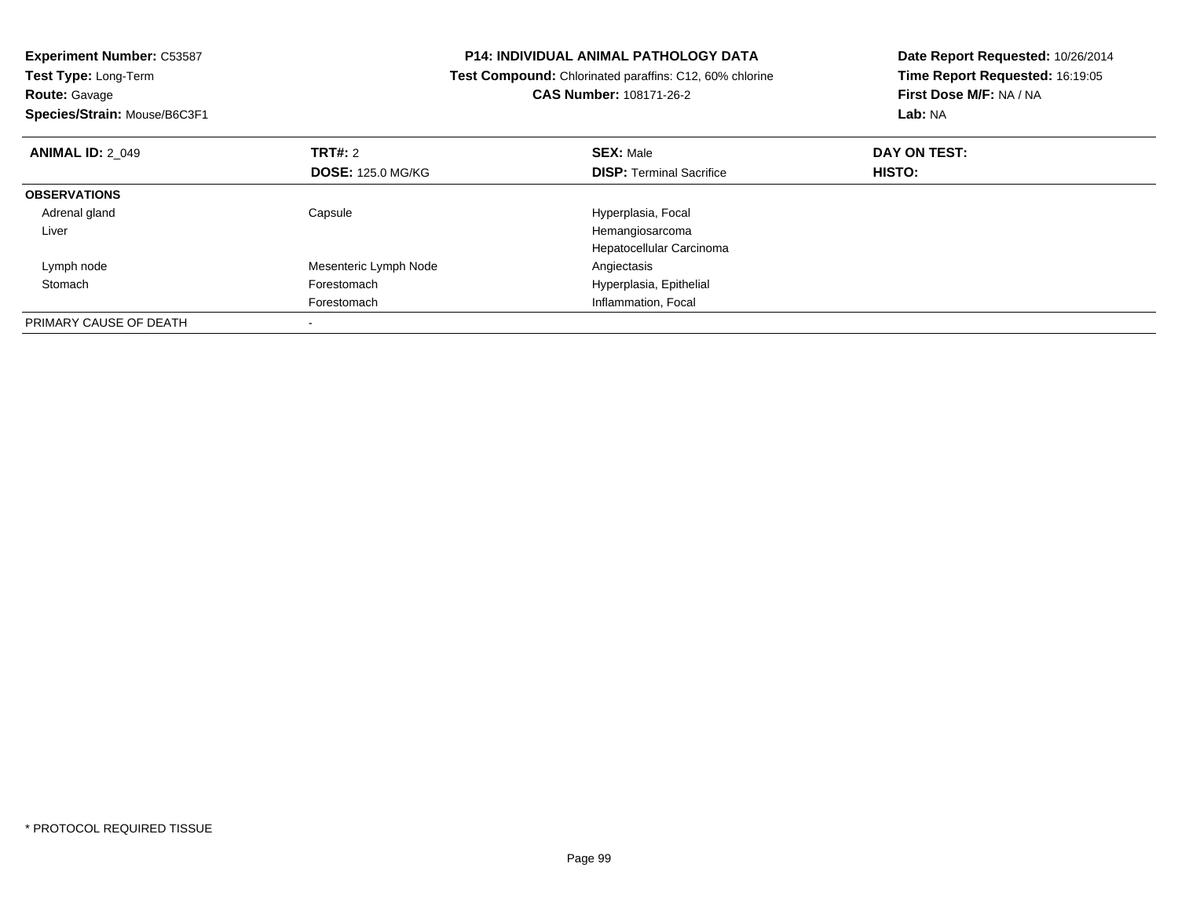**Experiment Number:** C53587
**Test Type:** Long-Term
**Route:** Gavage
**Species/Strain:** Mouse/B6C3F1

**P14: INDIVIDUAL ANIMAL PATHOLOGY DATA**
**Test Compound:** Chlorinated paraffins: C12, 60% chlorine
**CAS Number:** 108171-26-2

**Date Report Requested:** 10/26/2014
**Time Report Requested:** 16:19:05
**First Dose M/F:** NA / NA
**Lab:** NA

| **ANIMAL ID:** 2_049 | **TRT#:** 2 | **SEX:** Male | **DAY ON TEST:** |
|---|---|---|---|
| | **DOSE:** 125.0 MG/KG | **DISP:** Terminal Sacrifice | **HISTO:** |
| **OBSERVATIONS** | | | |
| Adrenal gland | Capsule | Hyperplasia, Focal | |
| Liver | | Hemangiosarcoma | |
| | | Hepatocellular Carcinoma | |
| Lymph node | Mesenteric Lymph Node | Angiectasis | |
| Stomach | Forestomach | Hyperplasia, Epithelial | |
| | Forestomach | Inflammation, Focal | |
| PRIMARY CAUSE OF DEATH | - | | |

* PROTOCOL REQUIRED TISSUE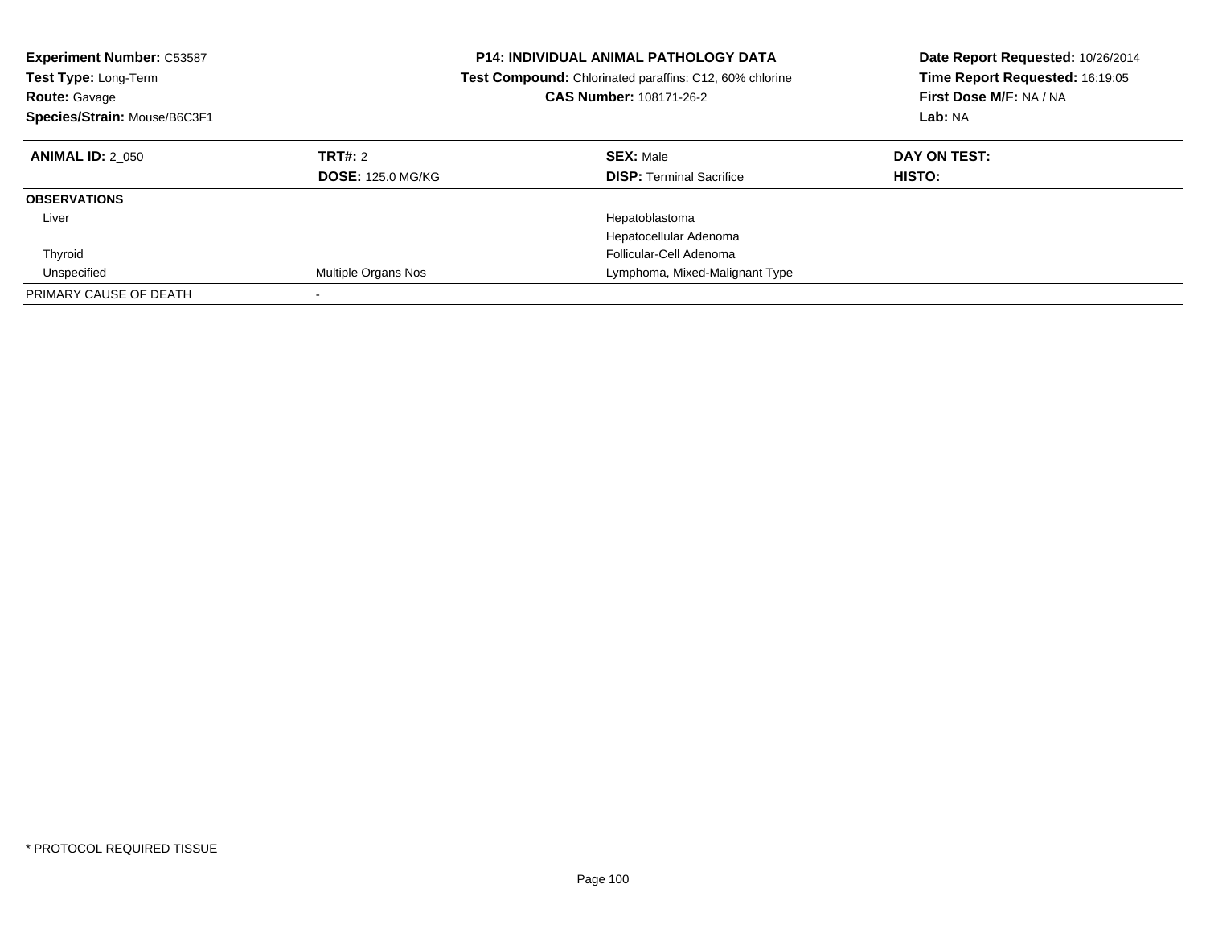**Experiment Number:** C53587
**Test Type:** Long-Term
**Route:** Gavage
**Species/Strain:** Mouse/B6C3F1

**P14: INDIVIDUAL ANIMAL PATHOLOGY DATA**
**Test Compound:** Chlorinated paraffins: C12, 60% chlorine
**CAS Number:** 108171-26-2

**Date Report Requested:** 10/26/2014
**Time Report Requested:** 16:19:05
**First Dose M/F:** NA / NA
**Lab:** NA

| **ANIMAL ID:** 2_050 | **TRT#:** 2 | **SEX:** Male | **DAY ON TEST:** |
|---|---|---|---|
| | **DOSE:** 125.0 MG/KG | **DISP:** Terminal Sacrifice | **HISTO:** |
| **OBSERVATIONS** | | | |
| Liver | | Hepatoblastoma | |
| | | Hepatocellular Adenoma | |
| Thyroid | | Follicular-Cell Adenoma | |
| Unspecified | Multiple Organs Nos | Lymphoma, Mixed-Malignant Type | |
| PRIMARY CAUSE OF DEATH | - | | |

* PROTOCOL REQUIRED TISSUE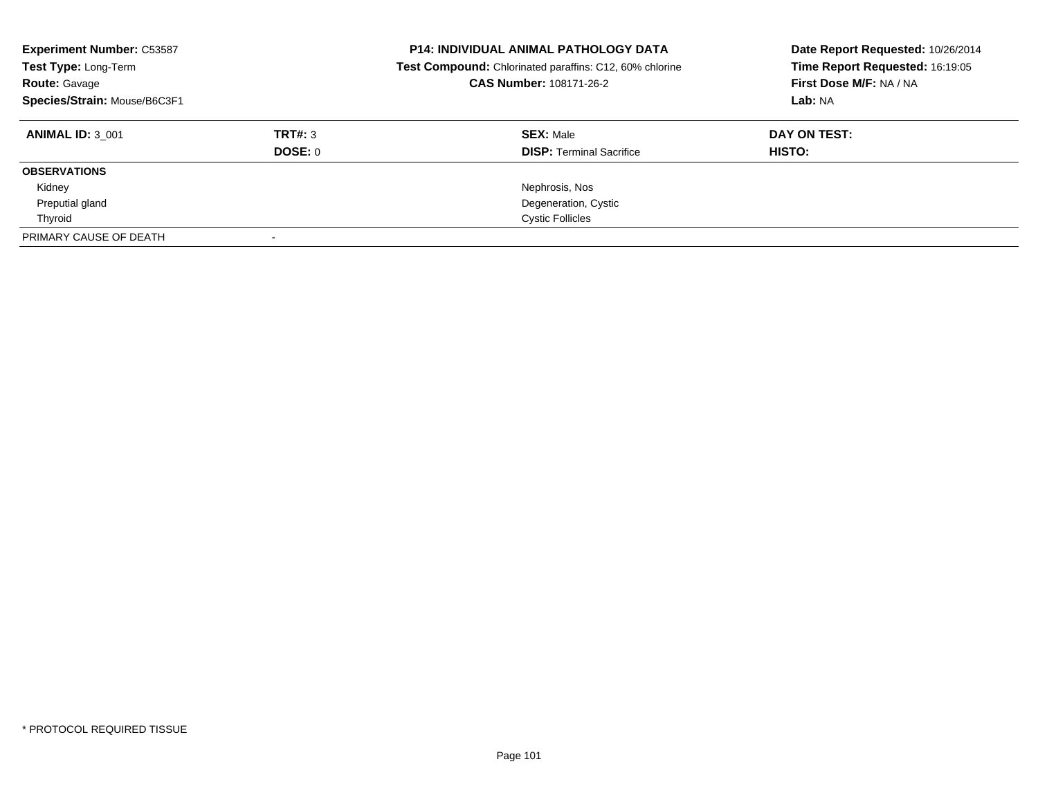**Experiment Number:** C53587
**Test Type:** Long-Term
**Route:** Gavage
**Species/Strain:** Mouse/B6C3F1

**P14: INDIVIDUAL ANIMAL PATHOLOGY DATA**
**Test Compound:** Chlorinated paraffins: C12, 60% chlorine
**CAS Number:** 108171-26-2

**Date Report Requested:** 10/26/2014
**Time Report Requested:** 16:19:05
**First Dose M/F:** NA / NA
**Lab:** NA

| **ANIMAL ID:** 3_001 | **TRT#:** 3 | **SEX:** Male | **DAY ON TEST:** |
|---|---|---|---|
| | **DOSE:** 0 | **DISP:** Terminal Sacrifice | **HISTO:** |
| **OBSERVATIONS** | | | |
| Kidney | | Nephrosis, Nos | |
| Preputial gland | | Degeneration, Cystic | |
| Thyroid | | Cystic Follicles | |
| PRIMARY CAUSE OF DEATH | - | | |

\* PROTOCOL REQUIRED TISSUE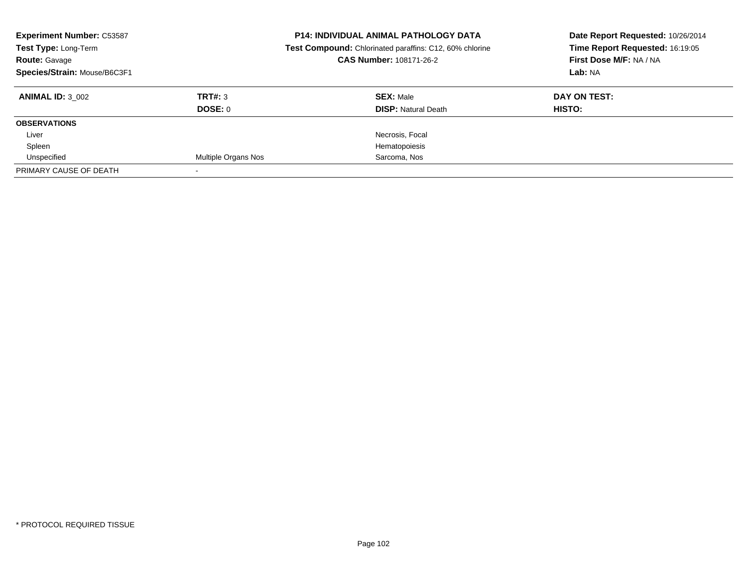**Experiment Number:** C53587
**Test Type:** Long-Term
**Route:** Gavage
**Species/Strain:** Mouse/B6C3F1

**P14: INDIVIDUAL ANIMAL PATHOLOGY DATA**
**Test Compound:** Chlorinated paraffins: C12, 60% chlorine
**CAS Number:** 108171-26-2

**Date Report Requested:** 10/26/2014
**Time Report Requested:** 16:19:05
**First Dose M/F:** NA / NA
**Lab:** NA

| **ANIMAL ID:** 3_002 | **TRT#:** 3 | **SEX:** Male | **DAY ON TEST:** |
|---|---|---|---|
| | **DOSE:** 0 | **DISP:** Natural Death | **HISTO:** |
| **OBSERVATIONS** | | | |
| Liver | | Necrosis, Focal | |
| Spleen | | Hematopoiesis | |
| Unspecified | Multiple Organs Nos | Sarcoma, Nos | |
| PRIMARY CAUSE OF DEATH | - | | |

* PROTOCOL REQUIRED TISSUE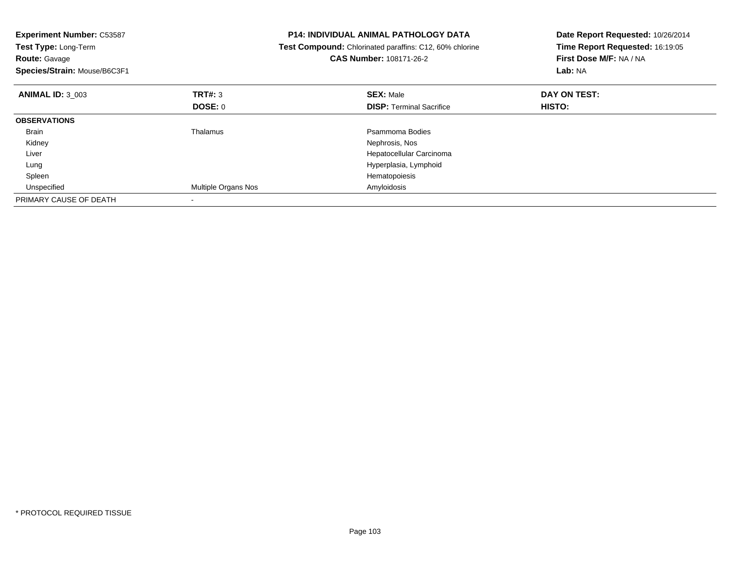**Experiment Number:** C53587
**Test Type:** Long-Term
**Route:** Gavage
**Species/Strain:** Mouse/B6C3F1

**P14: INDIVIDUAL ANIMAL PATHOLOGY DATA**
**Test Compound:** Chlorinated paraffins: C12, 60% chlorine
**CAS Number:** 108171-26-2

**Date Report Requested:** 10/26/2014
**Time Report Requested:** 16:19:05
**First Dose M/F:** NA / NA
**Lab:** NA

| **ANIMAL ID:** 3_003 | **TRT#:** 3 | **SEX:** Male | **DAY ON TEST:** |
|---|---|---|---|
| | **DOSE:** 0 | **DISP:** Terminal Sacrifice | **HISTO:** |
| **OBSERVATIONS** | | | |
| Brain | Thalamus | Psammoma Bodies | |
| Kidney | | Nephrosis, Nos | |
| Liver | | Hepatocellular Carcinoma | |
| Lung | | Hyperplasia, Lymphoid | |
| Spleen | | Hematopoiesis | |
| Unspecified | Multiple Organs Nos | Amyloidosis | |
| PRIMARY CAUSE OF DEATH | - | | |

* PROTOCOL REQUIRED TISSUE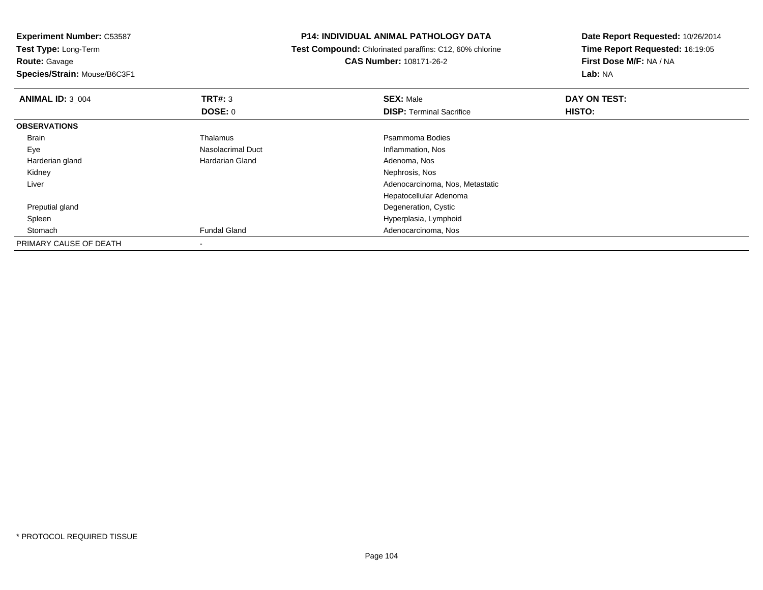**Experiment Number:** C53587
**Test Type:** Long-Term
**Route:** Gavage
**Species/Strain:** Mouse/B6C3F1

**P14: INDIVIDUAL ANIMAL PATHOLOGY DATA**
**Test Compound:** Chlorinated paraffins: C12, 60% chlorine
**CAS Number:** 108171-26-2

**Date Report Requested:** 10/26/2014
**Time Report Requested:** 16:19:05
**First Dose M/F:** NA / NA
**Lab:** NA

| **ANIMAL ID:** 3_004 | **TRT#:** 3 | **SEX:** Male | **DAY ON TEST:** |
|---|---|---|---|
| | **DOSE:** 0 | **DISP:** Terminal Sacrifice | **HISTO:** |
| **OBSERVATIONS** | | | |
| Brain | Thalamus | Psammoma Bodies | |
| Eye | Nasolacrimal Duct | Inflammation, Nos | |
| Harderian gland | Hardarian Gland | Adenoma, Nos | |
| Kidney | | Nephrosis, Nos | |
| Liver | | Adenocarcinoma, Nos, Metastatic | |
| | | Hepatocellular Adenoma | |
| Preputial gland | | Degeneration, Cystic | |
| Spleen | | Hyperplasia, Lymphoid | |
| Stomach | Fundal Gland | Adenocarcinoma, Nos | |
| PRIMARY CAUSE OF DEATH | - | | |

* PROTOCOL REQUIRED TISSUE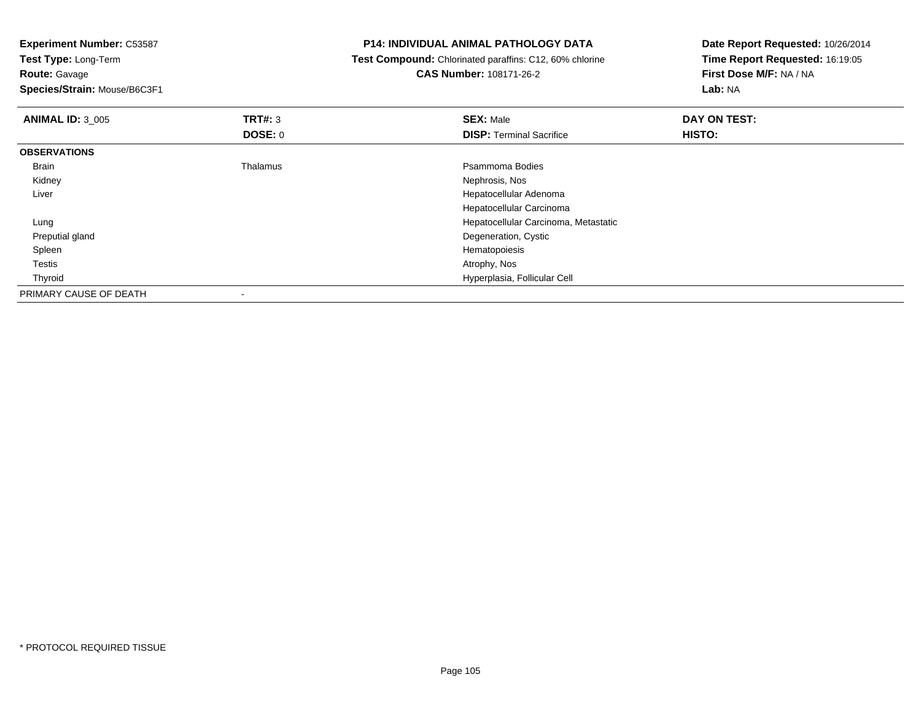**Experiment Number:** C53587
**Test Type:** Long-Term
**Route:** Gavage
**Species/Strain:** Mouse/B6C3F1

**P14: INDIVIDUAL ANIMAL PATHOLOGY DATA**
**Test Compound:** Chlorinated paraffins: C12, 60% chlorine
**CAS Number:** 108171-26-2

**Date Report Requested:** 10/26/2014
**Time Report Requested:** 16:19:05
**First Dose M/F:** NA / NA
**Lab:** NA

| **ANIMAL ID:** 3_005 | **TRT#:** 3 | **SEX:** Male | **DAY ON TEST:** |
|---|---|---|---|
| | **DOSE:** 0 | **DISP:** Terminal Sacrifice | **HISTO:** |
| **OBSERVATIONS** | | | |
| Brain | Thalamus | Psammoma Bodies | |
| Kidney | | Nephrosis, Nos | |
| Liver | | Hepatocellular Adenoma | |
| | | Hepatocellular Carcinoma | |
| Lung | | Hepatocellular Carcinoma, Metastatic | |
| Preputial gland | | Degeneration, Cystic | |
| Spleen | | Hematopoiesis | |
| Testis | | Atrophy, Nos | |
| Thyroid | | Hyperplasia, Follicular Cell | |
| PRIMARY CAUSE OF DEATH | - | | |

* PROTOCOL REQUIRED TISSUE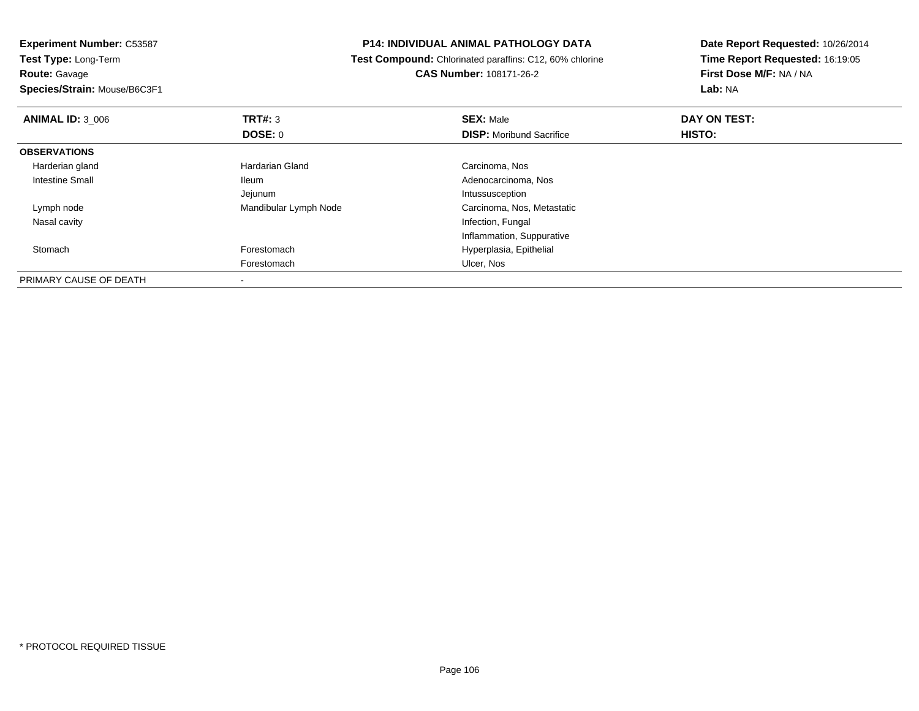**Experiment Number:** C53587
**Test Type:** Long-Term
**Route:** Gavage
**Species/Strain:** Mouse/B6C3F1

**P14: INDIVIDUAL ANIMAL PATHOLOGY DATA**
**Test Compound:** Chlorinated paraffins: C12, 60% chlorine
**CAS Number:** 108171-26-2

**Date Report Requested:** 10/26/2014
**Time Report Requested:** 16:19:05
**First Dose M/F:** NA / NA
**Lab:** NA

| **ANIMAL ID:** 3_006 | **TRT#:** 3 | **SEX:** Male | **DAY ON TEST:** |
|---|---|---|---|
| | **DOSE:** 0 | **DISP:** Moribund Sacrifice | **HISTO:** |
| **OBSERVATIONS** | | | |
| Harderian gland | Hardarian Gland | Carcinoma, Nos | |
| Intestine Small | Ileum | Adenocarcinoma, Nos | |
| | Jejunum | Intussusception | |
| Lymph node | Mandibular Lymph Node | Carcinoma, Nos, Metastatic | |
| Nasal cavity | | Infection, Fungal | |
| | | Inflammation, Suppurative | |
| Stomach | Forestomach | Hyperplasia, Epithelial | |
| | Forestomach | Ulcer, Nos | |
| PRIMARY CAUSE OF DEATH | - | | |

* PROTOCOL REQUIRED TISSUE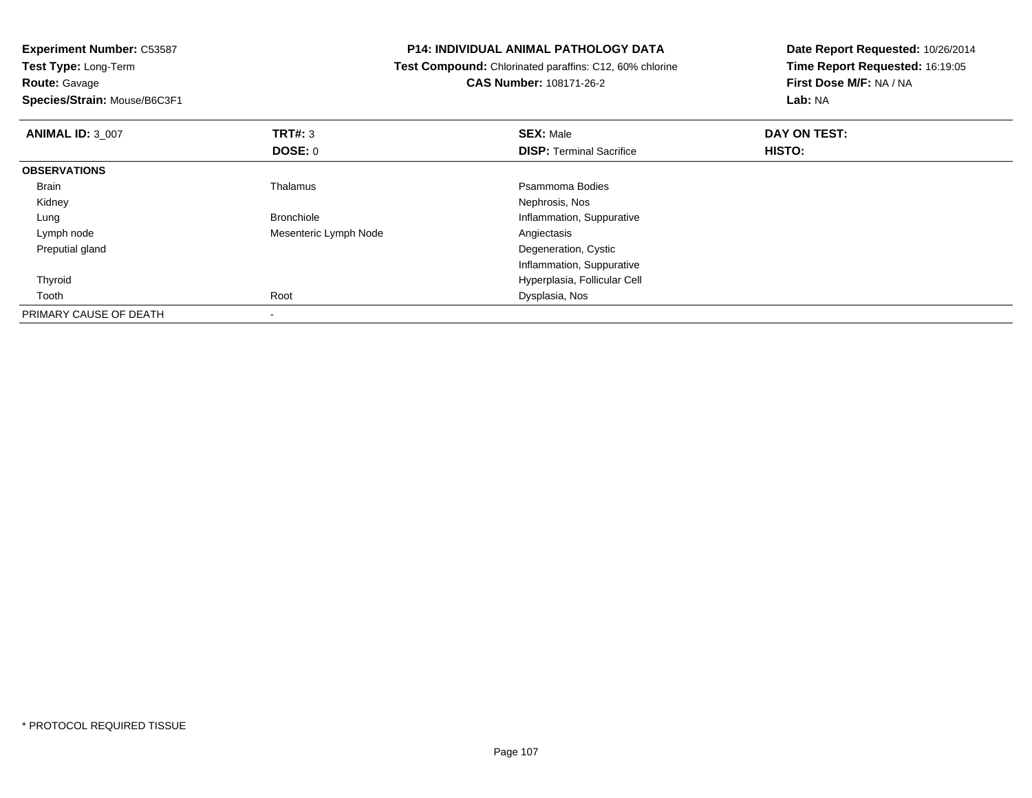**Experiment Number:** C53587
**Test Type:** Long-Term
**Route:** Gavage
**Species/Strain:** Mouse/B6C3F1

**P14: INDIVIDUAL ANIMAL PATHOLOGY DATA**
**Test Compound:** Chlorinated paraffins: C12, 60% chlorine
**CAS Number:** 108171-26-2

**Date Report Requested:** 10/26/2014
**Time Report Requested:** 16:19:05
**First Dose M/F:** NA / NA
**Lab:** NA

| **ANIMAL ID:** 3_007 | **TRT#:** 3 | **SEX:** Male | **DAY ON TEST:** |
|---|---|---|---|
| | **DOSE:** 0 | **DISP:** Terminal Sacrifice | **HISTO:** |
| **OBSERVATIONS** | | | |
| Brain | Thalamus | Psammoma Bodies | |
| Kidney | | Nephrosis, Nos | |
| Lung | Bronchiole | Inflammation, Suppurative | |
| Lymph node | Mesenteric Lymph Node | Angiectasis | |
| Preputial gland | | Degeneration, Cystic | |
| | | Inflammation, Suppurative | |
| Thyroid | | Hyperplasia, Follicular Cell | |
| Tooth | Root | Dysplasia, Nos | |
| PRIMARY CAUSE OF DEATH | - | | |

* PROTOCOL REQUIRED TISSUE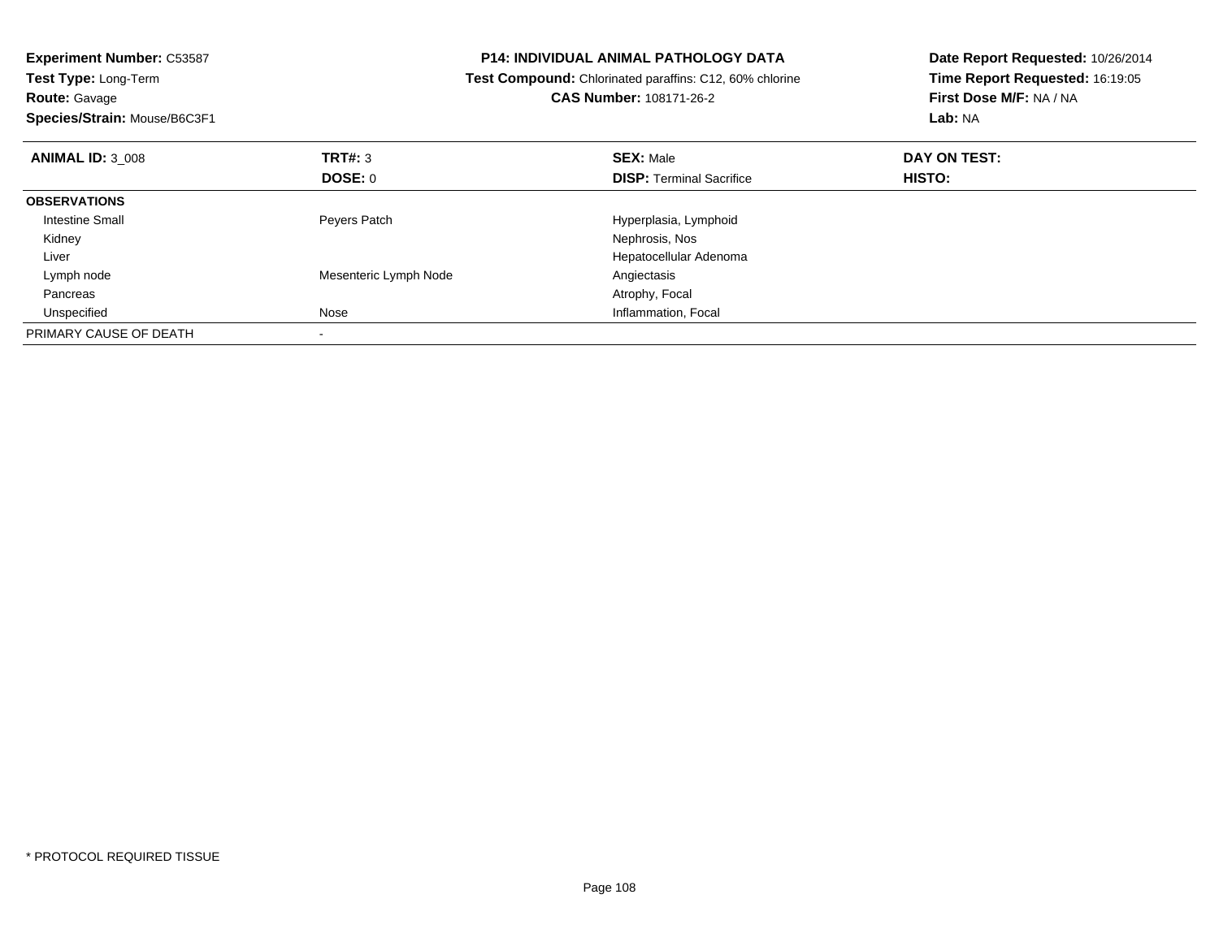**Experiment Number:** C53587
**Test Type:** Long-Term
**Route:** Gavage
**Species/Strain:** Mouse/B6C3F1

**P14: INDIVIDUAL ANIMAL PATHOLOGY DATA**
**Test Compound:** Chlorinated paraffins: C12, 60% chlorine
**CAS Number:** 108171-26-2

**Date Report Requested:** 10/26/2014
**Time Report Requested:** 16:19:05
**First Dose M/F:** NA / NA
**Lab:** NA

| **ANIMAL ID:** 3_008 | **TRT#:** 3 | **SEX:** Male | **DAY ON TEST:** |
|---|---|---|---|
| | **DOSE:** 0 | **DISP:** Terminal Sacrifice | **HISTO:** |
| **OBSERVATIONS** | | | |
| Intestine Small | Peyers Patch | Hyperplasia, Lymphoid | |
| Kidney | | Nephrosis, Nos | |
| Liver | | Hepatocellular Adenoma | |
| Lymph node | Mesenteric Lymph Node | Angiectasis | |
| Pancreas | | Atrophy, Focal | |
| Unspecified | Nose | Inflammation, Focal | |
| PRIMARY CAUSE OF DEATH | - | | |

* PROTOCOL REQUIRED TISSUE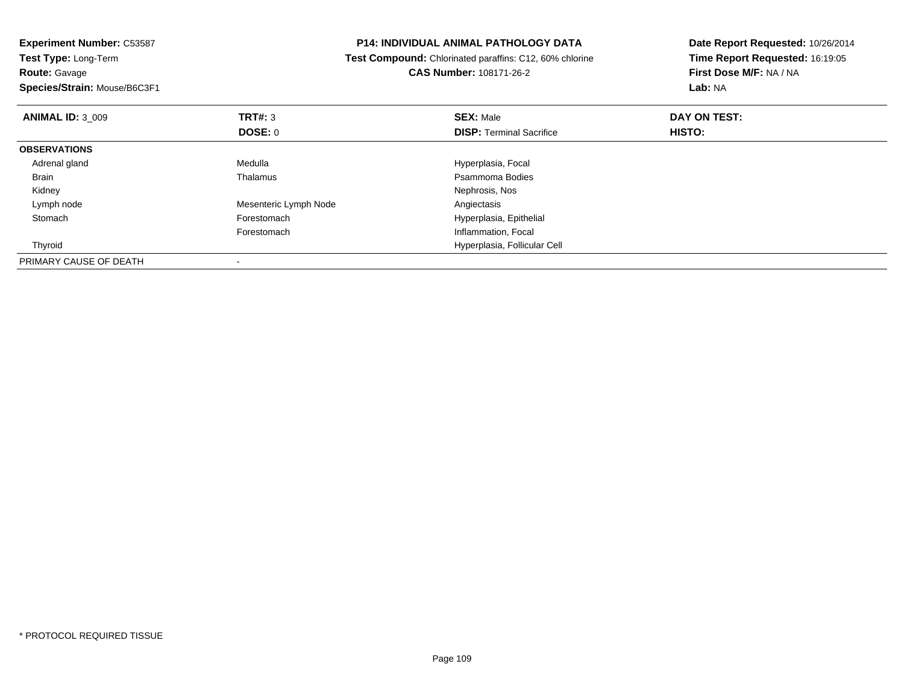**Experiment Number:** C53587
**Test Type:** Long-Term
**Route:** Gavage
**Species/Strain:** Mouse/B6C3F1

**P14: INDIVIDUAL ANIMAL PATHOLOGY DATA**
**Test Compound:** Chlorinated paraffins: C12, 60% chlorine
**CAS Number:** 108171-26-2

**Date Report Requested:** 10/26/2014
**Time Report Requested:** 16:19:05
**First Dose M/F:** NA / NA
**Lab:** NA

| **ANIMAL ID:** 3_009 | **TRT#:** 3 | **SEX:** Male | **DAY ON TEST:** |
|---|---|---|---|
| | **DOSE:** 0 | **DISP:** Terminal Sacrifice | **HISTO:** |
| **OBSERVATIONS** | | | |
| Adrenal gland | Medulla | Hyperplasia, Focal | |
| Brain | Thalamus | Psammoma Bodies | |
| Kidney | | Nephrosis, Nos | |
| Lymph node | Mesenteric Lymph Node | Angiectasis | |
| Stomach | Forestomach | Hyperplasia, Epithelial | |
| | Forestomach | Inflammation, Focal | |
| Thyroid | | Hyperplasia, Follicular Cell | |
| PRIMARY CAUSE OF DEATH | - | | |

\* PROTOCOL REQUIRED TISSUE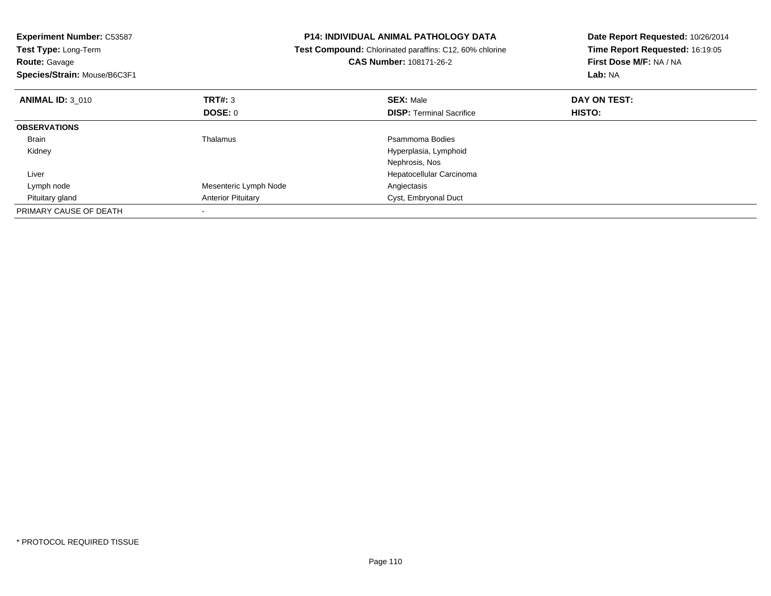**Experiment Number:** C53587
**Test Type:** Long-Term
**Route:** Gavage
**Species/Strain:** Mouse/B6C3F1

**P14: INDIVIDUAL ANIMAL PATHOLOGY DATA**
**Test Compound:** Chlorinated paraffins: C12, 60% chlorine
**CAS Number:** 108171-26-2

**Date Report Requested:** 10/26/2014
**Time Report Requested:** 16:19:05
**First Dose M/F:** NA / NA
**Lab:** NA

| **ANIMAL ID:** 3_010 | **TRT#:** 3 | **SEX:** Male | **DAY ON TEST:** |
|---|---|---|---|
| | **DOSE:** 0 | **DISP:** Terminal Sacrifice | **HISTO:** |
| **OBSERVATIONS** | | | |
| Brain | Thalamus | Psammoma Bodies | |
| Kidney | | Hyperplasia, Lymphoid | |
| | | Nephrosis, Nos | |
| Liver | | Hepatocellular Carcinoma | |
| Lymph node | Mesenteric Lymph Node | Angiectasis | |
| Pituitary gland | Anterior Pituitary | Cyst, Embryonal Duct | |
| PRIMARY CAUSE OF DEATH | - | | |

* PROTOCOL REQUIRED TISSUE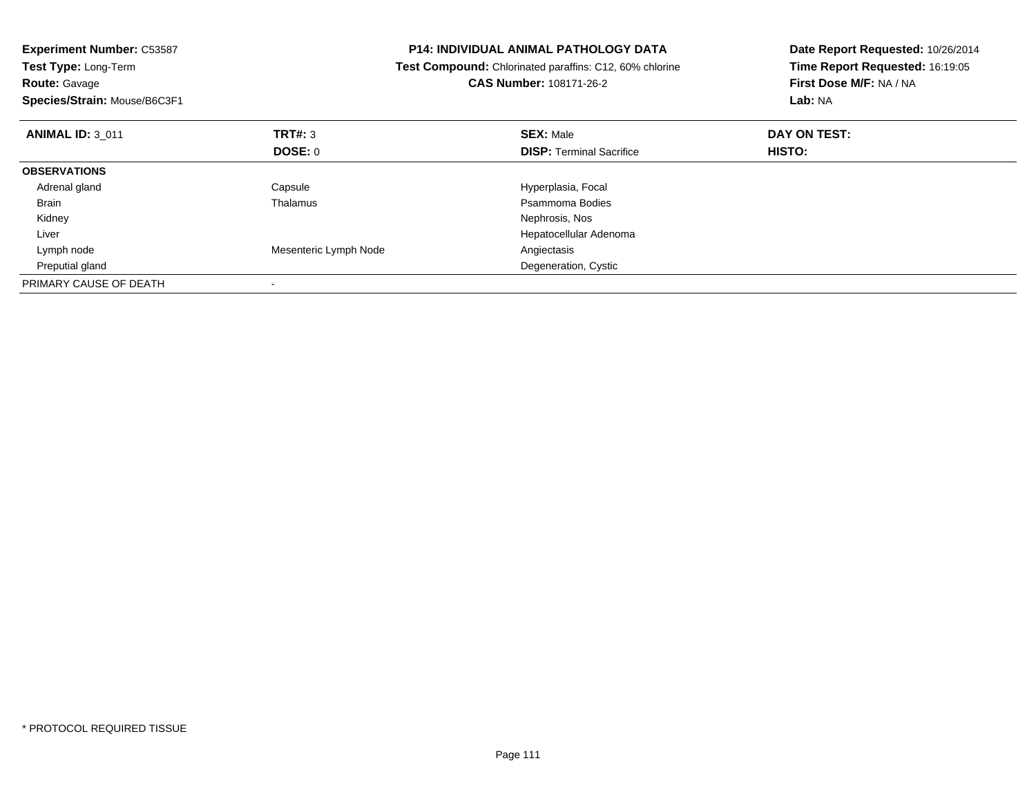**Experiment Number:** C53587
**Test Type:** Long-Term
**Route:** Gavage
**Species/Strain:** Mouse/B6C3F1

**P14: INDIVIDUAL ANIMAL PATHOLOGY DATA**
**Test Compound:** Chlorinated paraffins: C12, 60% chlorine
**CAS Number:** 108171-26-2

**Date Report Requested:** 10/26/2014
**Time Report Requested:** 16:19:05
**First Dose M/F:** NA / NA
**Lab:** NA

| **ANIMAL ID:** 3_011 | **TRT#:** 3 | **SEX:** Male | **DAY ON TEST:** |
|---|---|---|---|
| | **DOSE:** 0 | **DISP:** Terminal Sacrifice | **HISTO:** |
| **OBSERVATIONS** | | | |
| Adrenal gland | Capsule | Hyperplasia, Focal | |
| Brain | Thalamus | Psammoma Bodies | |
| Kidney | | Nephrosis, Nos | |
| Liver | | Hepatocellular Adenoma | |
| Lymph node | Mesenteric Lymph Node | Angiectasis | |
| Preputial gland | | Degeneration, Cystic | |
| PRIMARY CAUSE OF DEATH | - | | |

* PROTOCOL REQUIRED TISSUE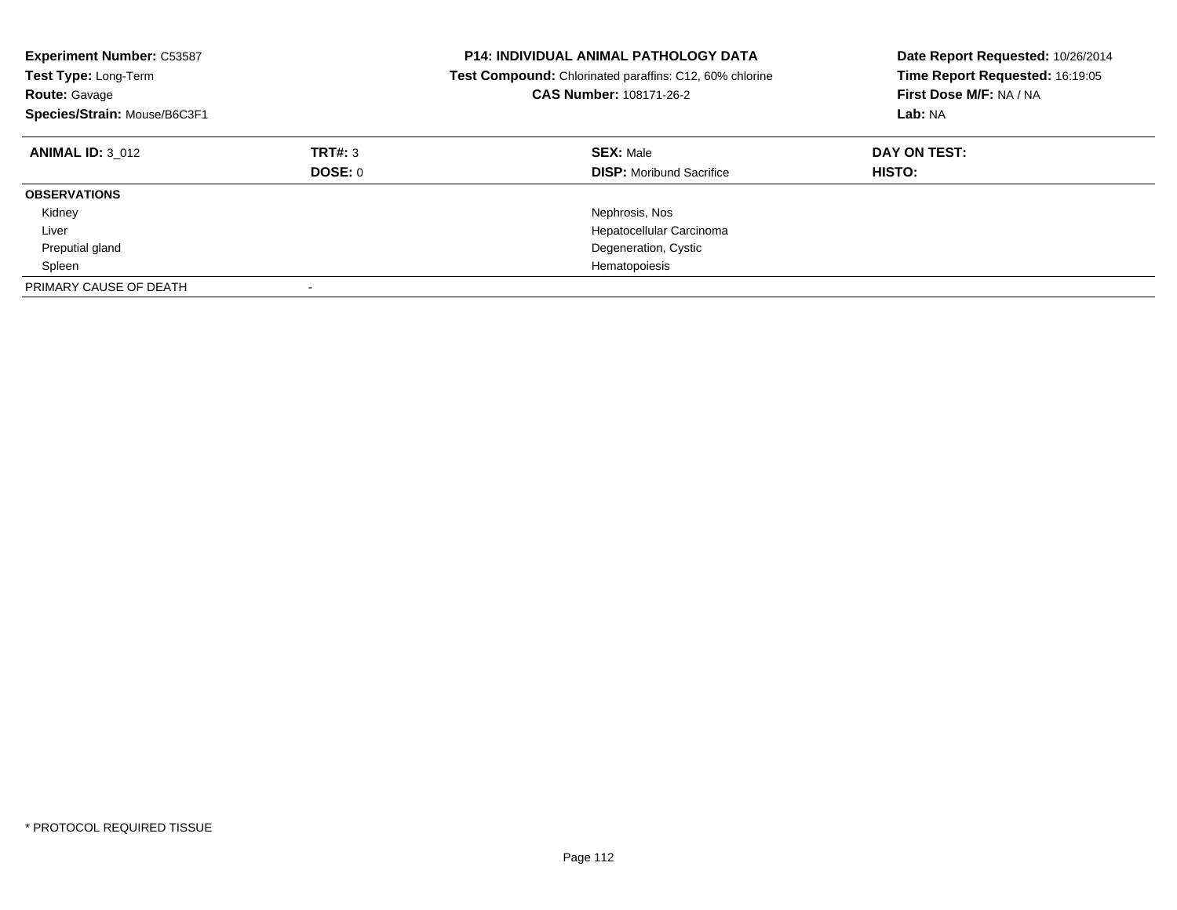**Experiment Number:** C53587
**Test Type:** Long-Term
**Route:** Gavage
**Species/Strain:** Mouse/B6C3F1

**P14: INDIVIDUAL ANIMAL PATHOLOGY DATA**
**Test Compound:** Chlorinated paraffins: C12, 60% chlorine
**CAS Number:** 108171-26-2

**Date Report Requested:** 10/26/2014
**Time Report Requested:** 16:19:05
**First Dose M/F:** NA / NA
**Lab:** NA

| **ANIMAL ID:** 3_012 | **TRT#:** 3 | **SEX:** Male | **DAY ON TEST:** |
|---|---|---|---|
| | **DOSE:** 0 | **DISP:** Moribund Sacrifice | **HISTO:** |
| **OBSERVATIONS** | | | |
| Kidney | | Nephrosis, Nos | |
| Liver | | Hepatocellular Carcinoma | |
| Preputial gland | | Degeneration, Cystic | |
| Spleen | | Hematopoiesis | |
| PRIMARY CAUSE OF DEATH | - | | |

* PROTOCOL REQUIRED TISSUE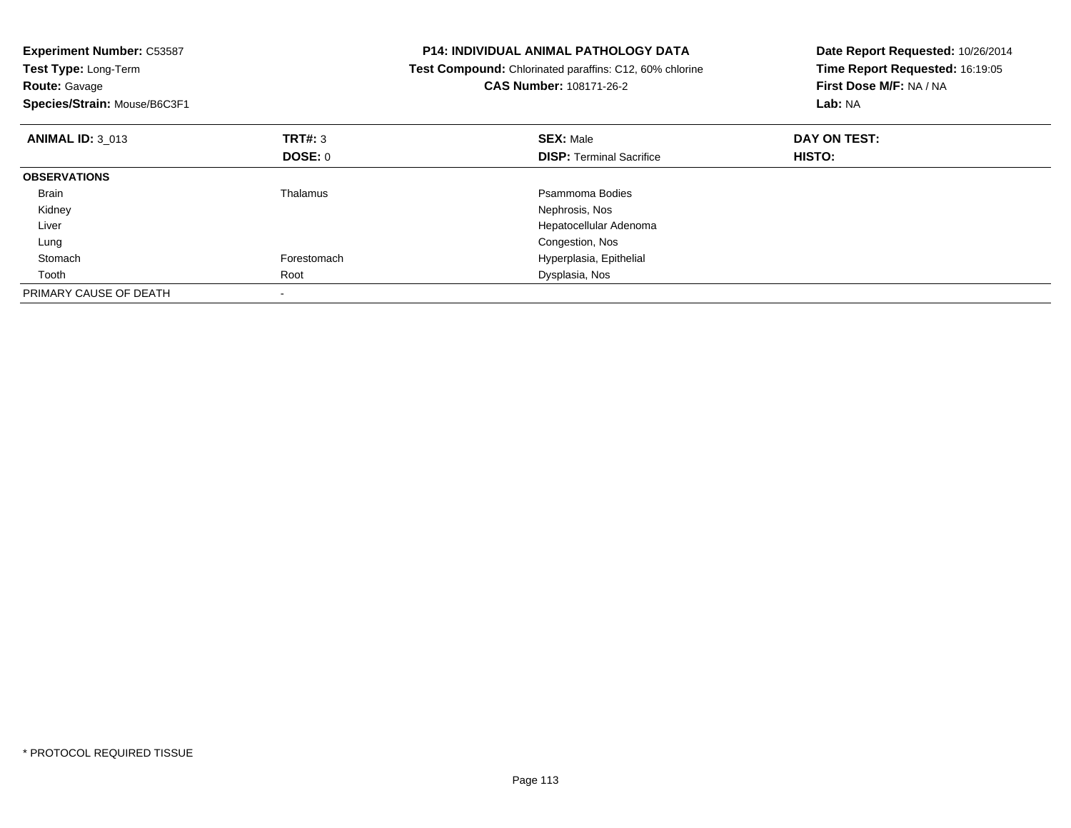**Experiment Number:** C53587
**Test Type:** Long-Term
**Route:** Gavage
**Species/Strain:** Mouse/B6C3F1

**P14: INDIVIDUAL ANIMAL PATHOLOGY DATA**
**Test Compound:** Chlorinated paraffins: C12, 60% chlorine
**CAS Number:** 108171-26-2

**Date Report Requested:** 10/26/2014
**Time Report Requested:** 16:19:05
**First Dose M/F:** NA / NA
**Lab:** NA

| **ANIMAL ID:** 3_013 | **TRT#:** 3 | **SEX:** Male | **DAY ON TEST:** |
|---|---|---|---|
| | **DOSE:** 0 | **DISP:** Terminal Sacrifice | **HISTO:** |
| **OBSERVATIONS** | | | |
| Brain | Thalamus | Psammoma Bodies | |
| Kidney | | Nephrosis, Nos | |
| Liver | | Hepatocellular Adenoma | |
| Lung | | Congestion, Nos | |
| Stomach | Forestomach | Hyperplasia, Epithelial | |
| Tooth | Root | Dysplasia, Nos | |
| PRIMARY CAUSE OF DEATH | - | | |

* PROTOCOL REQUIRED TISSUE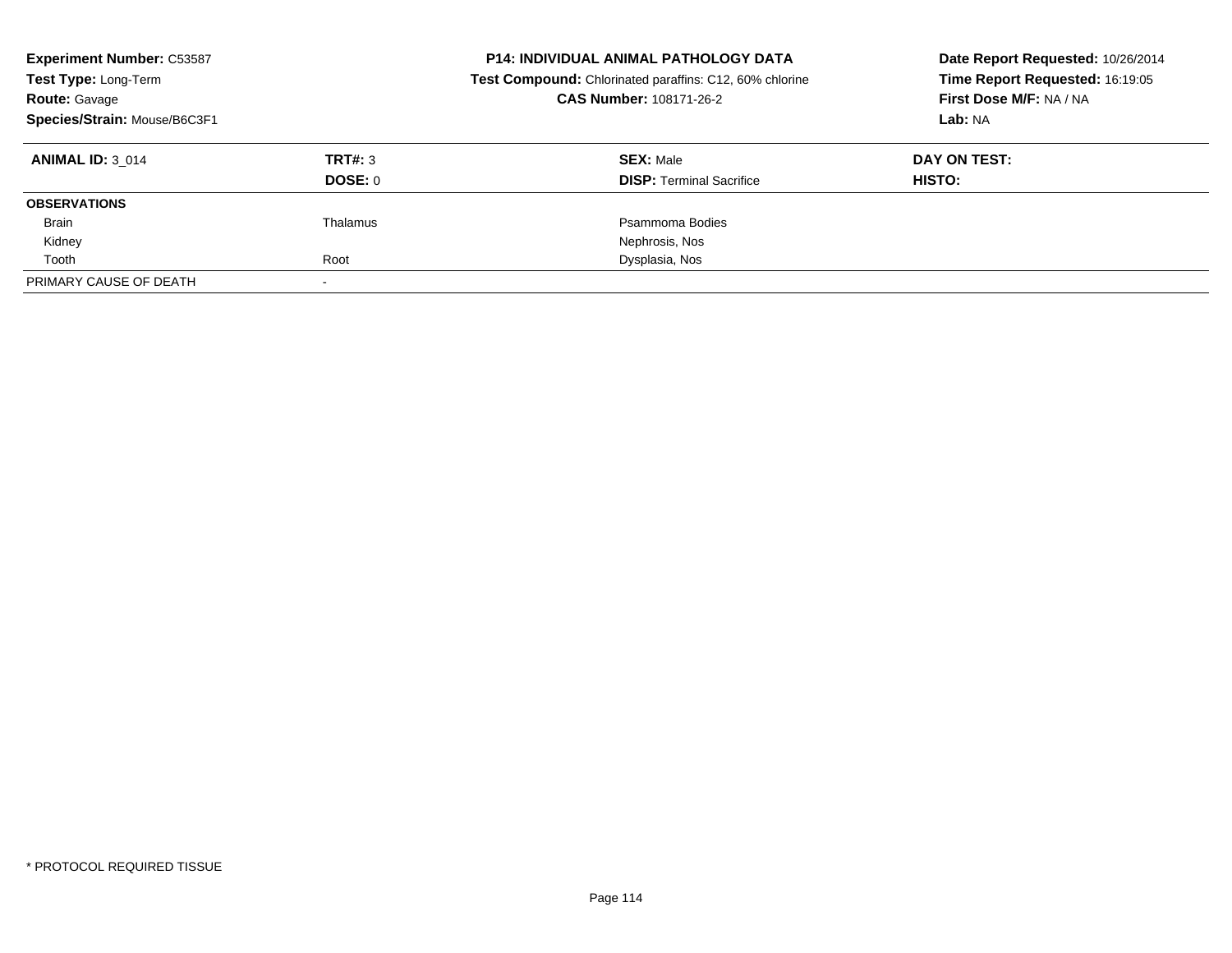**Experiment Number:** C53587
**Test Type:** Long-Term
**Route:** Gavage
**Species/Strain:** Mouse/B6C3F1

**P14: INDIVIDUAL ANIMAL PATHOLOGY DATA**
**Test Compound:** Chlorinated paraffins: C12, 60% chlorine
**CAS Number:** 108171-26-2

**Date Report Requested:** 10/26/2014
**Time Report Requested:** 16:19:05
**First Dose M/F:** NA / NA
**Lab:** NA

| **ANIMAL ID:** 3_014 | **TRT#:** 3 | **SEX:** Male | **DAY ON TEST:** |
|---|---|---|---|
| | **DOSE:** 0 | **DISP:** Terminal Sacrifice | **HISTO:** |
| **OBSERVATIONS** | | | |
| Brain | Thalamus | Psammoma Bodies | |
| Kidney | | Nephrosis, Nos | |
| Tooth | Root | Dysplasia, Nos | |
| PRIMARY CAUSE OF DEATH | - | | |

\* PROTOCOL REQUIRED TISSUE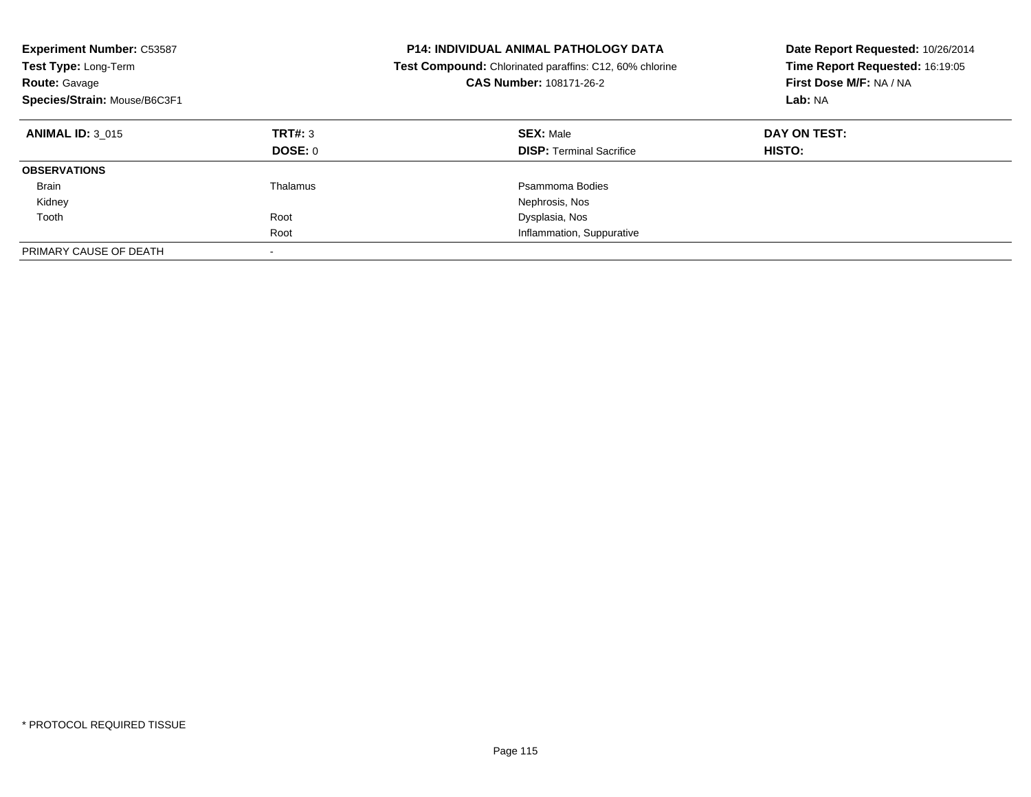**Experiment Number:** C53587
**Test Type:** Long-Term
**Route:** Gavage
**Species/Strain:** Mouse/B6C3F1

**P14: INDIVIDUAL ANIMAL PATHOLOGY DATA**
**Test Compound:** Chlorinated paraffins: C12, 60% chlorine
**CAS Number:** 108171-26-2

**Date Report Requested:** 10/26/2014
**Time Report Requested:** 16:19:05
**First Dose M/F:** NA / NA
**Lab:** NA

| **ANIMAL ID:** 3_015 | **TRT#:** 3 | **SEX:** Male | **DAY ON TEST:** |
|---|---|---|---|
| | **DOSE:** 0 | **DISP:** Terminal Sacrifice | **HISTO:** |
| **OBSERVATIONS** | | | |
| Brain | Thalamus | Psammoma Bodies | |
| Kidney | | Nephrosis, Nos | |
| Tooth | Root | Dysplasia, Nos | |
| | Root | Inflammation, Suppurative | |
| PRIMARY CAUSE OF DEATH | - | | |

\* PROTOCOL REQUIRED TISSUE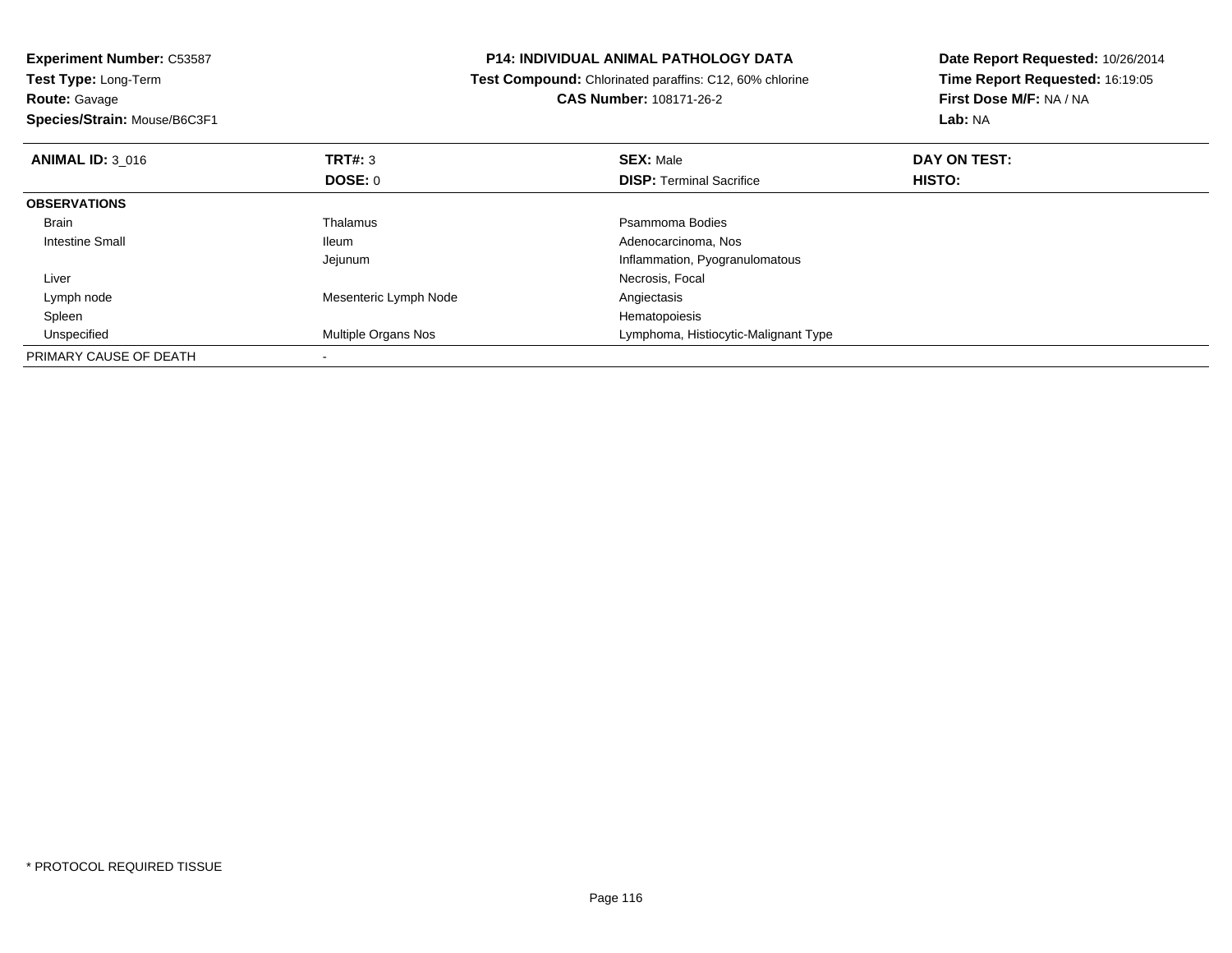**Experiment Number:** C53587
**Test Type:** Long-Term
**Route:** Gavage
**Species/Strain:** Mouse/B6C3F1

**P14: INDIVIDUAL ANIMAL PATHOLOGY DATA**
**Test Compound:** Chlorinated paraffins: C12, 60% chlorine
**CAS Number:** 108171-26-2

**Date Report Requested:** 10/26/2014
**Time Report Requested:** 16:19:05
**First Dose M/F:** NA / NA
**Lab:** NA

| **ANIMAL ID:** 3_016 | **TRT#:** 3 | **SEX:** Male | **DAY ON TEST:** |
|---|---|---|---|
| | **DOSE:** 0 | **DISP:** Terminal Sacrifice | **HISTO:** |
| **OBSERVATIONS** | | | |
| Brain | Thalamus | Psammoma Bodies | |
| Intestine Small | Ileum | Adenocarcinoma, Nos | |
| | Jejunum | Inflammation, Pyogranulomatous | |
| Liver | | Necrosis, Focal | |
| Lymph node | Mesenteric Lymph Node | Angiectasis | |
| Spleen | | Hematopoiesis | |
| Unspecified | Multiple Organs Nos | Lymphoma, Histiocytic-Malignant Type | |
| PRIMARY CAUSE OF DEATH | - | | |

* PROTOCOL REQUIRED TISSUE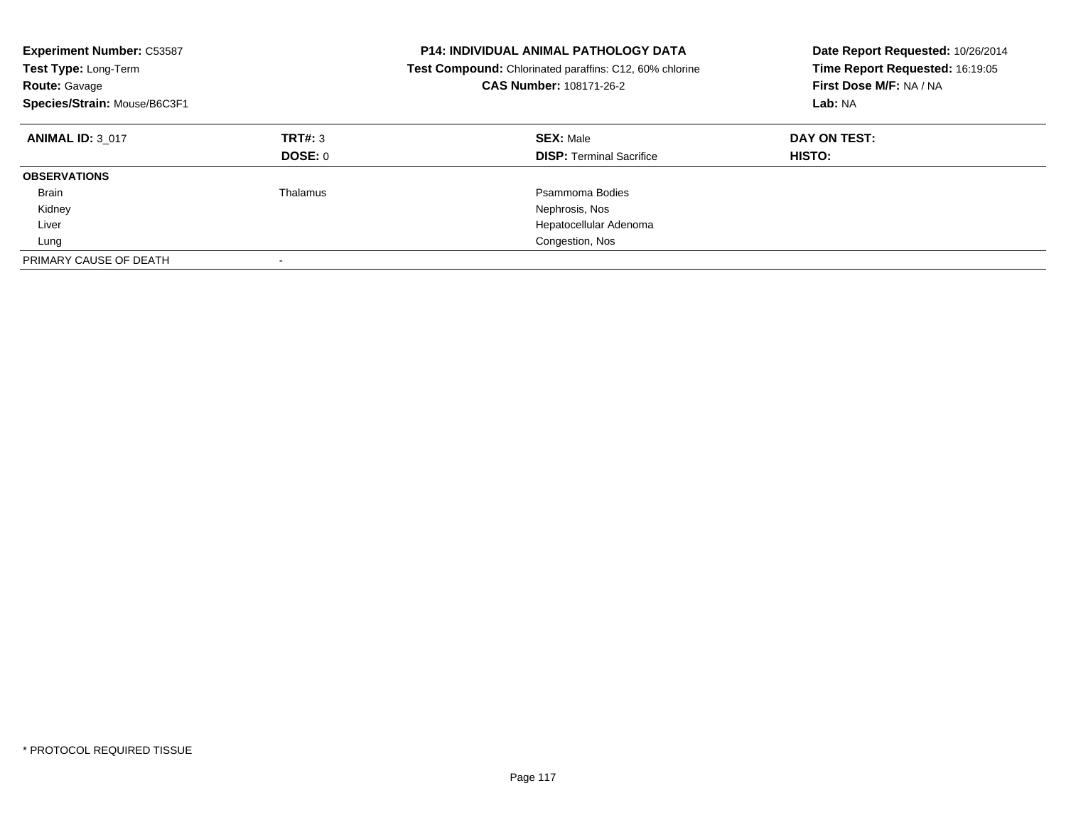**Experiment Number:** C53587
**Test Type:** Long-Term
**Route:** Gavage
**Species/Strain:** Mouse/B6C3F1

**P14: INDIVIDUAL ANIMAL PATHOLOGY DATA**
**Test Compound:** Chlorinated paraffins: C12, 60% chlorine
**CAS Number:** 108171-26-2

**Date Report Requested:** 10/26/2014
**Time Report Requested:** 16:19:05
**First Dose M/F:** NA / NA
**Lab:** NA

| **ANIMAL ID:** 3_017 | **TRT#:** 3 | **SEX:** Male | **DAY ON TEST:** |
|---|---|---|---|
| | **DOSE:** 0 | **DISP:** Terminal Sacrifice | **HISTO:** |
| **OBSERVATIONS** | | | |
| Brain | Thalamus | Psammoma Bodies | |
| Kidney | | Nephrosis, Nos | |
| Liver | | Hepatocellular Adenoma | |
| Lung | | Congestion, Nos | |
| PRIMARY CAUSE OF DEATH | - | | |

* PROTOCOL REQUIRED TISSUE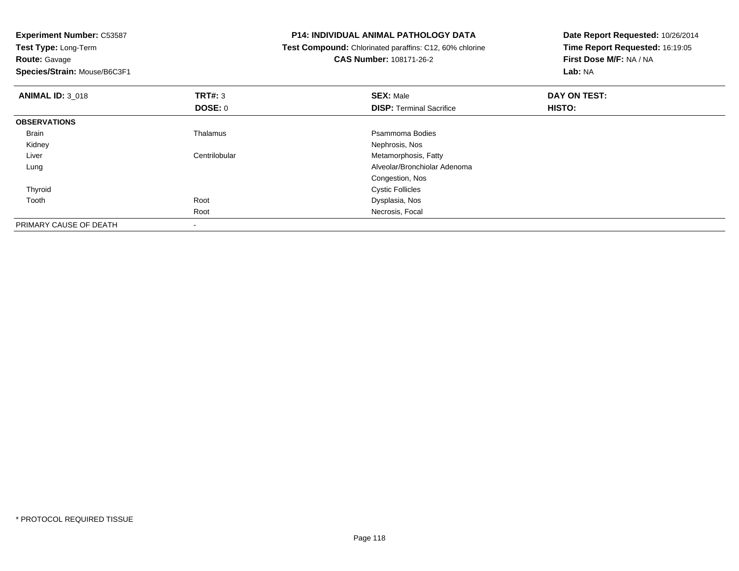**Experiment Number:** C53587
**Test Type:** Long-Term
**Route:** Gavage
**Species/Strain:** Mouse/B6C3F1

**P14: INDIVIDUAL ANIMAL PATHOLOGY DATA**
**Test Compound:** Chlorinated paraffins: C12, 60% chlorine
**CAS Number:** 108171-26-2

**Date Report Requested:** 10/26/2014
**Time Report Requested:** 16:19:05
**First Dose M/F:** NA / NA
**Lab:** NA

| **ANIMAL ID:** 3_018 | **TRT#:** 3 | **SEX:** Male | **DAY ON TEST:** |
|---|---|---|---|
| | **DOSE:** 0 | **DISP:** Terminal Sacrifice | **HISTO:** |
| **OBSERVATIONS** | | | |
| Brain | Thalamus | Psammoma Bodies | |
| Kidney | | Nephrosis, Nos | |
| Liver | Centrilobular | Metamorphosis, Fatty | |
| Lung | | Alveolar/Bronchiolar Adenoma | |
| | | Congestion, Nos | |
| Thyroid | | Cystic Follicles | |
| Tooth | Root | Dysplasia, Nos | |
| | Root | Necrosis, Focal | |
| PRIMARY CAUSE OF DEATH | - | | |

* PROTOCOL REQUIRED TISSUE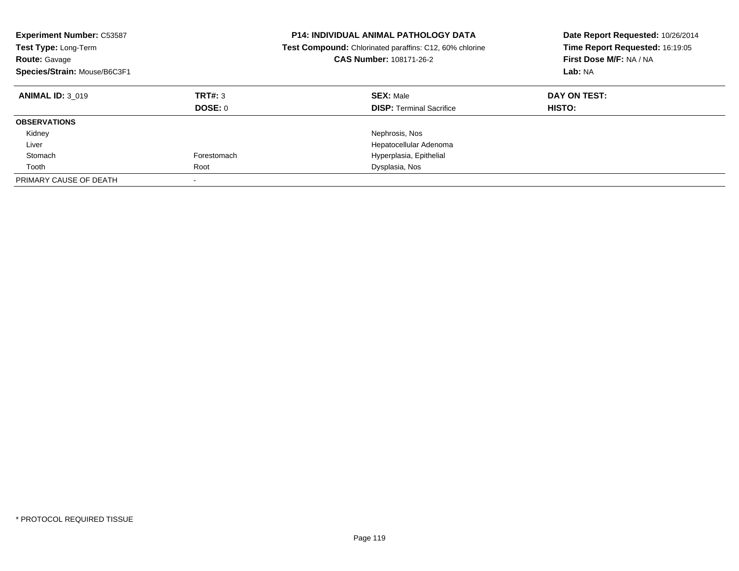**Experiment Number:** C53587
**Test Type:** Long-Term
**Route:** Gavage
**Species/Strain:** Mouse/B6C3F1

**P14: INDIVIDUAL ANIMAL PATHOLOGY DATA**
**Test Compound:** Chlorinated paraffins: C12, 60% chlorine
**CAS Number:** 108171-26-2

**Date Report Requested:** 10/26/2014
**Time Report Requested:** 16:19:05
**First Dose M/F:** NA / NA
**Lab:** NA

| **ANIMAL ID:** 3_019 | **TRT#:** 3 | **SEX:** Male | **DAY ON TEST:** |
|---|---|---|---|
| | **DOSE:** 0 | **DISP:** Terminal Sacrifice | **HISTO:** |
| **OBSERVATIONS** | | | |
| Kidney | | Nephrosis, Nos | |
| Liver | | Hepatocellular Adenoma | |
| Stomach | Forestomach | Hyperplasia, Epithelial | |
| Tooth | Root | Dysplasia, Nos | |
| PRIMARY CAUSE OF DEATH | - | | |

* PROTOCOL REQUIRED TISSUE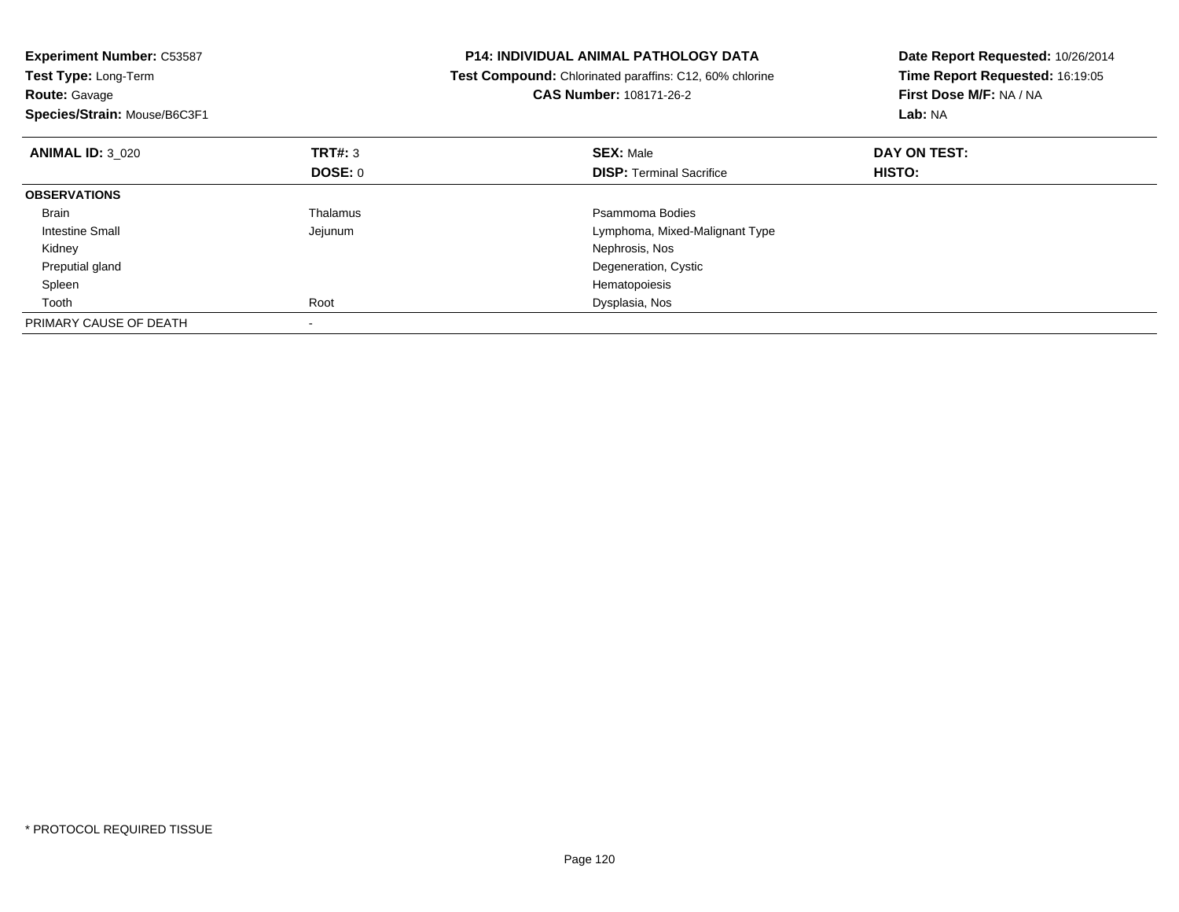**Experiment Number:** C53587
**Test Type:** Long-Term
**Route:** Gavage
**Species/Strain:** Mouse/B6C3F1

**P14: INDIVIDUAL ANIMAL PATHOLOGY DATA**
**Test Compound:** Chlorinated paraffins: C12, 60% chlorine
**CAS Number:** 108171-26-2

**Date Report Requested:** 10/26/2014
**Time Report Requested:** 16:19:05
**First Dose M/F:** NA / NA
**Lab:** NA

| **ANIMAL ID:** 3_020 | **TRT#:** 3 | **SEX:** Male | **DAY ON TEST:** |
|---|---|---|---|
| | **DOSE:** 0 | **DISP:** Terminal Sacrifice | **HISTO:** |
| **OBSERVATIONS** | | | |
| Brain | Thalamus | Psammoma Bodies | |
| Intestine Small | Jejunum | Lymphoma, Mixed-Malignant Type | |
| Kidney | | Nephrosis, Nos | |
| Preputial gland | | Degeneration, Cystic | |
| Spleen | | Hematopoiesis | |
| Tooth | Root | Dysplasia, Nos | |
| PRIMARY CAUSE OF DEATH | - | | |

* PROTOCOL REQUIRED TISSUE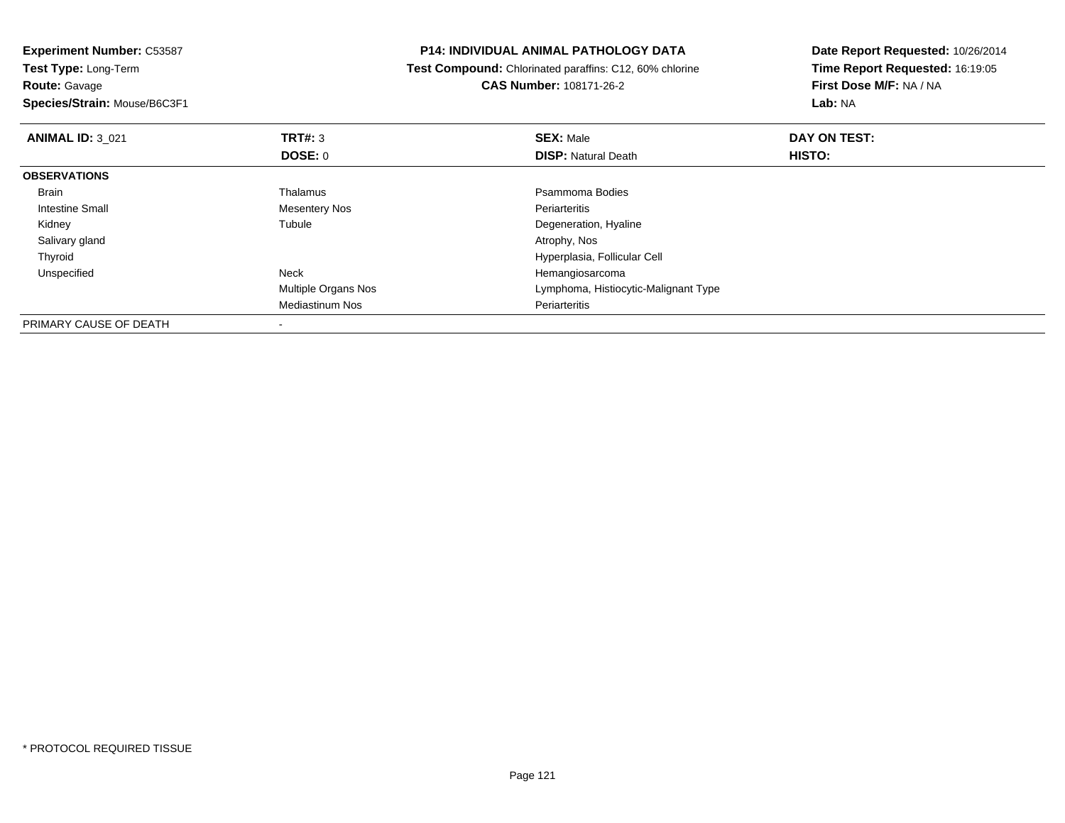**Experiment Number:** C53587
**Test Type:** Long-Term
**Route:** Gavage
**Species/Strain:** Mouse/B6C3F1

**P14: INDIVIDUAL ANIMAL PATHOLOGY DATA**
**Test Compound:** Chlorinated paraffins: C12, 60% chlorine
**CAS Number:** 108171-26-2

**Date Report Requested:** 10/26/2014
**Time Report Requested:** 16:19:05
**First Dose M/F:** NA / NA
**Lab:** NA

| **ANIMAL ID:** 3_021 | **TRT#:** 3 | **SEX:** Male | **DAY ON TEST:** |
|---|---|---|---|
| | **DOSE:** 0 | **DISP:** Natural Death | **HISTO:** |
| **OBSERVATIONS** | | | |
| Brain | Thalamus | Psammoma Bodies | |
| Intestine Small | Mesentery Nos | Periarteritis | |
| Kidney | Tubule | Degeneration, Hyaline | |
| Salivary gland | | Atrophy, Nos | |
| Thyroid | | Hyperplasia, Follicular Cell | |
| Unspecified | Neck | Hemangiosarcoma | |
| | Multiple Organs Nos | Lymphoma, Histiocytic-Malignant Type | |
| | Mediastinum Nos | Periarteritis | |
| PRIMARY CAUSE OF DEATH | - | | |

* PROTOCOL REQUIRED TISSUE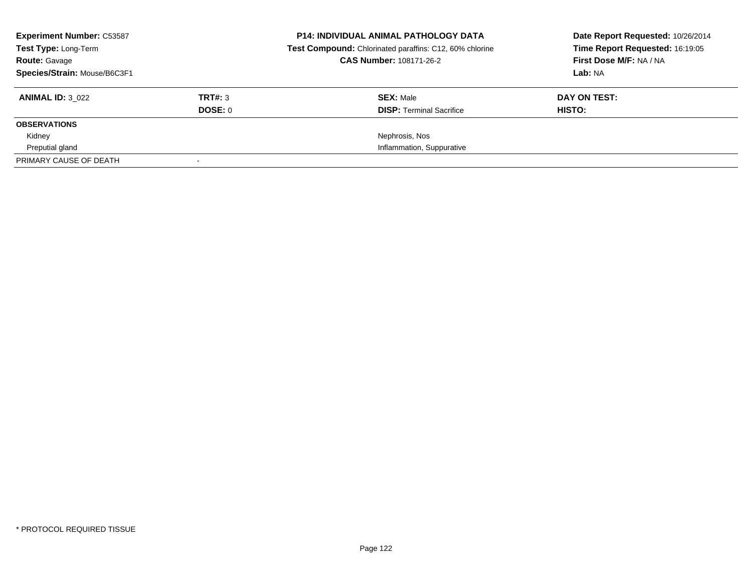**Experiment Number:** C53587
**Test Type:** Long-Term
**Route:** Gavage
**Species/Strain:** Mouse/B6C3F1

**P14: INDIVIDUAL ANIMAL PATHOLOGY DATA**
**Test Compound:** Chlorinated paraffins: C12, 60% chlorine
**CAS Number:** 108171-26-2

**Date Report Requested:** 10/26/2014
**Time Report Requested:** 16:19:05
**First Dose M/F:** NA / NA
**Lab:** NA

| **ANIMAL ID:** 3_022 | **TRT#:** 3 | **SEX:** Male | **DAY ON TEST:** |
|---|---|---|---|
| | **DOSE:** 0 | **DISP:** Terminal Sacrifice | **HISTO:** |
| **OBSERVATIONS** | | | |
| Kidney | | Nephrosis, Nos | |
| Preputial gland | | Inflammation, Suppurative | |
| PRIMARY CAUSE OF DEATH | - | | |

* PROTOCOL REQUIRED TISSUE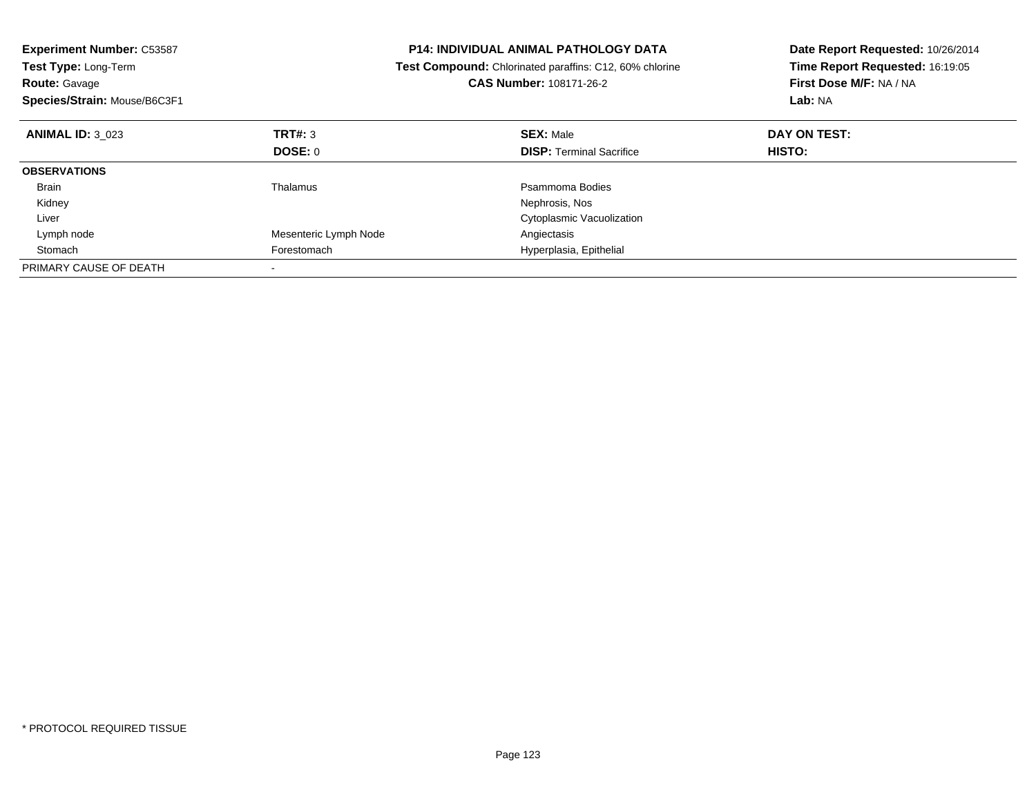**Experiment Number:** C53587
**Test Type:** Long-Term
**Route:** Gavage
**Species/Strain:** Mouse/B6C3F1

**P14: INDIVIDUAL ANIMAL PATHOLOGY DATA**
**Test Compound:** Chlorinated paraffins: C12, 60% chlorine
**CAS Number:** 108171-26-2

**Date Report Requested:** 10/26/2014
**Time Report Requested:** 16:19:05
**First Dose M/F:** NA / NA
**Lab:** NA

| **ANIMAL ID:** 3_023 | **TRT#:** 3 | **SEX:** Male | **DAY ON TEST:** |
|---|---|---|---|
| | **DOSE:** 0 | **DISP:** Terminal Sacrifice | **HISTO:** |
| **OBSERVATIONS** | | | |
| Brain | Thalamus | Psammoma Bodies | |
| Kidney | | Nephrosis, Nos | |
| Liver | | Cytoplasmic Vacuolization | |
| Lymph node | Mesenteric Lymph Node | Angiectasis | |
| Stomach | Forestomach | Hyperplasia, Epithelial | |
| PRIMARY CAUSE OF DEATH | - | | |

\* PROTOCOL REQUIRED TISSUE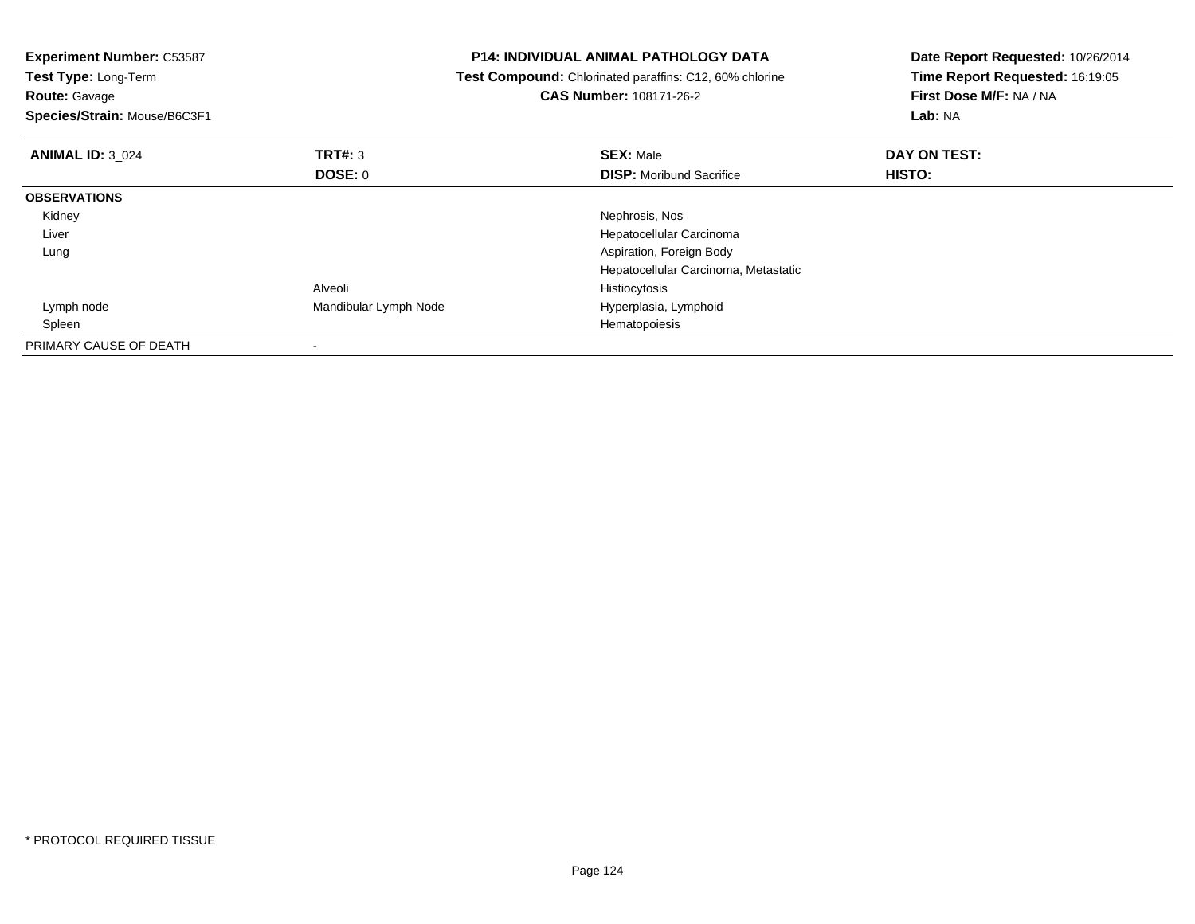**Experiment Number:** C53587
**Test Type:** Long-Term
**Route:** Gavage
**Species/Strain:** Mouse/B6C3F1

**P14: INDIVIDUAL ANIMAL PATHOLOGY DATA**
**Test Compound:** Chlorinated paraffins: C12, 60% chlorine
**CAS Number:** 108171-26-2

**Date Report Requested:** 10/26/2014
**Time Report Requested:** 16:19:05
**First Dose M/F:** NA / NA
**Lab:** NA

| **ANIMAL ID:** 3_024 | **TRT#:** 3 | **SEX:** Male | **DAY ON TEST:** |
|---|---|---|---|
| | **DOSE:** 0 | **DISP:** Moribund Sacrifice | **HISTO:** |
| **OBSERVATIONS** | | | |
| Kidney | | Nephrosis, Nos | |
| Liver | | Hepatocellular Carcinoma | |
| Lung | | Aspiration, Foreign Body | |
| | | Hepatocellular Carcinoma, Metastatic | |
| | Alveoli | Histiocytosis | |
| Lymph node | Mandibular Lymph Node | Hyperplasia, Lymphoid | |
| Spleen | | Hematopoiesis | |
| PRIMARY CAUSE OF DEATH | - | | |

* PROTOCOL REQUIRED TISSUE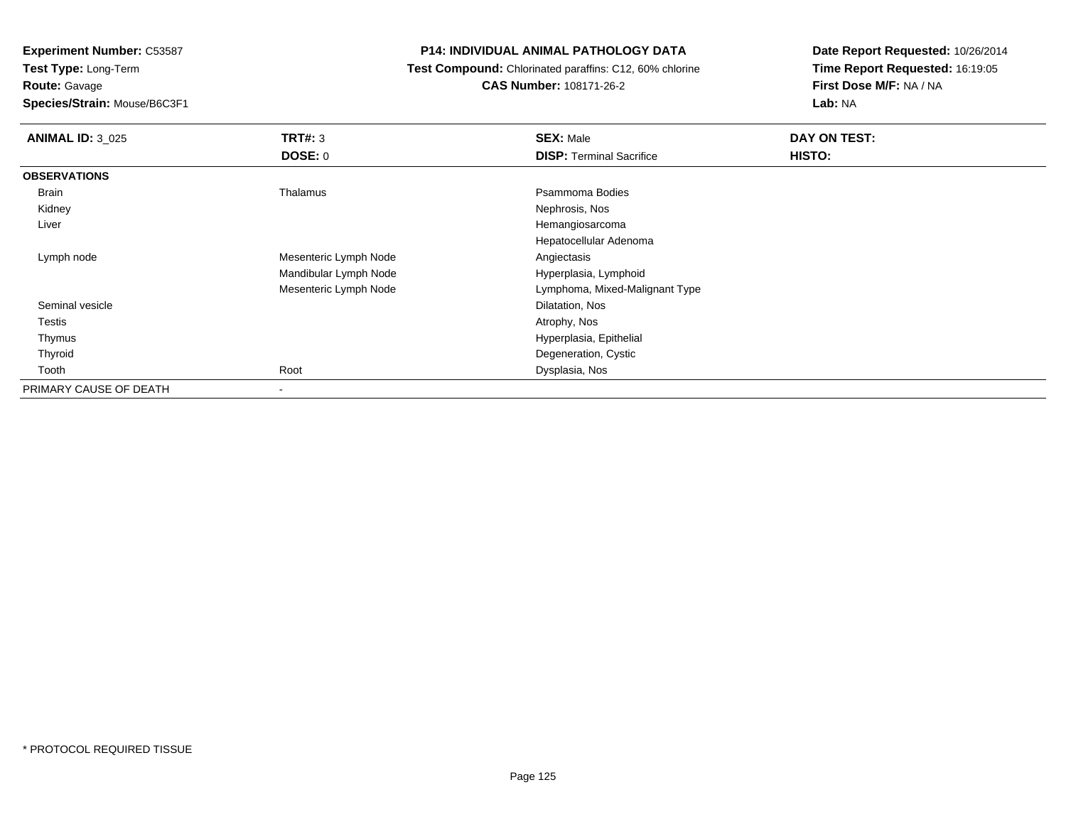**Experiment Number:** C53587
**Test Type:** Long-Term
**Route:** Gavage
**Species/Strain:** Mouse/B6C3F1

**P14: INDIVIDUAL ANIMAL PATHOLOGY DATA**
**Test Compound:** Chlorinated paraffins: C12, 60% chlorine
**CAS Number:** 108171-26-2

**Date Report Requested:** 10/26/2014
**Time Report Requested:** 16:19:05
**First Dose M/F:** NA / NA
**Lab:** NA

| **ANIMAL ID:** 3_025 | **TRT#:** 3 | **SEX:** Male | **DAY ON TEST:** |
|---|---|---|---|
| | **DOSE:** 0 | **DISP:** Terminal Sacrifice | **HISTO:** |
| **OBSERVATIONS** | | | |
| Brain | Thalamus | Psammoma Bodies | |
| Kidney | | Nephrosis, Nos | |
| Liver | | Hemangiosarcoma | |
| | | Hepatocellular Adenoma | |
| Lymph node | Mesenteric Lymph Node | Angiectasis | |
| | Mandibular Lymph Node | Hyperplasia, Lymphoid | |
| | Mesenteric Lymph Node | Lymphoma, Mixed-Malignant Type | |
| Seminal vesicle | | Dilatation, Nos | |
| Testis | | Atrophy, Nos | |
| Thymus | | Hyperplasia, Epithelial | |
| Thyroid | | Degeneration, Cystic | |
| Tooth | Root | Dysplasia, Nos | |
| PRIMARY CAUSE OF DEATH | - | | |

* PROTOCOL REQUIRED TISSUE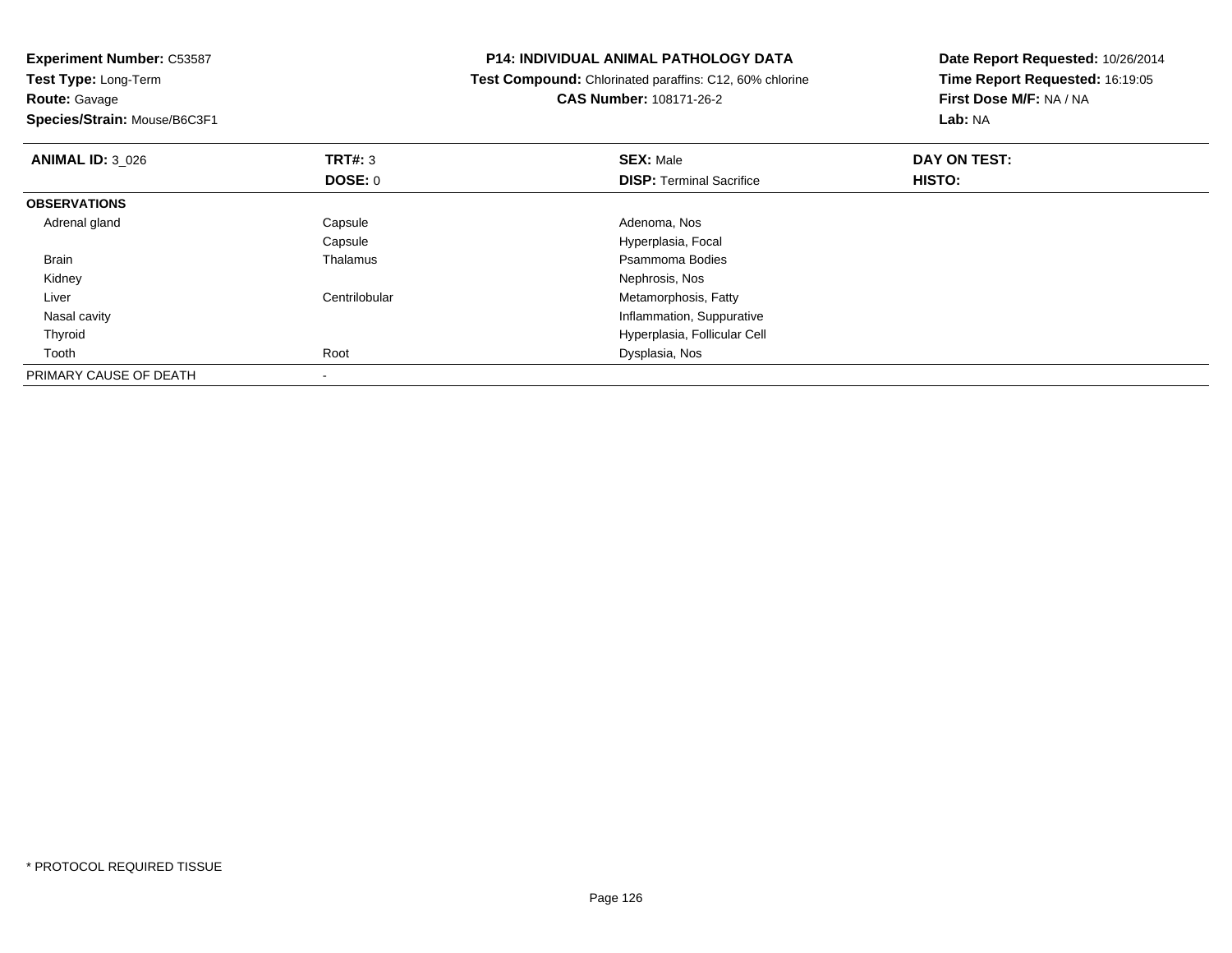**Experiment Number:** C53587
**Test Type:** Long-Term
**Route:** Gavage
**Species/Strain:** Mouse/B6C3F1

**P14: INDIVIDUAL ANIMAL PATHOLOGY DATA**
**Test Compound:** Chlorinated paraffins: C12, 60% chlorine
**CAS Number:** 108171-26-2

**Date Report Requested:** 10/26/2014
**Time Report Requested:** 16:19:05
**First Dose M/F:** NA / NA
**Lab:** NA

| **ANIMAL ID:** 3_026 | **TRT#:** 3 | **SEX:** Male | **DAY ON TEST:** |
|---|---|---|---|
| | **DOSE:** 0 | **DISP:** Terminal Sacrifice | **HISTO:** |
| **OBSERVATIONS** | | | |
| Adrenal gland | Capsule | Adenoma, Nos | |
| | Capsule | Hyperplasia, Focal | |
| Brain | Thalamus | Psammoma Bodies | |
| Kidney | | Nephrosis, Nos | |
| Liver | Centrilobular | Metamorphosis, Fatty | |
| Nasal cavity | | Inflammation, Suppurative | |
| Thyroid | | Hyperplasia, Follicular Cell | |
| Tooth | Root | Dysplasia, Nos | |
| PRIMARY CAUSE OF DEATH | - | | |

* PROTOCOL REQUIRED TISSUE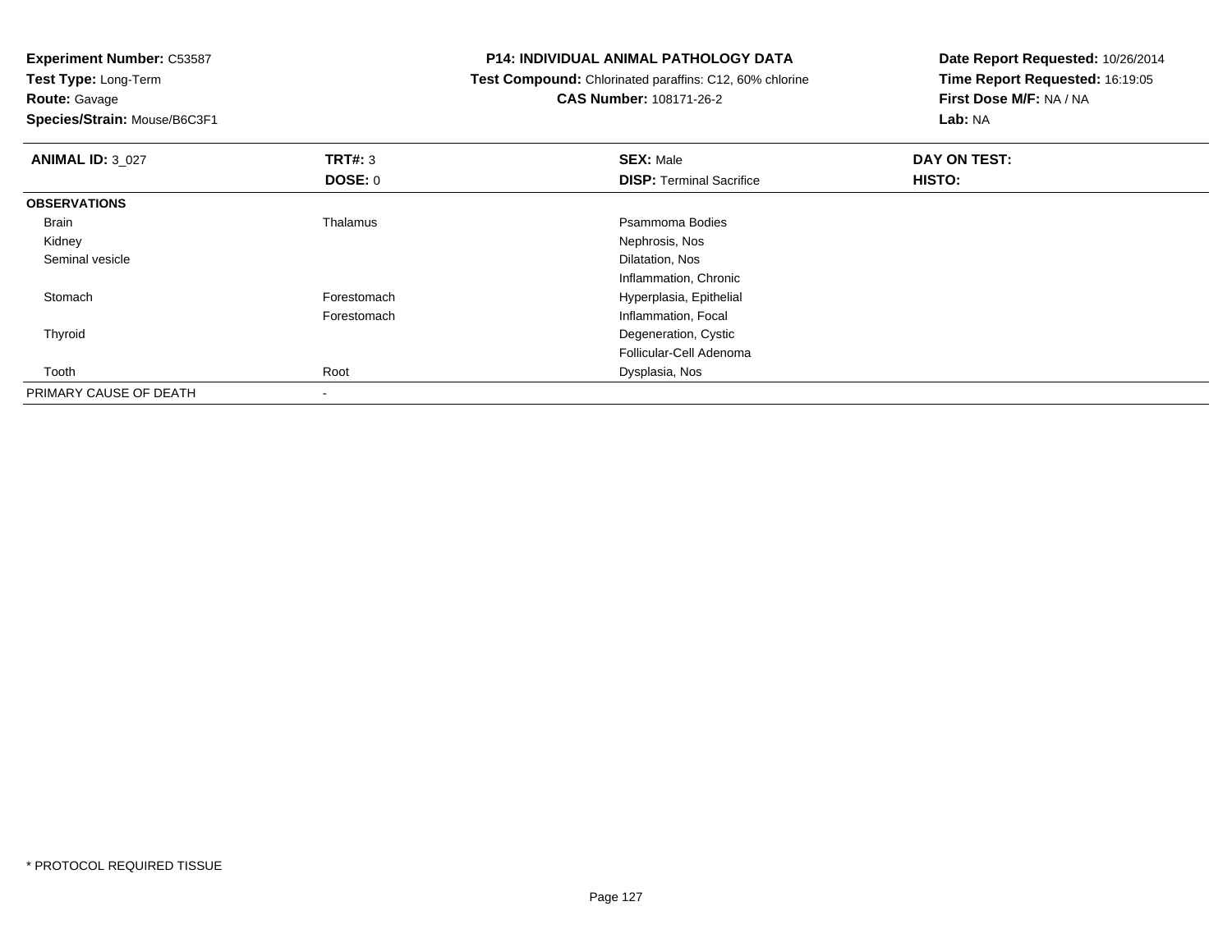**Experiment Number:** C53587
**Test Type:** Long-Term
**Route:** Gavage
**Species/Strain:** Mouse/B6C3F1

**P14: INDIVIDUAL ANIMAL PATHOLOGY DATA**
**Test Compound:** Chlorinated paraffins: C12, 60% chlorine
**CAS Number:** 108171-26-2

**Date Report Requested:** 10/26/2014
**Time Report Requested:** 16:19:05
**First Dose M/F:** NA / NA
**Lab:** NA

| **ANIMAL ID:** 3_027 | **TRT#:** 3 | **SEX:** Male | **DAY ON TEST:** |
|---|---|---|---|
| | **DOSE:** 0 | **DISP:** Terminal Sacrifice | **HISTO:** |
| **OBSERVATIONS** | | | |
| Brain | Thalamus | Psammoma Bodies | |
| Kidney | | Nephrosis, Nos | |
| Seminal vesicle | | Dilatation, Nos | |
| | | Inflammation, Chronic | |
| Stomach | Forestomach | Hyperplasia, Epithelial | |
| | Forestomach | Inflammation, Focal | |
| Thyroid | | Degeneration, Cystic | |
| | | Follicular-Cell Adenoma | |
| Tooth | Root | Dysplasia, Nos | |
| PRIMARY CAUSE OF DEATH | - | | |

* PROTOCOL REQUIRED TISSUE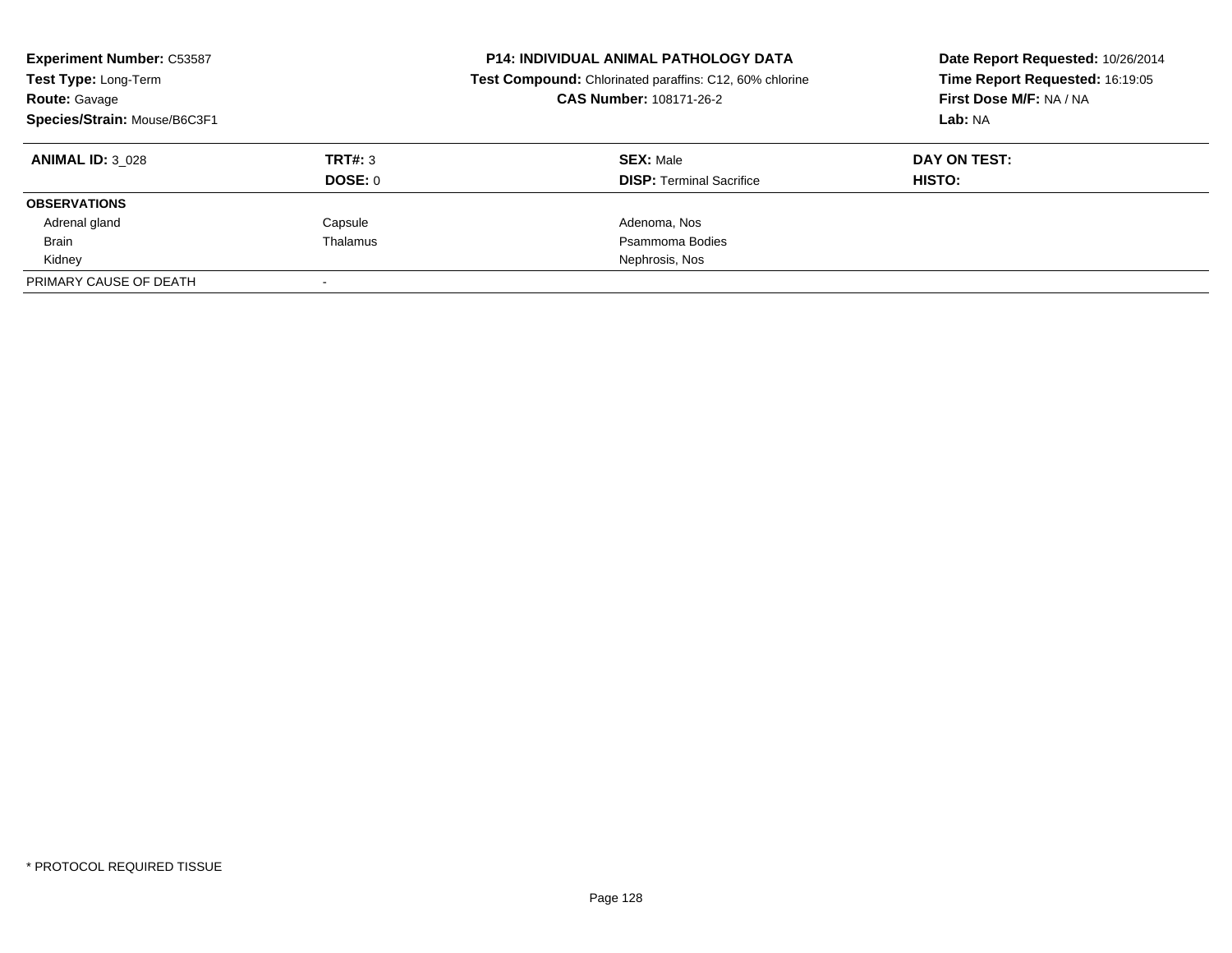**Experiment Number:** C53587
**Test Type:** Long-Term
**Route:** Gavage
**Species/Strain:** Mouse/B6C3F1

**P14: INDIVIDUAL ANIMAL PATHOLOGY DATA**
**Test Compound:** Chlorinated paraffins: C12, 60% chlorine
**CAS Number:** 108171-26-2

**Date Report Requested:** 10/26/2014
**Time Report Requested:** 16:19:05
**First Dose M/F:** NA / NA
**Lab:** NA

| **ANIMAL ID:** 3_028 | **TRT#:** 3 | **SEX:** Male | **DAY ON TEST:** |
|---|---|---|---|
| | **DOSE:** 0 | **DISP:** Terminal Sacrifice | **HISTO:** |
| **OBSERVATIONS** | | | |
| Adrenal gland | Capsule | Adenoma, Nos | |
| Brain | Thalamus | Psammoma Bodies | |
| Kidney | | Nephrosis, Nos | |
| PRIMARY CAUSE OF DEATH | - | | |

\* PROTOCOL REQUIRED TISSUE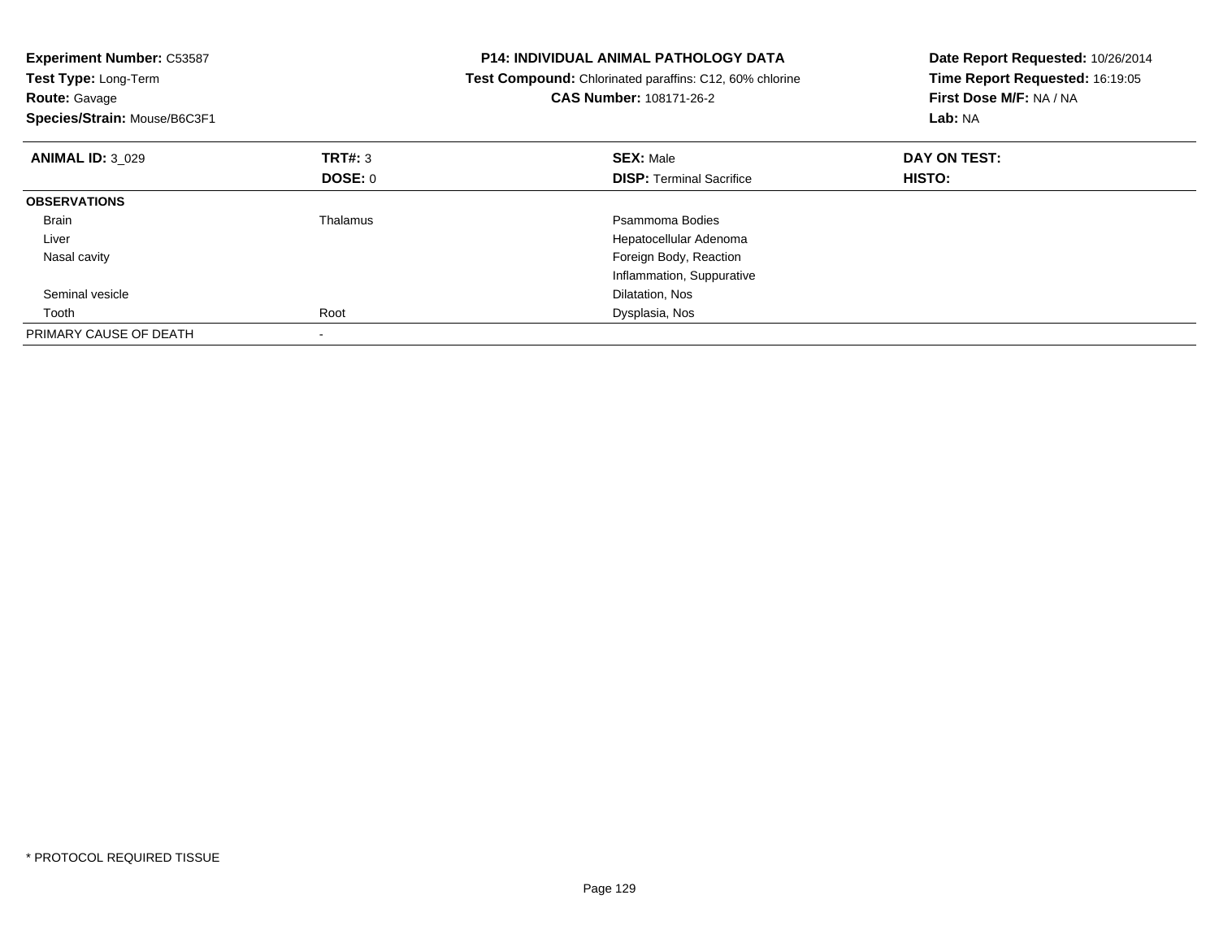**Experiment Number:** C53587
**Test Type:** Long-Term
**Route:** Gavage
**Species/Strain:** Mouse/B6C3F1

**P14: INDIVIDUAL ANIMAL PATHOLOGY DATA**
**Test Compound:** Chlorinated paraffins: C12, 60% chlorine
**CAS Number:** 108171-26-2

**Date Report Requested:** 10/26/2014
**Time Report Requested:** 16:19:05
**First Dose M/F:** NA / NA
**Lab:** NA

| **ANIMAL ID:** 3_029 | **TRT#:** 3 | **SEX:** Male | **DAY ON TEST:** |
|---|---|---|---|
| | **DOSE:** 0 | **DISP:** Terminal Sacrifice | **HISTO:** |
| **OBSERVATIONS** | | | |
| Brain | Thalamus | Psammoma Bodies | |
| Liver | | Hepatocellular Adenoma | |
| Nasal cavity | | Foreign Body, Reaction | |
| | | Inflammation, Suppurative | |
| Seminal vesicle | | Dilatation, Nos | |
| Tooth | Root | Dysplasia, Nos | |
| PRIMARY CAUSE OF DEATH | - | | |

* PROTOCOL REQUIRED TISSUE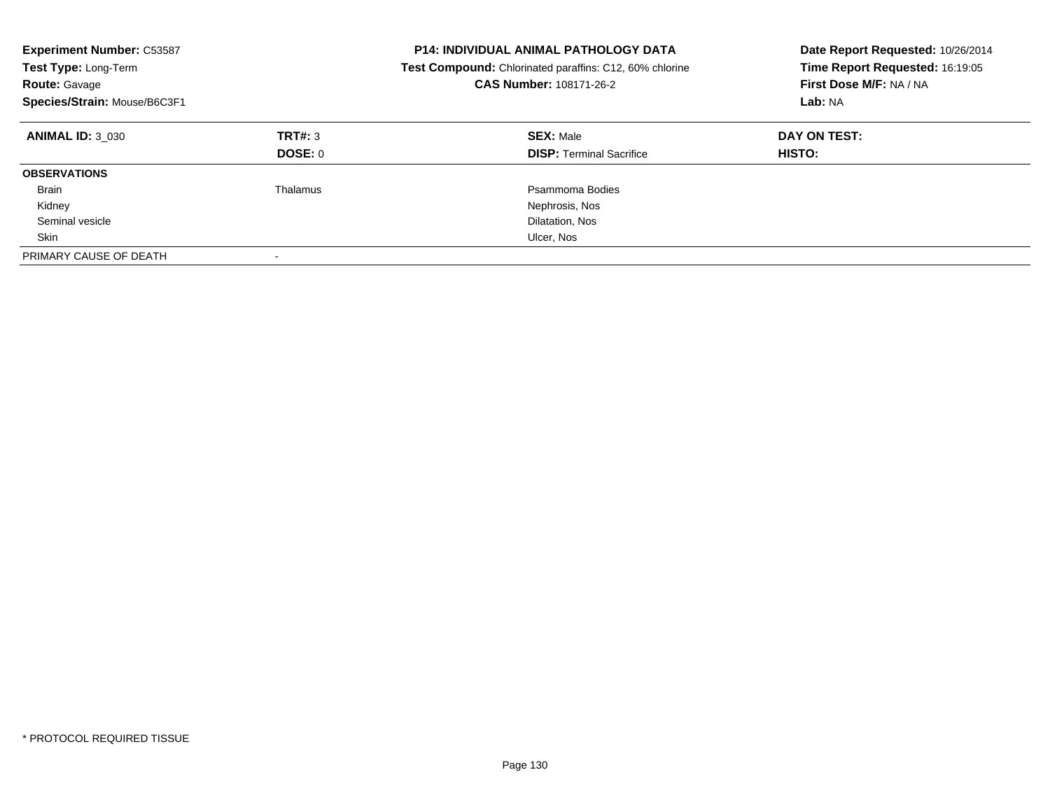**Experiment Number:** C53587
**Test Type:** Long-Term
**Route:** Gavage
**Species/Strain:** Mouse/B6C3F1

**P14: INDIVIDUAL ANIMAL PATHOLOGY DATA**
**Test Compound:** Chlorinated paraffins: C12, 60% chlorine
**CAS Number:** 108171-26-2

**Date Report Requested:** 10/26/2014
**Time Report Requested:** 16:19:05
**First Dose M/F:** NA / NA
**Lab:** NA

| **ANIMAL ID:** 3_030 | **TRT#:** 3 | **SEX:** Male | **DAY ON TEST:** |
|---|---|---|---|
| | **DOSE:** 0 | **DISP:** Terminal Sacrifice | **HISTO:** |
| **OBSERVATIONS** | | | |
| Brain | Thalamus | Psammoma Bodies | |
| Kidney | | Nephrosis, Nos | |
| Seminal vesicle | | Dilatation, Nos | |
| Skin | | Ulcer, Nos | |
| PRIMARY CAUSE OF DEATH | - | | |

\* PROTOCOL REQUIRED TISSUE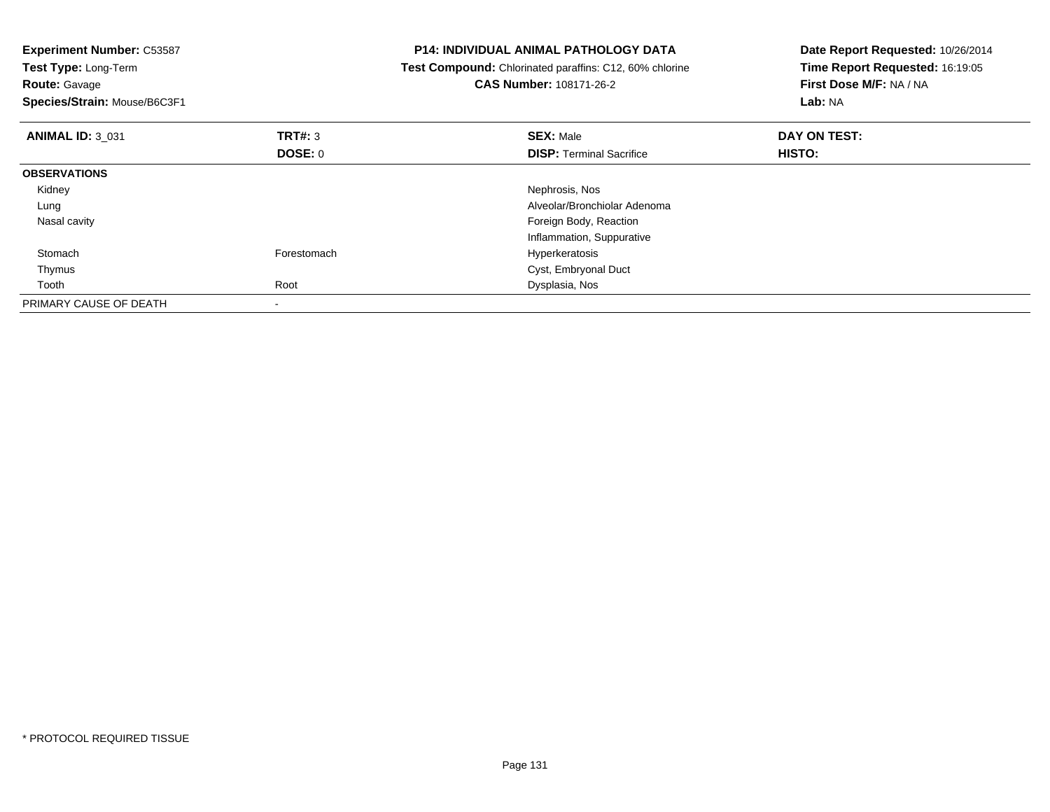**Experiment Number:** C53587
**Test Type:** Long-Term
**Route:** Gavage
**Species/Strain:** Mouse/B6C3F1

**P14: INDIVIDUAL ANIMAL PATHOLOGY DATA**
**Test Compound:** Chlorinated paraffins: C12, 60% chlorine
**CAS Number:** 108171-26-2

**Date Report Requested:** 10/26/2014
**Time Report Requested:** 16:19:05
**First Dose M/F:** NA / NA
**Lab:** NA

| **ANIMAL ID:** 3_031 | **TRT#:** 3 | **SEX:** Male | **DAY ON TEST:** |
|---|---|---|---|
| | **DOSE:** 0 | **DISP:** Terminal Sacrifice | **HISTO:** |
| **OBSERVATIONS** | | | |
| Kidney | | Nephrosis, Nos | |
| Lung | | Alveolar/Bronchiolar Adenoma | |
| Nasal cavity | | Foreign Body, Reaction | |
| | | Inflammation, Suppurative | |
| Stomach | Forestomach | Hyperkeratosis | |
| Thymus | | Cyst, Embryonal Duct | |
| Tooth | Root | Dysplasia, Nos | |
| PRIMARY CAUSE OF DEATH | - | | |

* PROTOCOL REQUIRED TISSUE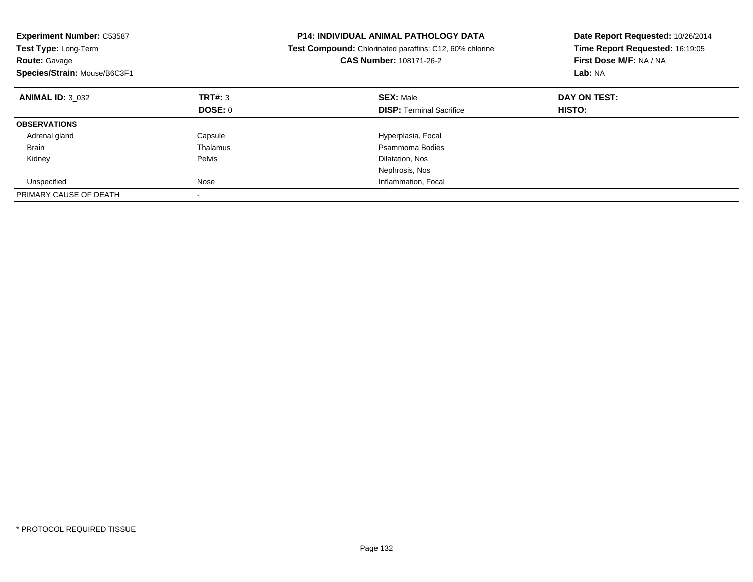**Experiment Number:** C53587
**Test Type:** Long-Term
**Route:** Gavage
**Species/Strain:** Mouse/B6C3F1

**P14: INDIVIDUAL ANIMAL PATHOLOGY DATA**
**Test Compound:** Chlorinated paraffins: C12, 60% chlorine
**CAS Number:** 108171-26-2

**Date Report Requested:** 10/26/2014
**Time Report Requested:** 16:19:05
**First Dose M/F:** NA / NA
**Lab:** NA

| **ANIMAL ID:** 3_032 | **TRT#:** 3 | **SEX:** Male | **DAY ON TEST:** |
|---|---|---|---|
| | **DOSE:** 0 | **DISP:** Terminal Sacrifice | **HISTO:** |
| **OBSERVATIONS** | | | |
| Adrenal gland | Capsule | Hyperplasia, Focal | |
| Brain | Thalamus | Psammoma Bodies | |
| Kidney | Pelvis | Dilatation, Nos | |
| | | Nephrosis, Nos | |
| Unspecified | Nose | Inflammation, Focal | |
| PRIMARY CAUSE OF DEATH | - | | |

* PROTOCOL REQUIRED TISSUE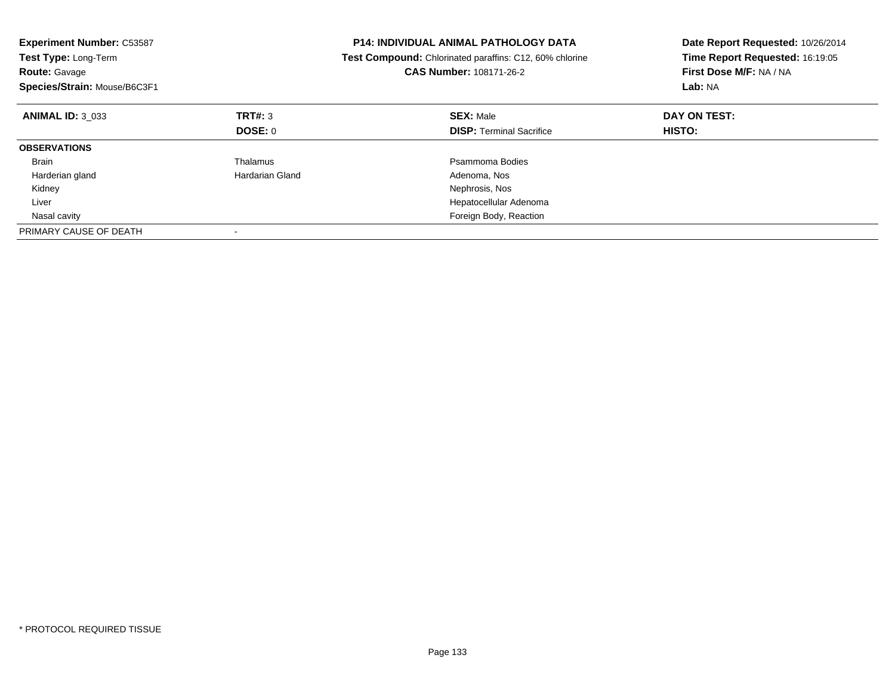**Experiment Number:** C53587
**Test Type:** Long-Term
**Route:** Gavage
**Species/Strain:** Mouse/B6C3F1

**P14: INDIVIDUAL ANIMAL PATHOLOGY DATA**
**Test Compound:** Chlorinated paraffins: C12, 60% chlorine
**CAS Number:** 108171-26-2

**Date Report Requested:** 10/26/2014
**Time Report Requested:** 16:19:05
**First Dose M/F:** NA / NA
**Lab:** NA

| **ANIMAL ID:** 3_033 | **TRT#:** 3 | **SEX:** Male | **DAY ON TEST:** |
|---|---|---|---|
| | **DOSE:** 0 | **DISP:** Terminal Sacrifice | **HISTO:** |
| **OBSERVATIONS** | | | |
| Brain | Thalamus | Psammoma Bodies | |
| Harderian gland | Hardarian Gland | Adenoma, Nos | |
| Kidney | | Nephrosis, Nos | |
| Liver | | Hepatocellular Adenoma | |
| Nasal cavity | | Foreign Body, Reaction | |
| PRIMARY CAUSE OF DEATH | - | | |

\* PROTOCOL REQUIRED TISSUE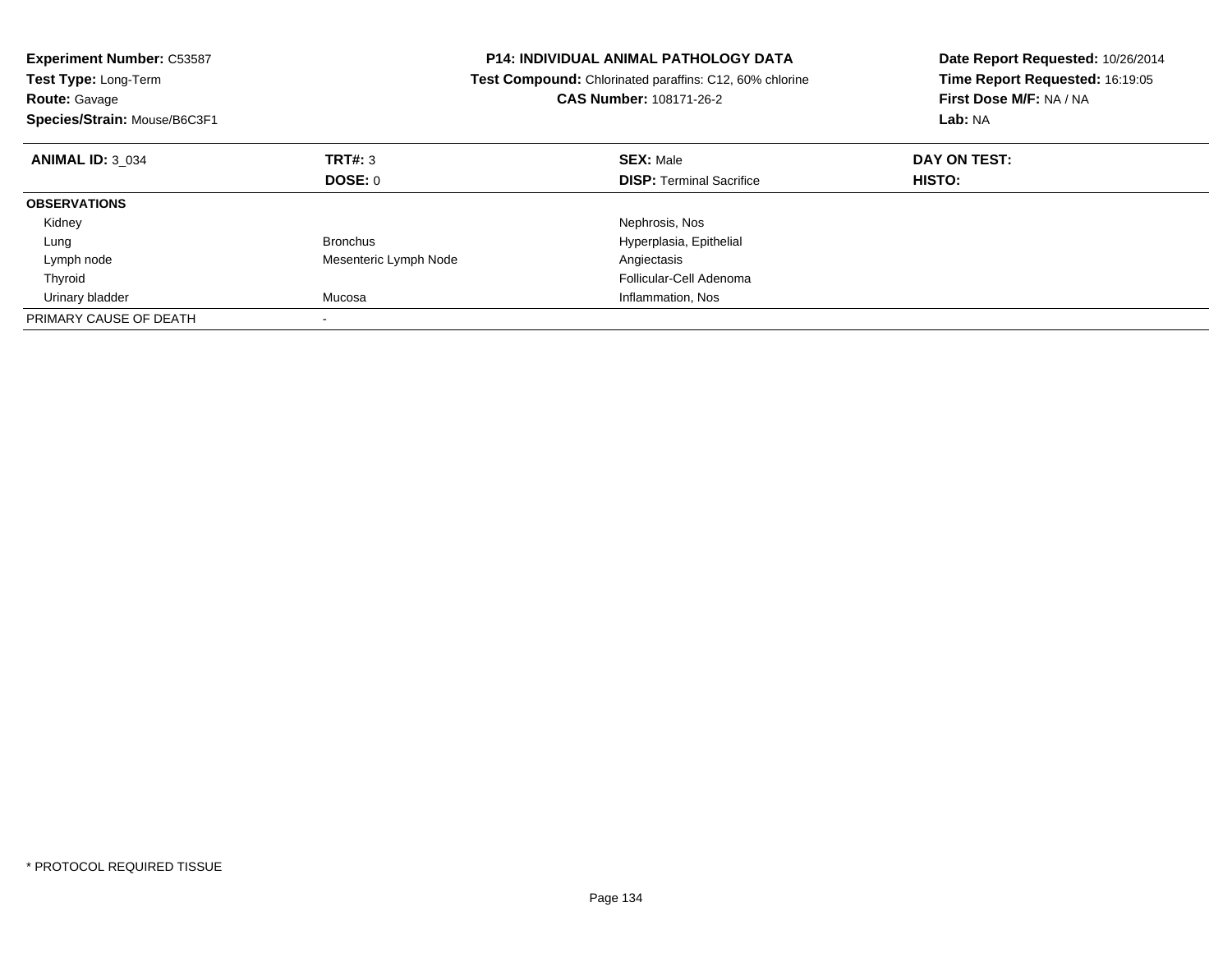**Experiment Number:** C53587
**Test Type:** Long-Term
**Route:** Gavage
**Species/Strain:** Mouse/B6C3F1

**P14: INDIVIDUAL ANIMAL PATHOLOGY DATA**
**Test Compound:** Chlorinated paraffins: C12, 60% chlorine
**CAS Number:** 108171-26-2

**Date Report Requested:** 10/26/2014
**Time Report Requested:** 16:19:05
**First Dose M/F:** NA / NA
**Lab:** NA

| **ANIMAL ID:** 3_034 | **TRT#:** 3 | **SEX:** Male | **DAY ON TEST:** |
|---|---|---|---|
| | **DOSE:** 0 | **DISP:** Terminal Sacrifice | **HISTO:** |
| **OBSERVATIONS** | | | |
| Kidney | | Nephrosis, Nos | |
| Lung | Bronchus | Hyperplasia, Epithelial | |
| Lymph node | Mesenteric Lymph Node | Angiectasis | |
| Thyroid | | Follicular-Cell Adenoma | |
| Urinary bladder | Mucosa | Inflammation, Nos | |
| PRIMARY CAUSE OF DEATH | - | | |

\* PROTOCOL REQUIRED TISSUE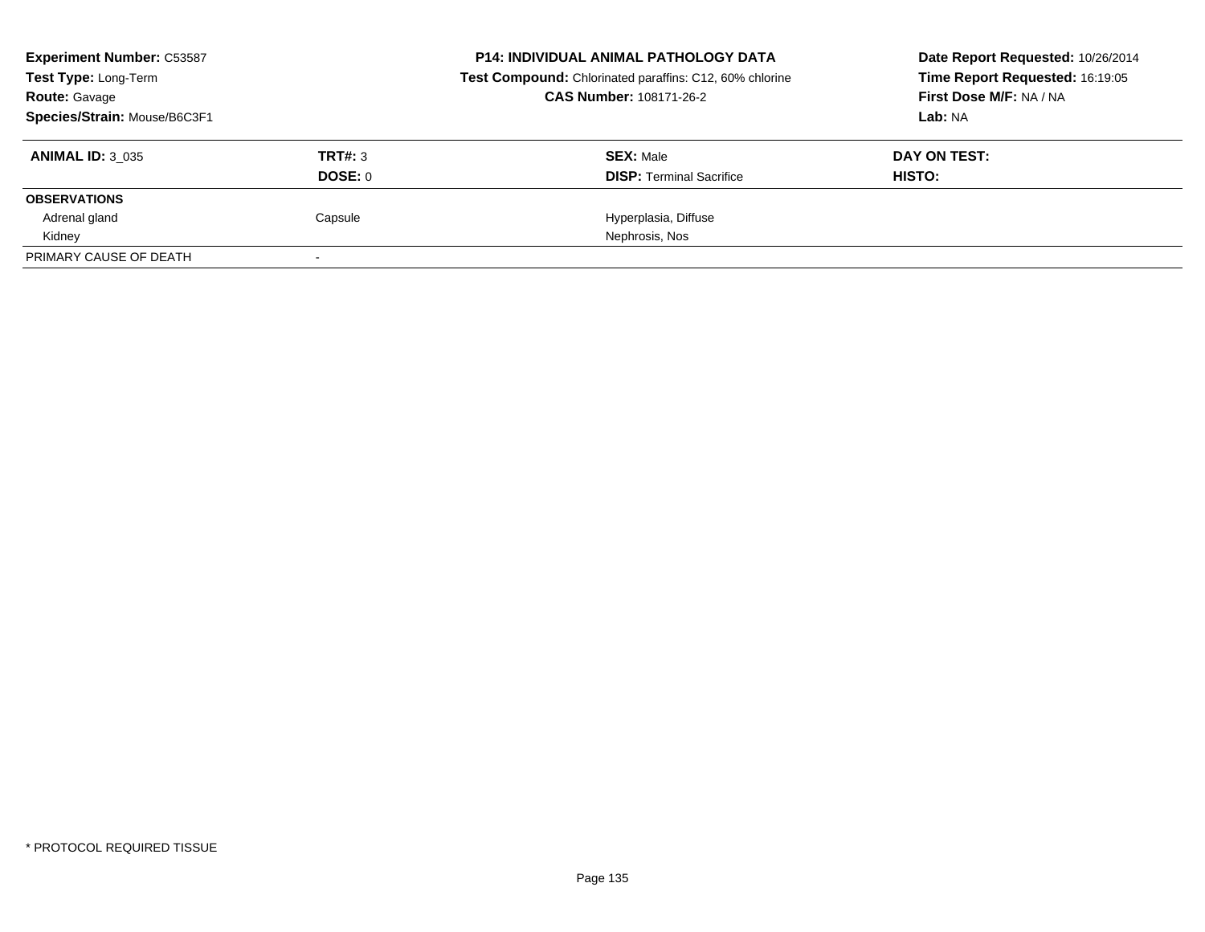**Experiment Number:** C53587
**Test Type:** Long-Term
**Route:** Gavage
**Species/Strain:** Mouse/B6C3F1

**P14: INDIVIDUAL ANIMAL PATHOLOGY DATA**
**Test Compound:** Chlorinated paraffins: C12, 60% chlorine
**CAS Number:** 108171-26-2

**Date Report Requested:** 10/26/2014
**Time Report Requested:** 16:19:05
**First Dose M/F:** NA / NA
**Lab:** NA

| **ANIMAL ID:** 3_035 | **TRT#:** 3 | **SEX:** Male | **DAY ON TEST:** |
|---|---|---|---|
| | **DOSE:** 0 | **DISP:** Terminal Sacrifice | **HISTO:** |
| **OBSERVATIONS** | | | |
| Adrenal gland | Capsule | Hyperplasia, Diffuse | |
| Kidney | | Nephrosis, Nos | |
| PRIMARY CAUSE OF DEATH | - | | |

* PROTOCOL REQUIRED TISSUE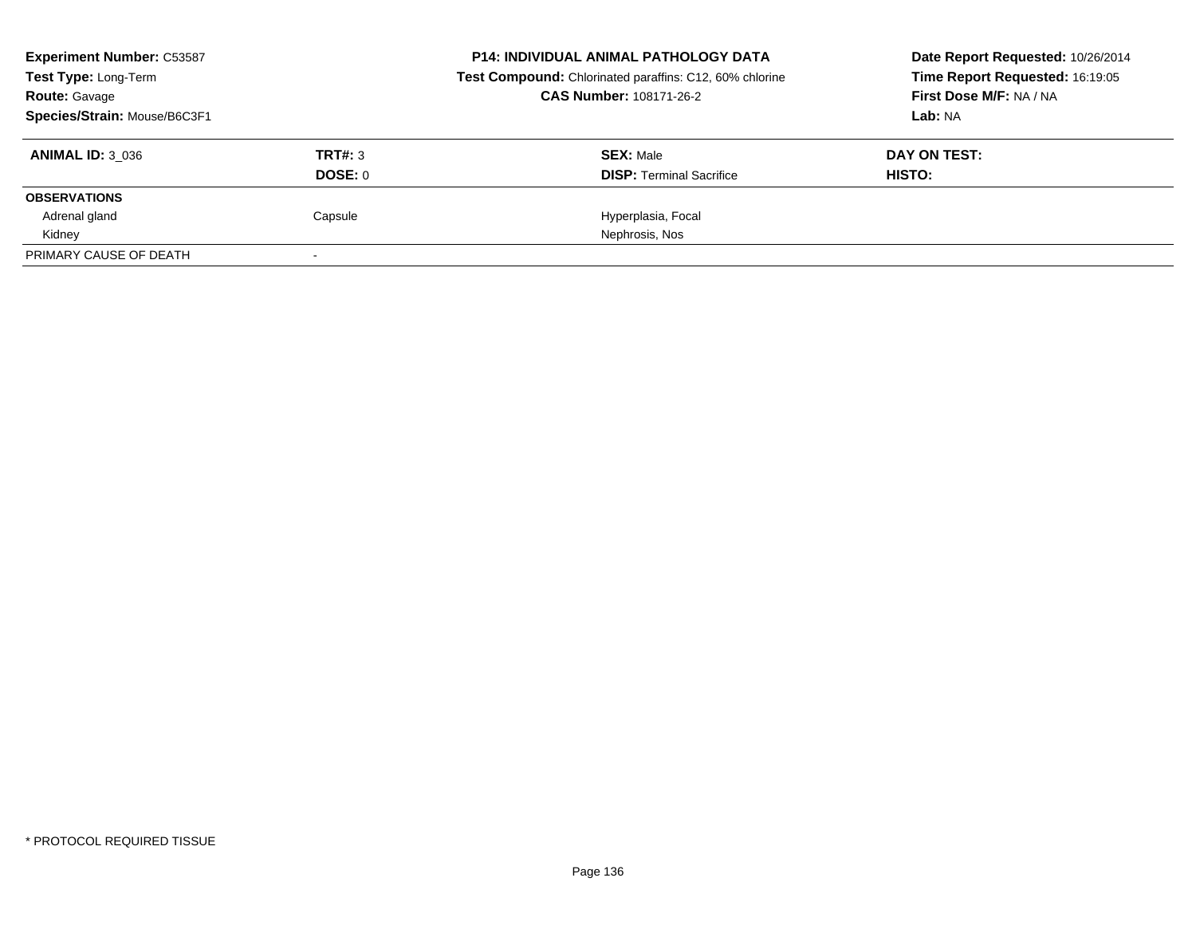**Experiment Number:** C53587
**Test Type:** Long-Term
**Route:** Gavage
**Species/Strain:** Mouse/B6C3F1

**P14: INDIVIDUAL ANIMAL PATHOLOGY DATA**
**Test Compound:** Chlorinated paraffins: C12, 60% chlorine
**CAS Number:** 108171-26-2

**Date Report Requested:** 10/26/2014
**Time Report Requested:** 16:19:05
**First Dose M/F:** NA / NA
**Lab:** NA

| **ANIMAL ID:** 3_036 | **TRT#:** 3 | **SEX:** Male | **DAY ON TEST:** |
|---|---|---|---|
| | **DOSE:** 0 | **DISP:** Terminal Sacrifice | **HISTO:** |
| **OBSERVATIONS** | | | |
| Adrenal gland | Capsule | Hyperplasia, Focal | |
| Kidney | | Nephrosis, Nos | |
| PRIMARY CAUSE OF DEATH | - | | |

* PROTOCOL REQUIRED TISSUE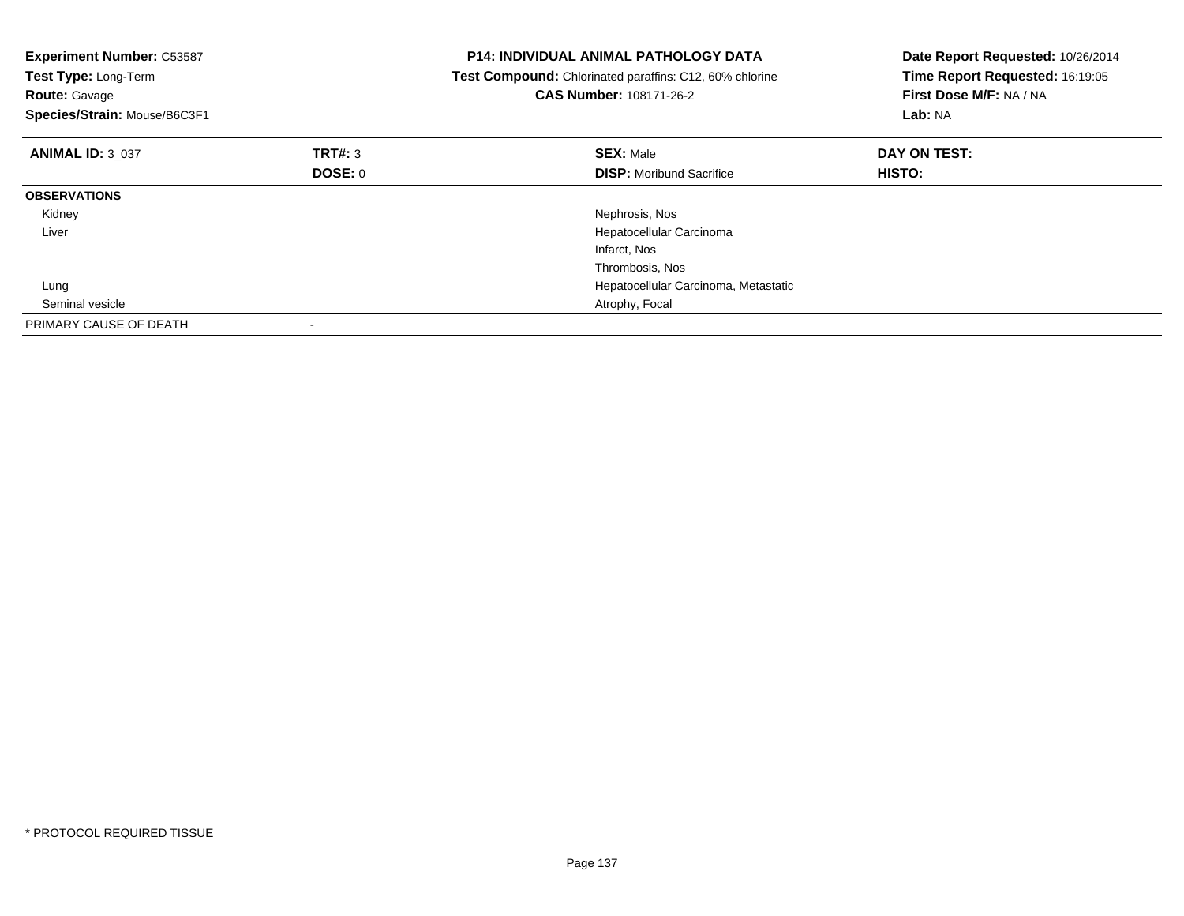**Experiment Number:** C53587
**Test Type:** Long-Term
**Route:** Gavage
**Species/Strain:** Mouse/B6C3F1

**P14: INDIVIDUAL ANIMAL PATHOLOGY DATA**
**Test Compound:** Chlorinated paraffins: C12, 60% chlorine
**CAS Number:** 108171-26-2

**Date Report Requested:** 10/26/2014
**Time Report Requested:** 16:19:05
**First Dose M/F:** NA / NA
**Lab:** NA

| **ANIMAL ID:** 3_037 | **TRT#:** 3 | **SEX:** Male | **DAY ON TEST:** |
|---|---|---|---|
| | **DOSE:** 0 | **DISP:** Moribund Sacrifice | **HISTO:** |
| **OBSERVATIONS** | | | |
| Kidney | | Nephrosis, Nos | |
| Liver | | Hepatocellular Carcinoma | |
| | | Infarct, Nos | |
| | | Thrombosis, Nos | |
| Lung | | Hepatocellular Carcinoma, Metastatic | |
| Seminal vesicle | | Atrophy, Focal | |
| PRIMARY CAUSE OF DEATH | - | | |

* PROTOCOL REQUIRED TISSUE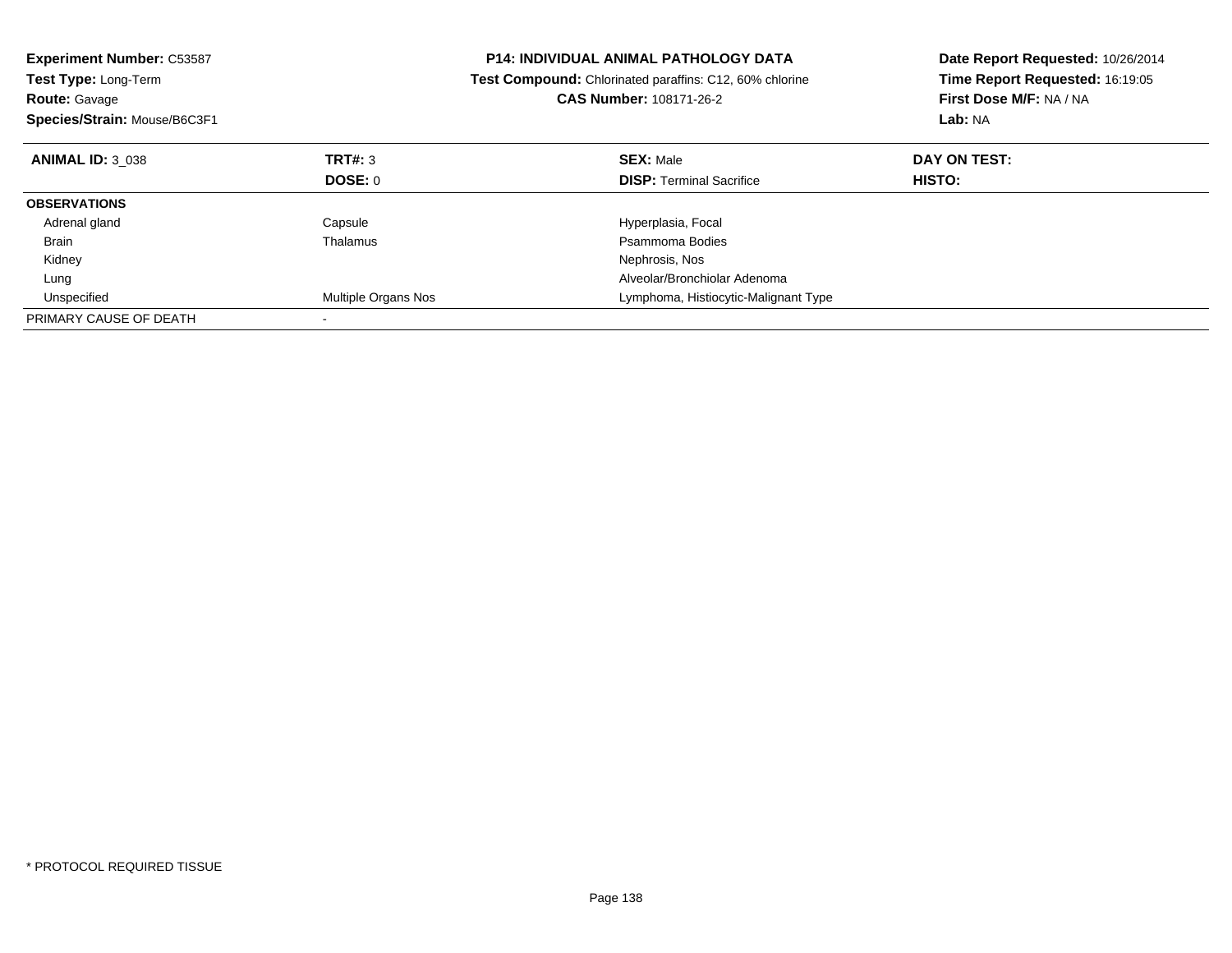**Experiment Number:** C53587
**Test Type:** Long-Term
**Route:** Gavage
**Species/Strain:** Mouse/B6C3F1

**P14: INDIVIDUAL ANIMAL PATHOLOGY DATA**
**Test Compound:** Chlorinated paraffins: C12, 60% chlorine
**CAS Number:** 108171-26-2

**Date Report Requested:** 10/26/2014
**Time Report Requested:** 16:19:05
**First Dose M/F:** NA / NA
**Lab:** NA

| **ANIMAL ID:** 3_038 | **TRT#:** 3 | **SEX:** Male | **DAY ON TEST:** |
|---|---|---|---|
| | **DOSE:** 0 | **DISP:** Terminal Sacrifice | **HISTO:** |
| **OBSERVATIONS** | | | |
| Adrenal gland | Capsule | Hyperplasia, Focal | |
| Brain | Thalamus | Psammoma Bodies | |
| Kidney | | Nephrosis, Nos | |
| Lung | | Alveolar/Bronchiolar Adenoma | |
| Unspecified | Multiple Organs Nos | Lymphoma, Histiocytic-Malignant Type | |
| PRIMARY CAUSE OF DEATH | - | | |

* PROTOCOL REQUIRED TISSUE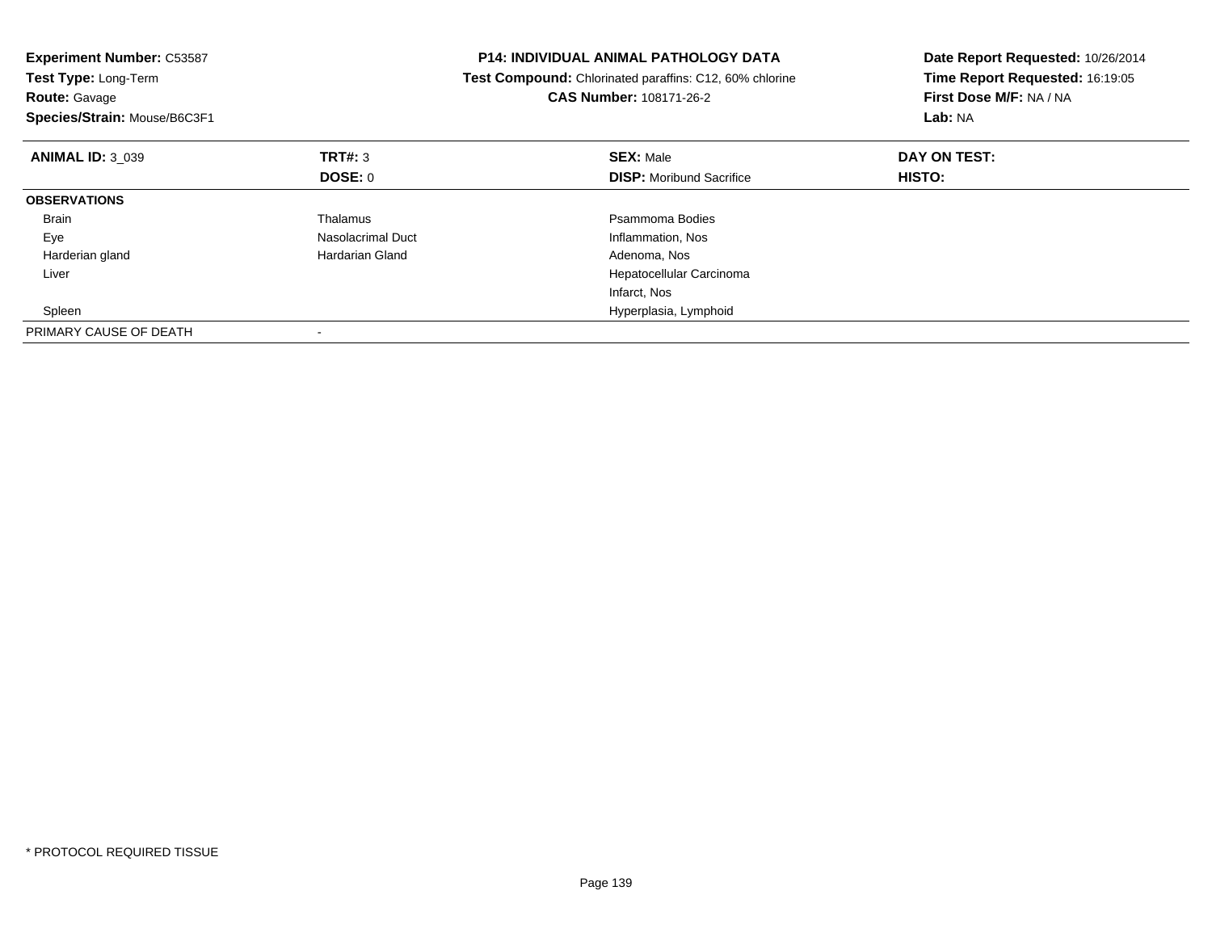**Experiment Number:** C53587
**Test Type:** Long-Term
**Route:** Gavage
**Species/Strain:** Mouse/B6C3F1

**P14: INDIVIDUAL ANIMAL PATHOLOGY DATA**
**Test Compound:** Chlorinated paraffins: C12, 60% chlorine
**CAS Number:** 108171-26-2

**Date Report Requested:** 10/26/2014
**Time Report Requested:** 16:19:05
**First Dose M/F:** NA / NA
**Lab:** NA

| **ANIMAL ID:** 3_039 | **TRT#:** 3 | **SEX:** Male | **DAY ON TEST:** |
|---|---|---|---|
| | **DOSE:** 0 | **DISP:** Moribund Sacrifice | **HISTO:** |
| **OBSERVATIONS** | | | |
| Brain | Thalamus | Psammoma Bodies | |
| Eye | Nasolacrimal Duct | Inflammation, Nos | |
| Harderian gland | Hardarian Gland | Adenoma, Nos | |
| Liver | | Hepatocellular Carcinoma | |
| | | Infarct, Nos | |
| Spleen | | Hyperplasia, Lymphoid | |
| PRIMARY CAUSE OF DEATH | - | | |

* PROTOCOL REQUIRED TISSUE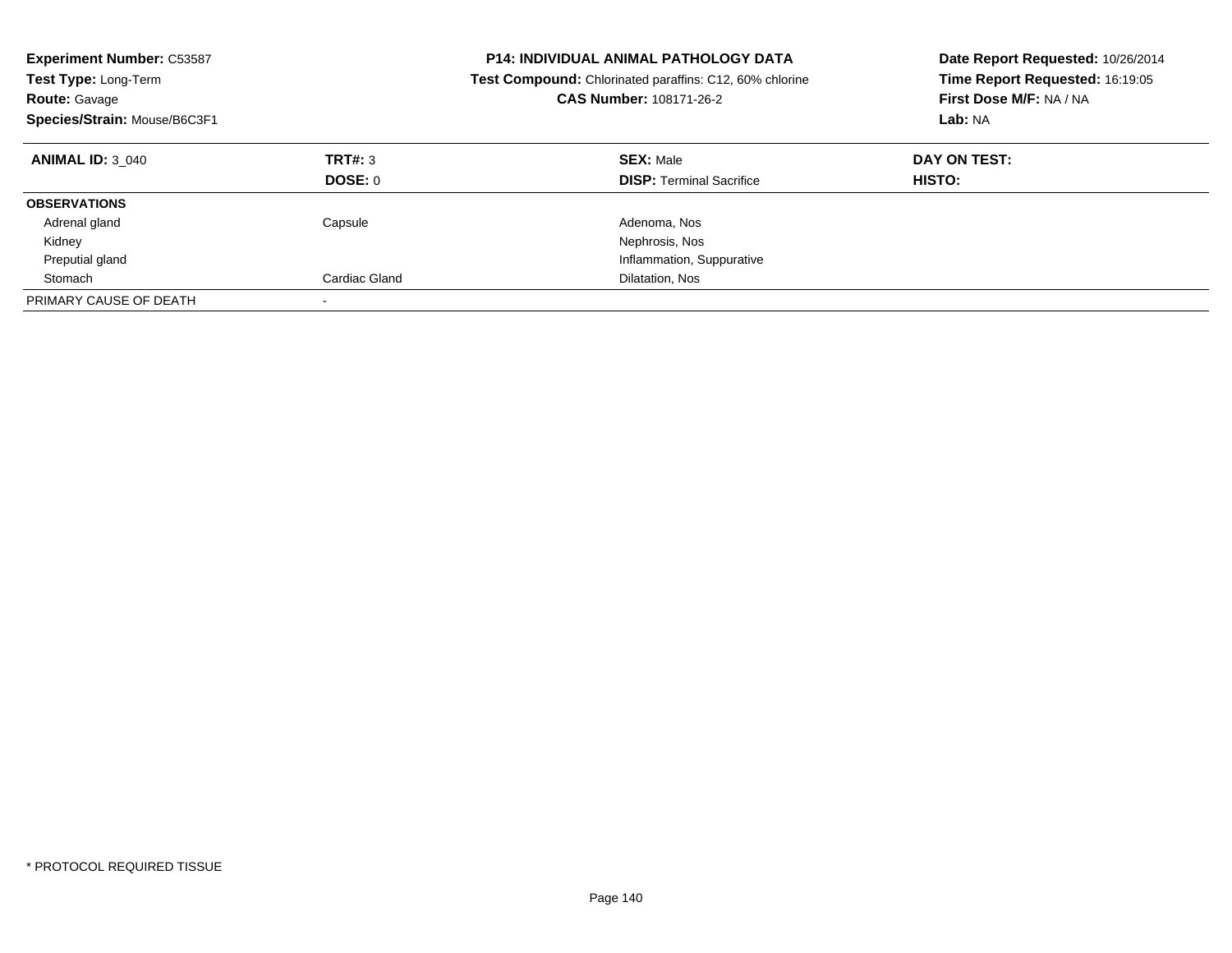**Experiment Number:** C53587
**Test Type:** Long-Term
**Route:** Gavage
**Species/Strain:** Mouse/B6C3F1

**P14: INDIVIDUAL ANIMAL PATHOLOGY DATA**
**Test Compound:** Chlorinated paraffins: C12, 60% chlorine
**CAS Number:** 108171-26-2

**Date Report Requested:** 10/26/2014
**Time Report Requested:** 16:19:05
**First Dose M/F:** NA / NA
**Lab:** NA

| **ANIMAL ID:** 3_040 | **TRT#:** 3 | **SEX:** Male | **DAY ON TEST:** |
|---|---|---|---|
| | **DOSE:** 0 | **DISP:** Terminal Sacrifice | **HISTO:** |
| **OBSERVATIONS** | | | |
| Adrenal gland | Capsule | Adenoma, Nos | |
| Kidney | | Nephrosis, Nos | |
| Preputial gland | | Inflammation, Suppurative | |
| Stomach | Cardiac Gland | Dilatation, Nos | |
| PRIMARY CAUSE OF DEATH | - | | |

* PROTOCOL REQUIRED TISSUE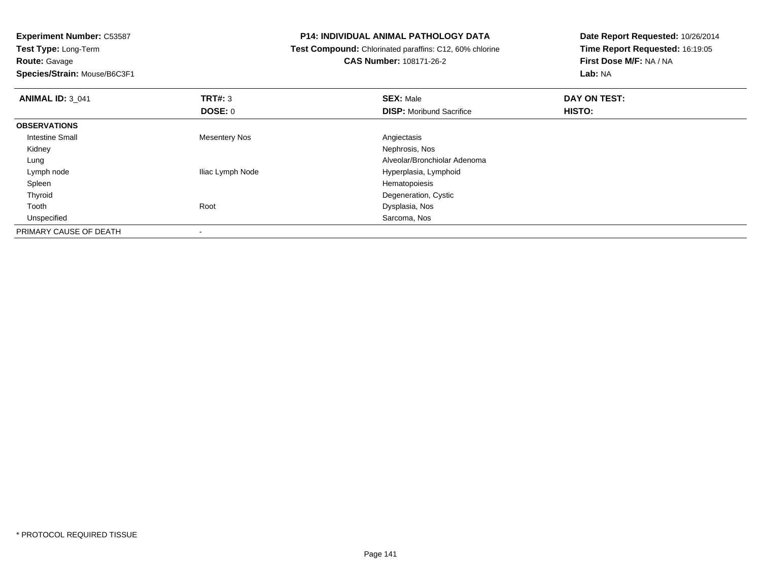**Experiment Number:** C53587
**Test Type:** Long-Term
**Route:** Gavage
**Species/Strain:** Mouse/B6C3F1

**P14: INDIVIDUAL ANIMAL PATHOLOGY DATA**
**Test Compound:** Chlorinated paraffins: C12, 60% chlorine
**CAS Number:** 108171-26-2

**Date Report Requested:** 10/26/2014
**Time Report Requested:** 16:19:05
**First Dose M/F:** NA / NA
**Lab:** NA

| **ANIMAL ID:** 3_041 | **TRT#:** 3 | **SEX:** Male | **DAY ON TEST:** |
|---|---|---|---|
| | **DOSE:** 0 | **DISP:** Moribund Sacrifice | **HISTO:** |
| **OBSERVATIONS** | | | |
| Intestine Small | Mesentery Nos | Angiectasis | |
| Kidney | | Nephrosis, Nos | |
| Lung | | Alveolar/Bronchiolar Adenoma | |
| Lymph node | Iliac Lymph Node | Hyperplasia, Lymphoid | |
| Spleen | | Hematopoiesis | |
| Thyroid | | Degeneration, Cystic | |
| Tooth | Root | Dysplasia, Nos | |
| Unspecified | | Sarcoma, Nos | |
| PRIMARY CAUSE OF DEATH | - | | |

* PROTOCOL REQUIRED TISSUE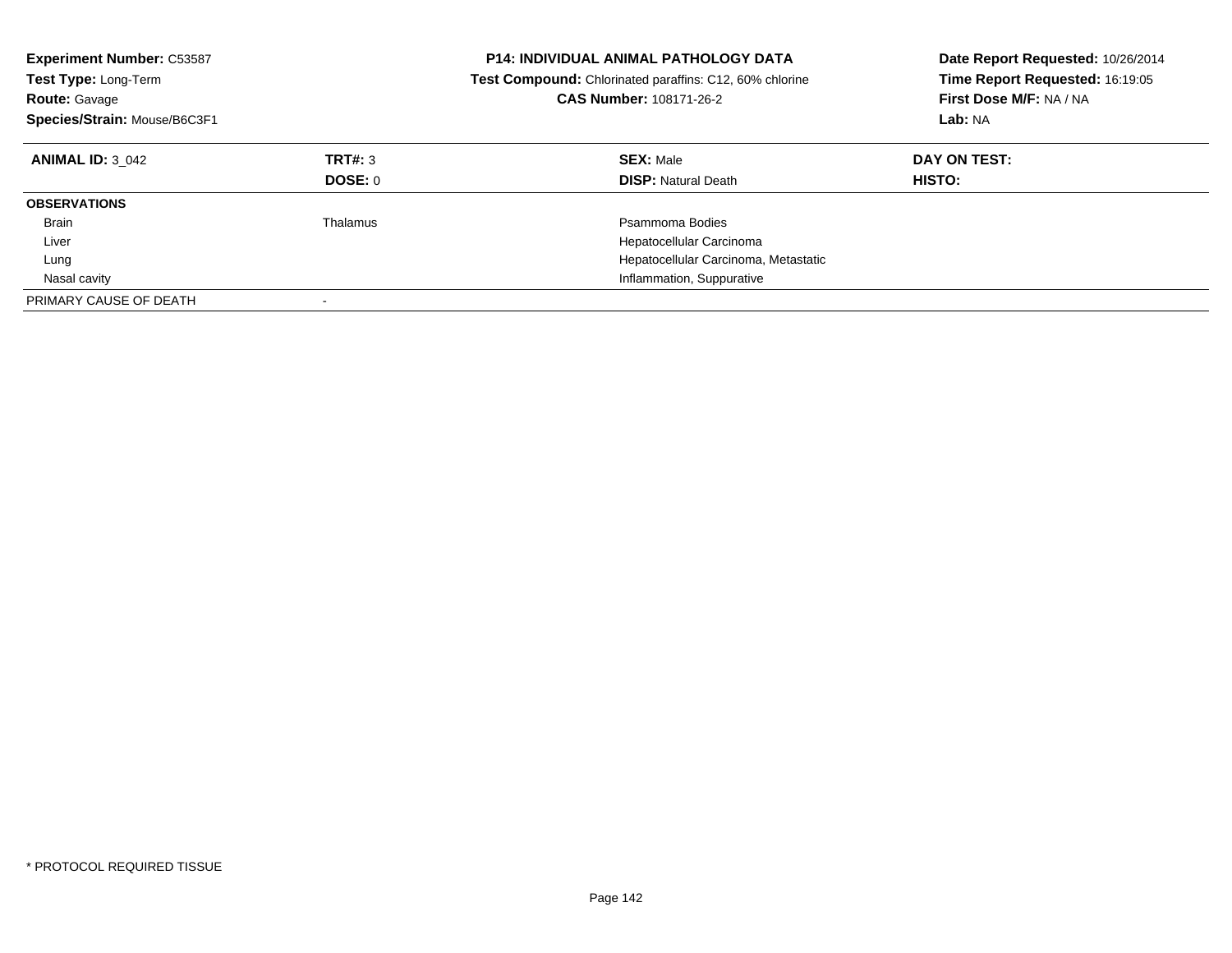**Experiment Number:** C53587
**Test Type:** Long-Term
**Route:** Gavage
**Species/Strain:** Mouse/B6C3F1

**P14: INDIVIDUAL ANIMAL PATHOLOGY DATA**
**Test Compound:** Chlorinated paraffins: C12, 60% chlorine
**CAS Number:** 108171-26-2

**Date Report Requested:** 10/26/2014
**Time Report Requested:** 16:19:05
**First Dose M/F:** NA / NA
**Lab:** NA

| **ANIMAL ID:** 3_042 | **TRT#:** 3 | **SEX:** Male | **DAY ON TEST:** |
|---|---|---|---|
| | **DOSE:** 0 | **DISP:** Natural Death | **HISTO:** |
| **OBSERVATIONS** | | | |
| Brain | Thalamus | Psammoma Bodies | |
| Liver | | Hepatocellular Carcinoma | |
| Lung | | Hepatocellular Carcinoma, Metastatic | |
| Nasal cavity | | Inflammation, Suppurative | |
| PRIMARY CAUSE OF DEATH | - | | |

* PROTOCOL REQUIRED TISSUE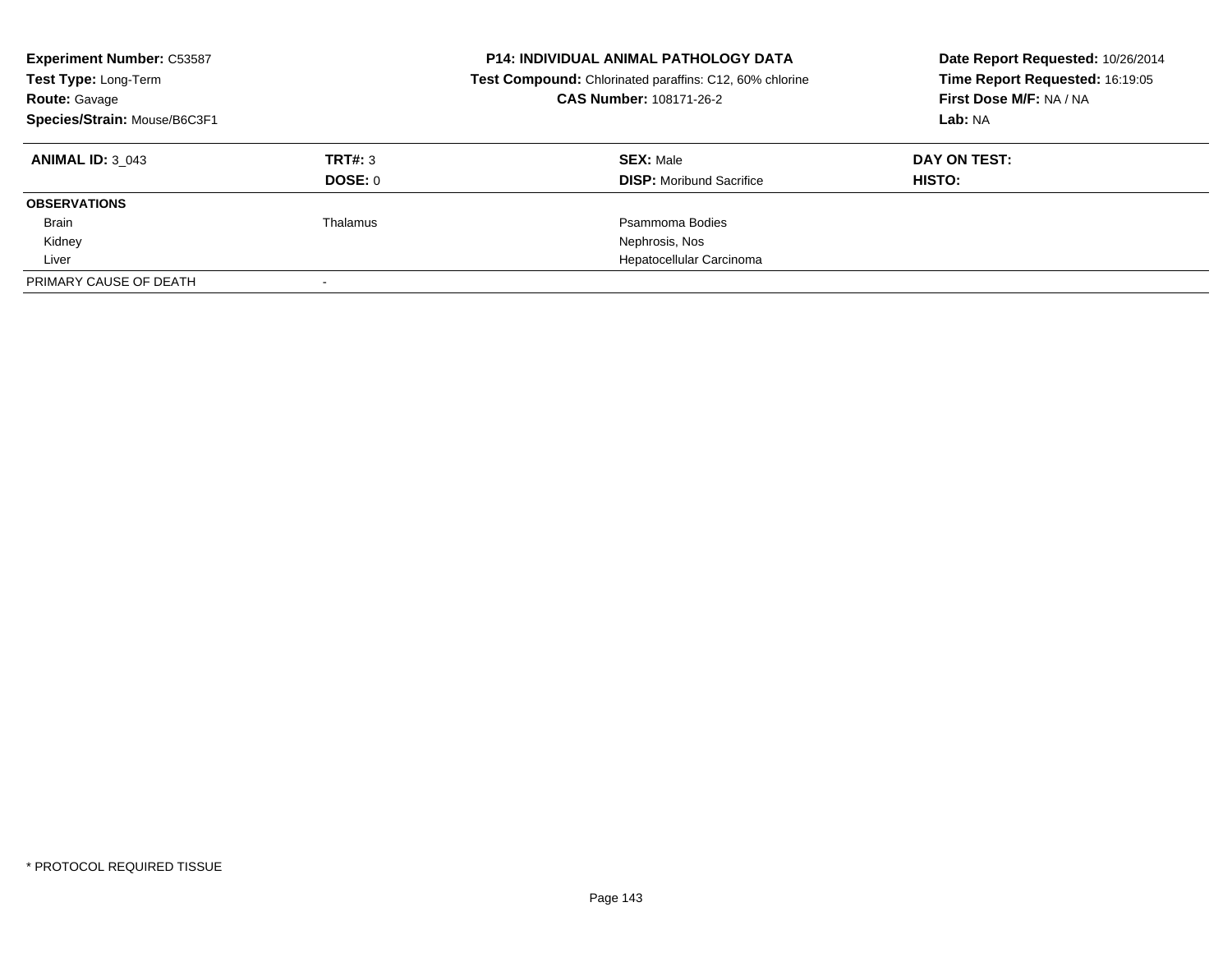**Experiment Number:** C53587
**Test Type:** Long-Term
**Route:** Gavage
**Species/Strain:** Mouse/B6C3F1

**P14: INDIVIDUAL ANIMAL PATHOLOGY DATA**
**Test Compound:** Chlorinated paraffins: C12, 60% chlorine
**CAS Number:** 108171-26-2

**Date Report Requested:** 10/26/2014
**Time Report Requested:** 16:19:05
**First Dose M/F:** NA / NA
**Lab:** NA

| **ANIMAL ID:** 3_043 | **TRT#:** 3 | **SEX:** Male | **DAY ON TEST:** |
|---|---|---|---|
| | **DOSE:** 0 | **DISP:** Moribund Sacrifice | **HISTO:** |
| **OBSERVATIONS** | | | |
| Brain | Thalamus | Psammoma Bodies | |
| Kidney | | Nephrosis, Nos | |
| Liver | | Hepatocellular Carcinoma | |
| PRIMARY CAUSE OF DEATH | - | | |

* PROTOCOL REQUIRED TISSUE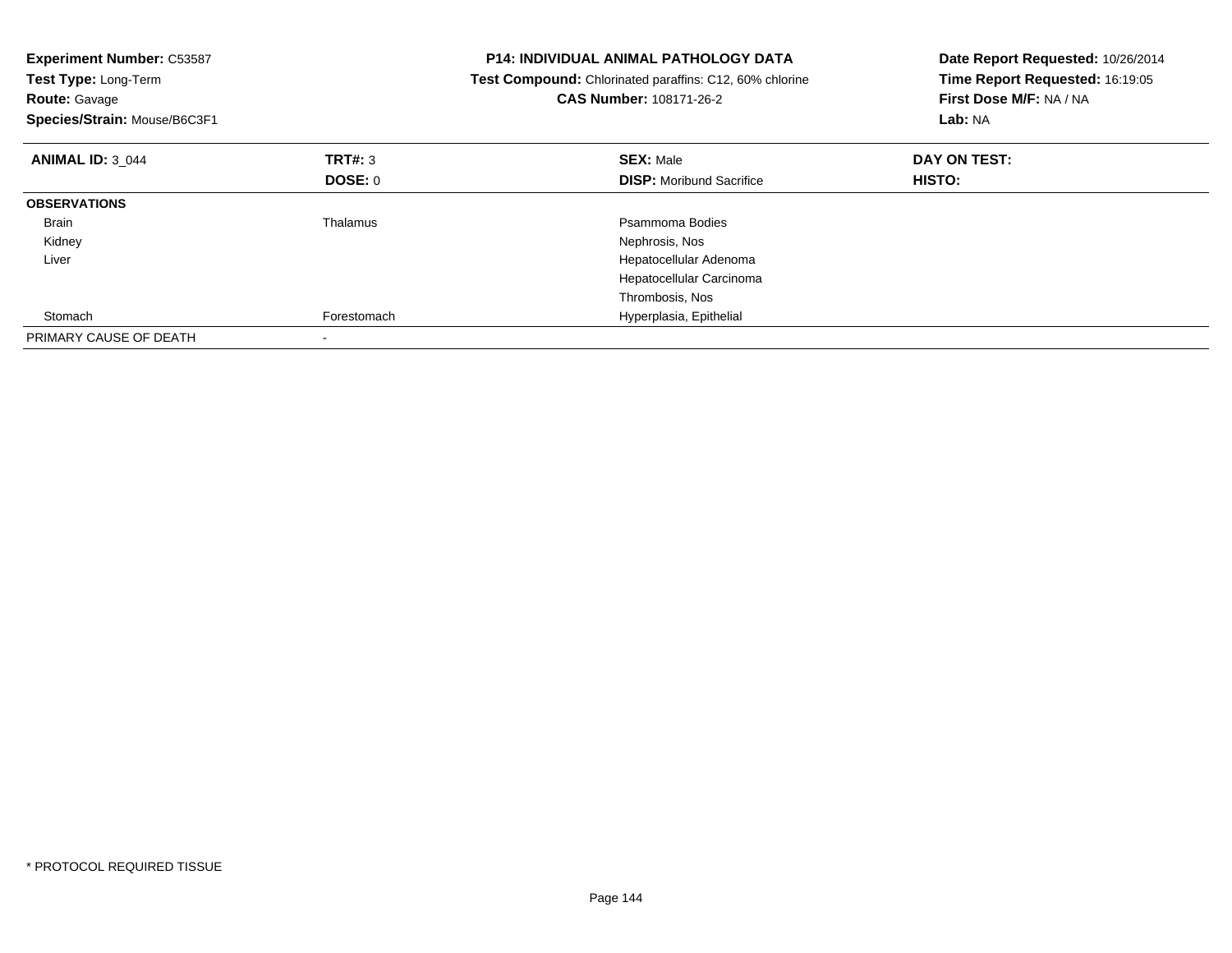**Experiment Number:** C53587
**Test Type:** Long-Term
**Route:** Gavage
**Species/Strain:** Mouse/B6C3F1

**P14: INDIVIDUAL ANIMAL PATHOLOGY DATA**
**Test Compound:** Chlorinated paraffins: C12, 60% chlorine
**CAS Number:** 108171-26-2

**Date Report Requested:** 10/26/2014
**Time Report Requested:** 16:19:05
**First Dose M/F:** NA / NA
**Lab:** NA

| **ANIMAL ID:** 3_044 | **TRT#:** 3 | **SEX:** Male | **DAY ON TEST:** |
|---|---|---|---|
| | **DOSE:** 0 | **DISP:** Moribund Sacrifice | **HISTO:** |
| **OBSERVATIONS** | | | |
| Brain | Thalamus | Psammoma Bodies | |
| Kidney | | Nephrosis, Nos | |
| Liver | | Hepatocellular Adenoma | |
| | | Hepatocellular Carcinoma | |
| | | Thrombosis, Nos | |
| Stomach | Forestomach | Hyperplasia, Epithelial | |
| PRIMARY CAUSE OF DEATH | - | | |

* PROTOCOL REQUIRED TISSUE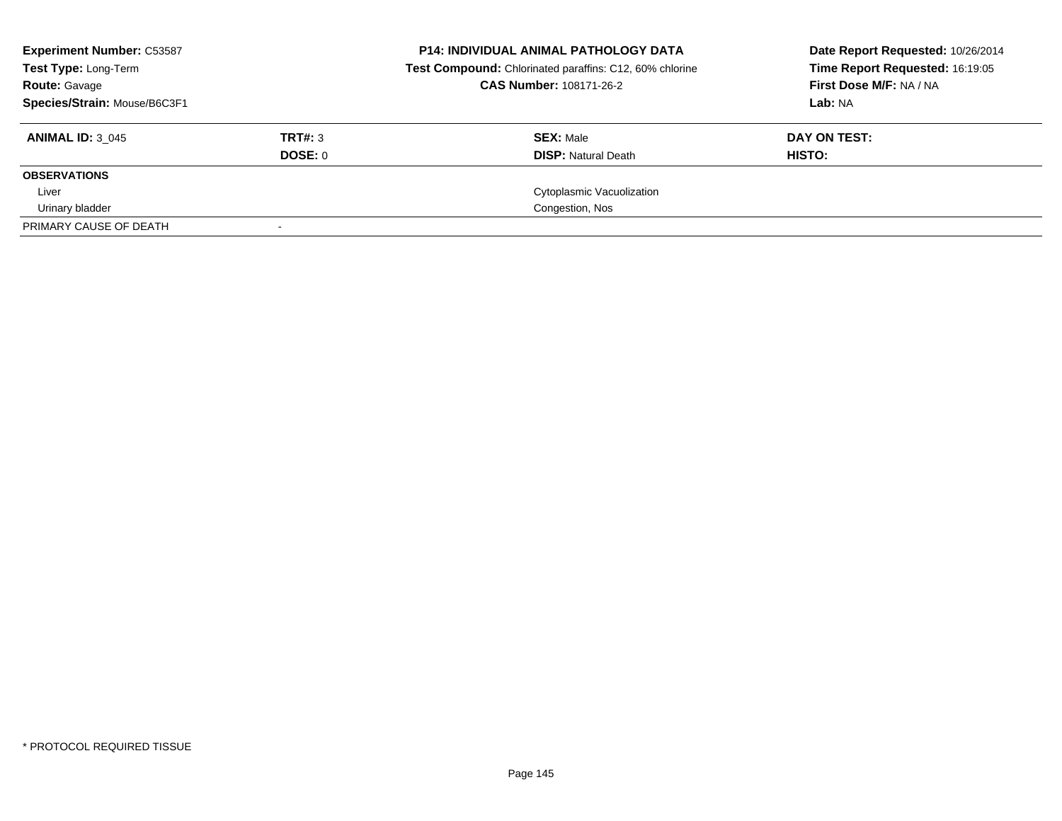**Experiment Number:** C53587
**Test Type:** Long-Term
**Route:** Gavage
**Species/Strain:** Mouse/B6C3F1

**P14: INDIVIDUAL ANIMAL PATHOLOGY DATA**
**Test Compound:** Chlorinated paraffins: C12, 60% chlorine
**CAS Number:** 108171-26-2

**Date Report Requested:** 10/26/2014
**Time Report Requested:** 16:19:05
**First Dose M/F:** NA / NA
**Lab:** NA

| **ANIMAL ID:** 3_045 | **TRT#:** 3 | **SEX:** Male | **DAY ON TEST:** |
|---|---|---|---|
| | **DOSE:** 0 | **DISP:** Natural Death | **HISTO:** |
| **OBSERVATIONS** | | | |
| Liver | | Cytoplasmic Vacuolization | |
| Urinary bladder | | Congestion, Nos | |
| PRIMARY CAUSE OF DEATH | - | | |

* PROTOCOL REQUIRED TISSUE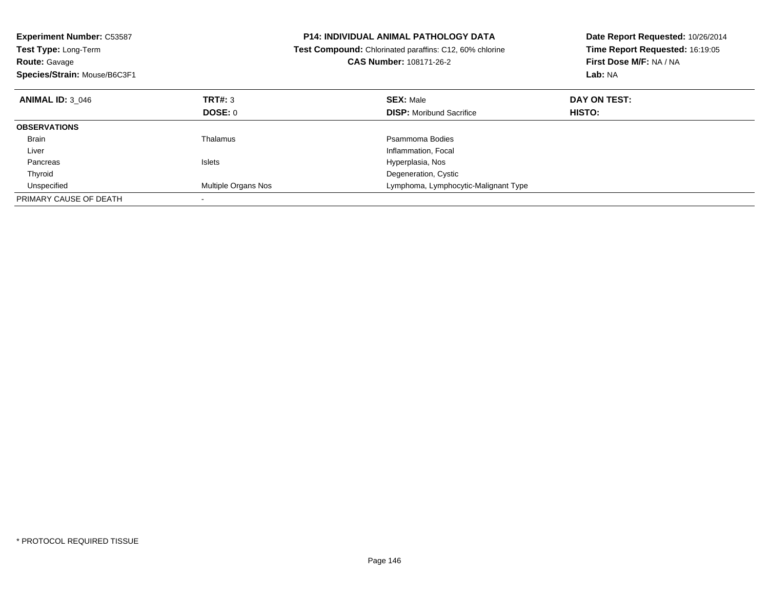**Experiment Number:** C53587
**Test Type:** Long-Term
**Route:** Gavage
**Species/Strain:** Mouse/B6C3F1

**P14: INDIVIDUAL ANIMAL PATHOLOGY DATA**
**Test Compound:** Chlorinated paraffins: C12, 60% chlorine
**CAS Number:** 108171-26-2

**Date Report Requested:** 10/26/2014
**Time Report Requested:** 16:19:05
**First Dose M/F:** NA / NA
**Lab:** NA

| **ANIMAL ID:** 3_046 | **TRT#:** 3 | **SEX:** Male | **DAY ON TEST:** |
|---|---|---|---|
| | **DOSE:** 0 | **DISP:** Moribund Sacrifice | **HISTO:** |
| **OBSERVATIONS** | | | |
| Brain | Thalamus | Psammoma Bodies | |
| Liver | | Inflammation, Focal | |
| Pancreas | Islets | Hyperplasia, Nos | |
| Thyroid | | Degeneration, Cystic | |
| Unspecified | Multiple Organs Nos | Lymphoma, Lymphocytic-Malignant Type | |
| PRIMARY CAUSE OF DEATH | - | | |

* PROTOCOL REQUIRED TISSUE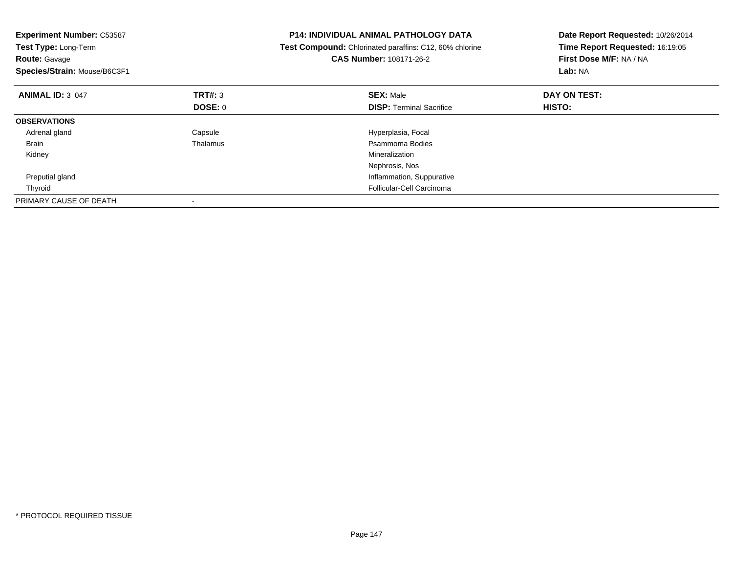**Experiment Number:** C53587
**Test Type:** Long-Term
**Route:** Gavage
**Species/Strain:** Mouse/B6C3F1

**P14: INDIVIDUAL ANIMAL PATHOLOGY DATA**
**Test Compound:** Chlorinated paraffins: C12, 60% chlorine
**CAS Number:** 108171-26-2

**Date Report Requested:** 10/26/2014
**Time Report Requested:** 16:19:05
**First Dose M/F:** NA / NA
**Lab:** NA

| **ANIMAL ID:** 3_047 | **TRT#:** 3 | **SEX:** Male | **DAY ON TEST:** |
|---|---|---|---|
| | **DOSE:** 0 | **DISP:** Terminal Sacrifice | **HISTO:** |
| **OBSERVATIONS** | | | |
| Adrenal gland | Capsule | Hyperplasia, Focal | |
| Brain | Thalamus | Psammoma Bodies | |
| Kidney | | Mineralization | |
| | | Nephrosis, Nos | |
| Preputial gland | | Inflammation, Suppurative | |
| Thyroid | | Follicular-Cell Carcinoma | |
| PRIMARY CAUSE OF DEATH | - | | |

* PROTOCOL REQUIRED TISSUE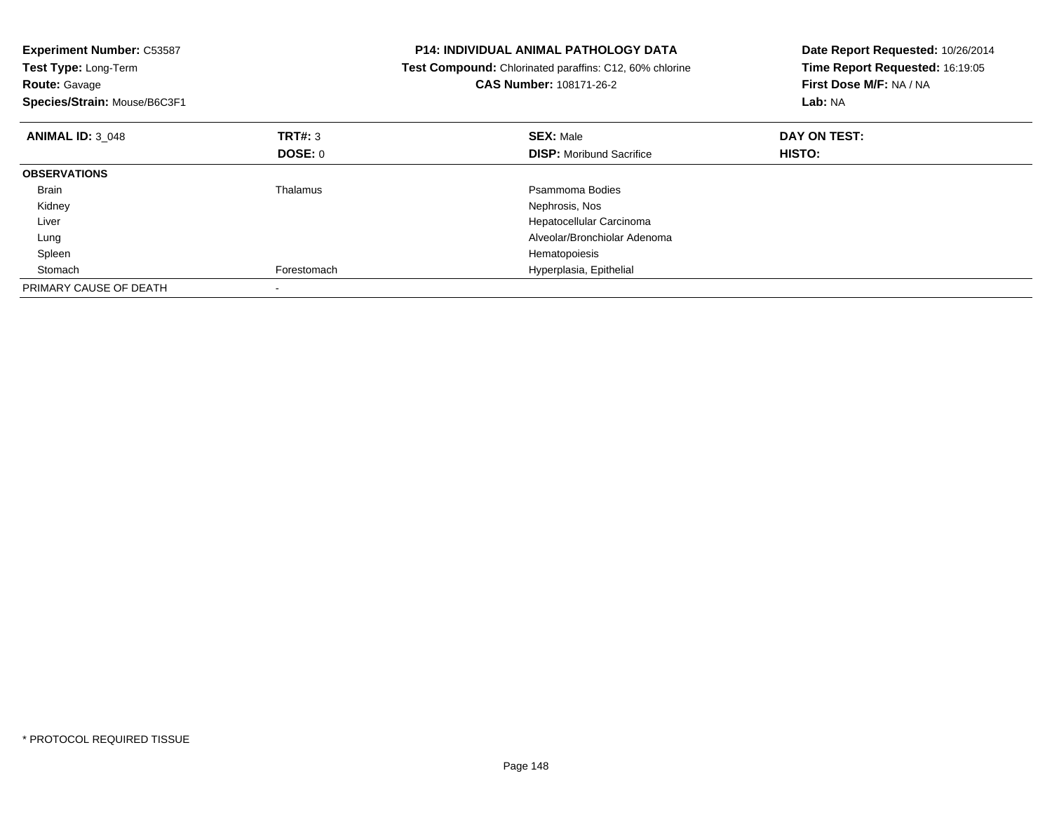**Experiment Number:** C53587
**Test Type:** Long-Term
**Route:** Gavage
**Species/Strain:** Mouse/B6C3F1

**P14: INDIVIDUAL ANIMAL PATHOLOGY DATA**
**Test Compound:** Chlorinated paraffins: C12, 60% chlorine
**CAS Number:** 108171-26-2

**Date Report Requested:** 10/26/2014
**Time Report Requested:** 16:19:05
**First Dose M/F:** NA / NA
**Lab:** NA

| **ANIMAL ID:** 3_048 | **TRT#:** 3 | **SEX:** Male | **DAY ON TEST:** |
|---|---|---|---|
| | **DOSE:** 0 | **DISP:** Moribund Sacrifice | **HISTO:** |
| **OBSERVATIONS** | | | |
| Brain | Thalamus | Psammoma Bodies | |
| Kidney | | Nephrosis, Nos | |
| Liver | | Hepatocellular Carcinoma | |
| Lung | | Alveolar/Bronchiolar Adenoma | |
| Spleen | | Hematopoiesis | |
| Stomach | Forestomach | Hyperplasia, Epithelial | |
| PRIMARY CAUSE OF DEATH | - | | |

* PROTOCOL REQUIRED TISSUE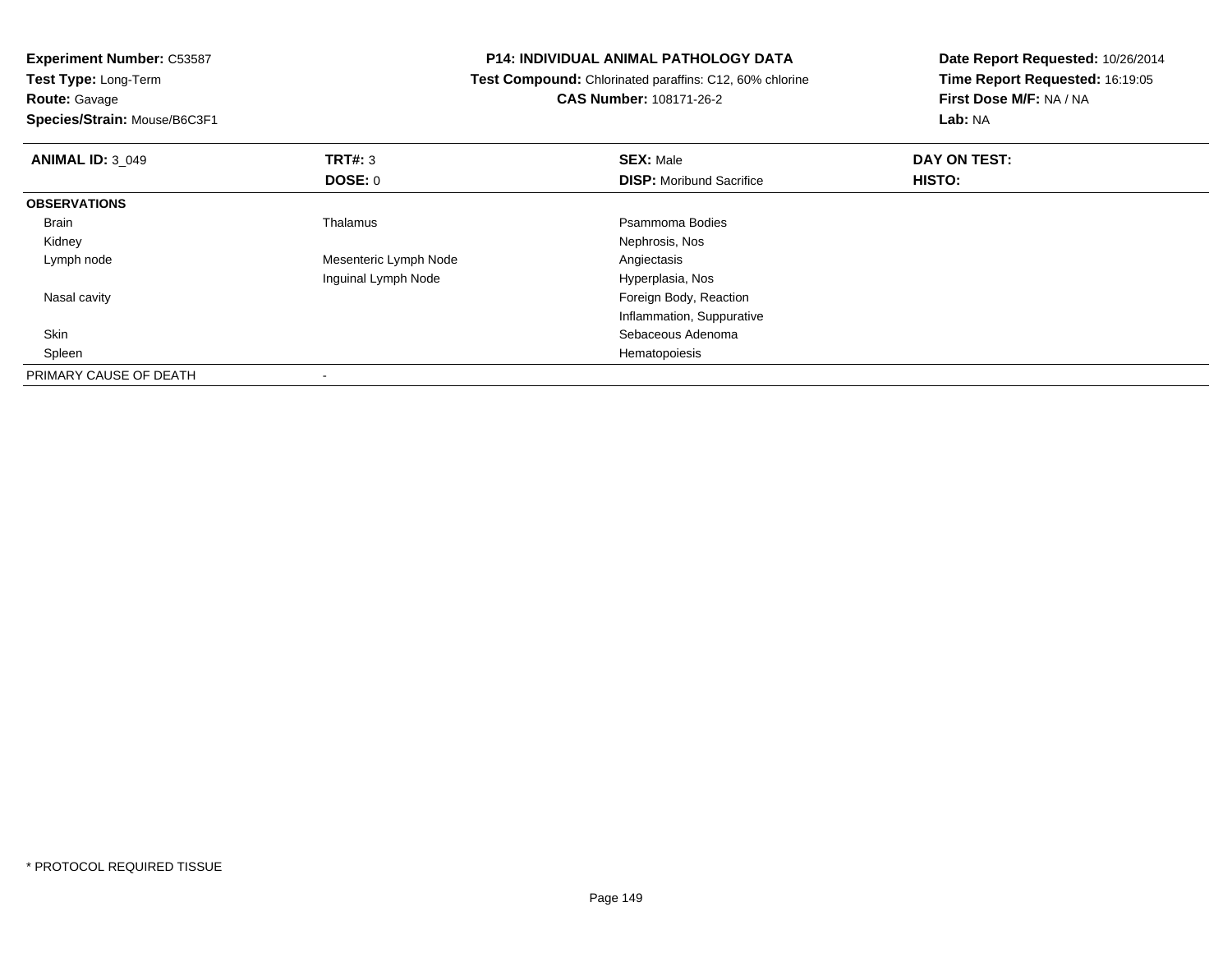**Experiment Number:** C53587
**Test Type:** Long-Term
**Route:** Gavage
**Species/Strain:** Mouse/B6C3F1

**P14: INDIVIDUAL ANIMAL PATHOLOGY DATA**
**Test Compound:** Chlorinated paraffins: C12, 60% chlorine
**CAS Number:** 108171-26-2

**Date Report Requested:** 10/26/2014
**Time Report Requested:** 16:19:05
**First Dose M/F:** NA / NA
**Lab:** NA

| **ANIMAL ID:** 3_049 | **TRT#:** 3 | **SEX:** Male | **DAY ON TEST:** |
|---|---|---|---|
| | **DOSE:** 0 | **DISP:** Moribund Sacrifice | **HISTO:** |
| **OBSERVATIONS** | | | |
| Brain | Thalamus | Psammoma Bodies | |
| Kidney | | Nephrosis, Nos | |
| Lymph node | Mesenteric Lymph Node | Angiectasis | |
| | Inguinal Lymph Node | Hyperplasia, Nos | |
| Nasal cavity | | Foreign Body, Reaction | |
| | | Inflammation, Suppurative | |
| Skin | | Sebaceous Adenoma | |
| Spleen | | Hematopoiesis | |
| PRIMARY CAUSE OF DEATH | - | | |

* PROTOCOL REQUIRED TISSUE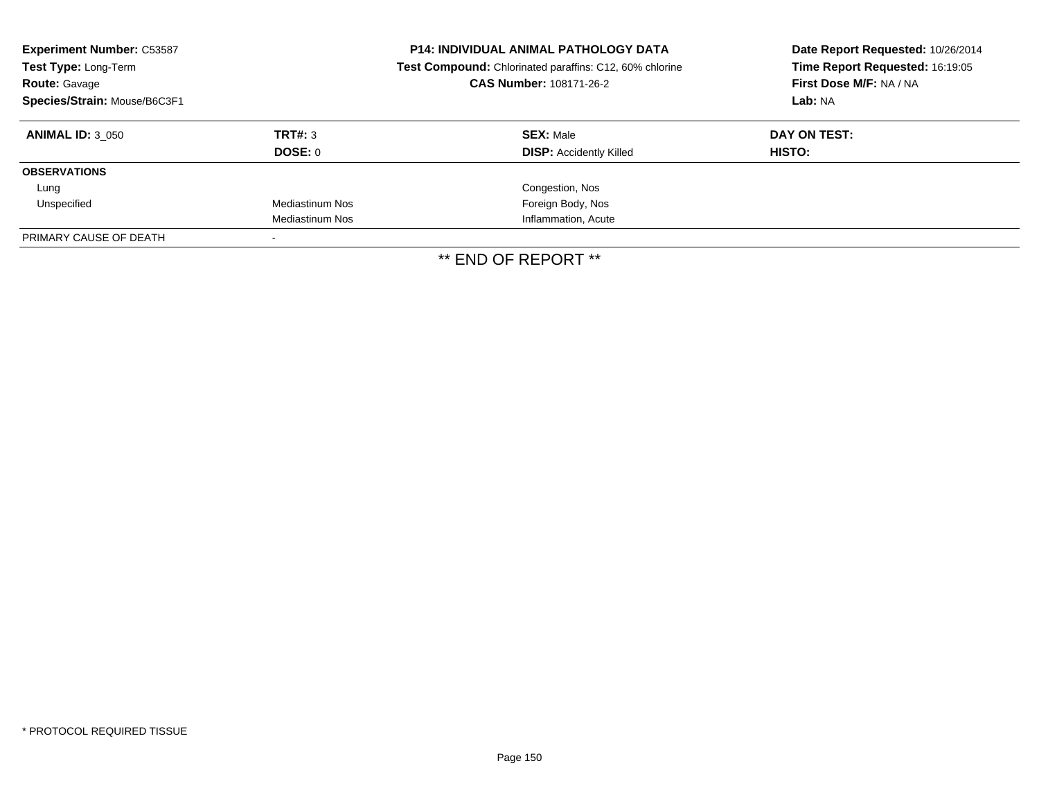**Experiment Number:** C53587
**Test Type:** Long-Term
**Route:** Gavage
**Species/Strain:** Mouse/B6C3F1

**P14: INDIVIDUAL ANIMAL PATHOLOGY DATA**
**Test Compound:** Chlorinated paraffins: C12, 60% chlorine
**CAS Number:** 108171-26-2

**Date Report Requested:** 10/26/2014
**Time Report Requested:** 16:19:05
**First Dose M/F:** NA / NA
**Lab:** NA

| | | | |
|---|---|---|---|
| **ANIMAL ID:** 3_050 | **TRT#:** 3 | **SEX:** Male | **DAY ON TEST:** |
| | **DOSE:** 0 | **DISP:** Accidently Killed | **HISTO:** |
| **OBSERVATIONS** | | | |
| Lung | | Congestion, Nos | |
| Unspecified | Mediastinum Nos | Foreign Body, Nos | |
| | Mediastinum Nos | Inflammation, Acute | |
| PRIMARY CAUSE OF DEATH | - | | |

** END OF REPORT **

* PROTOCOL REQUIRED TISSUE